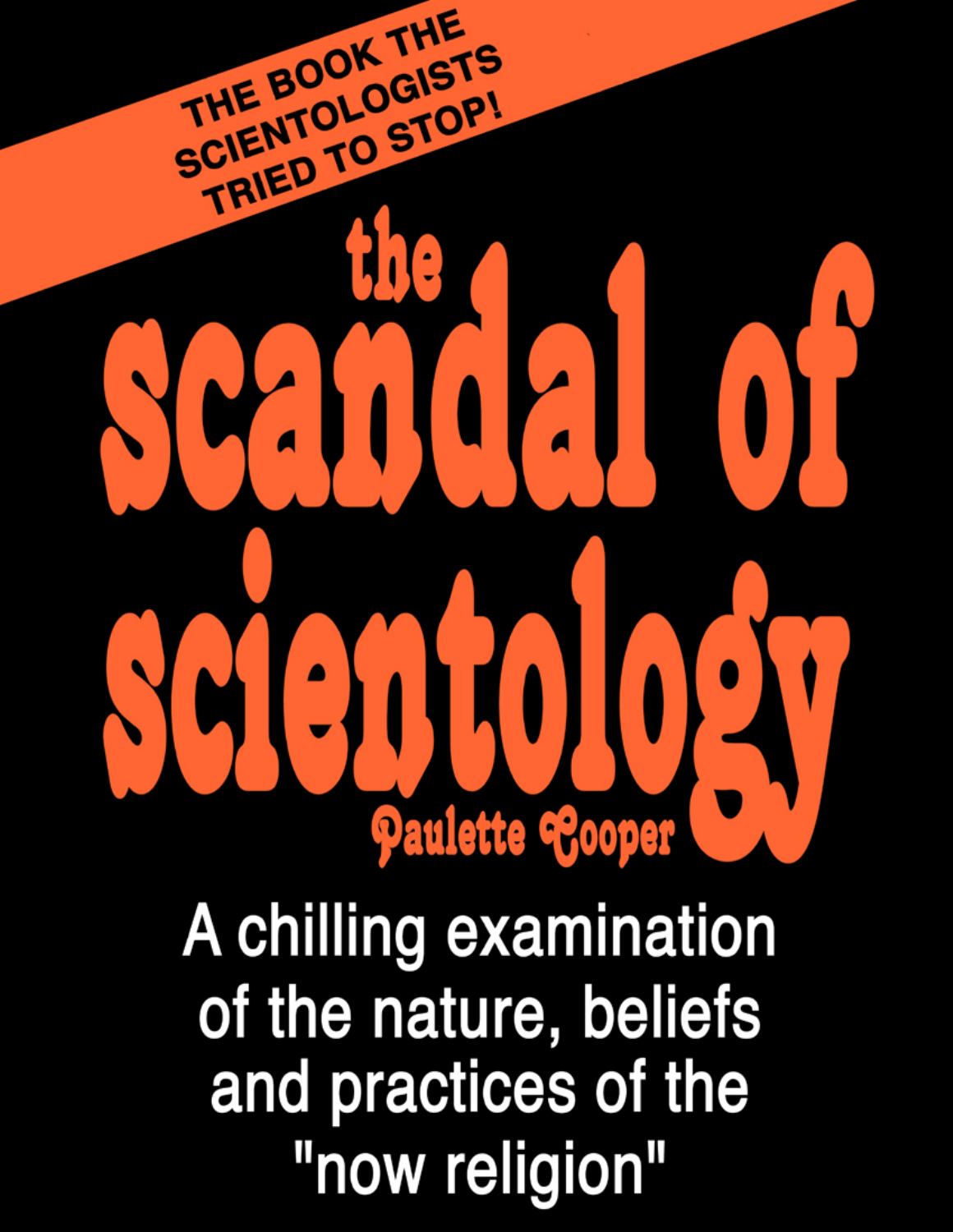THE BOOK THE SCIENTOLOGISTS TRIED TO STOP!

# the scandal of scientology

## Paulette Cooper

A chilling examination of the nature, beliefs and practices of the "now religion"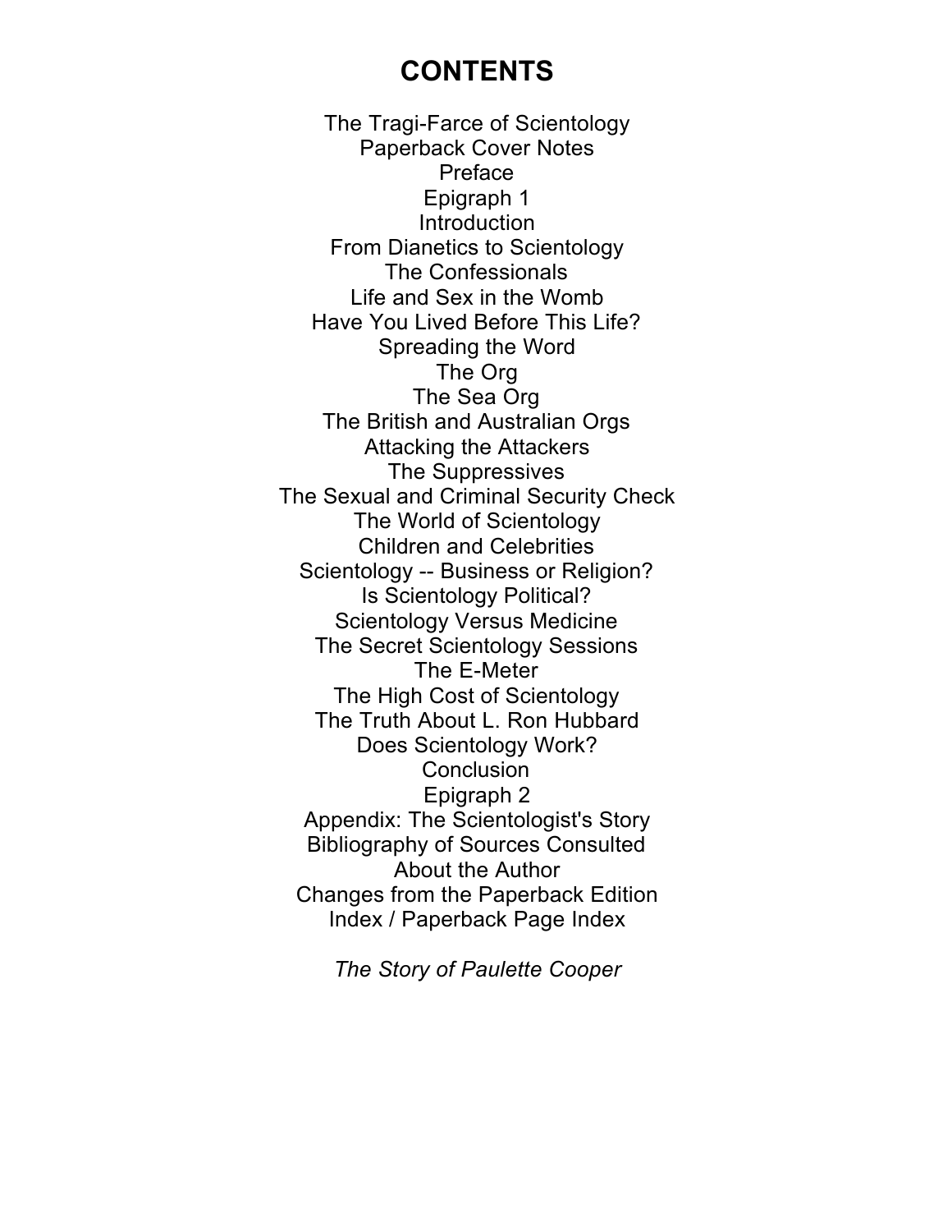# CONTENTS

The Tragi-Farce of Scientology
Paperback Cover Notes
Preface
Epigraph 1
Introduction
From Dianetics to Scientology
The Confessionals
Life and Sex in the Womb
Have You Lived Before This Life?
Spreading the Word
The Org
The Sea Org
The British and Australian Orgs
Attacking the Attackers
The Suppressives
The Sexual and Criminal Security Check
The World of Scientology
Children and Celebrities
Scientology -- Business or Religion?
Is Scientology Political?
Scientology Versus Medicine
The Secret Scientology Sessions
The E-Meter
The High Cost of Scientology
The Truth About L. Ron Hubbard
Does Scientology Work?
Conclusion
Epigraph 2
Appendix: The Scientologist's Story
Bibliography of Sources Consulted
About the Author
Changes from the Paperback Edition
Index / Paperback Page Index

*The Story of Paulette Cooper*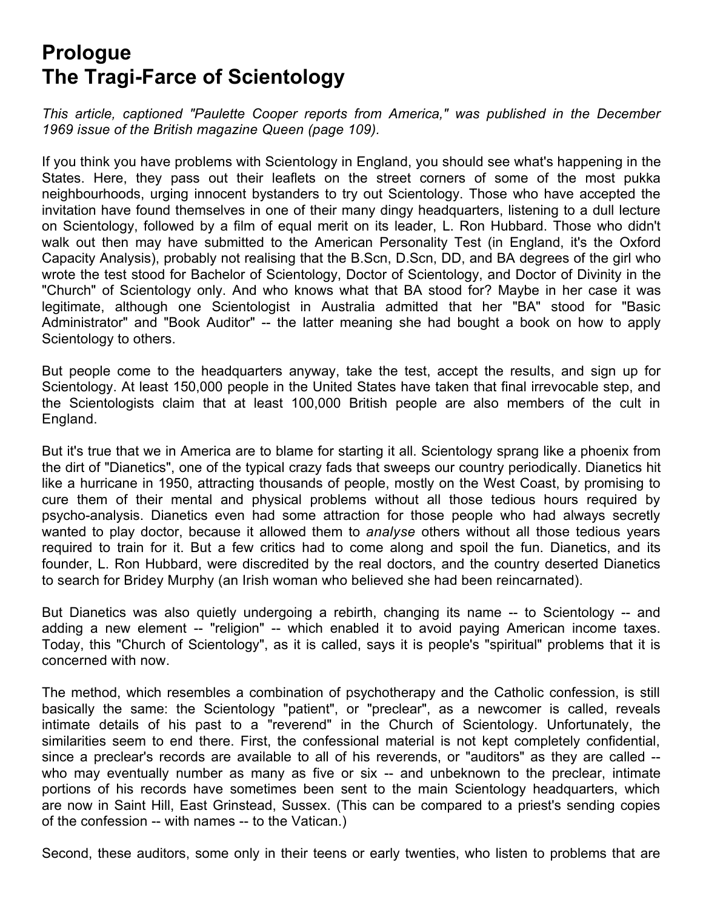# Prologue
# The Tragi-Farce of Scientology

*This article, captioned "Paulette Cooper reports from America," was published in the December 1969 issue of the British magazine Queen (page 109).*

If you think you have problems with Scientology in England, you should see what's happening in the States. Here, they pass out their leaflets on the street corners of some of the most pukka neighbourhoods, urging innocent bystanders to try out Scientology. Those who have accepted the invitation have found themselves in one of their many dingy headquarters, listening to a dull lecture on Scientology, followed by a film of equal merit on its leader, L. Ron Hubbard. Those who didn't walk out then may have submitted to the American Personality Test (in England, it's the Oxford Capacity Analysis), probably not realising that the B.Scn, D.Scn, DD, and BA degrees of the girl who wrote the test stood for Bachelor of Scientology, Doctor of Scientology, and Doctor of Divinity in the "Church" of Scientology only. And who knows what that BA stood for? Maybe in her case it was legitimate, although one Scientologist in Australia admitted that her "BA" stood for "Basic Administrator" and "Book Auditor" -- the latter meaning she had bought a book on how to apply Scientology to others.

But people come to the headquarters anyway, take the test, accept the results, and sign up for Scientology. At least 150,000 people in the United States have taken that final irrevocable step, and the Scientologists claim that at least 100,000 British people are also members of the cult in England.

But it's true that we in America are to blame for starting it all. Scientology sprang like a phoenix from the dirt of "Dianetics", one of the typical crazy fads that sweeps our country periodically. Dianetics hit like a hurricane in 1950, attracting thousands of people, mostly on the West Coast, by promising to cure them of their mental and physical problems without all those tedious hours required by psycho-analysis. Dianetics even had some attraction for those people who had always secretly wanted to play doctor, because it allowed them to *analyse* others without all those tedious years required to train for it. But a few critics had to come along and spoil the fun. Dianetics, and its founder, L. Ron Hubbard, were discredited by the real doctors, and the country deserted Dianetics to search for Bridey Murphy (an Irish woman who believed she had been reincarnated).

But Dianetics was also quietly undergoing a rebirth, changing its name -- to Scientology -- and adding a new element -- "religion" -- which enabled it to avoid paying American income taxes. Today, this "Church of Scientology", as it is called, says it is people's "spiritual" problems that it is concerned with now.

The method, which resembles a combination of psychotherapy and the Catholic confession, is still basically the same: the Scientology "patient", or "preclear", as a newcomer is called, reveals intimate details of his past to a "reverend" in the Church of Scientology. Unfortunately, the similarities seem to end there. First, the confessional material is not kept completely confidential, since a preclear's records are available to all of his reverends, or "auditors" as they are called -- who may eventually number as many as five or six -- and unbeknown to the preclear, intimate portions of his records have sometimes been sent to the main Scientology headquarters, which are now in Saint Hill, East Grinstead, Sussex. (This can be compared to a priest's sending copies of the confession -- with names -- to the Vatican.)

Second, these auditors, some only in their teens or early twenties, who listen to problems that are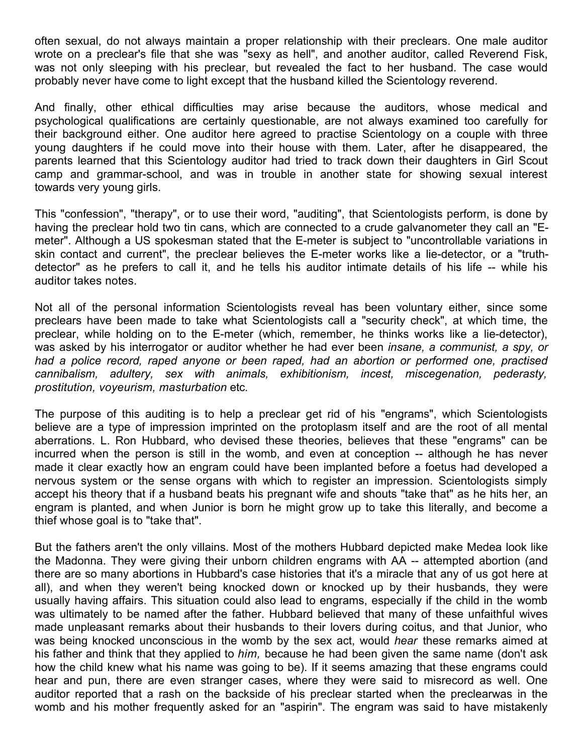often sexual, do not always maintain a proper relationship with their preclears. One male auditor wrote on a preclear's file that she was "sexy as hell", and another auditor, called Reverend Fisk, was not only sleeping with his preclear, but revealed the fact to her husband. The case would probably never have come to light except that the husband killed the Scientology reverend.

And finally, other ethical difficulties may arise because the auditors, whose medical and psychological qualifications are certainly questionable, are not always examined too carefully for their background either. One auditor here agreed to practise Scientology on a couple with three young daughters if he could move into their house with them. Later, after he disappeared, the parents learned that this Scientology auditor had tried to track down their daughters in Girl Scout camp and grammar-school, and was in trouble in another state for showing sexual interest towards very young girls.

This "confession", "therapy", or to use their word, "auditing", that Scientologists perform, is done by having the preclear hold two tin cans, which are connected to a crude galvanometer they call an "E-meter". Although a US spokesman stated that the E-meter is subject to "uncontrollable variations in skin contact and current", the preclear believes the E-meter works like a lie-detector, or a "truth-detector" as he prefers to call it, and he tells his auditor intimate details of his life -- while his auditor takes notes.

Not all of the personal information Scientologists reveal has been voluntary either, since some preclears have been made to take what Scientologists call a "security check", at which time, the preclear, while holding on to the E-meter (which, remember, he thinks works like a lie-detector), was asked by his interrogator or auditor whether he had ever been *insane, a communist, a spy, or had a police record, raped anyone or been raped, had an abortion or performed one, practised cannibalism, adultery, sex with animals, exhibitionism, incest, miscegenation, pederasty, prostitution, voyeurism, masturbation* etc.

The purpose of this auditing is to help a preclear get rid of his "engrams", which Scientologists believe are a type of impression imprinted on the protoplasm itself and are the root of all mental aberrations. L. Ron Hubbard, who devised these theories, believes that these "engrams" can be incurred when the person is still in the womb, and even at conception -- although he has never made it clear exactly how an engram could have been implanted before a foetus had developed a nervous system or the sense organs with which to register an impression. Scientologists simply accept his theory that if a husband beats his pregnant wife and shouts "take that" as he hits her, an engram is planted, and when Junior is born he might grow up to take this literally, and become a thief whose goal is to "take that".

But the fathers aren't the only villains. Most of the mothers Hubbard depicted make Medea look like the Madonna. They were giving their unborn children engrams with AA -- attempted abortion (and there are so many abortions in Hubbard's case histories that it's a miracle that any of us got here at all), and when they weren't being knocked down or knocked up by their husbands, they were usually having affairs. This situation could also lead to engrams, especially if the child in the womb was ultimately to be named after the father. Hubbard believed that many of these unfaithful wives made unpleasant remarks about their husbands to their lovers during coitus, and that Junior, who was being knocked unconscious in the womb by the sex act, would *hear* these remarks aimed at his father and think that they applied to *him,* because he had been given the same name (don't ask how the child knew what his name was going to be). If it seems amazing that these engrams could hear and pun, there are even stranger cases, where they were said to misrecord as well. One auditor reported that a rash on the backside of his preclear started when the preclearwas in the womb and his mother frequently asked for an "aspirin". The engram was said to have mistakenly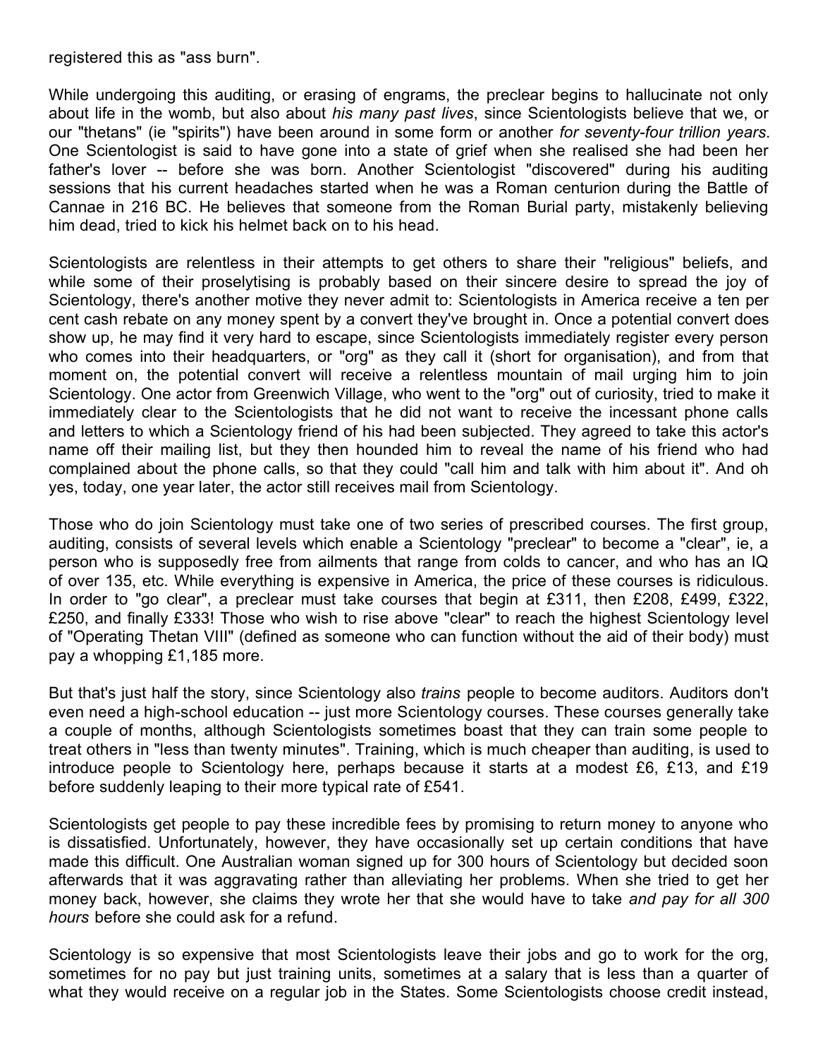registered this as "ass burn".

While undergoing this auditing, or erasing of engrams, the preclear begins to hallucinate not only about life in the womb, but also about *his many past lives*, since Scientologists believe that we, or our "thetans" (ie "spirits") have been around in some form or another *for seventy-four trillion years*. One Scientologist is said to have gone into a state of grief when she realised she had been her father's lover -- before she was born. Another Scientologist "discovered" during his auditing sessions that his current headaches started when he was a Roman centurion during the Battle of Cannae in 216 BC. He believes that someone from the Roman Burial party, mistakenly believing him dead, tried to kick his helmet back on to his head.

Scientologists are relentless in their attempts to get others to share their "religious" beliefs, and while some of their proselytising is probably based on their sincere desire to spread the joy of Scientology, there's another motive they never admit to: Scientologists in America receive a ten per cent cash rebate on any money spent by a convert they've brought in. Once a potential convert does show up, he may find it very hard to escape, since Scientologists immediately register every person who comes into their headquarters, or "org" as they call it (short for organisation), and from that moment on, the potential convert will receive a relentless mountain of mail urging him to join Scientology. One actor from Greenwich Village, who went to the "org" out of curiosity, tried to make it immediately clear to the Scientologists that he did not want to receive the incessant phone calls and letters to which a Scientology friend of his had been subjected. They agreed to take this actor's name off their mailing list, but they then hounded him to reveal the name of his friend who had complained about the phone calls, so that they could "call him and talk with him about it". And oh yes, today, one year later, the actor still receives mail from Scientology.

Those who do join Scientology must take one of two series of prescribed courses. The first group, auditing, consists of several levels which enable a Scientology "preclear" to become a "clear", ie, a person who is supposedly free from ailments that range from colds to cancer, and who has an IQ of over 135, etc. While everything is expensive in America, the price of these courses is ridiculous. In order to "go clear", a preclear must take courses that begin at £311, then £208, £499, £322, £250, and finally £333! Those who wish to rise above "clear" to reach the highest Scientology level of "Operating Thetan VIII" (defined as someone who can function without the aid of their body) must pay a whopping £1,185 more.

But that's just half the story, since Scientology also *trains* people to become auditors. Auditors don't even need a high-school education -- just more Scientology courses. These courses generally take a couple of months, although Scientologists sometimes boast that they can train some people to treat others in "less than twenty minutes". Training, which is much cheaper than auditing, is used to introduce people to Scientology here, perhaps because it starts at a modest £6, £13, and £19 before suddenly leaping to their more typical rate of £541.

Scientologists get people to pay these incredible fees by promising to return money to anyone who is dissatisfied. Unfortunately, however, they have occasionally set up certain conditions that have made this difficult. One Australian woman signed up for 300 hours of Scientology but decided soon afterwards that it was aggravating rather than alleviating her problems. When she tried to get her money back, however, she claims they wrote her that she would have to take *and pay for all 300 hours* before she could ask for a refund.

Scientology is so expensive that most Scientologists leave their jobs and go to work for the org, sometimes for no pay but just training units, sometimes at a salary that is less than a quarter of what they would receive on a regular job in the States. Some Scientologists choose credit instead,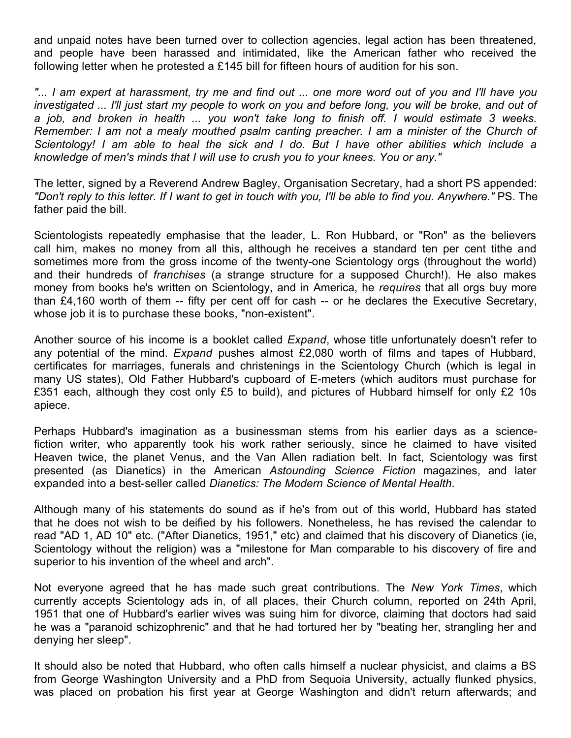and unpaid notes have been turned over to collection agencies, legal action has been threatened, and people have been harassed and intimidated, like the American father who received the following letter when he protested a £145 bill for fifteen hours of audition for his son.

*"... I am expert at harassment, try me and find out ... one more word out of you and I'll have you investigated ... I'll just start my people to work on you and before long, you will be broke, and out of a job, and broken in health ... you won't take long to finish off. I would estimate 3 weeks. Remember: I am not a mealy mouthed psalm canting preacher. I am a minister of the Church of Scientology! I am able to heal the sick and I do. But I have other abilities which include a knowledge of men's minds that I will use to crush you to your knees. You or any."*

The letter, signed by a Reverend Andrew Bagley, Organisation Secretary, had a short PS appended: *"Don't reply to this letter. If I want to get in touch with you, I'll be able to find you. Anywhere."* PS. The father paid the bill.

Scientologists repeatedly emphasise that the leader, L. Ron Hubbard, or "Ron" as the believers call him, makes no money from all this, although he receives a standard ten per cent tithe and sometimes more from the gross income of the twenty-one Scientology orgs (throughout the world) and their hundreds of *franchises* (a strange structure for a supposed Church!). He also makes money from books he's written on Scientology, and in America, he *requires* that all orgs buy more than £4,160 worth of them -- fifty per cent off for cash -- or he declares the Executive Secretary, whose job it is to purchase these books, "non-existent".

Another source of his income is a booklet called *Expand*, whose title unfortunately doesn't refer to any potential of the mind. *Expand* pushes almost £2,080 worth of films and tapes of Hubbard, certificates for marriages, funerals and christenings in the Scientology Church (which is legal in many US states), Old Father Hubbard's cupboard of E-meters (which auditors must purchase for £351 each, although they cost only £5 to build), and pictures of Hubbard himself for only £2 10s apiece.

Perhaps Hubbard's imagination as a businessman stems from his earlier days as a science-fiction writer, who apparently took his work rather seriously, since he claimed to have visited Heaven twice, the planet Venus, and the Van Allen radiation belt. In fact, Scientology was first presented (as Dianetics) in the American *Astounding Science Fiction* magazines, and later expanded into a best-seller called *Dianetics: The Modern Science of Mental Health*.

Although many of his statements do sound as if he's from out of this world, Hubbard has stated that he does not wish to be deified by his followers. Nonetheless, he has revised the calendar to read "AD 1, AD 10" etc. ("After Dianetics, 1951," etc) and claimed that his discovery of Dianetics (ie, Scientology without the religion) was a "milestone for Man comparable to his discovery of fire and superior to his invention of the wheel and arch".

Not everyone agreed that he has made such great contributions. The *New York Times*, which currently accepts Scientology ads in, of all places, their Church column, reported on 24th April, 1951 that one of Hubbard's earlier wives was suing him for divorce, claiming that doctors had said he was a "paranoid schizophrenic" and that he had tortured her by "beating her, strangling her and denying her sleep".

It should also be noted that Hubbard, who often calls himself a nuclear physicist, and claims a BS from George Washington University and a PhD from Sequoia University, actually flunked physics, was placed on probation his first year at George Washington and didn't return afterwards; and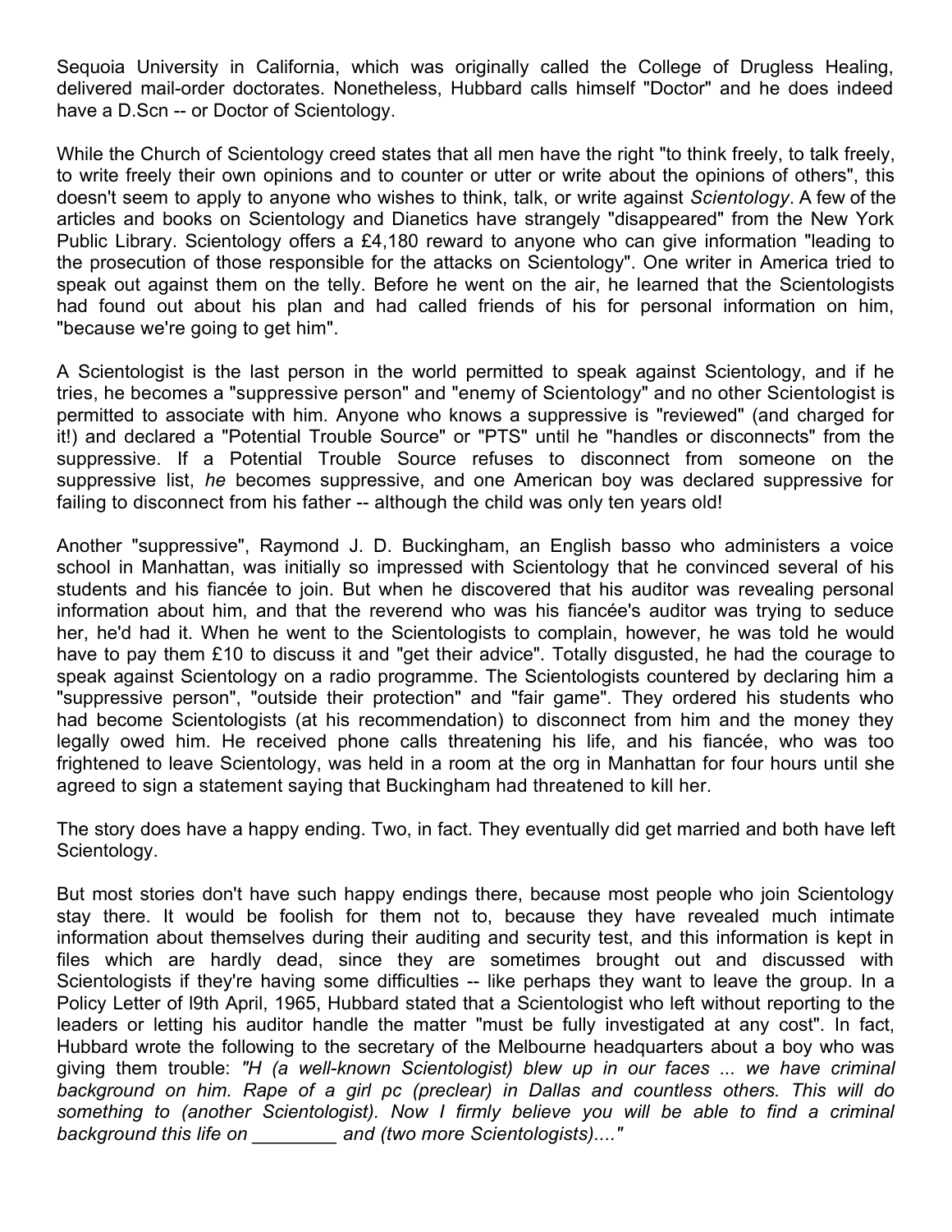Sequoia University in California, which was originally called the College of Drugless Healing, delivered mail-order doctorates. Nonetheless, Hubbard calls himself "Doctor" and he does indeed have a D.Scn -- or Doctor of Scientology.

While the Church of Scientology creed states that all men have the right "to think freely, to talk freely, to write freely their own opinions and to counter or utter or write about the opinions of others", this doesn't seem to apply to anyone who wishes to think, talk, or write against *Scientology*. A few of the articles and books on Scientology and Dianetics have strangely "disappeared" from the New York Public Library. Scientology offers a £4,180 reward to anyone who can give information "leading to the prosecution of those responsible for the attacks on Scientology". One writer in America tried to speak out against them on the telly. Before he went on the air, he learned that the Scientologists had found out about his plan and had called friends of his for personal information on him, "because we're going to get him".

A Scientologist is the last person in the world permitted to speak against Scientology, and if he tries, he becomes a "suppressive person" and "enemy of Scientology" and no other Scientologist is permitted to associate with him. Anyone who knows a suppressive is "reviewed" (and charged for it!) and declared a "Potential Trouble Source" or "PTS" until he "handles or disconnects" from the suppressive. If a Potential Trouble Source refuses to disconnect from someone on the suppressive list, *he* becomes suppressive, and one American boy was declared suppressive for failing to disconnect from his father -- although the child was only ten years old!

Another "suppressive", Raymond J. D. Buckingham, an English basso who administers a voice school in Manhattan, was initially so impressed with Scientology that he convinced several of his students and his fiancée to join. But when he discovered that his auditor was revealing personal information about him, and that the reverend who was his fiancée's auditor was trying to seduce her, he'd had it. When he went to the Scientologists to complain, however, he was told he would have to pay them £10 to discuss it and "get their advice". Totally disgusted, he had the courage to speak against Scientology on a radio programme. The Scientologists countered by declaring him a "suppressive person", "outside their protection" and "fair game". They ordered his students who had become Scientologists (at his recommendation) to disconnect from him and the money they legally owed him. He received phone calls threatening his life, and his fiancée, who was too frightened to leave Scientology, was held in a room at the org in Manhattan for four hours until she agreed to sign a statement saying that Buckingham had threatened to kill her.

The story does have a happy ending. Two, in fact. They eventually did get married and both have left Scientology.

But most stories don't have such happy endings there, because most people who join Scientology stay there. It would be foolish for them not to, because they have revealed much intimate information about themselves during their auditing and security test, and this information is kept in files which are hardly dead, since they are sometimes brought out and discussed with Scientologists if they're having some difficulties -- like perhaps they want to leave the group. In a Policy Letter of l9th April, 1965, Hubbard stated that a Scientologist who left without reporting to the leaders or letting his auditor handle the matter "must be fully investigated at any cost". In fact, Hubbard wrote the following to the secretary of the Melbourne headquarters about a boy who was giving them trouble: *"H (a well-known Scientologist) blew up in our faces ... we have criminal background on him. Rape of a girl pc (preclear) in Dallas and countless others. This will do something to (another Scientologist). Now I firmly believe you will be able to find a criminal background this life on ________ and (two more Scientologists)...."*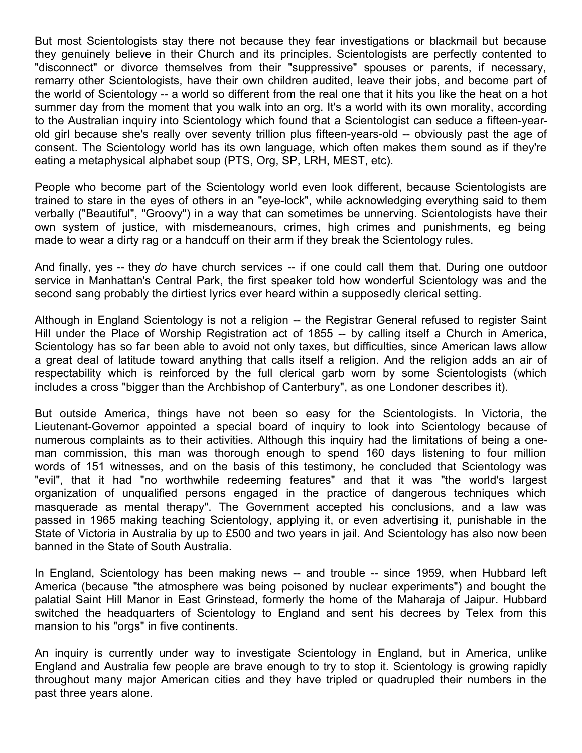But most Scientologists stay there not because they fear investigations or blackmail but because they genuinely believe in their Church and its principles. Scientologists are perfectly contented to "disconnect" or divorce themselves from their "suppressive" spouses or parents, if necessary, remarry other Scientologists, have their own children audited, leave their jobs, and become part of the world of Scientology -- a world so different from the real one that it hits you like the heat on a hot summer day from the moment that you walk into an org. It's a world with its own morality, according to the Australian inquiry into Scientology which found that a Scientologist can seduce a fifteen-year-old girl because she's really over seventy trillion plus fifteen-years-old -- obviously past the age of consent. The Scientology world has its own language, which often makes them sound as if they're eating a metaphysical alphabet soup (PTS, Org, SP, LRH, MEST, etc).

People who become part of the Scientology world even look different, because Scientologists are trained to stare in the eyes of others in an "eye-lock", while acknowledging everything said to them verbally ("Beautiful", "Groovy") in a way that can sometimes be unnerving. Scientologists have their own system of justice, with misdemeanours, crimes, high crimes and punishments, eg being made to wear a dirty rag or a handcuff on their arm if they break the Scientology rules.

And finally, yes -- they *do* have church services -- if one could call them that. During one outdoor service in Manhattan's Central Park, the first speaker told how wonderful Scientology was and the second sang probably the dirtiest lyrics ever heard within a supposedly clerical setting.

Although in England Scientology is not a religion -- the Registrar General refused to register Saint Hill under the Place of Worship Registration act of 1855 -- by calling itself a Church in America, Scientology has so far been able to avoid not only taxes, but difficulties, since American laws allow a great deal of latitude toward anything that calls itself a religion. And the religion adds an air of respectability which is reinforced by the full clerical garb worn by some Scientologists (which includes a cross "bigger than the Archbishop of Canterbury", as one Londoner describes it).

But outside America, things have not been so easy for the Scientologists. In Victoria, the Lieutenant-Governor appointed a special board of inquiry to look into Scientology because of numerous complaints as to their activities. Although this inquiry had the limitations of being a one-man commission, this man was thorough enough to spend 160 days listening to four million words of 151 witnesses, and on the basis of this testimony, he concluded that Scientology was "evil", that it had "no worthwhile redeeming features" and that it was "the world's largest organization of unqualified persons engaged in the practice of dangerous techniques which masquerade as mental therapy". The Government accepted his conclusions, and a law was passed in 1965 making teaching Scientology, applying it, or even advertising it, punishable in the State of Victoria in Australia by up to £500 and two years in jail. And Scientology has also now been banned in the State of South Australia.

In England, Scientology has been making news -- and trouble -- since 1959, when Hubbard left America (because "the atmosphere was being poisoned by nuclear experiments") and bought the palatial Saint Hill Manor in East Grinstead, formerly the home of the Maharaja of Jaipur. Hubbard switched the headquarters of Scientology to England and sent his decrees by Telex from this mansion to his "orgs" in five continents.

An inquiry is currently under way to investigate Scientology in England, but in America, unlike England and Australia few people are brave enough to try to stop it. Scientology is growing rapidly throughout many major American cities and they have tripled or quadrupled their numbers in the past three years alone.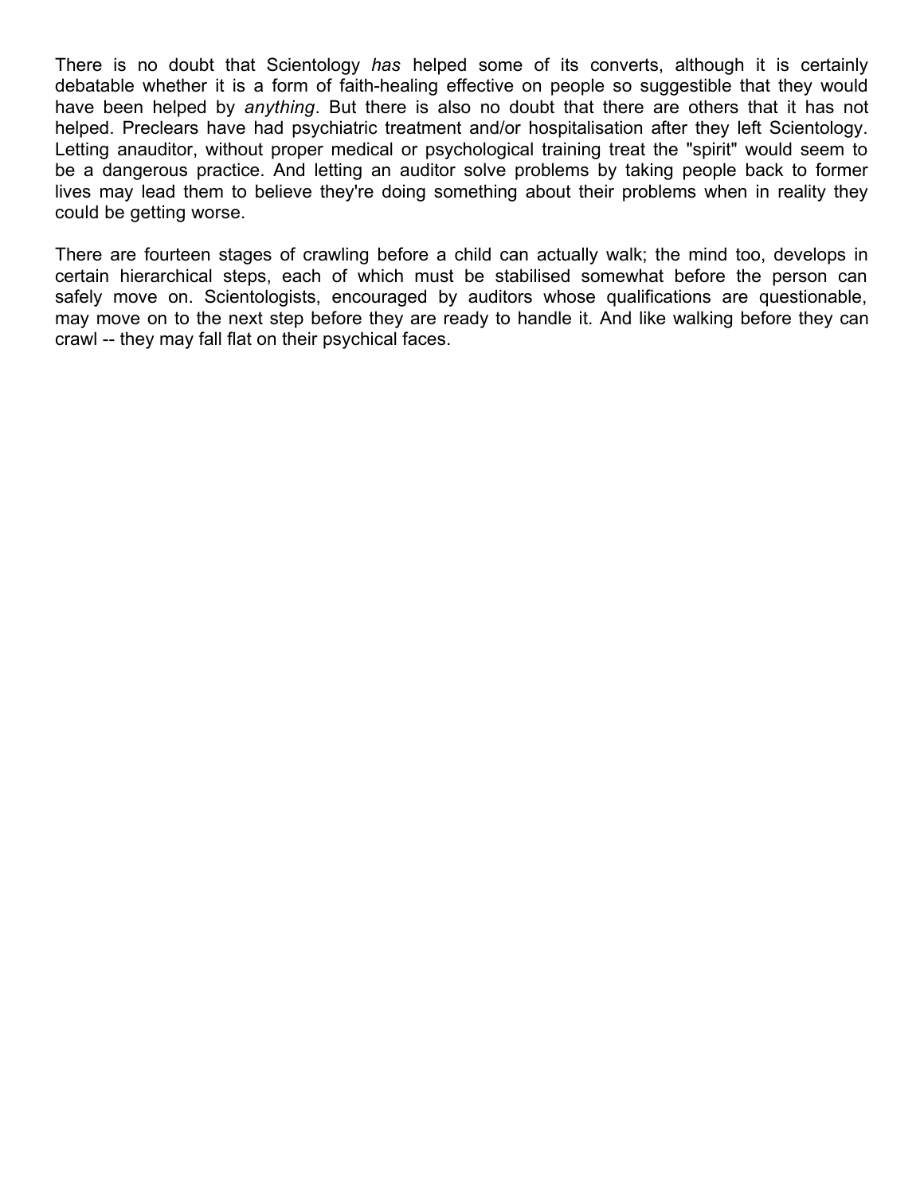There is no doubt that Scientology *has* helped some of its converts, although it is certainly debatable whether it is a form of faith-healing effective on people so suggestible that they would have been helped by *anything*. But there is also no doubt that there are others that it has not helped. Preclears have had psychiatric treatment and/or hospitalisation after they left Scientology. Letting anauditor, without proper medical or psychological training treat the "spirit" would seem to be a dangerous practice. And letting an auditor solve problems by taking people back to former lives may lead them to believe they're doing something about their problems when in reality they could be getting worse.

There are fourteen stages of crawling before a child can actually walk; the mind too, develops in certain hierarchical steps, each of which must be stabilised somewhat before the person can safely move on. Scientologists, encouraged by auditors whose qualifications are questionable, may move on to the next step before they are ready to handle it. And like walking before they can crawl -- they may fall flat on their psychical faces.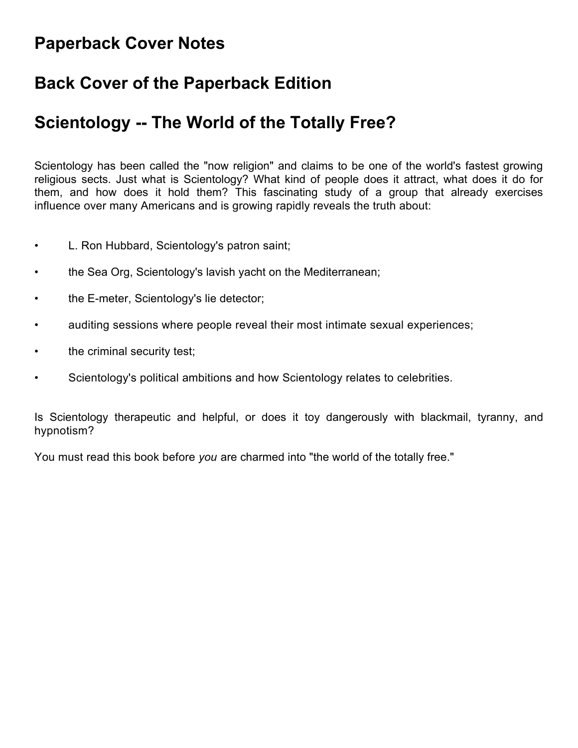# Paperback Cover Notes

# Back Cover of the Paperback Edition

# Scientology -- The World of the Totally Free?

Scientology has been called the "now religion" and claims to be one of the world's fastest growing religious sects. Just what is Scientology? What kind of people does it attract, what does it do for them, and how does it hold them? This fascinating study of a group that already exercises influence over many Americans and is growing rapidly reveals the truth about:

- L. Ron Hubbard, Scientology's patron saint;
- the Sea Org, Scientology's lavish yacht on the Mediterranean;
- the E-meter, Scientology's lie detector;
- auditing sessions where people reveal their most intimate sexual experiences;
- the criminal security test;
- Scientology's political ambitions and how Scientology relates to celebrities.

Is Scientology therapeutic and helpful, or does it toy dangerously with blackmail, tyranny, and hypnotism?

You must read this book before *you* are charmed into "the world of the totally free."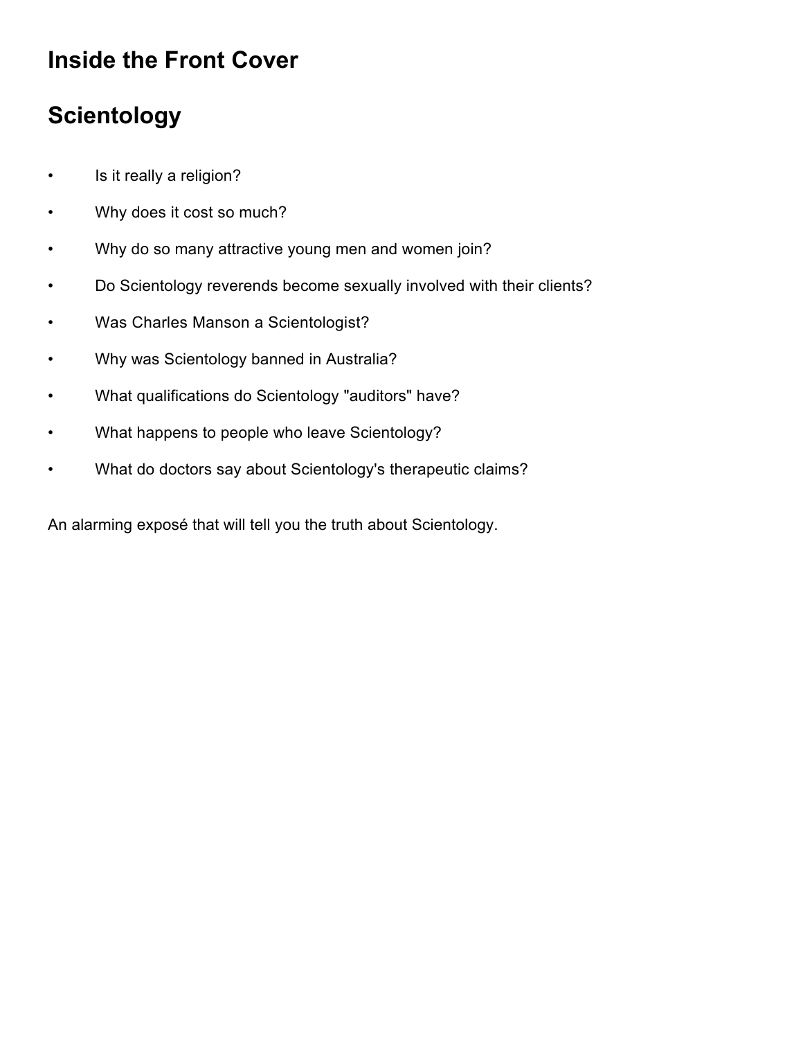## Inside the Front Cover

## Scientology

- Is it really a religion?
- Why does it cost so much?
- Why do so many attractive young men and women join?
- Do Scientology reverends become sexually involved with their clients?
- Was Charles Manson a Scientologist?
- Why was Scientology banned in Australia?
- What qualifications do Scientology "auditors" have?
- What happens to people who leave Scientology?
- What do doctors say about Scientology's therapeutic claims?

An alarming exposé that will tell you the truth about Scientology.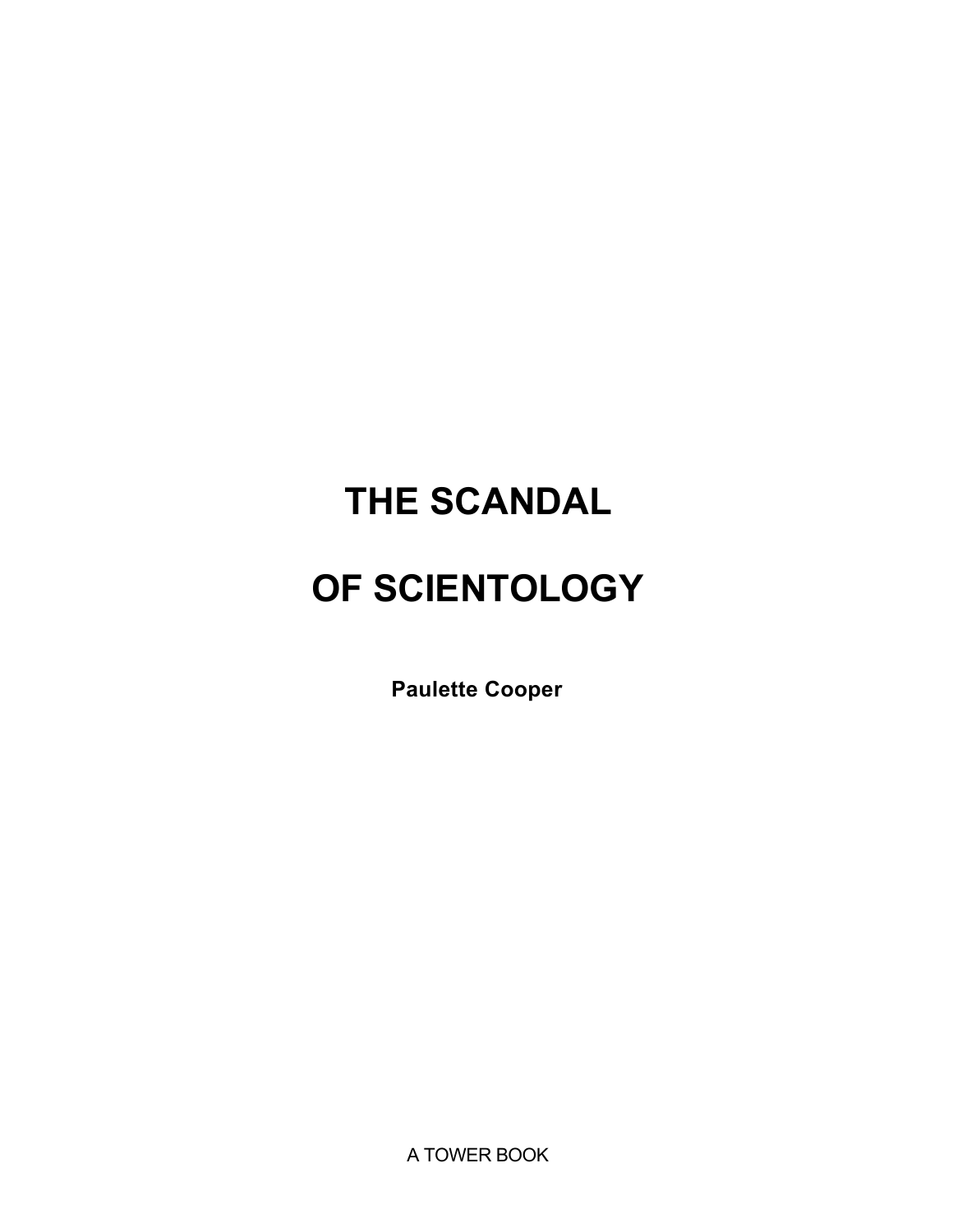# THE SCANDAL

# OF SCIENTOLOGY

**Paulette Cooper**

A TOWER BOOK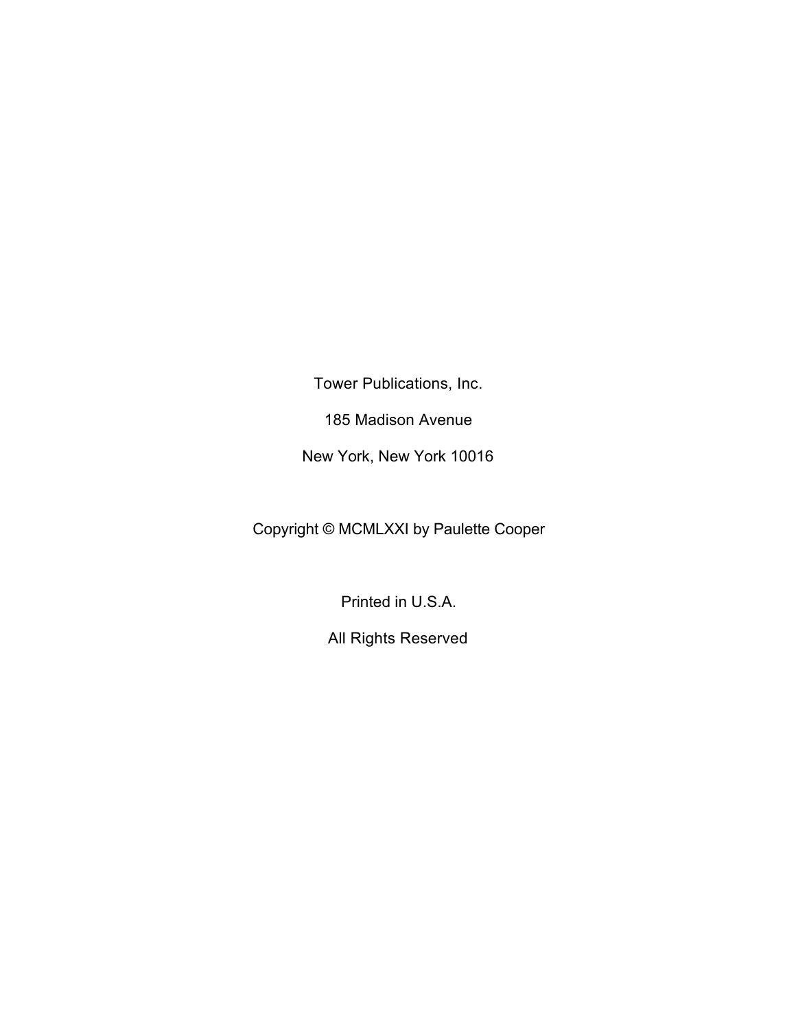Tower Publications, Inc.

185 Madison Avenue

New York, New York 10016

Copyright © MCMLXXI by Paulette Cooper

Printed in U.S.A.

All Rights Reserved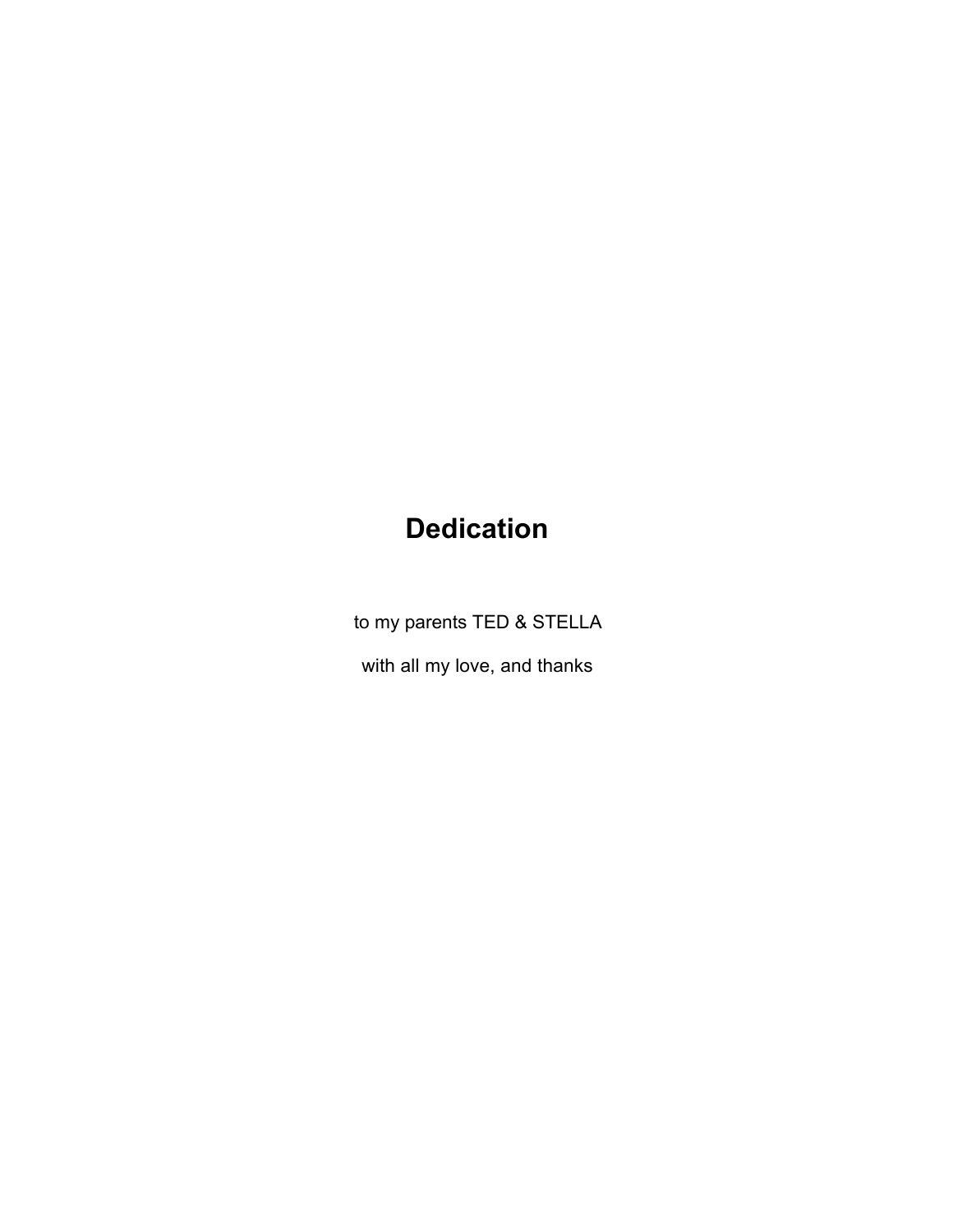# Dedication

to my parents TED & STELLA

with all my love, and thanks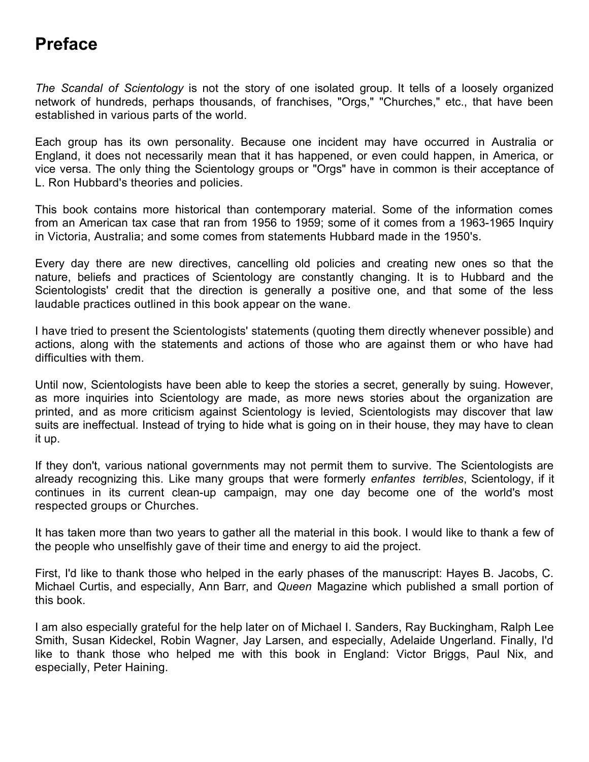# Preface

*The Scandal of Scientology* is not the story of one isolated group. It tells of a loosely organized network of hundreds, perhaps thousands, of franchises, "Orgs," "Churches," etc., that have been established in various parts of the world.

Each group has its own personality. Because one incident may have occurred in Australia or England, it does not necessarily mean that it has happened, or even could happen, in America, or vice versa. The only thing the Scientology groups or "Orgs" have in common is their acceptance of L. Ron Hubbard's theories and policies.

This book contains more historical than contemporary material. Some of the information comes from an American tax case that ran from 1956 to 1959; some of it comes from a 1963-1965 Inquiry in Victoria, Australia; and some comes from statements Hubbard made in the 1950's.

Every day there are new directives, cancelling old policies and creating new ones so that the nature, beliefs and practices of Scientology are constantly changing. It is to Hubbard and the Scientologists' credit that the direction is generally a positive one, and that some of the less laudable practices outlined in this book appear on the wane.

I have tried to present the Scientologists' statements (quoting them directly whenever possible) and actions, along with the statements and actions of those who are against them or who have had difficulties with them.

Until now, Scientologists have been able to keep the stories a secret, generally by suing. However, as more inquiries into Scientology are made, as more news stories about the organization are printed, and as more criticism against Scientology is levied, Scientologists may discover that law suits are ineffectual. Instead of trying to hide what is going on in their house, they may have to clean it up.

If they don't, various national governments may not permit them to survive. The Scientologists are already recognizing this. Like many groups that were formerly *enfantes terribles*, Scientology, if it continues in its current clean-up campaign, may one day become one of the world's most respected groups or Churches.

It has taken more than two years to gather all the material in this book. I would like to thank a few of the people who unselfishly gave of their time and energy to aid the project.

First, I'd like to thank those who helped in the early phases of the manuscript: Hayes B. Jacobs, C. Michael Curtis, and especially, Ann Barr, and *Queen* Magazine which published a small portion of this book.

I am also especially grateful for the help later on of Michael I. Sanders, Ray Buckingham, Ralph Lee Smith, Susan Kideckel, Robin Wagner, Jay Larsen, and especially, Adelaide Ungerland. Finally, I'd like to thank those who helped me with this book in England: Victor Briggs, Paul Nix, and especially, Peter Haining.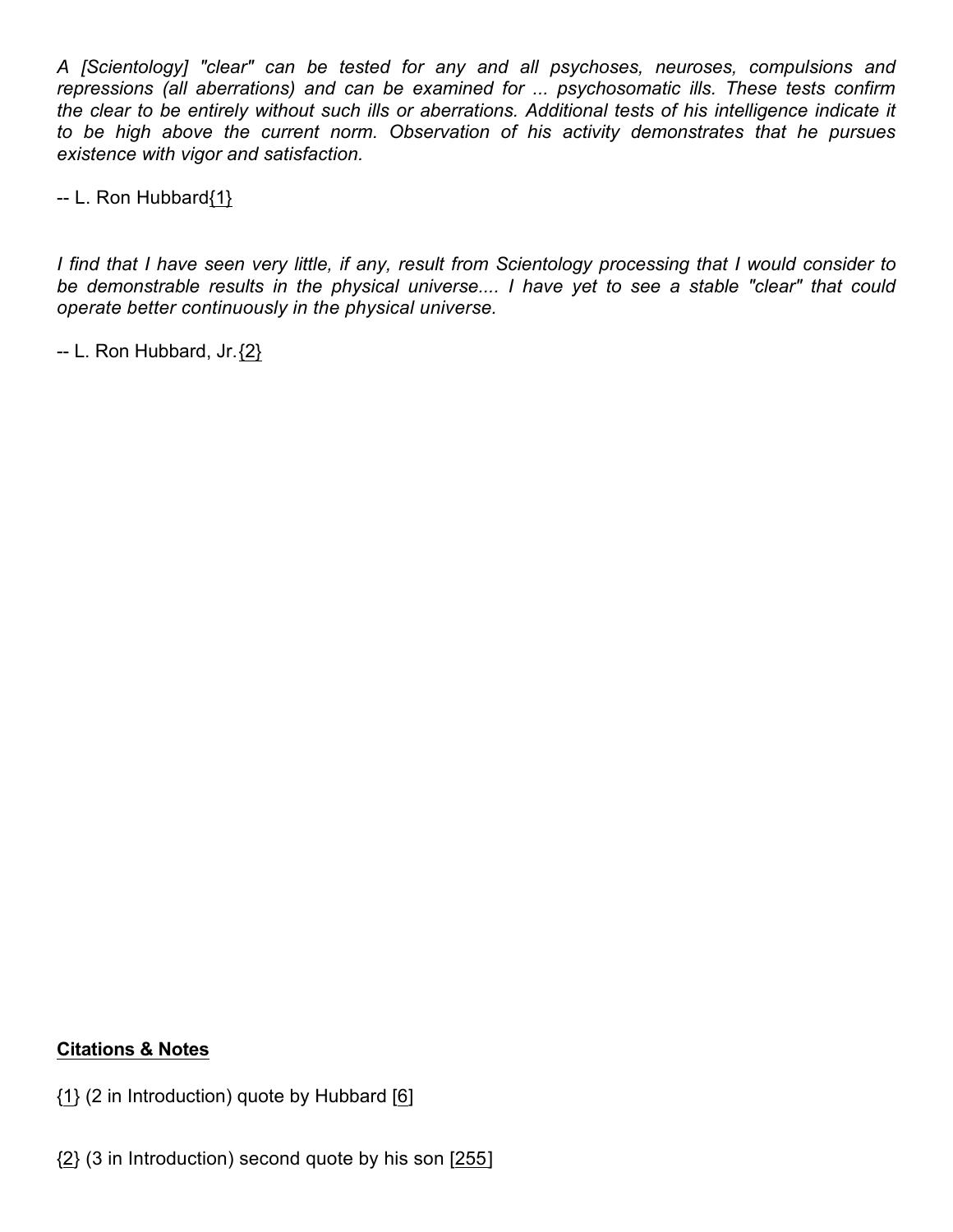*A [Scientology] "clear" can be tested for any and all psychoses, neuroses, compulsions and repressions (all aberrations) and can be examined for ... psychosomatic ills. These tests confirm the clear to be entirely without such ills or aberrations. Additional tests of his intelligence indicate it to be high above the current norm. Observation of his activity demonstrates that he pursues existence with vigor and satisfaction.*

-- L. Ron Hubbard{1}

*I find that I have seen very little, if any, result from Scientology processing that I would consider to be demonstrable results in the physical universe.... I have yet to see a stable "clear" that could operate better continuously in the physical universe.*

-- L. Ron Hubbard, Jr.{2}

**Citations & Notes**

{1} (2 in Introduction) quote by Hubbard [6]

{2} (3 in Introduction) second quote by his son [255]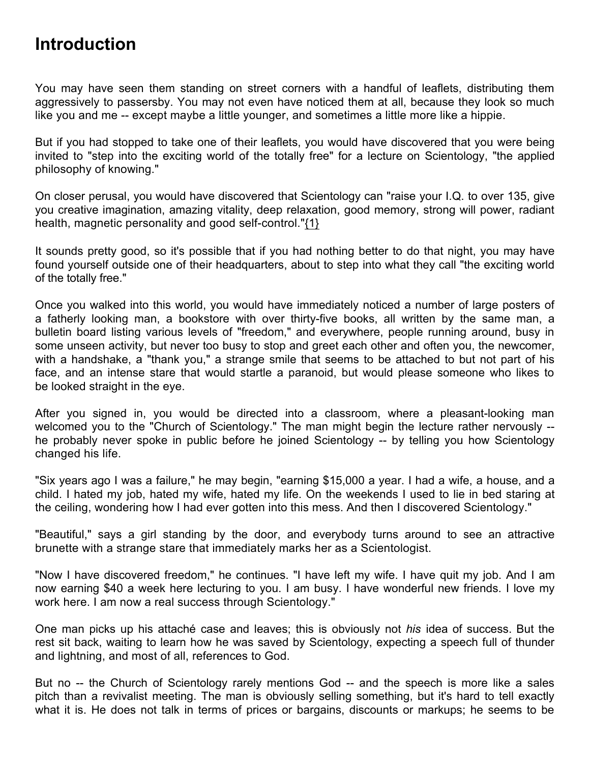# Introduction

You may have seen them standing on street corners with a handful of leaflets, distributing them aggressively to passersby. You may not even have noticed them at all, because they look so much like you and me -- except maybe a little younger, and sometimes a little more like a hippie.

But if you had stopped to take one of their leaflets, you would have discovered that you were being invited to "step into the exciting world of the totally free" for a lecture on Scientology, "the applied philosophy of knowing."

On closer perusal, you would have discovered that Scientology can "raise your I.Q. to over 135, give you creative imagination, amazing vitality, deep relaxation, good memory, strong will power, radiant health, magnetic personality and good self-control."{1}

It sounds pretty good, so it's possible that if you had nothing better to do that night, you may have found yourself outside one of their headquarters, about to step into what they call "the exciting world of the totally free."

Once you walked into this world, you would have immediately noticed a number of large posters of a fatherly looking man, a bookstore with over thirty-five books, all written by the same man, a bulletin board listing various levels of "freedom," and everywhere, people running around, busy in some unseen activity, but never too busy to stop and greet each other and often you, the newcomer, with a handshake, a "thank you," a strange smile that seems to be attached to but not part of his face, and an intense stare that would startle a paranoid, but would please someone who likes to be looked straight in the eye.

After you signed in, you would be directed into a classroom, where a pleasant-looking man welcomed you to the "Church of Scientology." The man might begin the lecture rather nervously -- he probably never spoke in public before he joined Scientology -- by telling you how Scientology changed his life.

"Six years ago I was a failure," he may begin, "earning $15,000 a year. I had a wife, a house, and a child. I hated my job, hated my wife, hated my life. On the weekends I used to lie in bed staring at the ceiling, wondering how I had ever gotten into this mess. And then I discovered Scientology."

"Beautiful," says a girl standing by the door, and everybody turns around to see an attractive brunette with a strange stare that immediately marks her as a Scientologist.

"Now I have discovered freedom," he continues. "I have left my wife. I have quit my job. And I am now earning $40 a week here lecturing to you. I am busy. I have wonderful new friends. I love my work here. I am now a real success through Scientology."

One man picks up his attaché case and leaves; this is obviously not *his* idea of success. But the rest sit back, waiting to learn how he was saved by Scientology, expecting a speech full of thunder and lightning, and most of all, references to God.

But no -- the Church of Scientology rarely mentions God -- and the speech is more like a sales pitch than a revivalist meeting. The man is obviously selling something, but it's hard to tell exactly what it is. He does not talk in terms of prices or bargains, discounts or markups; he seems to be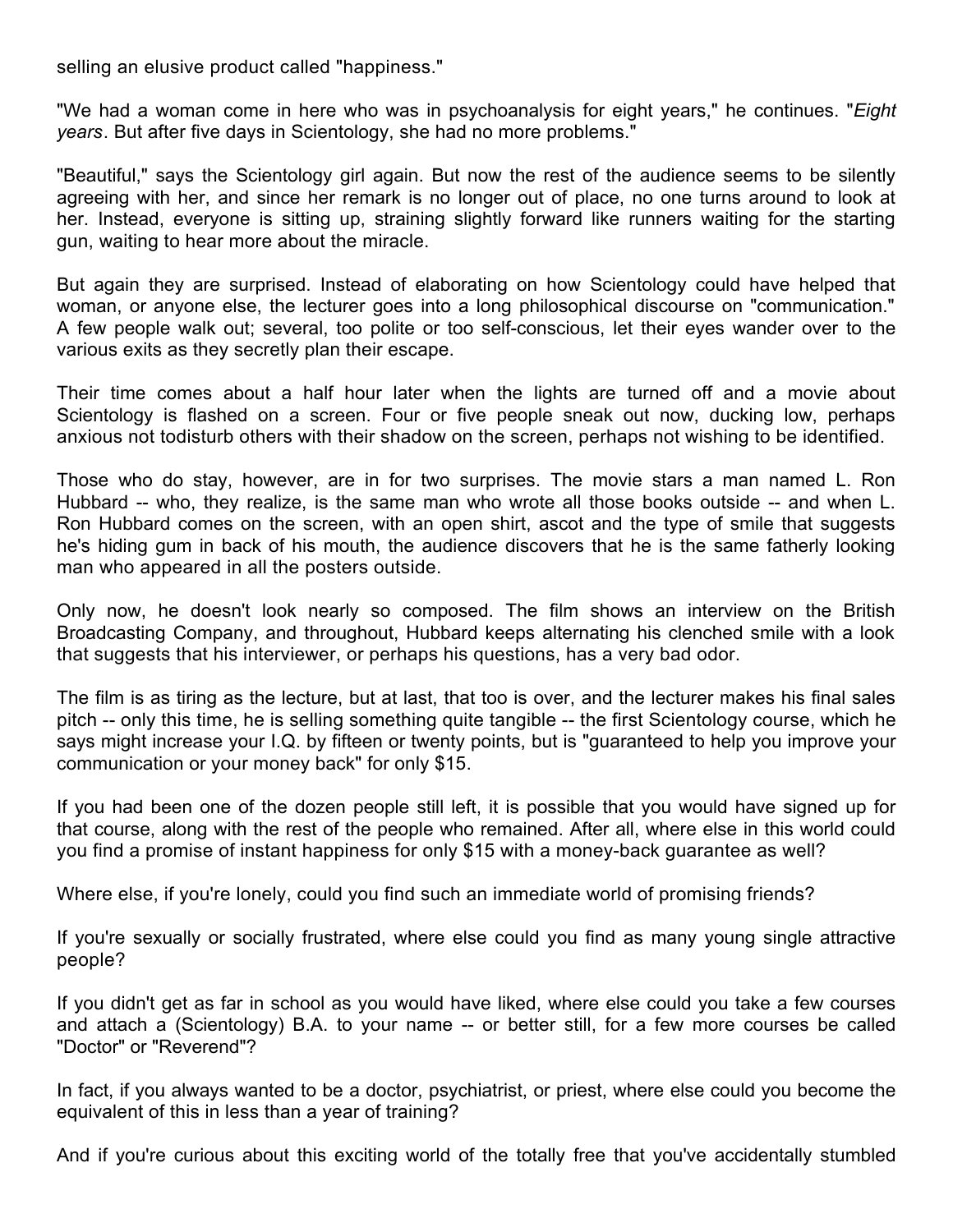selling an elusive product called "happiness."

"We had a woman come in here who was in psychoanalysis for eight years," he continues. "*Eight years*. But after five days in Scientology, she had no more problems."

"Beautiful," says the Scientology girl again. But now the rest of the audience seems to be silently agreeing with her, and since her remark is no longer out of place, no one turns around to look at her. Instead, everyone is sitting up, straining slightly forward like runners waiting for the starting gun, waiting to hear more about the miracle.

But again they are surprised. Instead of elaborating on how Scientology could have helped that woman, or anyone else, the lecturer goes into a long philosophical discourse on "communication." A few people walk out; several, too polite or too self-conscious, let their eyes wander over to the various exits as they secretly plan their escape.

Their time comes about a half hour later when the lights are turned off and a movie about Scientology is flashed on a screen. Four or five people sneak out now, ducking low, perhaps anxious not todisturb others with their shadow on the screen, perhaps not wishing to be identified.

Those who do stay, however, are in for two surprises. The movie stars a man named L. Ron Hubbard -- who, they realize, is the same man who wrote all those books outside -- and when L. Ron Hubbard comes on the screen, with an open shirt, ascot and the type of smile that suggests he's hiding gum in back of his mouth, the audience discovers that he is the same fatherly looking man who appeared in all the posters outside.

Only now, he doesn't look nearly so composed. The film shows an interview on the British Broadcasting Company, and throughout, Hubbard keeps alternating his clenched smile with a look that suggests that his interviewer, or perhaps his questions, has a very bad odor.

The film is as tiring as the lecture, but at last, that too is over, and the lecturer makes his final sales pitch -- only this time, he is selling something quite tangible -- the first Scientology course, which he says might increase your I.Q. by fifteen or twenty points, but is "guaranteed to help you improve your communication or your money back" for only $15.

If you had been one of the dozen people still left, it is possible that you would have signed up for that course, along with the rest of the people who remained. After all, where else in this world could you find a promise of instant happiness for only $15 with a money-back guarantee as well?

Where else, if you're lonely, could you find such an immediate world of promising friends?

If you're sexually or socially frustrated, where else could you find as many young single attractive people?

If you didn't get as far in school as you would have liked, where else could you take a few courses and attach a (Scientology) B.A. to your name -- or better still, for a few more courses be called "Doctor" or "Reverend"?

In fact, if you always wanted to be a doctor, psychiatrist, or priest, where else could you become the equivalent of this in less than a year of training?

And if you're curious about this exciting world of the totally free that you've accidentally stumbled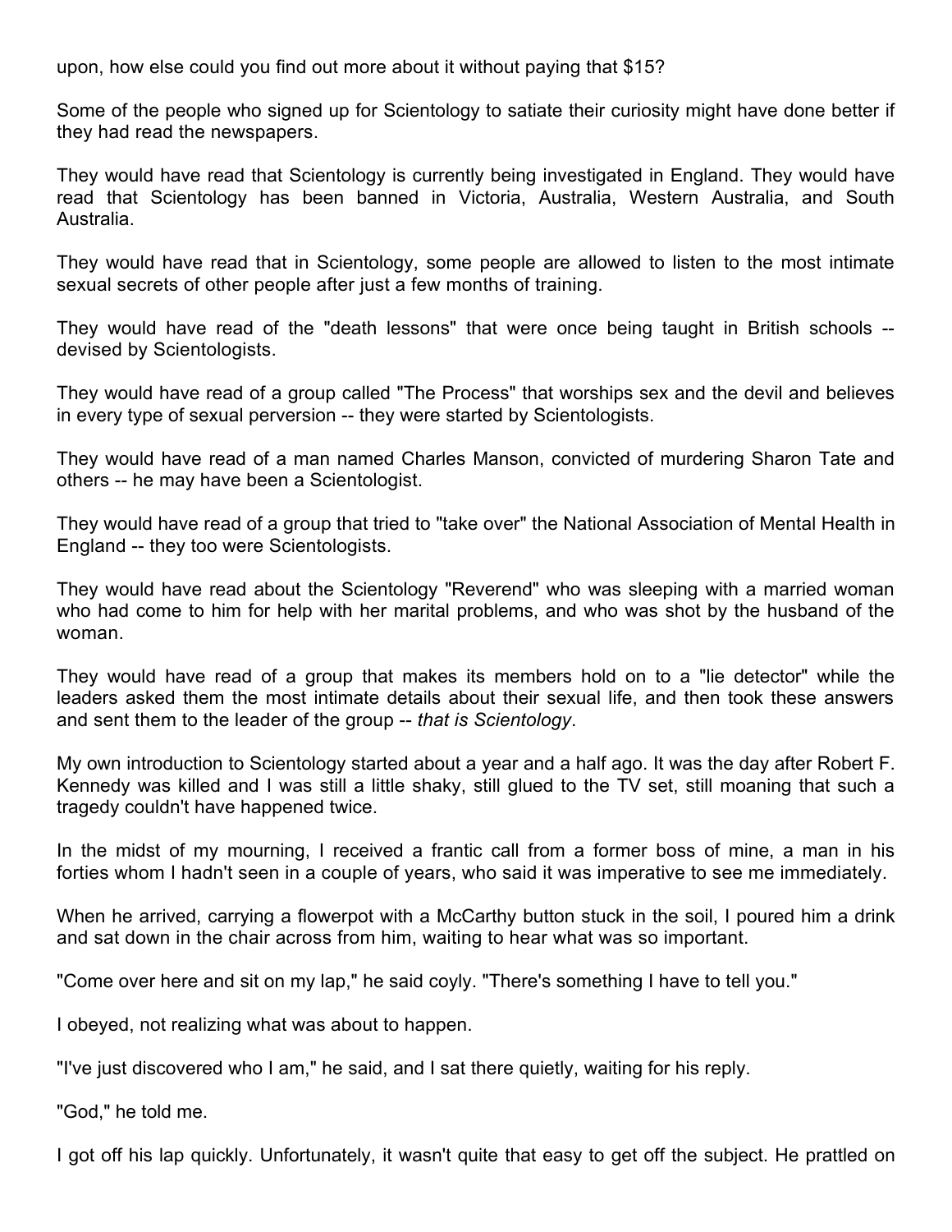upon, how else could you find out more about it without paying that $15?

Some of the people who signed up for Scientology to satiate their curiosity might have done better if they had read the newspapers.

They would have read that Scientology is currently being investigated in England. They would have read that Scientology has been banned in Victoria, Australia, Western Australia, and South Australia.

They would have read that in Scientology, some people are allowed to listen to the most intimate sexual secrets of other people after just a few months of training.

They would have read of the "death lessons" that were once being taught in British schools -- devised by Scientologists.

They would have read of a group called "The Process" that worships sex and the devil and believes in every type of sexual perversion -- they were started by Scientologists.

They would have read of a man named Charles Manson, convicted of murdering Sharon Tate and others -- he may have been a Scientologist.

They would have read of a group that tried to "take over" the National Association of Mental Health in England -- they too were Scientologists.

They would have read about the Scientology "Reverend" who was sleeping with a married woman who had come to him for help with her marital problems, and who was shot by the husband of the woman.

They would have read of a group that makes its members hold on to a "lie detector" while the leaders asked them the most intimate details about their sexual life, and then took these answers and sent them to the leader of the group -- *that is Scientology*.

My own introduction to Scientology started about a year and a half ago. It was the day after Robert F. Kennedy was killed and I was still a little shaky, still glued to the TV set, still moaning that such a tragedy couldn't have happened twice.

In the midst of my mourning, I received a frantic call from a former boss of mine, a man in his forties whom I hadn't seen in a couple of years, who said it was imperative to see me immediately.

When he arrived, carrying a flowerpot with a McCarthy button stuck in the soil, I poured him a drink and sat down in the chair across from him, waiting to hear what was so important.

"Come over here and sit on my lap," he said coyly. "There's something I have to tell you."

I obeyed, not realizing what was about to happen.

"I've just discovered who I am," he said, and I sat there quietly, waiting for his reply.

"God," he told me.

I got off his lap quickly. Unfortunately, it wasn't quite that easy to get off the subject. He prattled on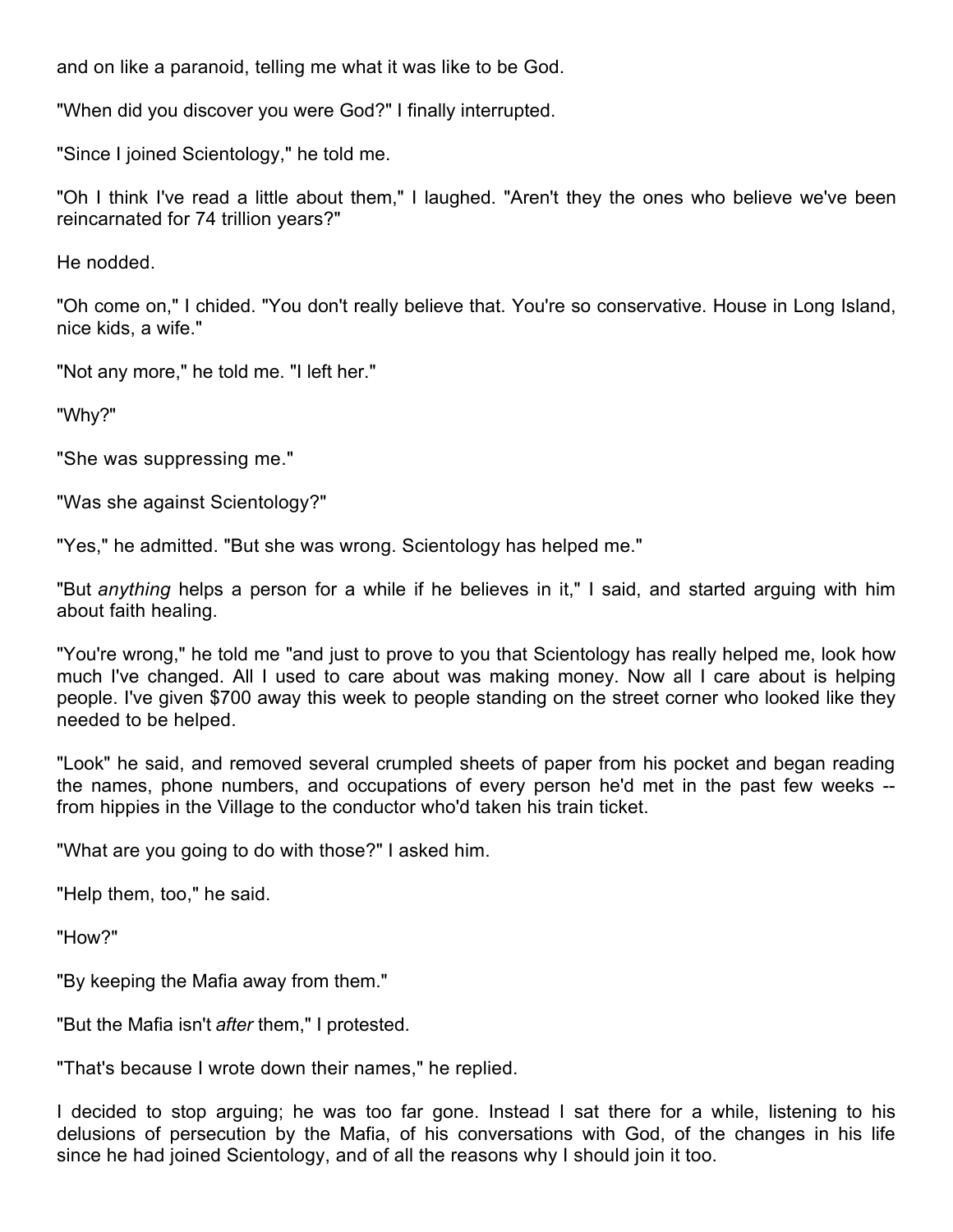and on like a paranoid, telling me what it was like to be God.

"When did you discover you were God?" I finally interrupted.

"Since I joined Scientology," he told me.

"Oh I think I've read a little about them," I laughed. "Aren't they the ones who believe we've been reincarnated for 74 trillion years?"

He nodded.

"Oh come on," I chided. "You don't really believe that. You're so conservative. House in Long Island, nice kids, a wife."

"Not any more," he told me. "I left her."

"Why?"

"She was suppressing me."

"Was she against Scientology?"

"Yes," he admitted. "But she was wrong. Scientology has helped me."

"But *anything* helps a person for a while if he believes in it," I said, and started arguing with him about faith healing.

"You're wrong," he told me "and just to prove to you that Scientology has really helped me, look how much I've changed. All I used to care about was making money. Now all I care about is helping people. I've given $700 away this week to people standing on the street corner who looked like they needed to be helped.

"Look" he said, and removed several crumpled sheets of paper from his pocket and began reading the names, phone numbers, and occupations of every person he'd met in the past few weeks -- from hippies in the Village to the conductor who'd taken his train ticket.

"What are you going to do with those?" I asked him.

"Help them, too," he said.

"How?"

"By keeping the Mafia away from them."

"But the Mafia isn't *after* them," I protested.

"That's because I wrote down their names," he replied.

I decided to stop arguing; he was too far gone. Instead I sat there for a while, listening to his delusions of persecution by the Mafia, of his conversations with God, of the changes in his life since he had joined Scientology, and of all the reasons why I should join it too.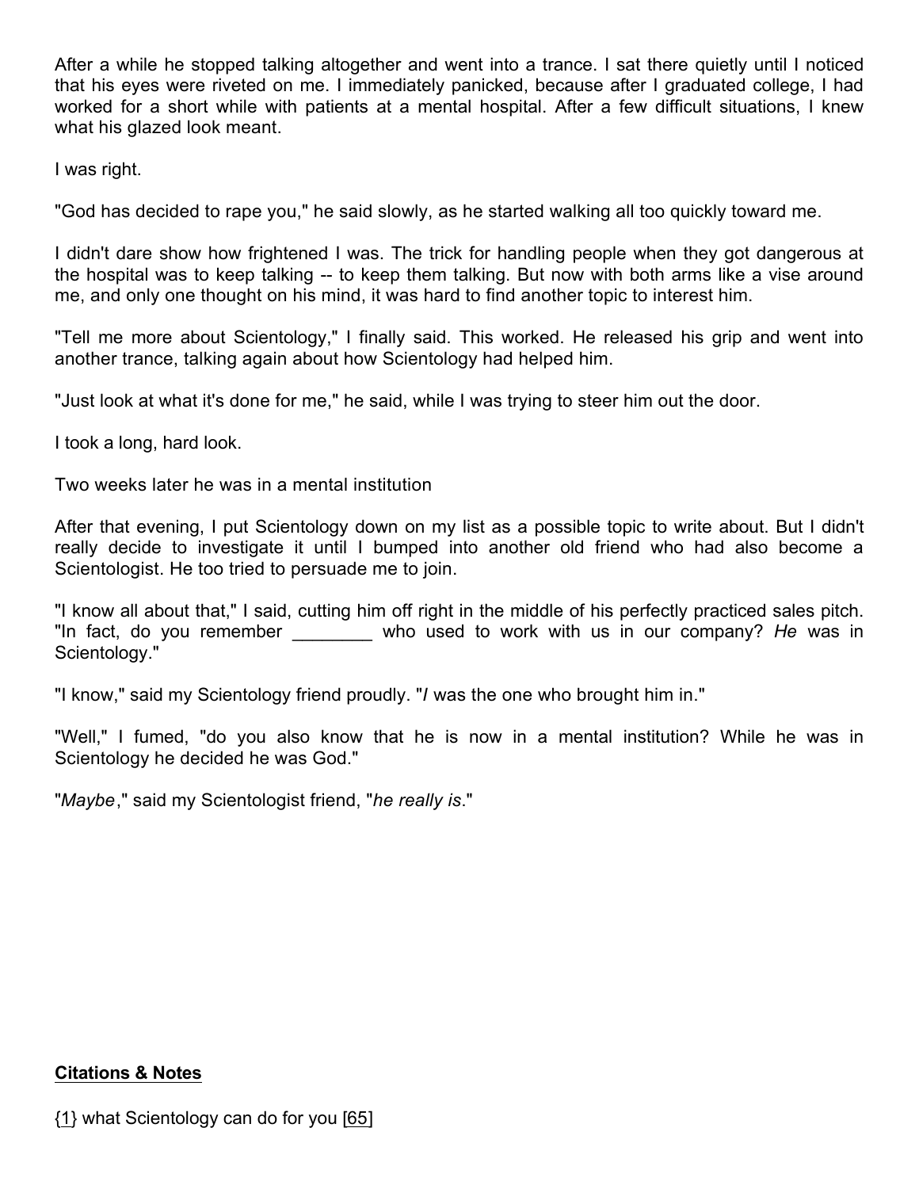After a while he stopped talking altogether and went into a trance. I sat there quietly until I noticed that his eyes were riveted on me. I immediately panicked, because after I graduated college, I had worked for a short while with patients at a mental hospital. After a few difficult situations, I knew what his glazed look meant.

I was right.

"God has decided to rape you," he said slowly, as he started walking all too quickly toward me.

I didn't dare show how frightened I was. The trick for handling people when they got dangerous at the hospital was to keep talking -- to keep them talking. But now with both arms like a vise around me, and only one thought on his mind, it was hard to find another topic to interest him.

"Tell me more about Scientology," I finally said. This worked. He released his grip and went into another trance, talking again about how Scientology had helped him.

"Just look at what it's done for me," he said, while I was trying to steer him out the door.

I took a long, hard look.

Two weeks later he was in a mental institution

After that evening, I put Scientology down on my list as a possible topic to write about. But I didn't really decide to investigate it until I bumped into another old friend who had also become a Scientologist. He too tried to persuade me to join.

"I know all about that," I said, cutting him off right in the middle of his perfectly practiced sales pitch. "In fact, do you remember ________ who used to work with us in our company? *He* was in Scientology."

"I know," said my Scientology friend proudly. "*I* was the one who brought him in."

"Well," I fumed, "do you also know that he is now in a mental institution? While he was in Scientology he decided he was God."

"*Maybe*," said my Scientologist friend, "*he really is*."

## Citations & Notes

{1} what Scientology can do for you [65]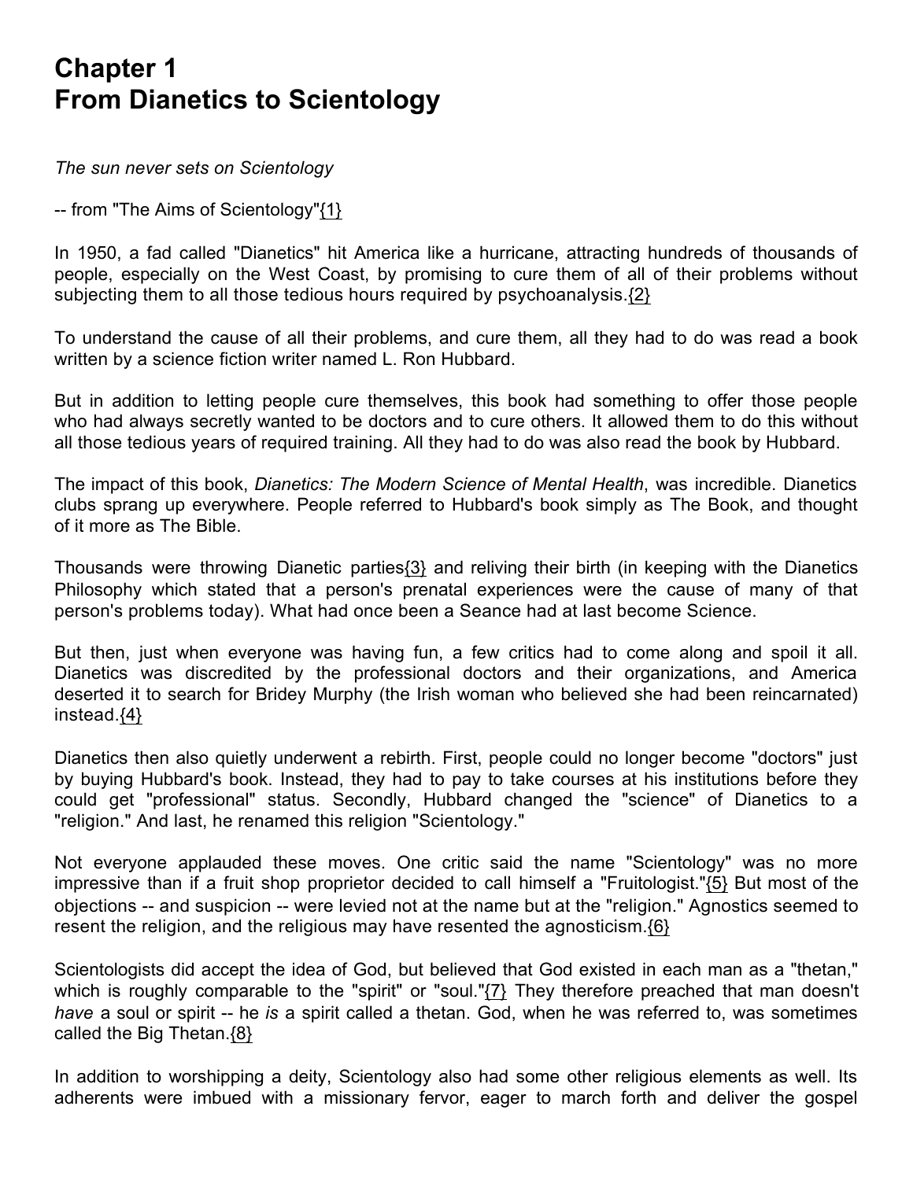# Chapter 1
# From Dianetics to Scientology

*The sun never sets on Scientology*

-- from "The Aims of Scientology"{1}

In 1950, a fad called "Dianetics" hit America like a hurricane, attracting hundreds of thousands of people, especially on the West Coast, by promising to cure them of all of their problems without subjecting them to all those tedious hours required by psychoanalysis.{2}

To understand the cause of all their problems, and cure them, all they had to do was read a book written by a science fiction writer named L. Ron Hubbard.

But in addition to letting people cure themselves, this book had something to offer those people who had always secretly wanted to be doctors and to cure others. It allowed them to do this without all those tedious years of required training. All they had to do was also read the book by Hubbard.

The impact of this book, *Dianetics: The Modern Science of Mental Health*, was incredible. Dianetics clubs sprang up everywhere. People referred to Hubbard's book simply as The Book, and thought of it more as The Bible.

Thousands were throwing Dianetic parties{3} and reliving their birth (in keeping with the Dianetics Philosophy which stated that a person's prenatal experiences were the cause of many of that person's problems today). What had once been a Seance had at last become Science.

But then, just when everyone was having fun, a few critics had to come along and spoil it all. Dianetics was discredited by the professional doctors and their organizations, and America deserted it to search for Bridey Murphy (the Irish woman who believed she had been reincarnated) instead.{4}

Dianetics then also quietly underwent a rebirth. First, people could no longer become "doctors" just by buying Hubbard's book. Instead, they had to pay to take courses at his institutions before they could get "professional" status. Secondly, Hubbard changed the "science" of Dianetics to a "religion." And last, he renamed this religion "Scientology."

Not everyone applauded these moves. One critic said the name "Scientology" was no more impressive than if a fruit shop proprietor decided to call himself a "Fruitologist."{5} But most of the objections -- and suspicion -- were levied not at the name but at the "religion." Agnostics seemed to resent the religion, and the religious may have resented the agnosticism.{6}

Scientologists did accept the idea of God, but believed that God existed in each man as a "thetan," which is roughly comparable to the "spirit" or "soul."{7} They therefore preached that man doesn't *have* a soul or spirit -- he *is* a spirit called a thetan. God, when he was referred to, was sometimes called the Big Thetan.{8}

In addition to worshipping a deity, Scientology also had some other religious elements as well. Its adherents were imbued with a missionary fervor, eager to march forth and deliver the gospel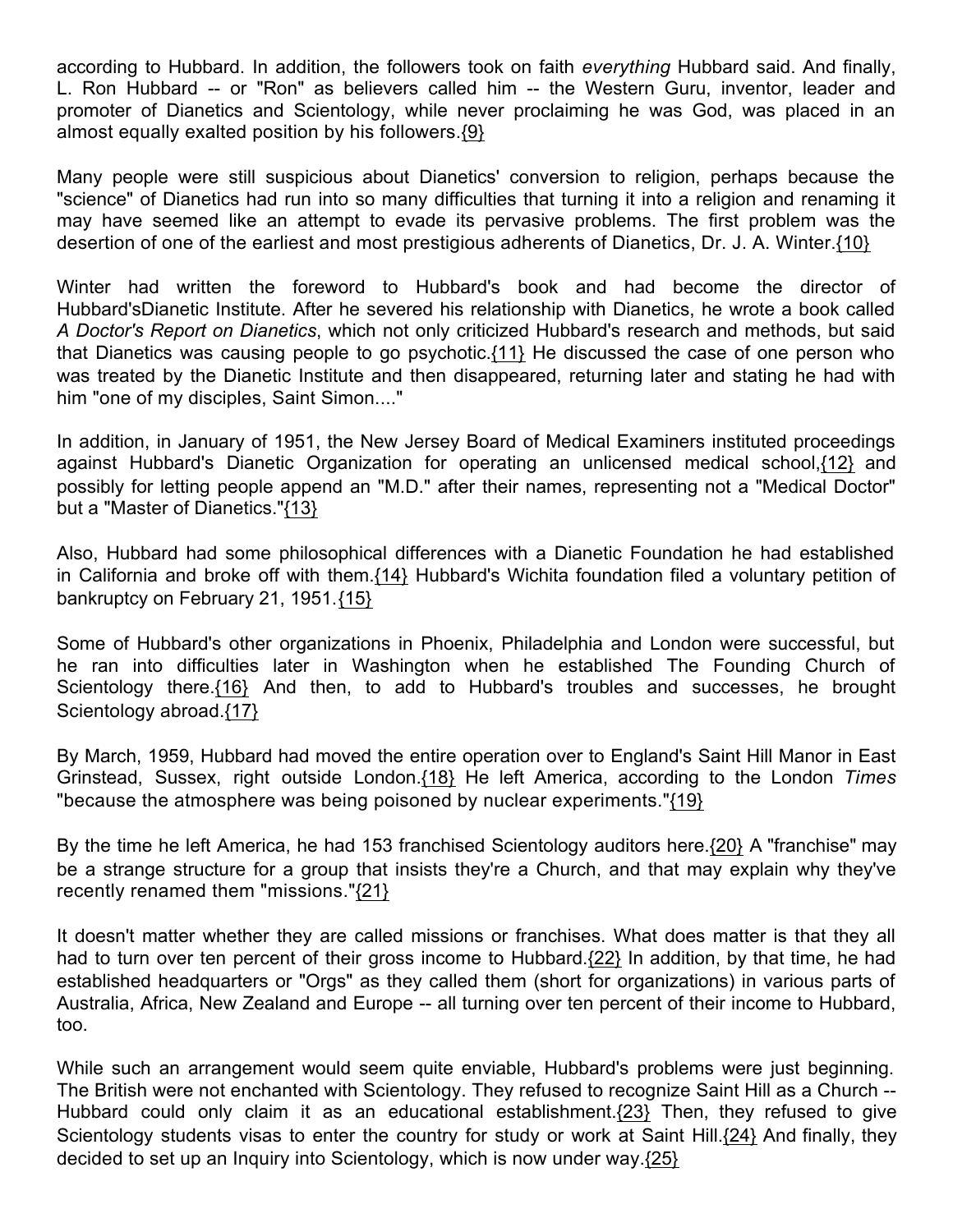according to Hubbard. In addition, the followers took on faith *everything* Hubbard said. And finally, L. Ron Hubbard -- or "Ron" as believers called him -- the Western Guru, inventor, leader and promoter of Dianetics and Scientology, while never proclaiming he was God, was placed in an almost equally exalted position by his followers.{9}

Many people were still suspicious about Dianetics' conversion to religion, perhaps because the "science" of Dianetics had run into so many difficulties that turning it into a religion and renaming it may have seemed like an attempt to evade its pervasive problems. The first problem was the desertion of one of the earliest and most prestigious adherents of Dianetics, Dr. J. A. Winter.{10}

Winter had written the foreword to Hubbard's book and had become the director of Hubbard'sDianetic Institute. After he severed his relationship with Dianetics, he wrote a book called *A Doctor's Report on Dianetics*, which not only criticized Hubbard's research and methods, but said that Dianetics was causing people to go psychotic.{11} He discussed the case of one person who was treated by the Dianetic Institute and then disappeared, returning later and stating he had with him "one of my disciples, Saint Simon...."

In addition, in January of 1951, the New Jersey Board of Medical Examiners instituted proceedings against Hubbard's Dianetic Organization for operating an unlicensed medical school,{12} and possibly for letting people append an "M.D." after their names, representing not a "Medical Doctor" but a "Master of Dianetics."{13}

Also, Hubbard had some philosophical differences with a Dianetic Foundation he had established in California and broke off with them.{14} Hubbard's Wichita foundation filed a voluntary petition of bankruptcy on February 21, 1951.{15}

Some of Hubbard's other organizations in Phoenix, Philadelphia and London were successful, but he ran into difficulties later in Washington when he established The Founding Church of Scientology there.{16} And then, to add to Hubbard's troubles and successes, he brought Scientology abroad.{17}

By March, 1959, Hubbard had moved the entire operation over to England's Saint Hill Manor in East Grinstead, Sussex, right outside London.{18} He left America, according to the London *Times* "because the atmosphere was being poisoned by nuclear experiments."{19}

By the time he left America, he had 153 franchised Scientology auditors here.{20} A "franchise" may be a strange structure for a group that insists they're a Church, and that may explain why they've recently renamed them "missions."{21}

It doesn't matter whether they are called missions or franchises. What does matter is that they all had to turn over ten percent of their gross income to Hubbard.{22} In addition, by that time, he had established headquarters or "Orgs" as they called them (short for organizations) in various parts of Australia, Africa, New Zealand and Europe -- all turning over ten percent of their income to Hubbard, too.

While such an arrangement would seem quite enviable, Hubbard's problems were just beginning. The British were not enchanted with Scientology. They refused to recognize Saint Hill as a Church -- Hubbard could only claim it as an educational establishment.{23} Then, they refused to give Scientology students visas to enter the country for study or work at Saint Hill.{24} And finally, they decided to set up an Inquiry into Scientology, which is now under way.{25}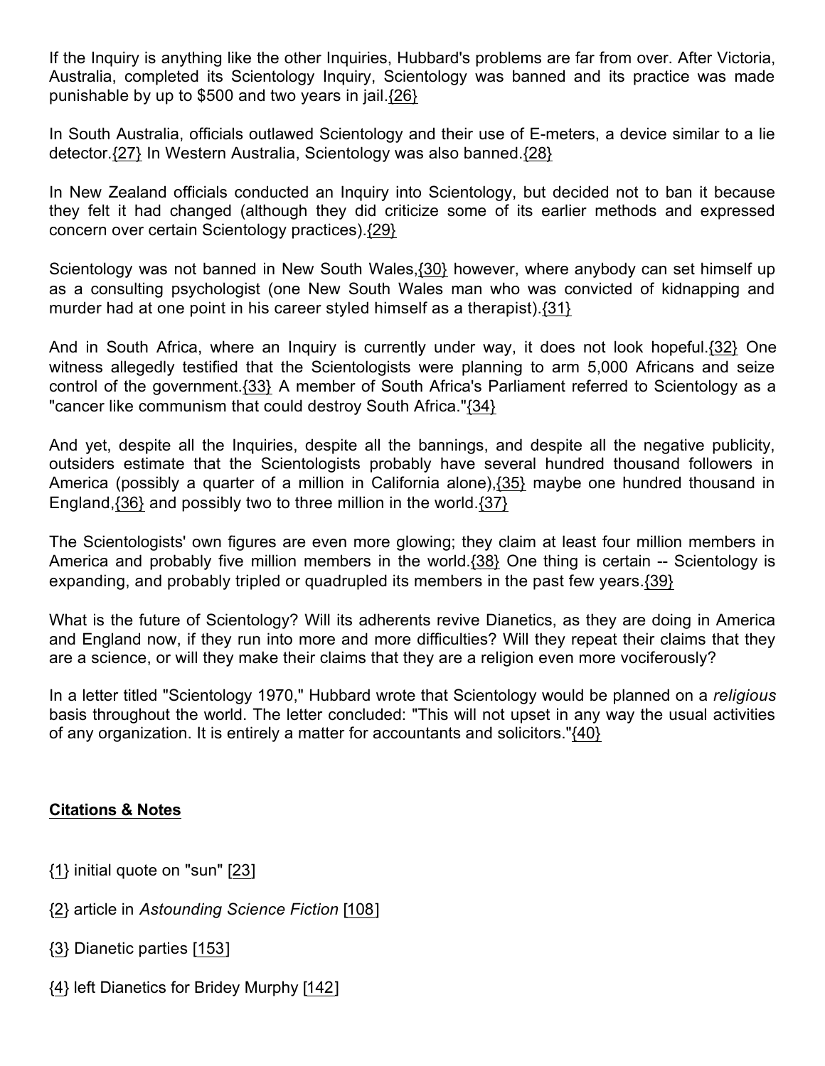If the Inquiry is anything like the other Inquiries, Hubbard's problems are far from over. After Victoria, Australia, completed its Scientology Inquiry, Scientology was banned and its practice was made punishable by up to $500 and two years in jail.{26}

In South Australia, officials outlawed Scientology and their use of E-meters, a device similar to a lie detector.{27} In Western Australia, Scientology was also banned.{28}

In New Zealand officials conducted an Inquiry into Scientology, but decided not to ban it because they felt it had changed (although they did criticize some of its earlier methods and expressed concern over certain Scientology practices).{29}

Scientology was not banned in New South Wales,{30} however, where anybody can set himself up as a consulting psychologist (one New South Wales man who was convicted of kidnapping and murder had at one point in his career styled himself as a therapist).{31}

And in South Africa, where an Inquiry is currently under way, it does not look hopeful.{32} One witness allegedly testified that the Scientologists were planning to arm 5,000 Africans and seize control of the government.{33} A member of South Africa's Parliament referred to Scientology as a "cancer like communism that could destroy South Africa."{34}

And yet, despite all the Inquiries, despite all the bannings, and despite all the negative publicity, outsiders estimate that the Scientologists probably have several hundred thousand followers in America (possibly a quarter of a million in California alone),{35} maybe one hundred thousand in England,{36} and possibly two to three million in the world.{37}

The Scientologists' own figures are even more glowing; they claim at least four million members in America and probably five million members in the world.{38} One thing is certain -- Scientology is expanding, and probably tripled or quadrupled its members in the past few years.{39}

What is the future of Scientology? Will its adherents revive Dianetics, as they are doing in America and England now, if they run into more and more difficulties? Will they repeat their claims that they are a science, or will they make their claims that they are a religion even more vociferously?

In a letter titled "Scientology 1970," Hubbard wrote that Scientology would be planned on a *religious* basis throughout the world. The letter concluded: "This will not upset in any way the usual activities of any organization. It is entirely a matter for accountants and solicitors."{40}

**Citations & Notes**

{1} initial quote on "sun" [23]

{2} article in *Astounding Science Fiction* [108]

{3} Dianetic parties [153]

{4} left Dianetics for Bridey Murphy [142]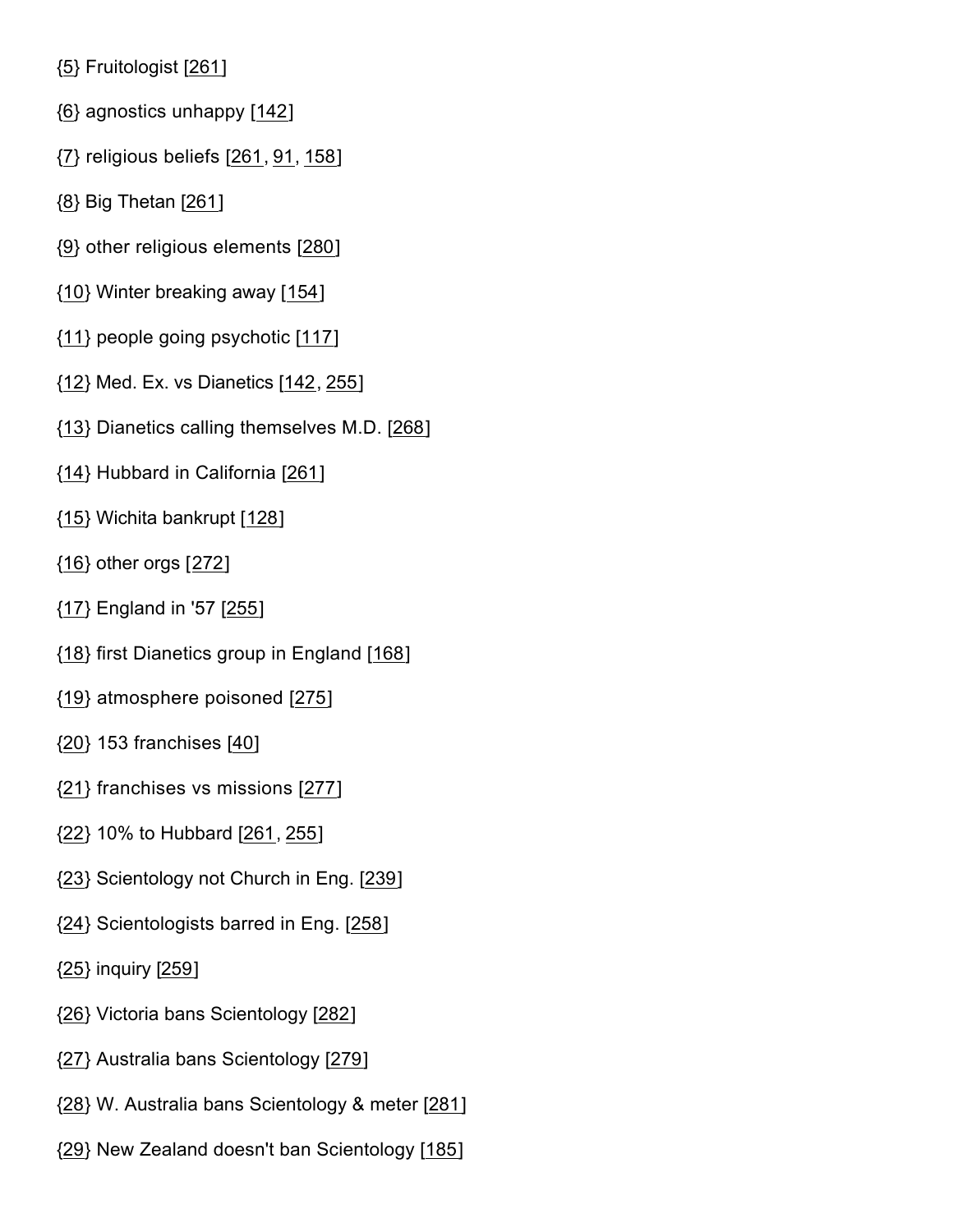{5} Fruitologist [261]

{6} agnostics unhappy [142]

{7} religious beliefs [261, 91, 158]

{8} Big Thetan [261]

{9} other religious elements [280]

{10} Winter breaking away [154]

{11} people going psychotic [117]

{12} Med. Ex. vs Dianetics [142, 255]

{13} Dianetics calling themselves M.D. [268]

{14} Hubbard in California [261]

{15} Wichita bankrupt [128]

{16} other orgs [272]

{17} England in '57 [255]

{18} first Dianetics group in England [168]

{19} atmosphere poisoned [275]

{20} 153 franchises [40]

{21} franchises vs missions [277]

{22} 10% to Hubbard [261, 255]

{23} Scientology not Church in Eng. [239]

{24} Scientologists barred in Eng. [258]

{25} inquiry [259]

{26} Victoria bans Scientology [282]

{27} Australia bans Scientology [279]

{28} W. Australia bans Scientology & meter [281]

{29} New Zealand doesn't ban Scientology [185]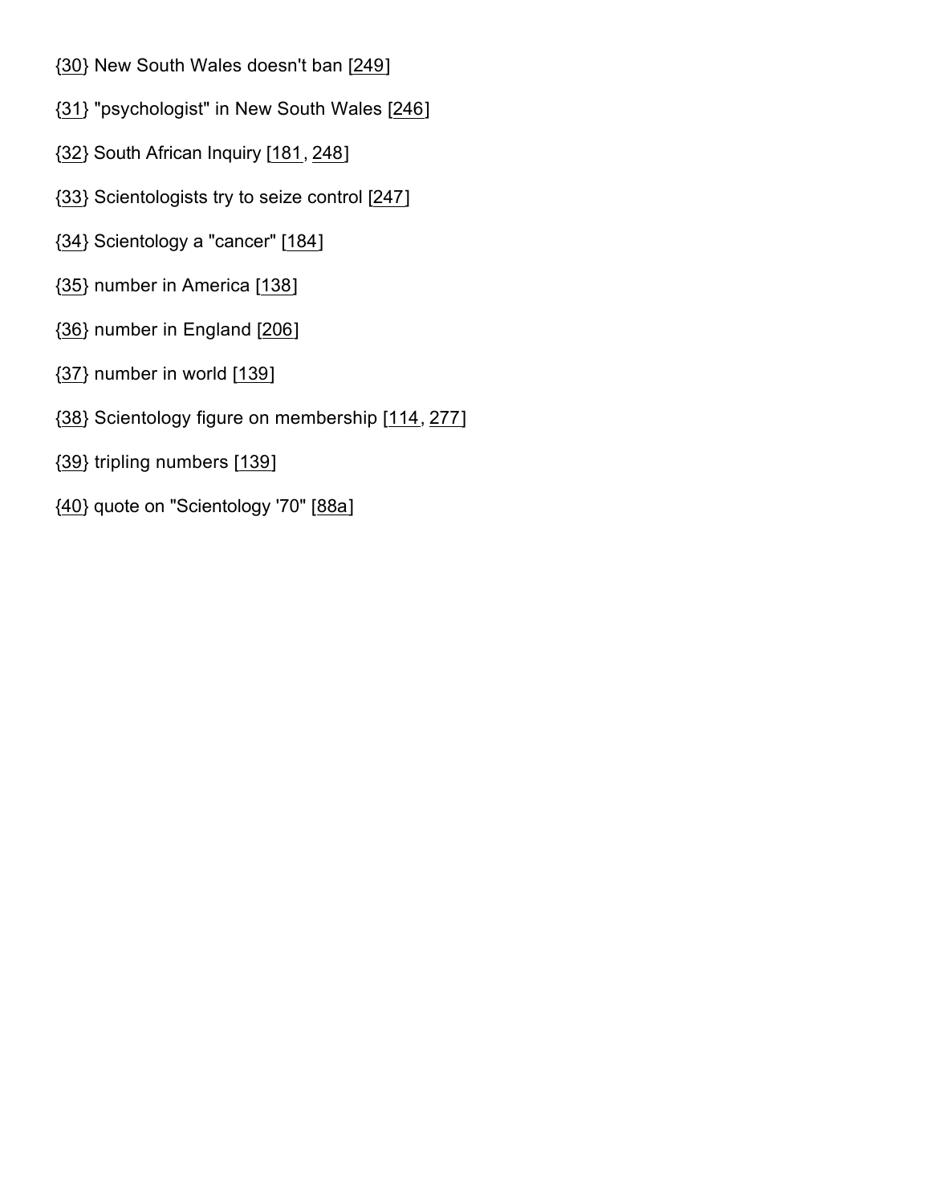{30} New South Wales doesn't ban [249]

{31} "psychologist" in New South Wales [246]

{32} South African Inquiry [181, 248]

{33} Scientologists try to seize control [247]

{34} Scientology a "cancer" [184]

{35} number in America [138]

{36} number in England [206]

{37} number in world [139]

{38} Scientology figure on membership [114, 277]

{39} tripling numbers [139]

{40} quote on "Scientology '70" [88a]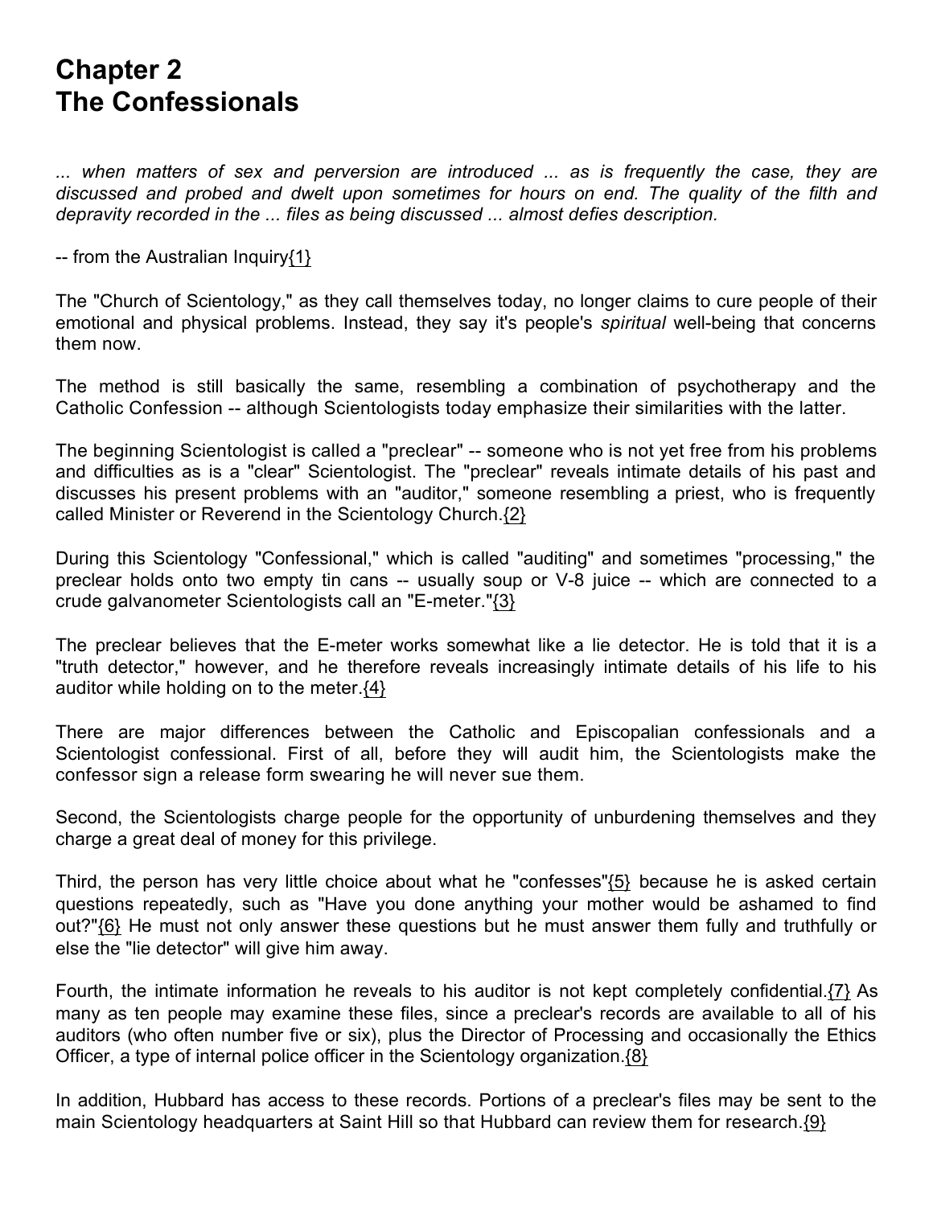# Chapter 2
# The Confessionals

*... when matters of sex and perversion are introduced ... as is frequently the case, they are discussed and probed and dwelt upon sometimes for hours on end. The quality of the filth and depravity recorded in the ... files as being discussed ... almost defies description.*

-- from the Australian Inquiry{1}

The "Church of Scientology," as they call themselves today, no longer claims to cure people of their emotional and physical problems. Instead, they say it's people's *spiritual* well-being that concerns them now.

The method is still basically the same, resembling a combination of psychotherapy and the Catholic Confession -- although Scientologists today emphasize their similarities with the latter.

The beginning Scientologist is called a "preclear" -- someone who is not yet free from his problems and difficulties as is a "clear" Scientologist. The "preclear" reveals intimate details of his past and discusses his present problems with an "auditor," someone resembling a priest, who is frequently called Minister or Reverend in the Scientology Church.{2}

During this Scientology "Confessional," which is called "auditing" and sometimes "processing," the preclear holds onto two empty tin cans -- usually soup or V-8 juice -- which are connected to a crude galvanometer Scientologists call an "E-meter."{3}

The preclear believes that the E-meter works somewhat like a lie detector. He is told that it is a "truth detector," however, and he therefore reveals increasingly intimate details of his life to his auditor while holding on to the meter.{4}

There are major differences between the Catholic and Episcopalian confessionals and a Scientologist confessional. First of all, before they will audit him, the Scientologists make the confessor sign a release form swearing he will never sue them.

Second, the Scientologists charge people for the opportunity of unburdening themselves and they charge a great deal of money for this privilege.

Third, the person has very little choice about what he "confesses"{5} because he is asked certain questions repeatedly, such as "Have you done anything your mother would be ashamed to find out?"{6} He must not only answer these questions but he must answer them fully and truthfully or else the "lie detector" will give him away.

Fourth, the intimate information he reveals to his auditor is not kept completely confidential.{7} As many as ten people may examine these files, since a preclear's records are available to all of his auditors (who often number five or six), plus the Director of Processing and occasionally the Ethics Officer, a type of internal police officer in the Scientology organization.{8}

In addition, Hubbard has access to these records. Portions of a preclear's files may be sent to the main Scientology headquarters at Saint Hill so that Hubbard can review them for research.{9}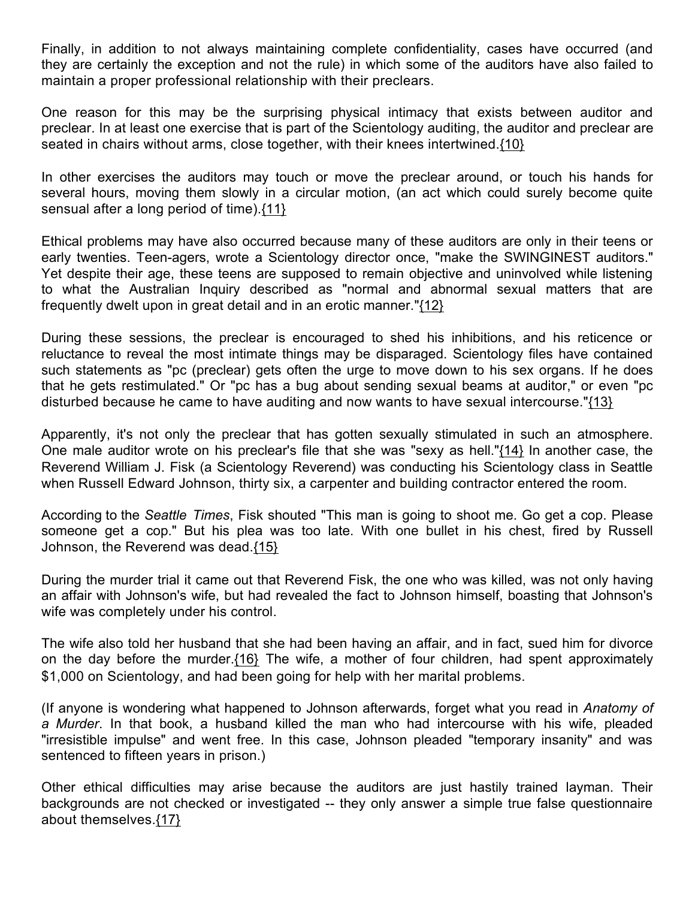Finally, in addition to not always maintaining complete confidentiality, cases have occurred (and they are certainly the exception and not the rule) in which some of the auditors have also failed to maintain a proper professional relationship with their preclears.

One reason for this may be the surprising physical intimacy that exists between auditor and preclear. In at least one exercise that is part of the Scientology auditing, the auditor and preclear are seated in chairs without arms, close together, with their knees intertwined.{10}

In other exercises the auditors may touch or move the preclear around, or touch his hands for several hours, moving them slowly in a circular motion, (an act which could surely become quite sensual after a long period of time).{11}

Ethical problems may have also occurred because many of these auditors are only in their teens or early twenties. Teen-agers, wrote a Scientology director once, "make the SWINGINEST auditors." Yet despite their age, these teens are supposed to remain objective and uninvolved while listening to what the Australian Inquiry described as "normal and abnormal sexual matters that are frequently dwelt upon in great detail and in an erotic manner."{12}

During these sessions, the preclear is encouraged to shed his inhibitions, and his reticence or reluctance to reveal the most intimate things may be disparaged. Scientology files have contained such statements as "pc (preclear) gets often the urge to move down to his sex organs. If he does that he gets restimulated." Or "pc has a bug about sending sexual beams at auditor," or even "pc disturbed because he came to have auditing and now wants to have sexual intercourse."{13}

Apparently, it's not only the preclear that has gotten sexually stimulated in such an atmosphere. One male auditor wrote on his preclear's file that she was "sexy as hell."{14} In another case, the Reverend William J. Fisk (a Scientology Reverend) was conducting his Scientology class in Seattle when Russell Edward Johnson, thirty six, a carpenter and building contractor entered the room.

According to the *Seattle Times*, Fisk shouted "This man is going to shoot me. Go get a cop. Please someone get a cop." But his plea was too late. With one bullet in his chest, fired by Russell Johnson, the Reverend was dead.{15}

During the murder trial it came out that Reverend Fisk, the one who was killed, was not only having an affair with Johnson's wife, but had revealed the fact to Johnson himself, boasting that Johnson's wife was completely under his control.

The wife also told her husband that she had been having an affair, and in fact, sued him for divorce on the day before the murder.{16} The wife, a mother of four children, had spent approximately $1,000 on Scientology, and had been going for help with her marital problems.

(If anyone is wondering what happened to Johnson afterwards, forget what you read in *Anatomy of a Murder*. In that book, a husband killed the man who had intercourse with his wife, pleaded "irresistible impulse" and went free. In this case, Johnson pleaded "temporary insanity" and was sentenced to fifteen years in prison.)

Other ethical difficulties may arise because the auditors are just hastily trained layman. Their backgrounds are not checked or investigated -- they only answer a simple true false questionnaire about themselves.{17}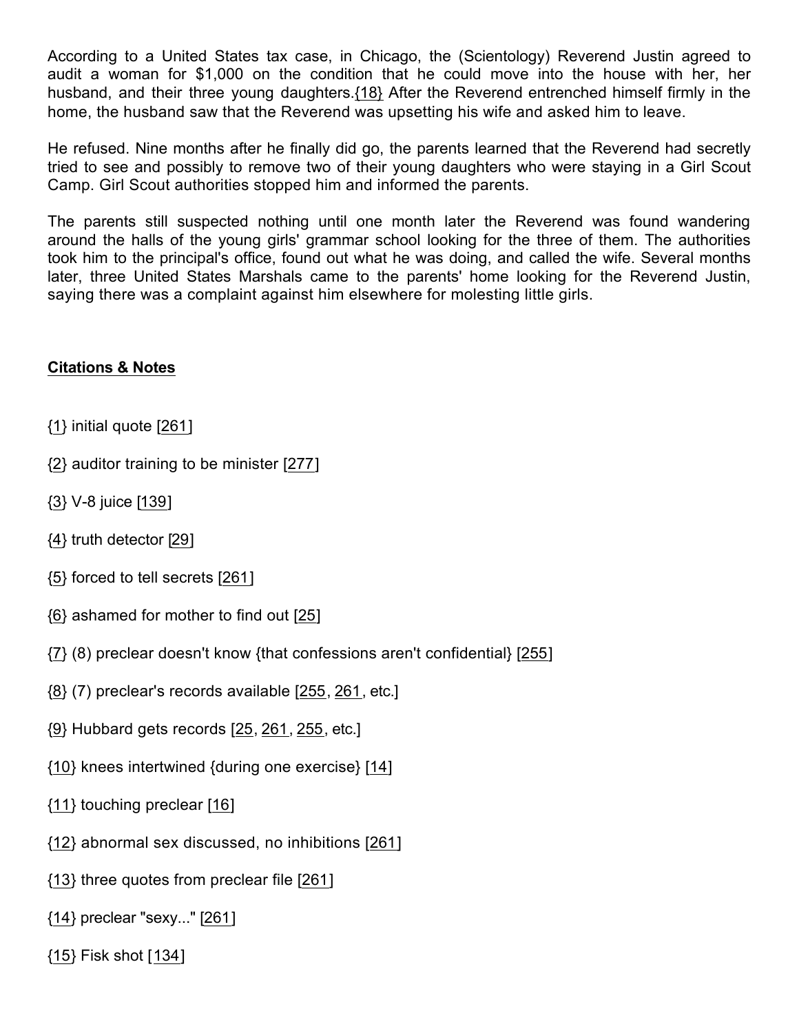According to a United States tax case, in Chicago, the (Scientology) Reverend Justin agreed to audit a woman for $1,000 on the condition that he could move into the house with her, her husband, and their three young daughters.{18} After the Reverend entrenched himself firmly in the home, the husband saw that the Reverend was upsetting his wife and asked him to leave.

He refused. Nine months after he finally did go, the parents learned that the Reverend had secretly tried to see and possibly to remove two of their young daughters who were staying in a Girl Scout Camp. Girl Scout authorities stopped him and informed the parents.

The parents still suspected nothing until one month later the Reverend was found wandering around the halls of the young girls' grammar school looking for the three of them. The authorities took him to the principal's office, found out what he was doing, and called the wife. Several months later, three United States Marshals came to the parents' home looking for the Reverend Justin, saying there was a complaint against him elsewhere for molesting little girls.

**Citations & Notes**

{1} initial quote [261]

{2} auditor training to be minister [277]

{3} V-8 juice [139]

{4} truth detector [29]

{5} forced to tell secrets [261]

{6} ashamed for mother to find out [25]

{7} (8) preclear doesn't know {that confessions aren't confidential} [255]

{8} (7) preclear's records available [255, 261, etc.]

{9} Hubbard gets records [25, 261, 255, etc.]

{10} knees intertwined {during one exercise} [14]

{11} touching preclear [16]

{12} abnormal sex discussed, no inhibitions [261]

{13} three quotes from preclear file [261]

{14} preclear "sexy..." [261]

{15} Fisk shot [134]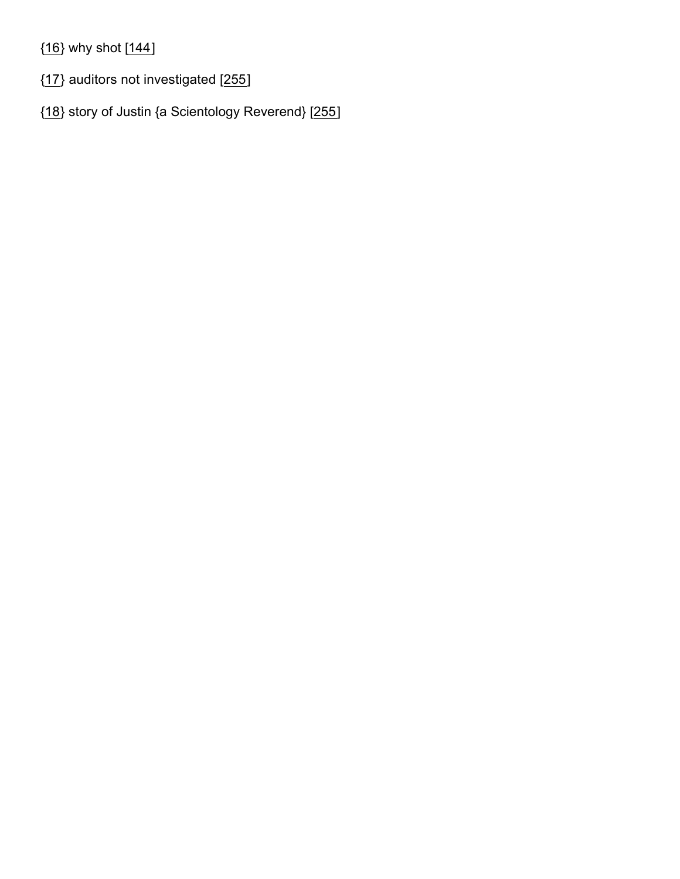{16} why shot [144]

{17} auditors not investigated [255]

{18} story of Justin {a Scientology Reverend} [255]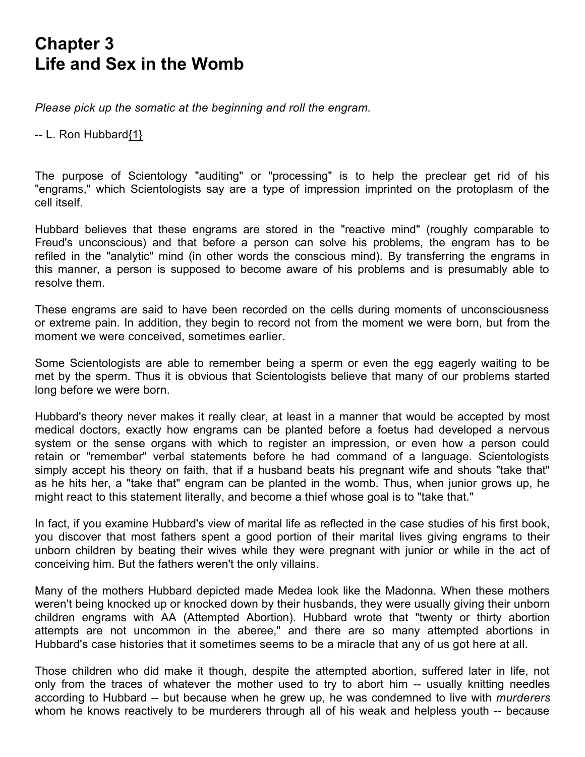# Chapter 3
# Life and Sex in the Womb

*Please pick up the somatic at the beginning and roll the engram.*

-- L. Ron Hubbard{1}

The purpose of Scientology "auditing" or "processing" is to help the preclear get rid of his "engrams," which Scientologists say are a type of impression imprinted on the protoplasm of the cell itself.

Hubbard believes that these engrams are stored in the "reactive mind" (roughly comparable to Freud's unconscious) and that before a person can solve his problems, the engram has to be refiled in the "analytic" mind (in other words the conscious mind). By transferring the engrams in this manner, a person is supposed to become aware of his problems and is presumably able to resolve them.

These engrams are said to have been recorded on the cells during moments of unconsciousness or extreme pain. In addition, they begin to record not from the moment we were born, but from the moment we were conceived, sometimes earlier.

Some Scientologists are able to remember being a sperm or even the egg eagerly waiting to be met by the sperm. Thus it is obvious that Scientologists believe that many of our problems started long before we were born.

Hubbard's theory never makes it really clear, at least in a manner that would be accepted by most medical doctors, exactly how engrams can be planted before a foetus had developed a nervous system or the sense organs with which to register an impression, or even how a person could retain or "remember" verbal statements before he had command of a language. Scientologists simply accept his theory on faith, that if a husband beats his pregnant wife and shouts "take that" as he hits her, a "take that" engram can be planted in the womb. Thus, when junior grows up, he might react to this statement literally, and become a thief whose goal is to "take that."

In fact, if you examine Hubbard's view of marital life as reflected in the case studies of his first book, you discover that most fathers spent a good portion of their marital lives giving engrams to their unborn children by beating their wives while they were pregnant with junior or while in the act of conceiving him. But the fathers weren't the only villains.

Many of the mothers Hubbard depicted made Medea look like the Madonna. When these mothers weren't being knocked up or knocked down by their husbands, they were usually giving their unborn children engrams with AA (Attempted Abortion). Hubbard wrote that "twenty or thirty abortion attempts are not uncommon in the aberee," and there are so many attempted abortions in Hubbard's case histories that it sometimes seems to be a miracle that any of us got here at all.

Those children who did make it though, despite the attempted abortion, suffered later in life, not only from the traces of whatever the mother used to try to abort him -- usually knitting needles according to Hubbard -- but because when he grew up, he was condemned to live with *murderers* whom he knows reactively to be murderers through all of his weak and helpless youth -- because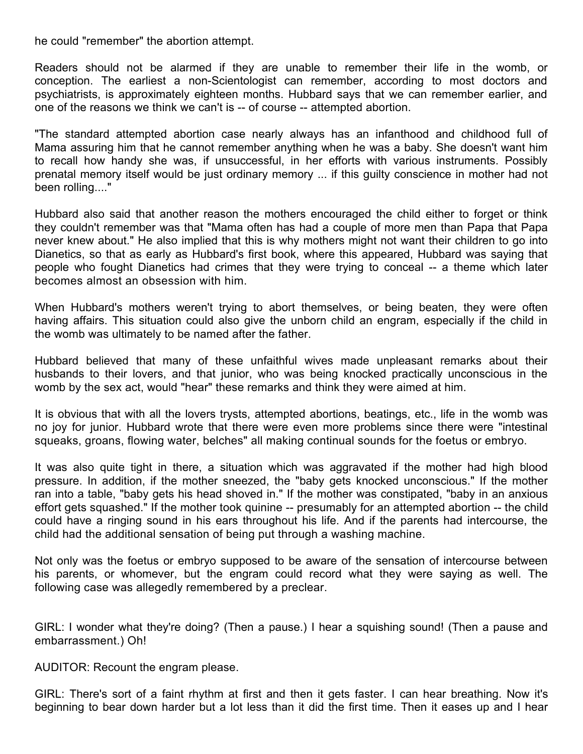he could "remember" the abortion attempt.

Readers should not be alarmed if they are unable to remember their life in the womb, or conception. The earliest a non-Scientologist can remember, according to most doctors and psychiatrists, is approximately eighteen months. Hubbard says that we can remember earlier, and one of the reasons we think we can't is -- of course -- attempted abortion.

"The standard attempted abortion case nearly always has an infanthood and childhood full of Mama assuring him that he cannot remember anything when he was a baby. She doesn't want him to recall how handy she was, if unsuccessful, in her efforts with various instruments. Possibly prenatal memory itself would be just ordinary memory ... if this guilty conscience in mother had not been rolling...."

Hubbard also said that another reason the mothers encouraged the child either to forget or think they couldn't remember was that "Mama often has had a couple of more men than Papa that Papa never knew about." He also implied that this is why mothers might not want their children to go into Dianetics, so that as early as Hubbard's first book, where this appeared, Hubbard was saying that people who fought Dianetics had crimes that they were trying to conceal -- a theme which later becomes almost an obsession with him.

When Hubbard's mothers weren't trying to abort themselves, or being beaten, they were often having affairs. This situation could also give the unborn child an engram, especially if the child in the womb was ultimately to be named after the father.

Hubbard believed that many of these unfaithful wives made unpleasant remarks about their husbands to their lovers, and that junior, who was being knocked practically unconscious in the womb by the sex act, would "hear" these remarks and think they were aimed at him.

It is obvious that with all the lovers trysts, attempted abortions, beatings, etc., life in the womb was no joy for junior. Hubbard wrote that there were even more problems since there were "intestinal squeaks, groans, flowing water, belches" all making continual sounds for the foetus or embryo.

It was also quite tight in there, a situation which was aggravated if the mother had high blood pressure. In addition, if the mother sneezed, the "baby gets knocked unconscious." If the mother ran into a table, "baby gets his head shoved in." If the mother was constipated, "baby in an anxious effort gets squashed." If the mother took quinine -- presumably for an attempted abortion -- the child could have a ringing sound in his ears throughout his life. And if the parents had intercourse, the child had the additional sensation of being put through a washing machine.

Not only was the foetus or embryo supposed to be aware of the sensation of intercourse between his parents, or whomever, but the engram could record what they were saying as well. The following case was allegedly remembered by a preclear.

GIRL: I wonder what they're doing? (Then a pause.) I hear a squishing sound! (Then a pause and embarrassment.) Oh!

AUDITOR: Recount the engram please.

GIRL: There's sort of a faint rhythm at first and then it gets faster. I can hear breathing. Now it's beginning to bear down harder but a lot less than it did the first time. Then it eases up and I hear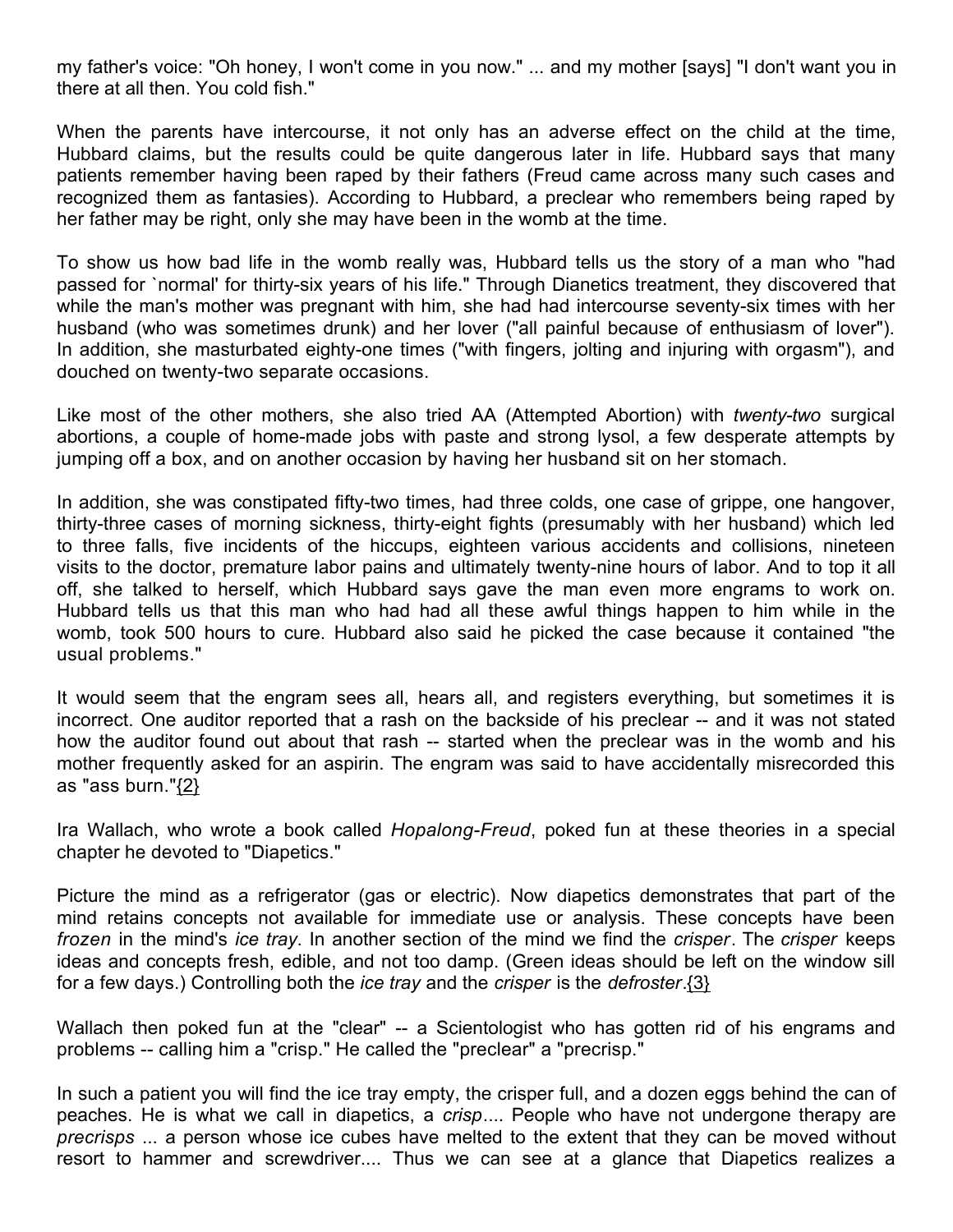my father's voice: "Oh honey, I won't come in you now." ... and my mother [says] "I don't want you in there at all then. You cold fish."

When the parents have intercourse, it not only has an adverse effect on the child at the time, Hubbard claims, but the results could be quite dangerous later in life. Hubbard says that many patients remember having been raped by their fathers (Freud came across many such cases and recognized them as fantasies). According to Hubbard, a preclear who remembers being raped by her father may be right, only she may have been in the womb at the time.

To show us how bad life in the womb really was, Hubbard tells us the story of a man who "had passed for `normal' for thirty-six years of his life." Through Dianetics treatment, they discovered that while the man's mother was pregnant with him, she had had intercourse seventy-six times with her husband (who was sometimes drunk) and her lover ("all painful because of enthusiasm of lover"). In addition, she masturbated eighty-one times ("with fingers, jolting and injuring with orgasm"), and douched on twenty-two separate occasions.

Like most of the other mothers, she also tried AA (Attempted Abortion) with *twenty-two* surgical abortions, a couple of home-made jobs with paste and strong lysol, a few desperate attempts by jumping off a box, and on another occasion by having her husband sit on her stomach.

In addition, she was constipated fifty-two times, had three colds, one case of grippe, one hangover, thirty-three cases of morning sickness, thirty-eight fights (presumably with her husband) which led to three falls, five incidents of the hiccups, eighteen various accidents and collisions, nineteen visits to the doctor, premature labor pains and ultimately twenty-nine hours of labor. And to top it all off, she talked to herself, which Hubbard says gave the man even more engrams to work on. Hubbard tells us that this man who had had all these awful things happen to him while in the womb, took 500 hours to cure. Hubbard also said he picked the case because it contained "the usual problems."

It would seem that the engram sees all, hears all, and registers everything, but sometimes it is incorrect. One auditor reported that a rash on the backside of his preclear -- and it was not stated how the auditor found out about that rash -- started when the preclear was in the womb and his mother frequently asked for an aspirin. The engram was said to have accidentally misrecorded this as "ass burn."{2}

Ira Wallach, who wrote a book called *Hopalong-Freud*, poked fun at these theories in a special chapter he devoted to "Diapetics."

Picture the mind as a refrigerator (gas or electric). Now diapetics demonstrates that part of the mind retains concepts not available for immediate use or analysis. These concepts have been *frozen* in the mind's *ice tray*. In another section of the mind we find the *crisper*. The *crisper* keeps ideas and concepts fresh, edible, and not too damp. (Green ideas should be left on the window sill for a few days.) Controlling both the *ice tray* and the *crisper* is the *defroster*.{3}

Wallach then poked fun at the "clear" -- a Scientologist who has gotten rid of his engrams and problems -- calling him a "crisp." He called the "preclear" a "precrisp."

In such a patient you will find the ice tray empty, the crisper full, and a dozen eggs behind the can of peaches. He is what we call in diapetics, a *crisp*.... People who have not undergone therapy are *precrisps* ... a person whose ice cubes have melted to the extent that they can be moved without resort to hammer and screwdriver.... Thus we can see at a glance that Diapetics realizes a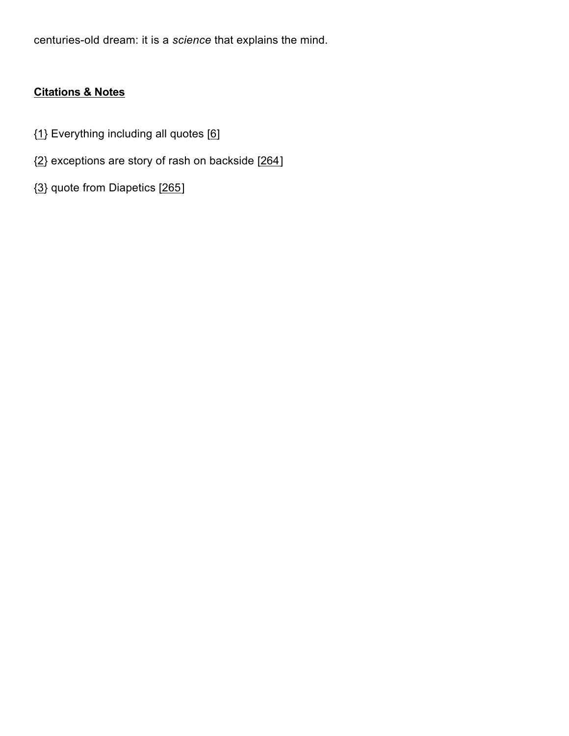centuries-old dream: it is a *science* that explains the mind.

**Citations & Notes**

{1} Everything including all quotes [6]

{2} exceptions are story of rash on backside [264]

{3} quote from Diapetics [265]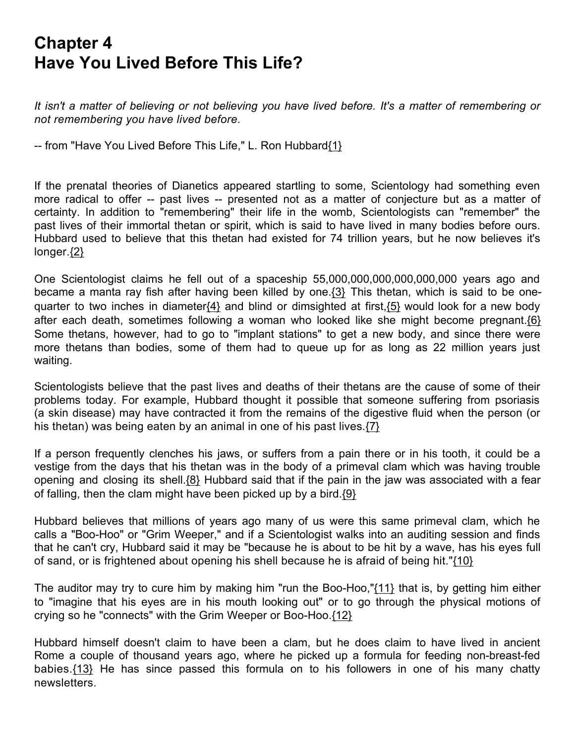# Chapter 4
# Have You Lived Before This Life?

*It isn't a matter of believing or not believing you have lived before. It's a matter of remembering or not remembering you have lived before.*

-- from "Have You Lived Before This Life," L. Ron Hubbard{1}

If the prenatal theories of Dianetics appeared startling to some, Scientology had something even more radical to offer -- past lives -- presented not as a matter of conjecture but as a matter of certainty. In addition to "remembering" their life in the womb, Scientologists can "remember" the past lives of their immortal thetan or spirit, which is said to have lived in many bodies before ours. Hubbard used to believe that this thetan had existed for 74 trillion years, but he now believes it's longer.{2}

One Scientologist claims he fell out of a spaceship 55,000,000,000,000,000,000 years ago and became a manta ray fish after having been killed by one.{3} This thetan, which is said to be one-quarter to two inches in diameter{4} and blind or dimsighted at first,{5} would look for a new body after each death, sometimes following a woman who looked like she might become pregnant.{6} Some thetans, however, had to go to "implant stations" to get a new body, and since there were more thetans than bodies, some of them had to queue up for as long as 22 million years just waiting.

Scientologists believe that the past lives and deaths of their thetans are the cause of some of their problems today. For example, Hubbard thought it possible that someone suffering from psoriasis (a skin disease) may have contracted it from the remains of the digestive fluid when the person (or his thetan) was being eaten by an animal in one of his past lives.{7}

If a person frequently clenches his jaws, or suffers from a pain there or in his tooth, it could be a vestige from the days that his thetan was in the body of a primeval clam which was having trouble opening and closing its shell.{8} Hubbard said that if the pain in the jaw was associated with a fear of falling, then the clam might have been picked up by a bird.{9}

Hubbard believes that millions of years ago many of us were this same primeval clam, which he calls a "Boo-Hoo" or "Grim Weeper," and if a Scientologist walks into an auditing session and finds that he can't cry, Hubbard said it may be "because he is about to be hit by a wave, has his eyes full of sand, or is frightened about opening his shell because he is afraid of being hit."{10}

The auditor may try to cure him by making him "run the Boo-Hoo,"{11} that is, by getting him either to "imagine that his eyes are in his mouth looking out" or to go through the physical motions of crying so he "connects" with the Grim Weeper or Boo-Hoo.{12}

Hubbard himself doesn't claim to have been a clam, but he does claim to have lived in ancient Rome a couple of thousand years ago, where he picked up a formula for feeding non-breast-fed babies.{13} He has since passed this formula on to his followers in one of his many chatty newsletters.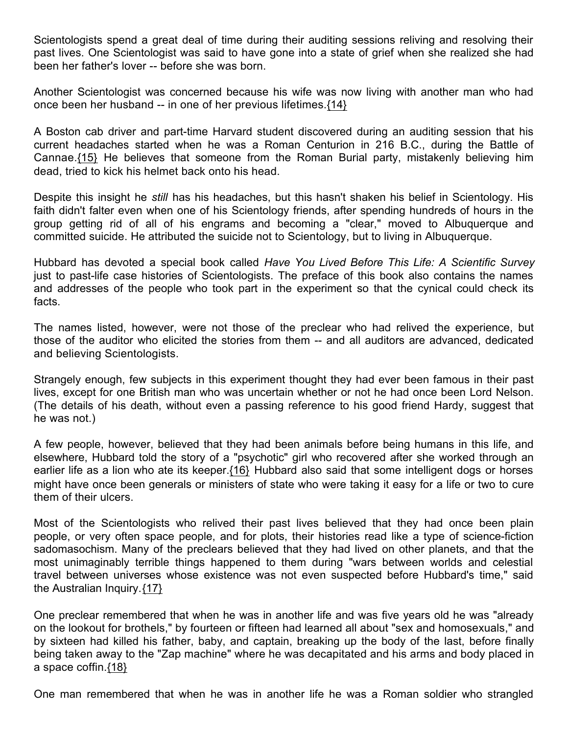Scientologists spend a great deal of time during their auditing sessions reliving and resolving their past lives. One Scientologist was said to have gone into a state of grief when she realized she had been her father's lover -- before she was born.

Another Scientologist was concerned because his wife was now living with another man who had once been her husband -- in one of her previous lifetimes.{14}

A Boston cab driver and part-time Harvard student discovered during an auditing session that his current headaches started when he was a Roman Centurion in 216 B.C., during the Battle of Cannae.{15} He believes that someone from the Roman Burial party, mistakenly believing him dead, tried to kick his helmet back onto his head.

Despite this insight he *still* has his headaches, but this hasn't shaken his belief in Scientology. His faith didn't falter even when one of his Scientology friends, after spending hundreds of hours in the group getting rid of all of his engrams and becoming a "clear," moved to Albuquerque and committed suicide. He attributed the suicide not to Scientology, but to living in Albuquerque.

Hubbard has devoted a special book called *Have You Lived Before This Life: A Scientific Survey* just to past-life case histories of Scientologists. The preface of this book also contains the names and addresses of the people who took part in the experiment so that the cynical could check its facts.

The names listed, however, were not those of the preclear who had relived the experience, but those of the auditor who elicited the stories from them -- and all auditors are advanced, dedicated and believing Scientologists.

Strangely enough, few subjects in this experiment thought they had ever been famous in their past lives, except for one British man who was uncertain whether or not he had once been Lord Nelson. (The details of his death, without even a passing reference to his good friend Hardy, suggest that he was not.)

A few people, however, believed that they had been animals before being humans in this life, and elsewhere, Hubbard told the story of a "psychotic" girl who recovered after she worked through an earlier life as a lion who ate its keeper.{16} Hubbard also said that some intelligent dogs or horses might have once been generals or ministers of state who were taking it easy for a life or two to cure them of their ulcers.

Most of the Scientologists who relived their past lives believed that they had once been plain people, or very often space people, and for plots, their histories read like a type of science-fiction sadomasochism. Many of the preclears believed that they had lived on other planets, and that the most unimaginably terrible things happened to them during "wars between worlds and celestial travel between universes whose existence was not even suspected before Hubbard's time," said the Australian Inquiry.{17}

One preclear remembered that when he was in another life and was five years old he was "already on the lookout for brothels," by fourteen or fifteen had learned all about "sex and homosexuals," and by sixteen had killed his father, baby, and captain, breaking up the body of the last, before finally being taken away to the "Zap machine" where he was decapitated and his arms and body placed in a space coffin.{18}

One man remembered that when he was in another life he was a Roman soldier who strangled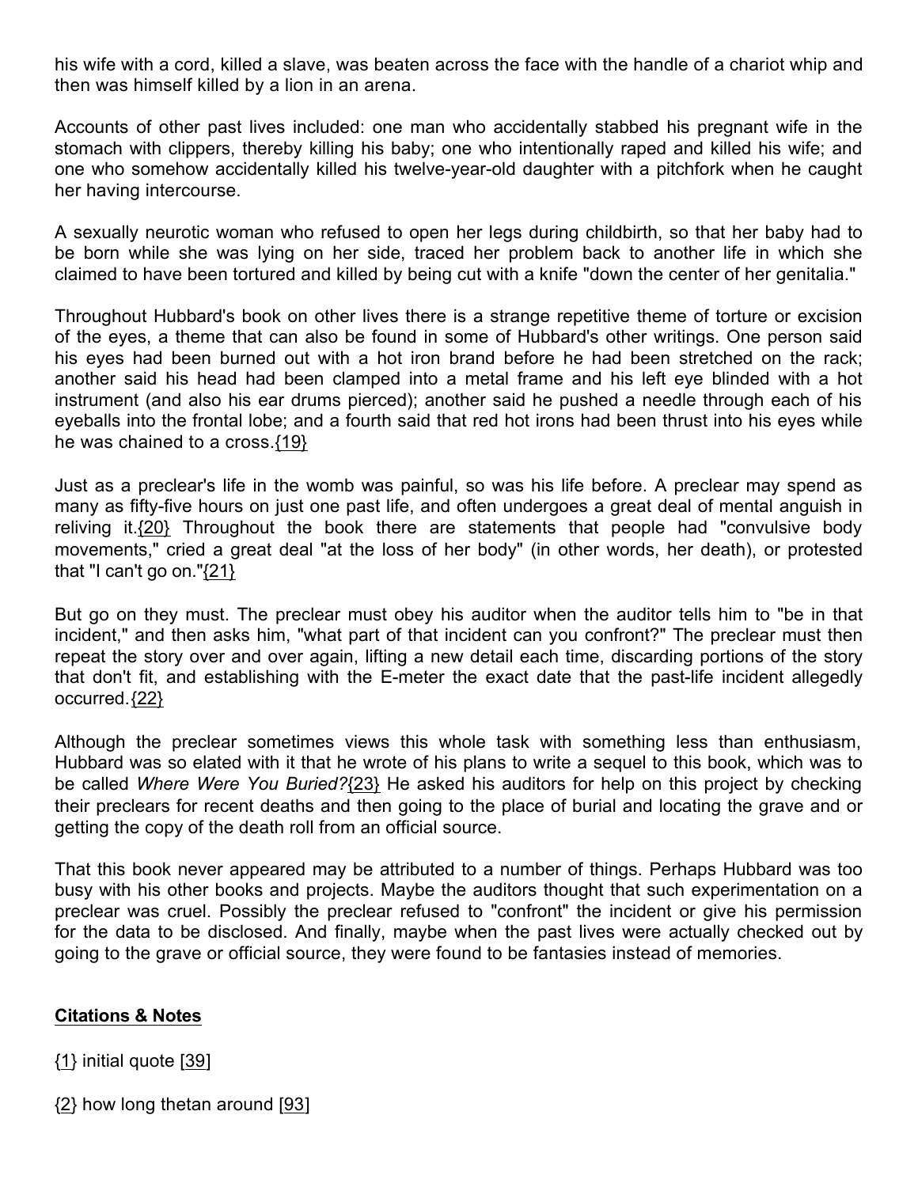his wife with a cord, killed a slave, was beaten across the face with the handle of a chariot whip and then was himself killed by a lion in an arena.

Accounts of other past lives included: one man who accidentally stabbed his pregnant wife in the stomach with clippers, thereby killing his baby; one who intentionally raped and killed his wife; and one who somehow accidentally killed his twelve-year-old daughter with a pitchfork when he caught her having intercourse.

A sexually neurotic woman who refused to open her legs during childbirth, so that her baby had to be born while she was lying on her side, traced her problem back to another life in which she claimed to have been tortured and killed by being cut with a knife "down the center of her genitalia."

Throughout Hubbard's book on other lives there is a strange repetitive theme of torture or excision of the eyes, a theme that can also be found in some of Hubbard's other writings. One person said his eyes had been burned out with a hot iron brand before he had been stretched on the rack; another said his head had been clamped into a metal frame and his left eye blinded with a hot instrument (and also his ear drums pierced); another said he pushed a needle through each of his eyeballs into the frontal lobe; and a fourth said that red hot irons had been thrust into his eyes while he was chained to a cross.{19}

Just as a preclear's life in the womb was painful, so was his life before. A preclear may spend as many as fifty-five hours on just one past life, and often undergoes a great deal of mental anguish in reliving it.{20} Throughout the book there are statements that people had "convulsive body movements," cried a great deal "at the loss of her body" (in other words, her death), or protested that "I can't go on."{21}

But go on they must. The preclear must obey his auditor when the auditor tells him to "be in that incident," and then asks him, "what part of that incident can you confront?" The preclear must then repeat the story over and over again, lifting a new detail each time, discarding portions of the story that don't fit, and establishing with the E-meter the exact date that the past-life incident allegedly occurred.{22}

Although the preclear sometimes views this whole task with something less than enthusiasm, Hubbard was so elated with it that he wrote of his plans to write a sequel to this book, which was to be called *Where Were You Buried?*{23} He asked his auditors for help on this project by checking their preclears for recent deaths and then going to the place of burial and locating the grave and or getting the copy of the death roll from an official source.

That this book never appeared may be attributed to a number of things. Perhaps Hubbard was too busy with his other books and projects. Maybe the auditors thought that such experimentation on a preclear was cruel. Possibly the preclear refused to "confront" the incident or give his permission for the data to be disclosed. And finally, maybe when the past lives were actually checked out by going to the grave or official source, they were found to be fantasies instead of memories.

## Citations & Notes

{1} initial quote [39]

{2} how long thetan around [93]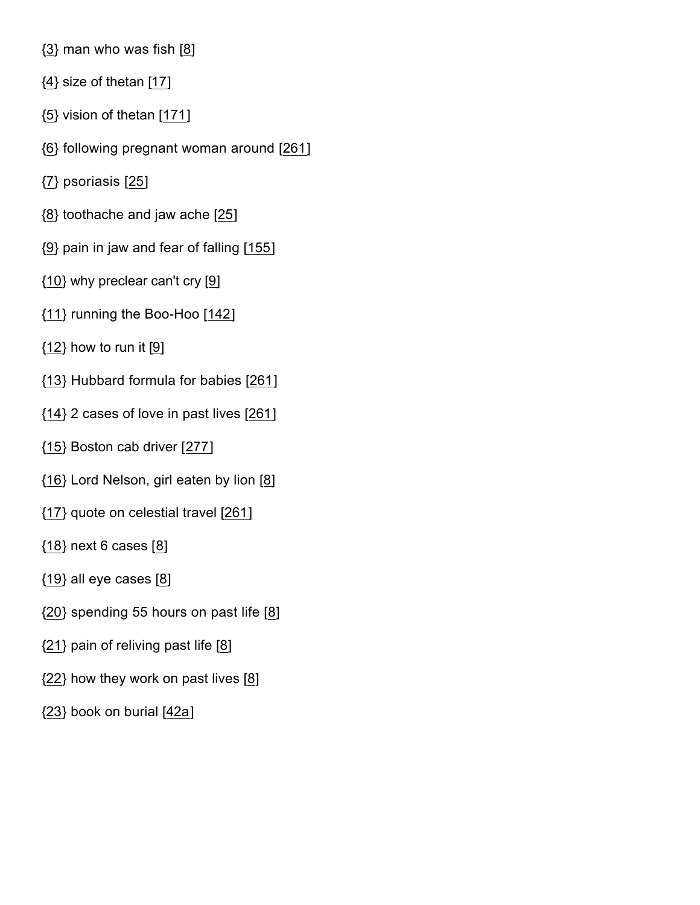{3} man who was fish [8]

{4} size of thetan [17]

{5} vision of thetan [171]

{6} following pregnant woman around [261]

{7} psoriasis [25]

{8} toothache and jaw ache [25]

{9} pain in jaw and fear of falling [155]

{10} why preclear can't cry [9]

{11} running the Boo-Hoo [142]

{12} how to run it [9]

{13} Hubbard formula for babies [261]

{14} 2 cases of love in past lives [261]

{15} Boston cab driver [277]

{16} Lord Nelson, girl eaten by lion [8]

{17} quote on celestial travel [261]

{18} next 6 cases [8]

{19} all eye cases [8]

{20} spending 55 hours on past life [8]

{21} pain of reliving past life [8]

{22} how they work on past lives [8]

{23} book on burial [42a]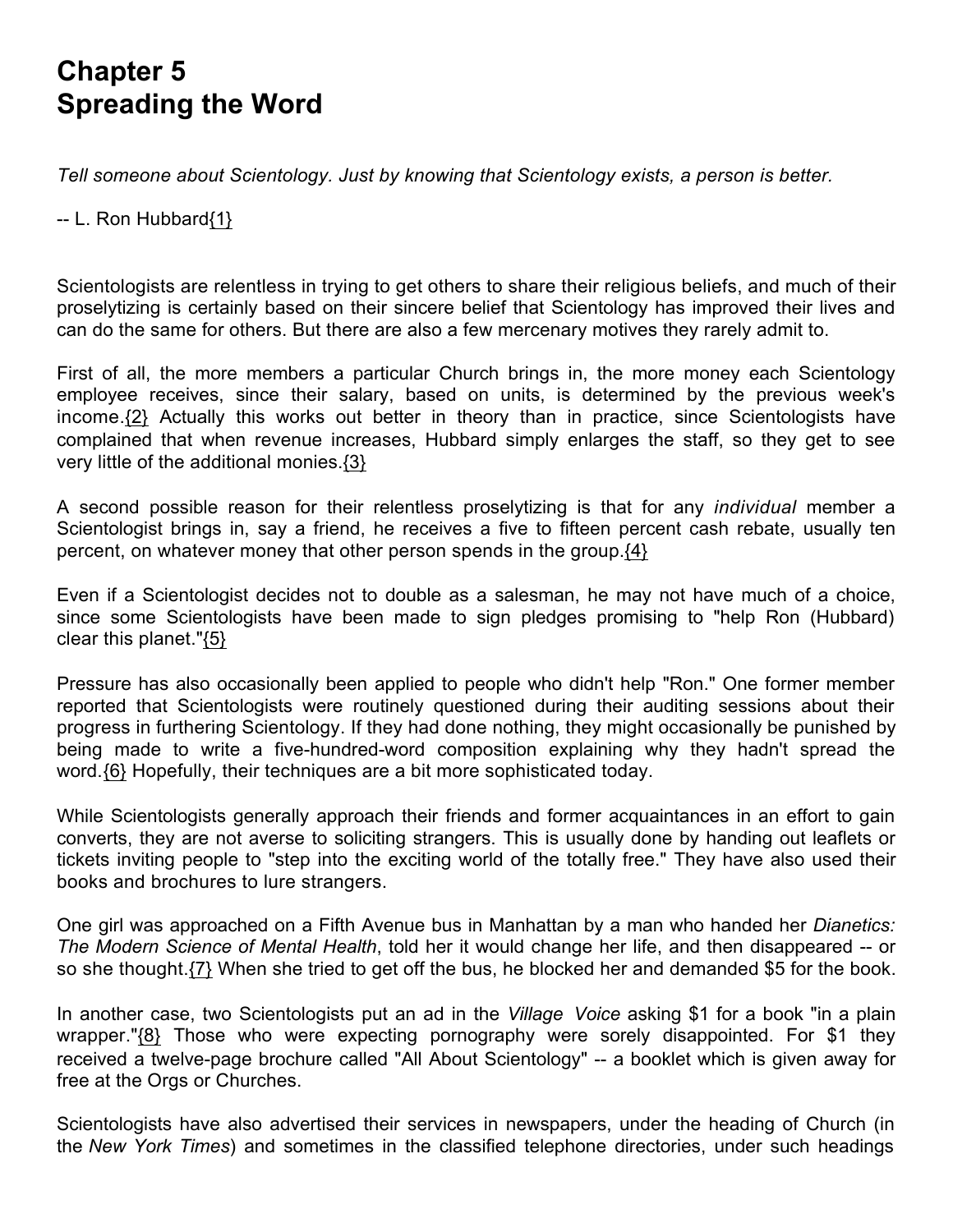# Chapter 5
# Spreading the Word

*Tell someone about Scientology. Just by knowing that Scientology exists, a person is better.*

-- L. Ron Hubbard{1}

Scientologists are relentless in trying to get others to share their religious beliefs, and much of their proselytizing is certainly based on their sincere belief that Scientology has improved their lives and can do the same for others. But there are also a few mercenary motives they rarely admit to.

First of all, the more members a particular Church brings in, the more money each Scientology employee receives, since their salary, based on units, is determined by the previous week's income.{2} Actually this works out better in theory than in practice, since Scientologists have complained that when revenue increases, Hubbard simply enlarges the staff, so they get to see very little of the additional monies.{3}

A second possible reason for their relentless proselytizing is that for any *individual* member a Scientologist brings in, say a friend, he receives a five to fifteen percent cash rebate, usually ten percent, on whatever money that other person spends in the group.{4}

Even if a Scientologist decides not to double as a salesman, he may not have much of a choice, since some Scientologists have been made to sign pledges promising to "help Ron (Hubbard) clear this planet."{5}

Pressure has also occasionally been applied to people who didn't help "Ron." One former member reported that Scientologists were routinely questioned during their auditing sessions about their progress in furthering Scientology. If they had done nothing, they might occasionally be punished by being made to write a five-hundred-word composition explaining why they hadn't spread the word.{6} Hopefully, their techniques are a bit more sophisticated today.

While Scientologists generally approach their friends and former acquaintances in an effort to gain converts, they are not averse to soliciting strangers. This is usually done by handing out leaflets or tickets inviting people to "step into the exciting world of the totally free." They have also used their books and brochures to lure strangers.

One girl was approached on a Fifth Avenue bus in Manhattan by a man who handed her *Dianetics: The Modern Science of Mental Health*, told her it would change her life, and then disappeared -- or so she thought.{7} When she tried to get off the bus, he blocked her and demanded $5 for the book.

In another case, two Scientologists put an ad in the *Village Voice* asking $1 for a book "in a plain wrapper."{8} Those who were expecting pornography were sorely disappointed. For $1 they received a twelve-page brochure called "All About Scientology" -- a booklet which is given away for free at the Orgs or Churches.

Scientologists have also advertised their services in newspapers, under the heading of Church (in the *New York Times*) and sometimes in the classified telephone directories, under such headings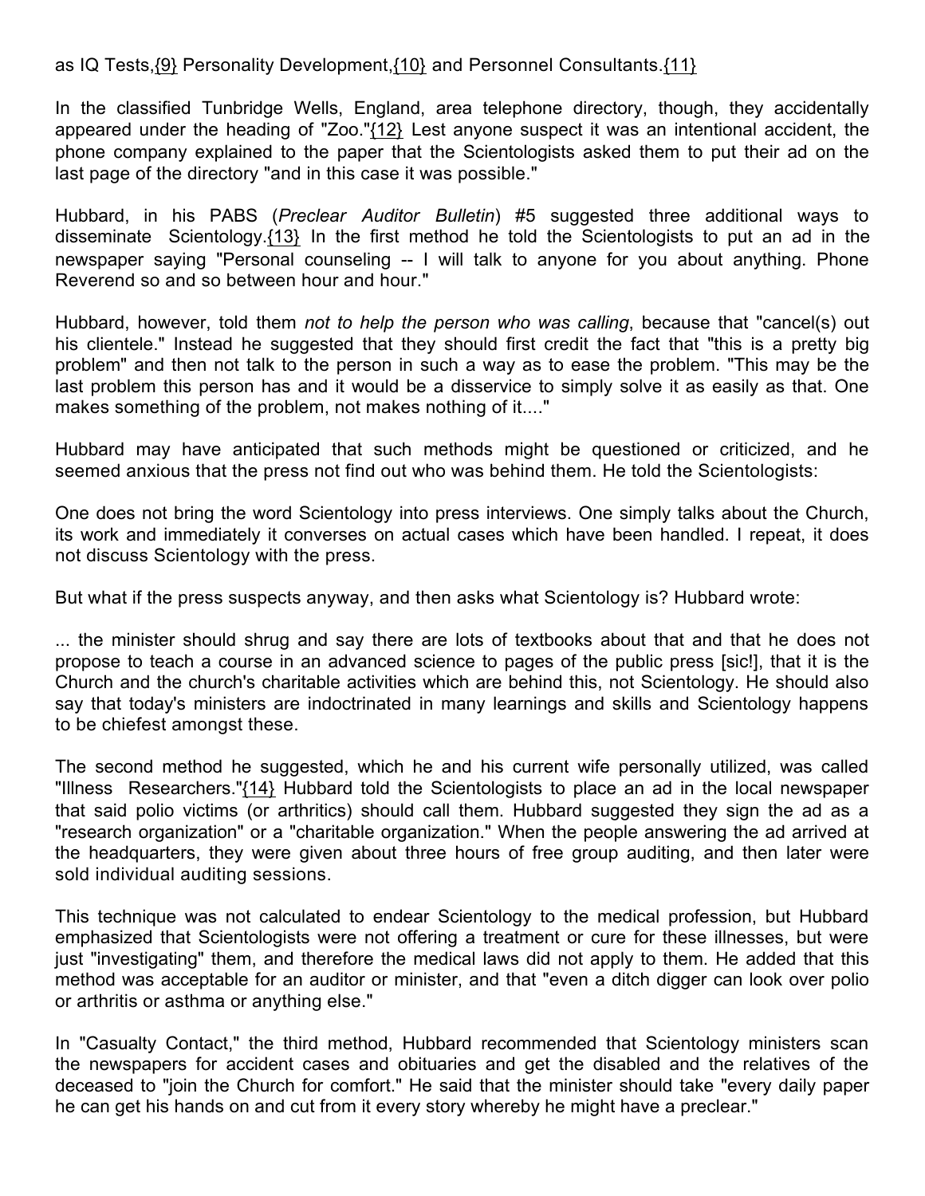as IQ Tests,{9} Personality Development,{10} and Personnel Consultants.{11}

In the classified Tunbridge Wells, England, area telephone directory, though, they accidentally appeared under the heading of "Zoo."{12} Lest anyone suspect it was an intentional accident, the phone company explained to the paper that the Scientologists asked them to put their ad on the last page of the directory "and in this case it was possible."

Hubbard, in his PABS (*Preclear Auditor Bulletin*) #5 suggested three additional ways to disseminate Scientology.{13} In the first method he told the Scientologists to put an ad in the newspaper saying "Personal counseling -- I will talk to anyone for you about anything. Phone Reverend so and so between hour and hour."

Hubbard, however, told them *not to help the person who was calling*, because that "cancel(s) out his clientele." Instead he suggested that they should first credit the fact that "this is a pretty big problem" and then not talk to the person in such a way as to ease the problem. "This may be the last problem this person has and it would be a disservice to simply solve it as easily as that. One makes something of the problem, not makes nothing of it...."

Hubbard may have anticipated that such methods might be questioned or criticized, and he seemed anxious that the press not find out who was behind them. He told the Scientologists:

One does not bring the word Scientology into press interviews. One simply talks about the Church, its work and immediately it converses on actual cases which have been handled. I repeat, it does not discuss Scientology with the press.

But what if the press suspects anyway, and then asks what Scientology is? Hubbard wrote:

... the minister should shrug and say there are lots of textbooks about that and that he does not propose to teach a course in an advanced science to pages of the public press [sic!], that it is the Church and the church's charitable activities which are behind this, not Scientology. He should also say that today's ministers are indoctrinated in many learnings and skills and Scientology happens to be chiefest amongst these.

The second method he suggested, which he and his current wife personally utilized, was called "Illness Researchers."{14} Hubbard told the Scientologists to place an ad in the local newspaper that said polio victims (or arthritics) should call them. Hubbard suggested they sign the ad as a "research organization" or a "charitable organization." When the people answering the ad arrived at the headquarters, they were given about three hours of free group auditing, and then later were sold individual auditing sessions.

This technique was not calculated to endear Scientology to the medical profession, but Hubbard emphasized that Scientologists were not offering a treatment or cure for these illnesses, but were just "investigating" them, and therefore the medical laws did not apply to them. He added that this method was acceptable for an auditor or minister, and that "even a ditch digger can look over polio or arthritis or asthma or anything else."

In "Casualty Contact," the third method, Hubbard recommended that Scientology ministers scan the newspapers for accident cases and obituaries and get the disabled and the relatives of the deceased to "join the Church for comfort." He said that the minister should take "every daily paper he can get his hands on and cut from it every story whereby he might have a preclear."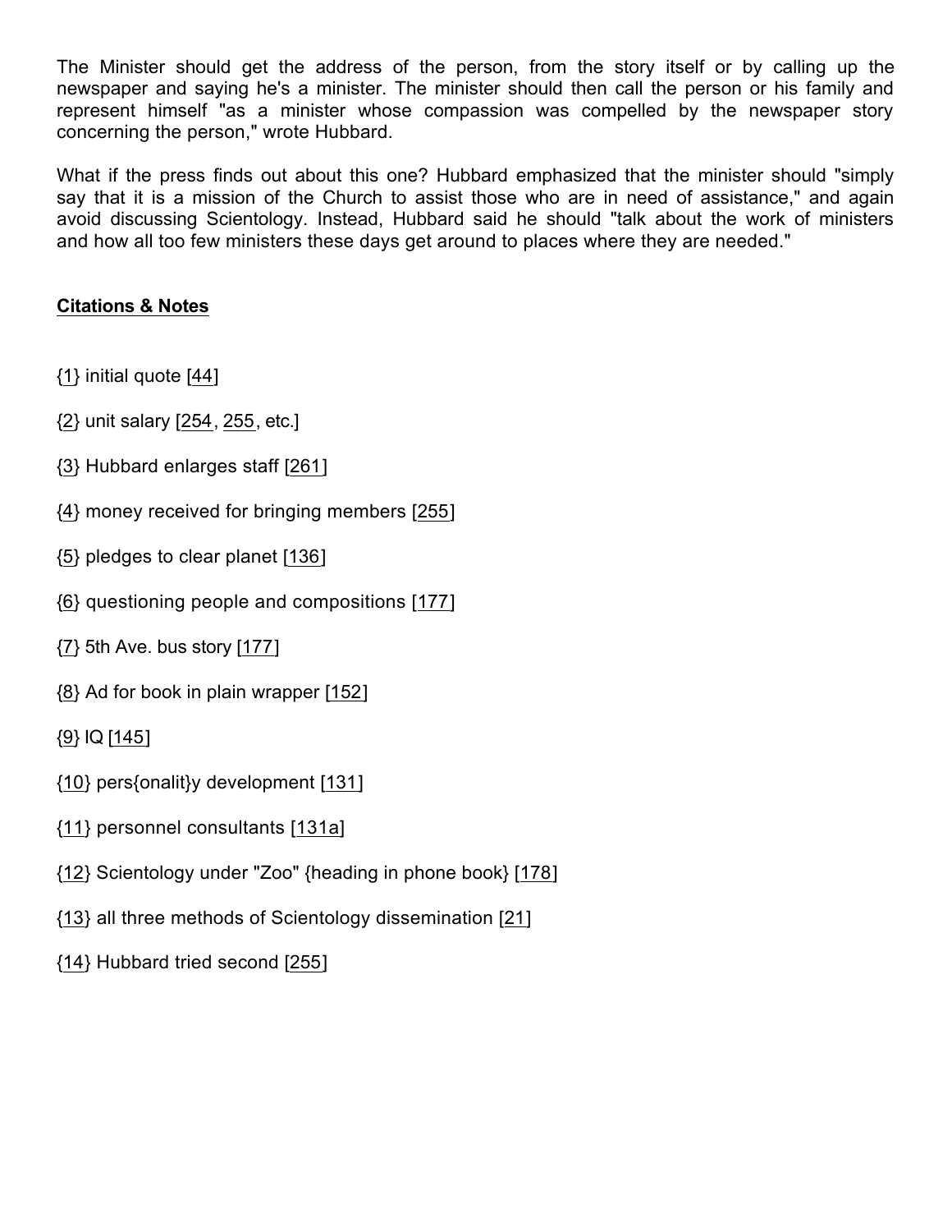The Minister should get the address of the person, from the story itself or by calling up the newspaper and saying he's a minister. The minister should then call the person or his family and represent himself "as a minister whose compassion was compelled by the newspaper story concerning the person," wrote Hubbard.

What if the press finds out about this one? Hubbard emphasized that the minister should "simply say that it is a mission of the Church to assist those who are in need of assistance," and again avoid discussing Scientology. Instead, Hubbard said he should "talk about the work of ministers and how all too few ministers these days get around to places where they are needed."

## Citations & Notes

{1} initial quote [44]

{2} unit salary [254, 255, etc.]

{3} Hubbard enlarges staff [261]

{4} money received for bringing members [255]

{5} pledges to clear planet [136]

{6} questioning people and compositions [177]

{7} 5th Ave. bus story [177]

{8} Ad for book in plain wrapper [152]

{9} IQ [145]

{10} pers{onalit}y development [131]

{11} personnel consultants [131a]

{12} Scientology under "Zoo" {heading in phone book} [178]

{13} all three methods of Scientology dissemination [21]

{14} Hubbard tried second [255]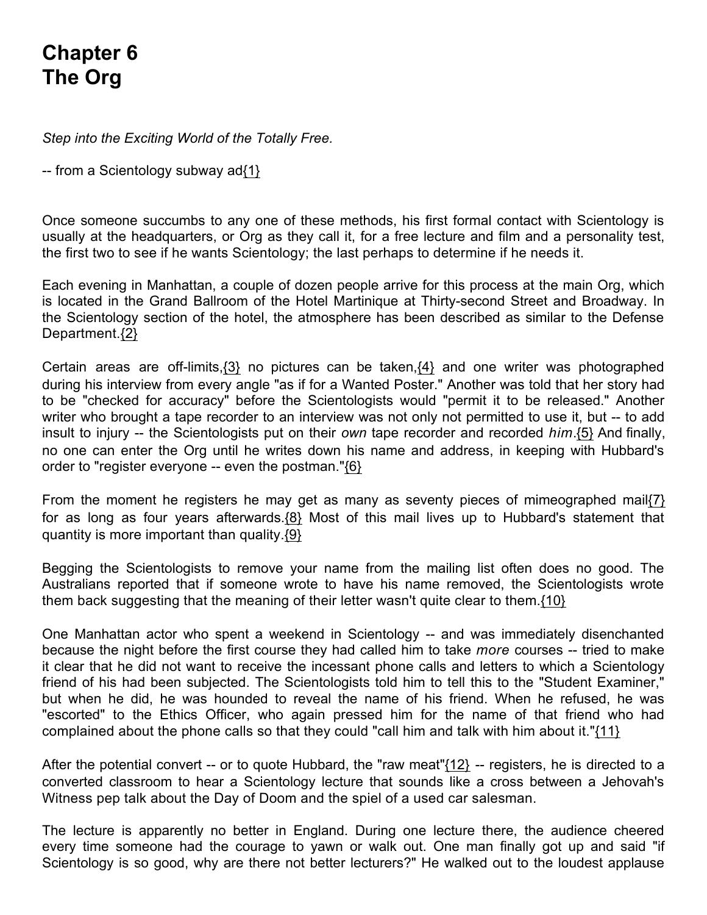# Chapter 6
# The Org

*Step into the Exciting World of the Totally Free.*

-- from a Scientology subway ad{1}

Once someone succumbs to any one of these methods, his first formal contact with Scientology is usually at the headquarters, or Org as they call it, for a free lecture and film and a personality test, the first two to see if he wants Scientology; the last perhaps to determine if he needs it.

Each evening in Manhattan, a couple of dozen people arrive for this process at the main Org, which is located in the Grand Ballroom of the Hotel Martinique at Thirty-second Street and Broadway. In the Scientology section of the hotel, the atmosphere has been described as similar to the Defense Department.{2}

Certain areas are off-limits,{3} no pictures can be taken,{4} and one writer was photographed during his interview from every angle "as if for a Wanted Poster." Another was told that her story had to be "checked for accuracy" before the Scientologists would "permit it to be released." Another writer who brought a tape recorder to an interview was not only not permitted to use it, but -- to add insult to injury -- the Scientologists put on their *own* tape recorder and recorded *him*.{5} And finally, no one can enter the Org until he writes down his name and address, in keeping with Hubbard's order to "register everyone -- even the postman."{6}

From the moment he registers he may get as many as seventy pieces of mimeographed mail{7} for as long as four years afterwards.{8} Most of this mail lives up to Hubbard's statement that quantity is more important than quality.{9}

Begging the Scientologists to remove your name from the mailing list often does no good. The Australians reported that if someone wrote to have his name removed, the Scientologists wrote them back suggesting that the meaning of their letter wasn't quite clear to them.{10}

One Manhattan actor who spent a weekend in Scientology -- and was immediately disenchanted because the night before the first course they had called him to take *more* courses -- tried to make it clear that he did not want to receive the incessant phone calls and letters to which a Scientology friend of his had been subjected. The Scientologists told him to tell this to the "Student Examiner," but when he did, he was hounded to reveal the name of his friend. When he refused, he was "escorted" to the Ethics Officer, who again pressed him for the name of that friend who had complained about the phone calls so that they could "call him and talk with him about it."{11}

After the potential convert -- or to quote Hubbard, the "raw meat"{12} -- registers, he is directed to a converted classroom to hear a Scientology lecture that sounds like a cross between a Jehovah's Witness pep talk about the Day of Doom and the spiel of a used car salesman.

The lecture is apparently no better in England. During one lecture there, the audience cheered every time someone had the courage to yawn or walk out. One man finally got up and said "if Scientology is so good, why are there not better lecturers?" He walked out to the loudest applause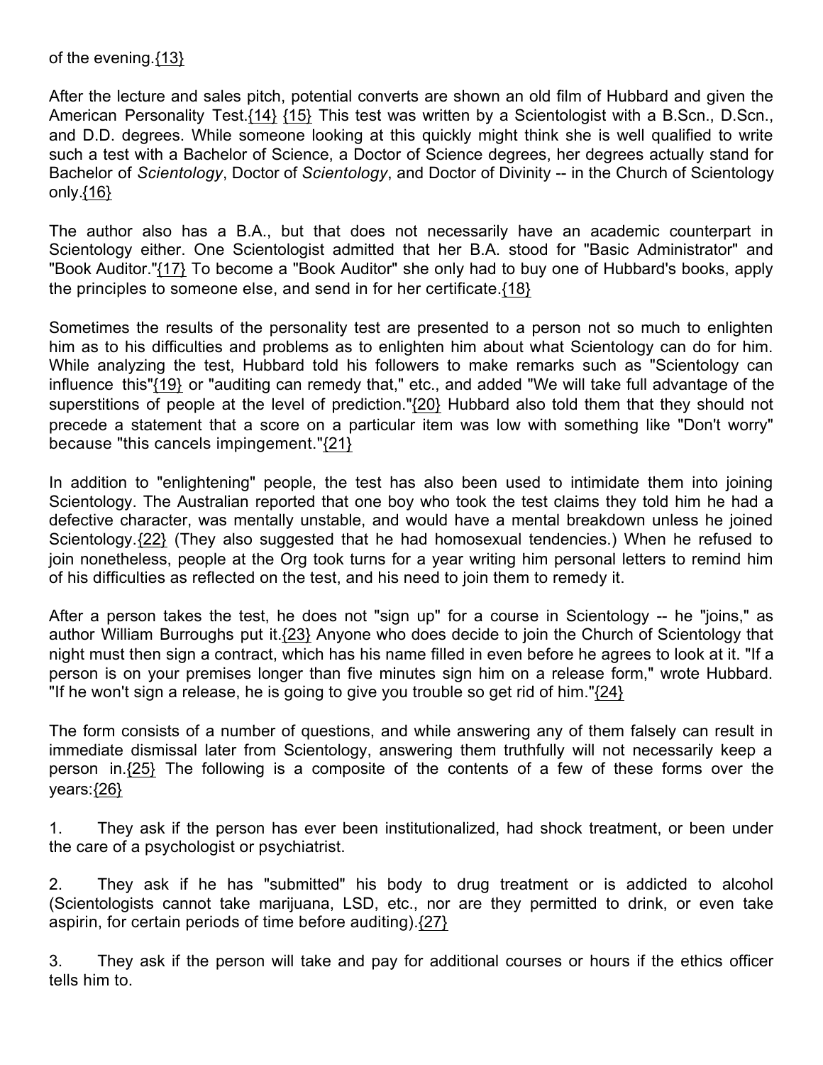of the evening.{13}

After the lecture and sales pitch, potential converts are shown an old film of Hubbard and given the American Personality Test.{14} {15} This test was written by a Scientologist with a B.Scn., D.Scn., and D.D. degrees. While someone looking at this quickly might think she is well qualified to write such a test with a Bachelor of Science, a Doctor of Science degrees, her degrees actually stand for Bachelor of *Scientology*, Doctor of *Scientology*, and Doctor of Divinity -- in the Church of Scientology only.{16}

The author also has a B.A., but that does not necessarily have an academic counterpart in Scientology either. One Scientologist admitted that her B.A. stood for "Basic Administrator" and "Book Auditor."{17} To become a "Book Auditor" she only had to buy one of Hubbard's books, apply the principles to someone else, and send in for her certificate.{18}

Sometimes the results of the personality test are presented to a person not so much to enlighten him as to his difficulties and problems as to enlighten him about what Scientology can do for him. While analyzing the test, Hubbard told his followers to make remarks such as "Scientology can influence this"{19} or "auditing can remedy that," etc., and added "We will take full advantage of the superstitions of people at the level of prediction."{20} Hubbard also told them that they should not precede a statement that a score on a particular item was low with something like "Don't worry" because "this cancels impingement."{21}

In addition to "enlightening" people, the test has also been used to intimidate them into joining Scientology. The Australian reported that one boy who took the test claims they told him he had a defective character, was mentally unstable, and would have a mental breakdown unless he joined Scientology.{22} (They also suggested that he had homosexual tendencies.) When he refused to join nonetheless, people at the Org took turns for a year writing him personal letters to remind him of his difficulties as reflected on the test, and his need to join them to remedy it.

After a person takes the test, he does not "sign up" for a course in Scientology -- he "joins," as author William Burroughs put it.{23} Anyone who does decide to join the Church of Scientology that night must then sign a contract, which has his name filled in even before he agrees to look at it. "If a person is on your premises longer than five minutes sign him on a release form," wrote Hubbard. "If he won't sign a release, he is going to give you trouble so get rid of him."{24}

The form consists of a number of questions, and while answering any of them falsely can result in immediate dismissal later from Scientology, answering them truthfully will not necessarily keep a person in.{25} The following is a composite of the contents of a few of these forms over the years:{26}

1. They ask if the person has ever been institutionalized, had shock treatment, or been under the care of a psychologist or psychiatrist.

2. They ask if he has "submitted" his body to drug treatment or is addicted to alcohol (Scientologists cannot take marijuana, LSD, etc., nor are they permitted to drink, or even take aspirin, for certain periods of time before auditing).{27}

3. They ask if the person will take and pay for additional courses or hours if the ethics officer tells him to.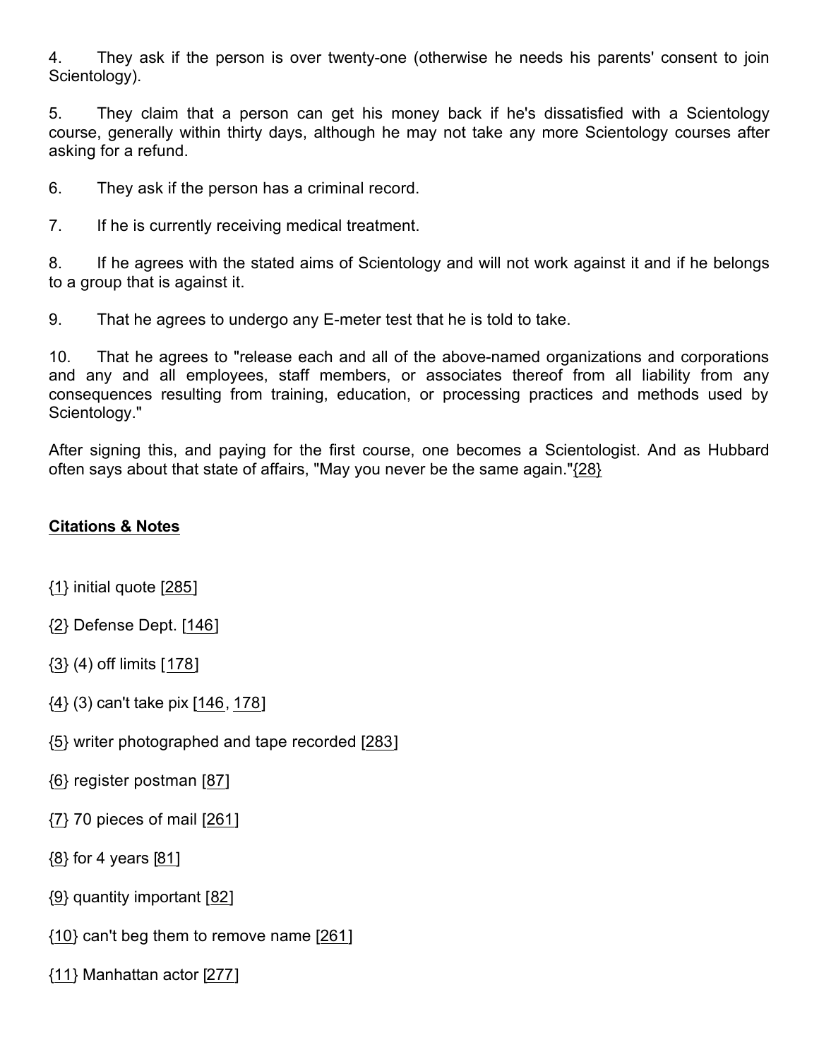4. They ask if the person is over twenty-one (otherwise he needs his parents' consent to join Scientology).

5. They claim that a person can get his money back if he's dissatisfied with a Scientology course, generally within thirty days, although he may not take any more Scientology courses after asking for a refund.

6. They ask if the person has a criminal record.

7. If he is currently receiving medical treatment.

8. If he agrees with the stated aims of Scientology and will not work against it and if he belongs to a group that is against it.

9. That he agrees to undergo any E-meter test that he is told to take.

10. That he agrees to "release each and all of the above-named organizations and corporations and any and all employees, staff members, or associates thereof from all liability from any consequences resulting from training, education, or processing practices and methods used by Scientology."

After signing this, and paying for the first course, one becomes a Scientologist. And as Hubbard often says about that state of affairs, "May you never be the same again."{28}

## Citations & Notes

{1} initial quote [285]

{2} Defense Dept. [146]

{3} (4) off limits [178]

{4} (3) can't take pix [146, 178]

{5} writer photographed and tape recorded [283]

{6} register postman [87]

{7} 70 pieces of mail [261]

{8} for 4 years [81]

{9} quantity important [82]

{10} can't beg them to remove name [261]

{11} Manhattan actor [277]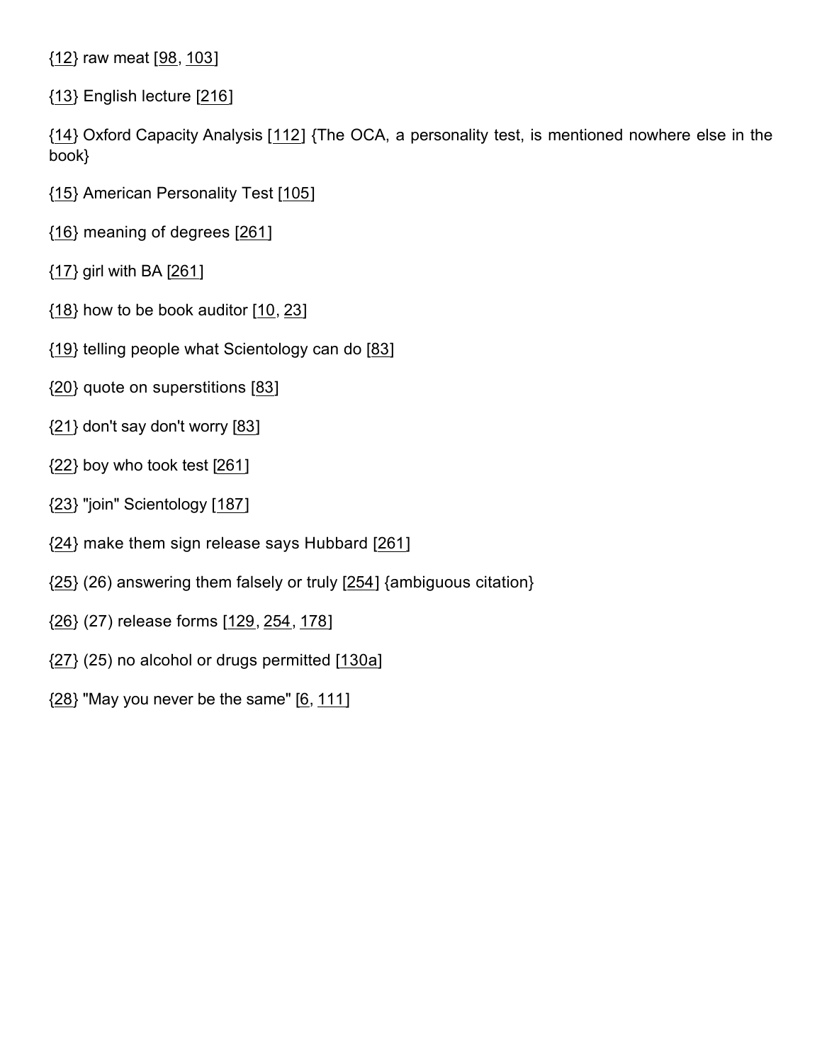{12} raw meat [98, 103]

{13} English lecture [216]

{14} Oxford Capacity Analysis [112] {The OCA, a personality test, is mentioned nowhere else in the book}

{15} American Personality Test [105]

{16} meaning of degrees [261]

{17} girl with BA [261]

{18} how to be book auditor [10, 23]

{19} telling people what Scientology can do [83]

{20} quote on superstitions [83]

{21} don't say don't worry [83]

{22} boy who took test [261]

{23} "join" Scientology [187]

{24} make them sign release says Hubbard [261]

{25} (26) answering them falsely or truly [254] {ambiguous citation}

{26} (27) release forms [129, 254, 178]

{27} (25) no alcohol or drugs permitted [130a]

{28} "May you never be the same" [6, 111]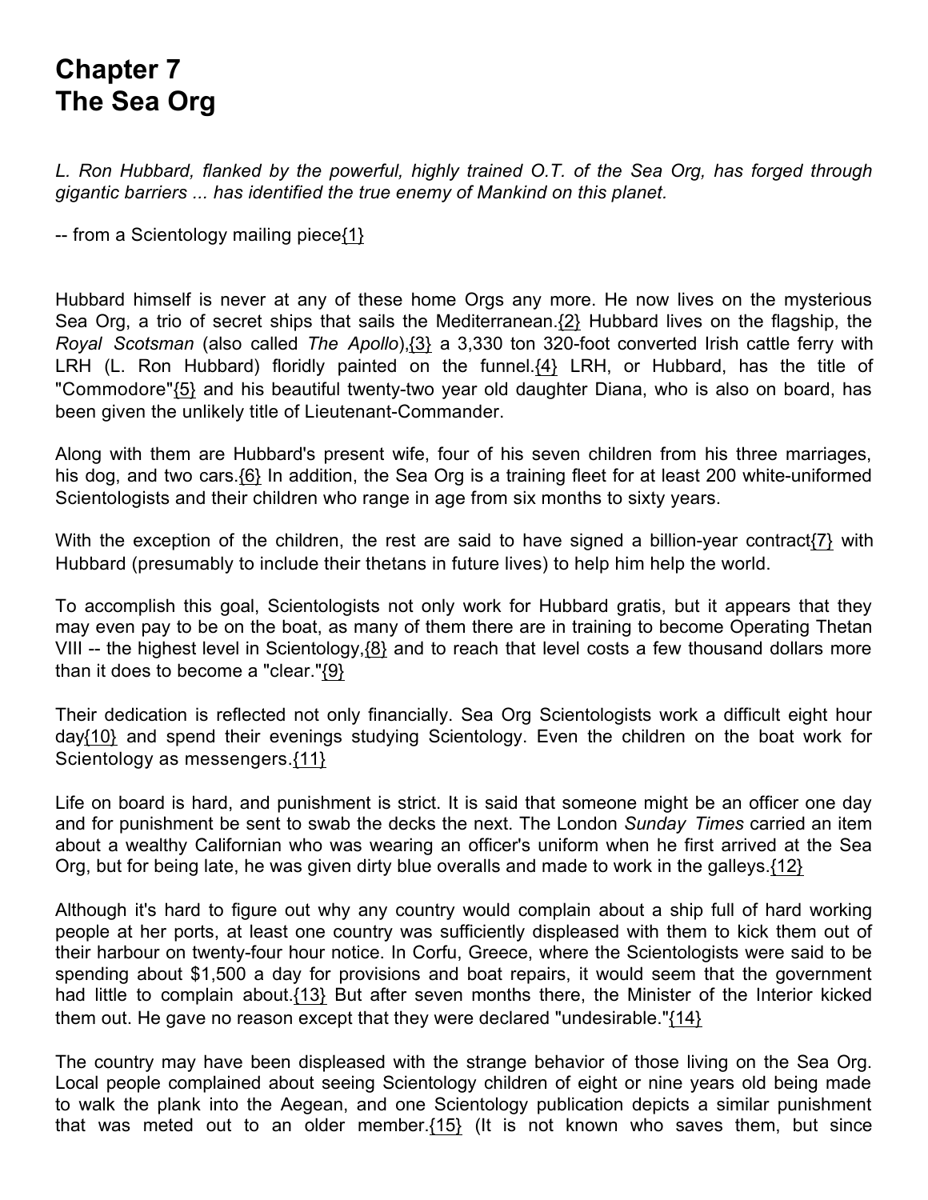# Chapter 7
# The Sea Org

*L. Ron Hubbard, flanked by the powerful, highly trained O.T. of the Sea Org, has forged through gigantic barriers ... has identified the true enemy of Mankind on this planet.*

-- from a Scientology mailing piece{1}

Hubbard himself is never at any of these home Orgs any more. He now lives on the mysterious Sea Org, a trio of secret ships that sails the Mediterranean.{2} Hubbard lives on the flagship, the *Royal Scotsman* (also called *The Apollo*),{3} a 3,330 ton 320-foot converted Irish cattle ferry with LRH (L. Ron Hubbard) floridly painted on the funnel.{4} LRH, or Hubbard, has the title of "Commodore"{5} and his beautiful twenty-two year old daughter Diana, who is also on board, has been given the unlikely title of Lieutenant-Commander.

Along with them are Hubbard's present wife, four of his seven children from his three marriages, his dog, and two cars.{6} In addition, the Sea Org is a training fleet for at least 200 white-uniformed Scientologists and their children who range in age from six months to sixty years.

With the exception of the children, the rest are said to have signed a billion-year contract{7} with Hubbard (presumably to include their thetans in future lives) to help him help the world.

To accomplish this goal, Scientologists not only work for Hubbard gratis, but it appears that they may even pay to be on the boat, as many of them there are in training to become Operating Thetan VIII -- the highest level in Scientology,{8} and to reach that level costs a few thousand dollars more than it does to become a "clear."{9}

Their dedication is reflected not only financially. Sea Org Scientologists work a difficult eight hour day{10} and spend their evenings studying Scientology. Even the children on the boat work for Scientology as messengers.{11}

Life on board is hard, and punishment is strict. It is said that someone might be an officer one day and for punishment be sent to swab the decks the next. The London *Sunday Times* carried an item about a wealthy Californian who was wearing an officer's uniform when he first arrived at the Sea Org, but for being late, he was given dirty blue overalls and made to work in the galleys.{12}

Although it's hard to figure out why any country would complain about a ship full of hard working people at her ports, at least one country was sufficiently displeased with them to kick them out of their harbour on twenty-four hour notice. In Corfu, Greece, where the Scientologists were said to be spending about $1,500 a day for provisions and boat repairs, it would seem that the government had little to complain about.{13} But after seven months there, the Minister of the Interior kicked them out. He gave no reason except that they were declared "undesirable."{14}

The country may have been displeased with the strange behavior of those living on the Sea Org. Local people complained about seeing Scientology children of eight or nine years old being made to walk the plank into the Aegean, and one Scientology publication depicts a similar punishment that was meted out to an older member.{15} (It is not known who saves them, but since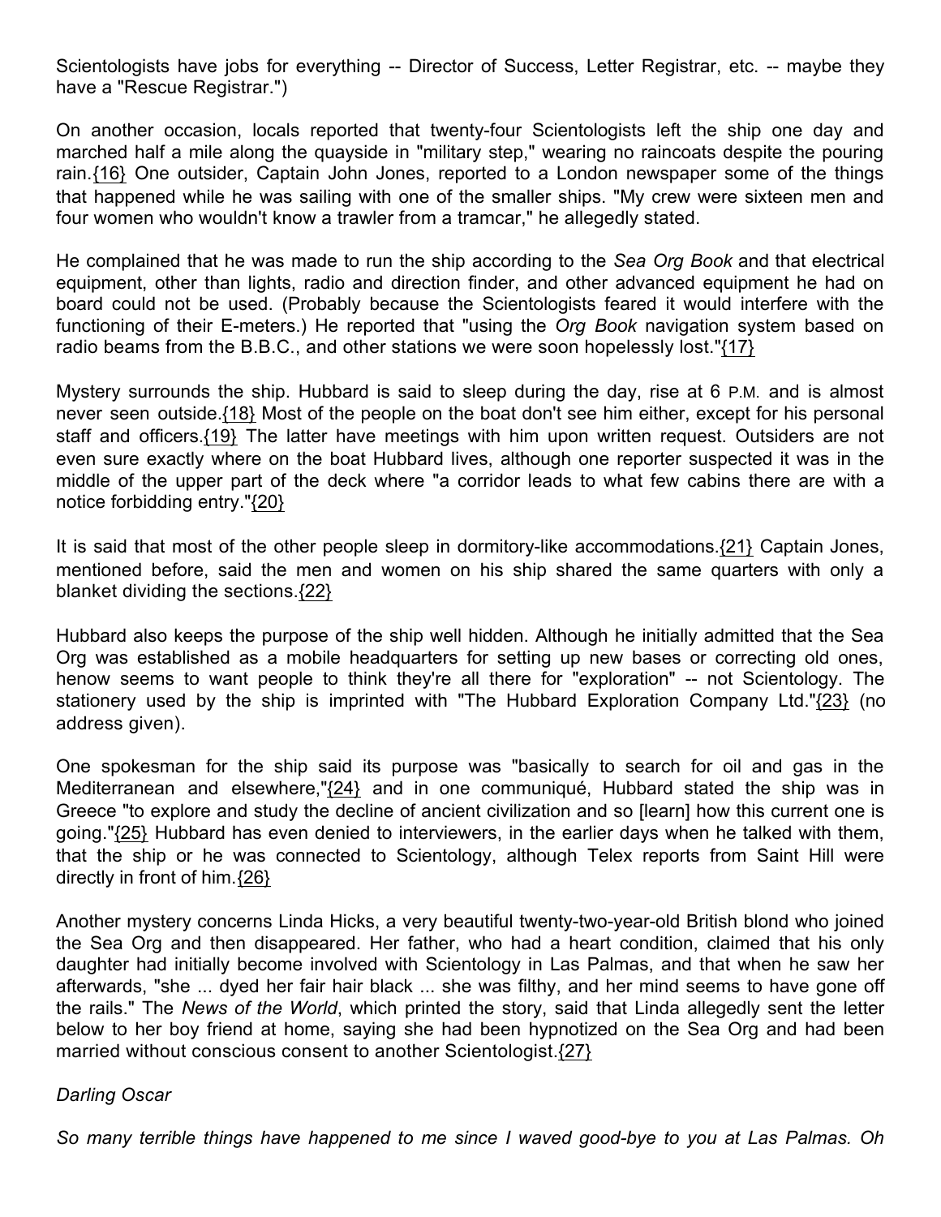Scientologists have jobs for everything -- Director of Success, Letter Registrar, etc. -- maybe they have a "Rescue Registrar.")

On another occasion, locals reported that twenty-four Scientologists left the ship one day and marched half a mile along the quayside in "military step," wearing no raincoats despite the pouring rain.{16} One outsider, Captain John Jones, reported to a London newspaper some of the things that happened while he was sailing with one of the smaller ships. "My crew were sixteen men and four women who wouldn't know a trawler from a tramcar," he allegedly stated.

He complained that he was made to run the ship according to the *Sea Org Book* and that electrical equipment, other than lights, radio and direction finder, and other advanced equipment he had on board could not be used. (Probably because the Scientologists feared it would interfere with the functioning of their E-meters.) He reported that "using the *Org Book* navigation system based on radio beams from the B.B.C., and other stations we were soon hopelessly lost."{17}

Mystery surrounds the ship. Hubbard is said to sleep during the day, rise at 6 P.M. and is almost never seen outside.{18} Most of the people on the boat don't see him either, except for his personal staff and officers.{19} The latter have meetings with him upon written request. Outsiders are not even sure exactly where on the boat Hubbard lives, although one reporter suspected it was in the middle of the upper part of the deck where "a corridor leads to what few cabins there are with a notice forbidding entry."{20}

It is said that most of the other people sleep in dormitory-like accommodations.{21} Captain Jones, mentioned before, said the men and women on his ship shared the same quarters with only a blanket dividing the sections.{22}

Hubbard also keeps the purpose of the ship well hidden. Although he initially admitted that the Sea Org was established as a mobile headquarters for setting up new bases or correcting old ones, henow seems to want people to think they're all there for "exploration" -- not Scientology. The stationery used by the ship is imprinted with "The Hubbard Exploration Company Ltd."{23} (no address given).

One spokesman for the ship said its purpose was "basically to search for oil and gas in the Mediterranean and elsewhere,"{24} and in one communiqué, Hubbard stated the ship was in Greece "to explore and study the decline of ancient civilization and so [learn] how this current one is going."{25} Hubbard has even denied to interviewers, in the earlier days when he talked with them, that the ship or he was connected to Scientology, although Telex reports from Saint Hill were directly in front of him.{26}

Another mystery concerns Linda Hicks, a very beautiful twenty-two-year-old British blond who joined the Sea Org and then disappeared. Her father, who had a heart condition, claimed that his only daughter had initially become involved with Scientology in Las Palmas, and that when he saw her afterwards, "she ... dyed her fair hair black ... she was filthy, and her mind seems to have gone off the rails." The *News of the World*, which printed the story, said that Linda allegedly sent the letter below to her boy friend at home, saying she had been hypnotized on the Sea Org and had been married without conscious consent to another Scientologist.{27}

*Darling Oscar*

*So many terrible things have happened to me since I waved good-bye to you at Las Palmas. Oh*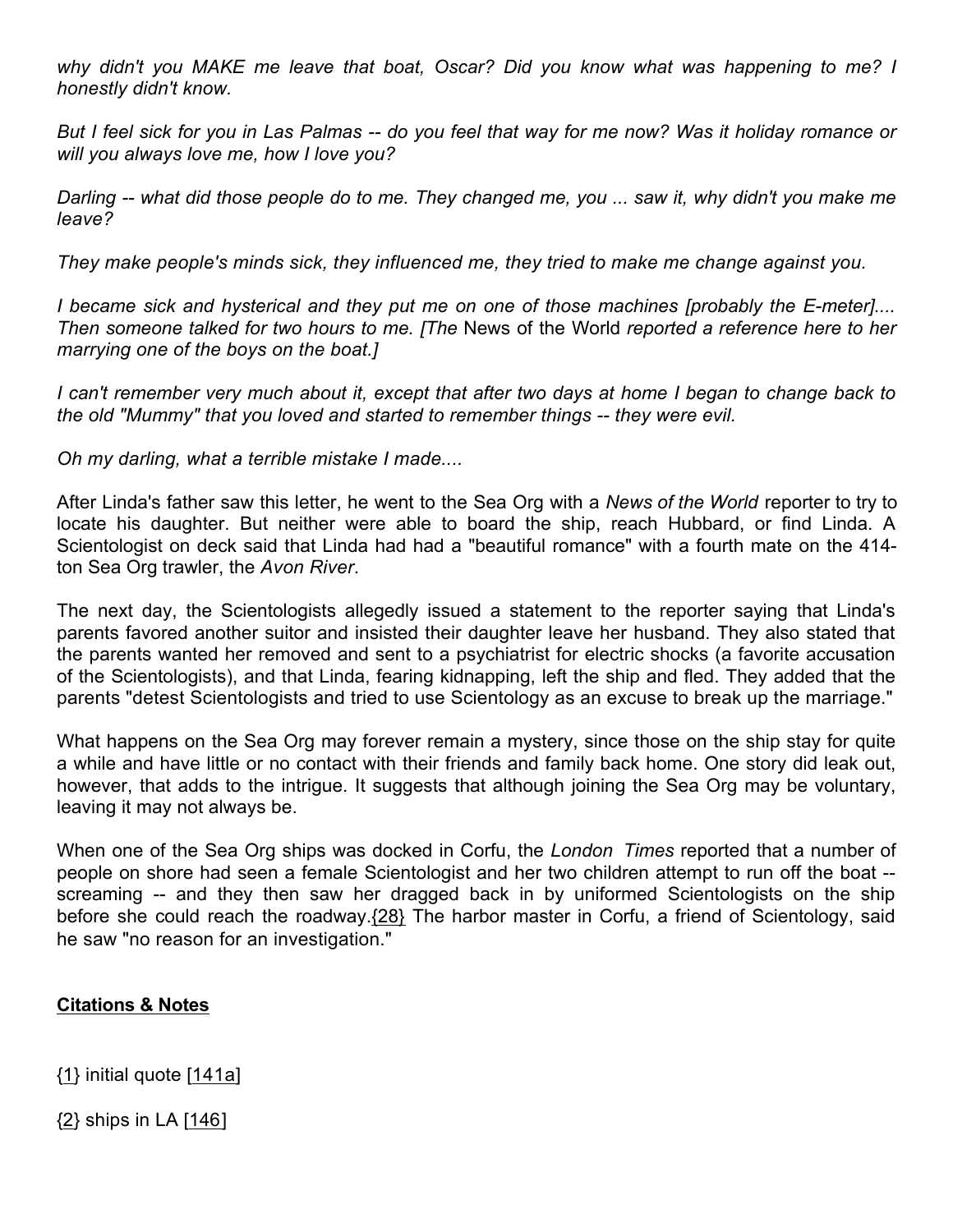*why didn't you MAKE me leave that boat, Oscar? Did you know what was happening to me? I honestly didn't know.*

*But I feel sick for you in Las Palmas -- do you feel that way for me now? Was it holiday romance or will you always love me, how I love you?*

*Darling -- what did those people do to me. They changed me, you ... saw it, why didn't you make me leave?*

*They make people's minds sick, they influenced me, they tried to make me change against you.*

*I became sick and hysterical and they put me on one of those machines [probably the E-meter].... Then someone talked for two hours to me. [The* News of the World *reported a reference here to her marrying one of the boys on the boat.]*

*I can't remember very much about it, except that after two days at home I began to change back to the old "Mummy" that you loved and started to remember things -- they were evil.*

*Oh my darling, what a terrible mistake I made....*

After Linda's father saw this letter, he went to the Sea Org with a *News of the World* reporter to try to locate his daughter. But neither were able to board the ship, reach Hubbard, or find Linda. A Scientologist on deck said that Linda had had a "beautiful romance" with a fourth mate on the 414-ton Sea Org trawler, the *Avon River*.

The next day, the Scientologists allegedly issued a statement to the reporter saying that Linda's parents favored another suitor and insisted their daughter leave her husband. They also stated that the parents wanted her removed and sent to a psychiatrist for electric shocks (a favorite accusation of the Scientologists), and that Linda, fearing kidnapping, left the ship and fled. They added that the parents "detest Scientologists and tried to use Scientology as an excuse to break up the marriage."

What happens on the Sea Org may forever remain a mystery, since those on the ship stay for quite a while and have little or no contact with their friends and family back home. One story did leak out, however, that adds to the intrigue. It suggests that although joining the Sea Org may be voluntary, leaving it may not always be.

When one of the Sea Org ships was docked in Corfu, the *London Times* reported that a number of people on shore had seen a female Scientologist and her two children attempt to run off the boat -- screaming -- and they then saw her dragged back in by uniformed Scientologists on the ship before she could reach the roadway.{28} The harbor master in Corfu, a friend of Scientology, said he saw "no reason for an investigation."

**Citations & Notes**

{1} initial quote [141a]

{2} ships in LA [146]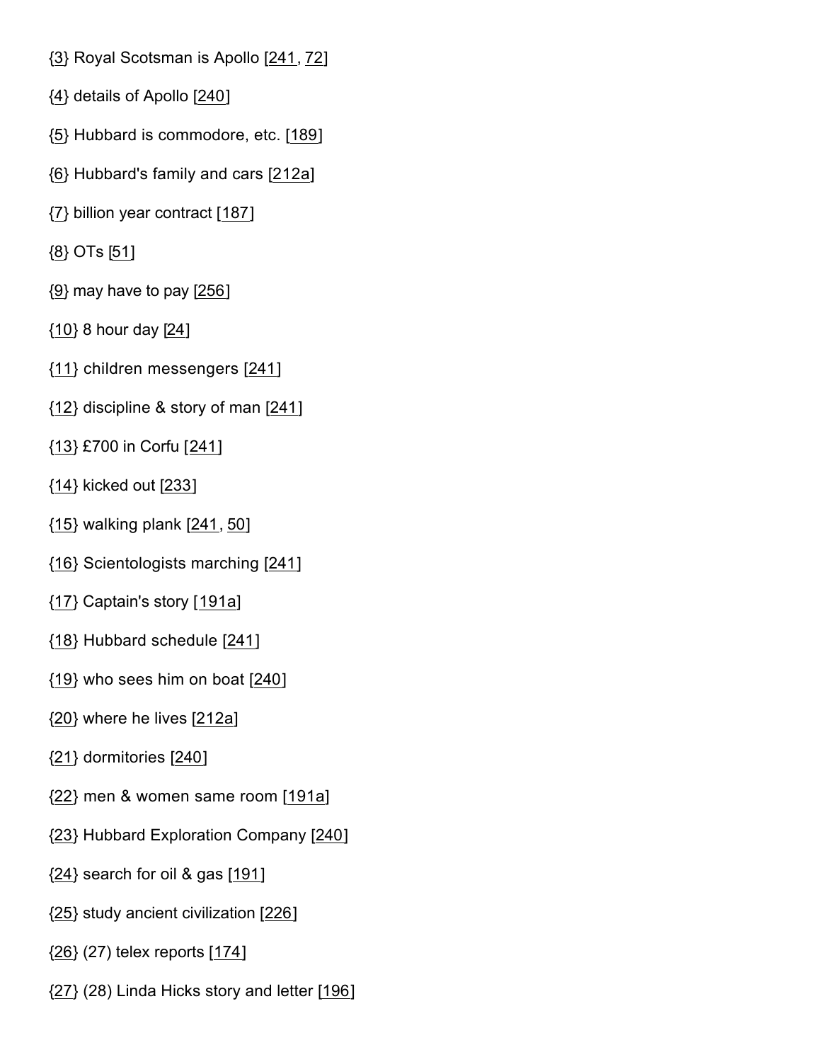{3} Royal Scotsman is Apollo [241, 72]

{4} details of Apollo [240]

{5} Hubbard is commodore, etc. [189]

{6} Hubbard's family and cars [212a]

{7} billion year contract [187]

{8} OTs [51]

{9} may have to pay [256]

{10} 8 hour day [24]

{11} children messengers [241]

{12} discipline & story of man [241]

{13} £700 in Corfu [241]

{14} kicked out [233]

{15} walking plank [241, 50]

{16} Scientologists marching [241]

{17} Captain's story [191a]

{18} Hubbard schedule [241]

{19} who sees him on boat [240]

{20} where he lives [212a]

{21} dormitories [240]

{22} men & women same room [191a]

{23} Hubbard Exploration Company [240]

{24} search for oil & gas [191]

{25} study ancient civilization [226]

{26} (27) telex reports [174]

{27} (28) Linda Hicks story and letter [196]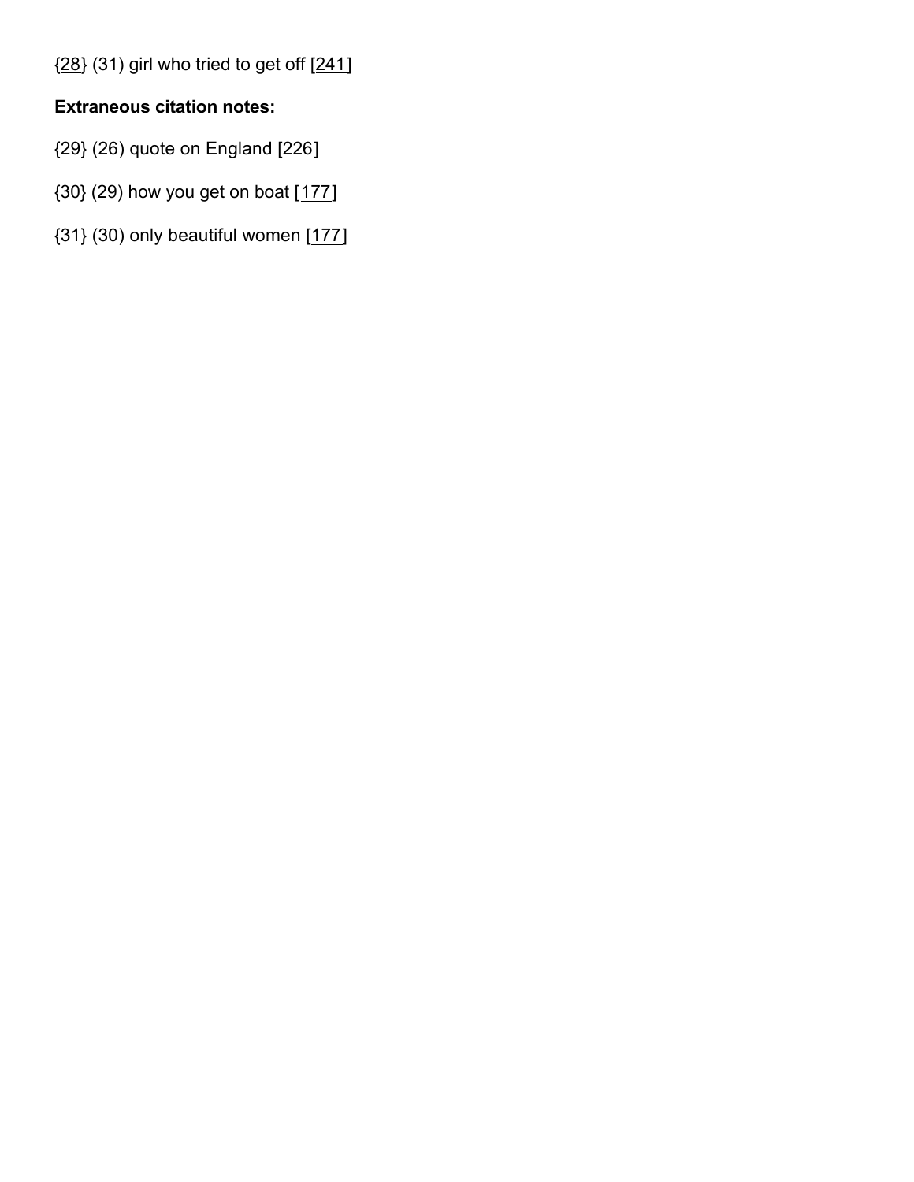{28} (31) girl who tried to get off [241]

**Extraneous citation notes:**

{29} (26) quote on England [226]

{30} (29) how you get on boat [177]

{31} (30) only beautiful women [177]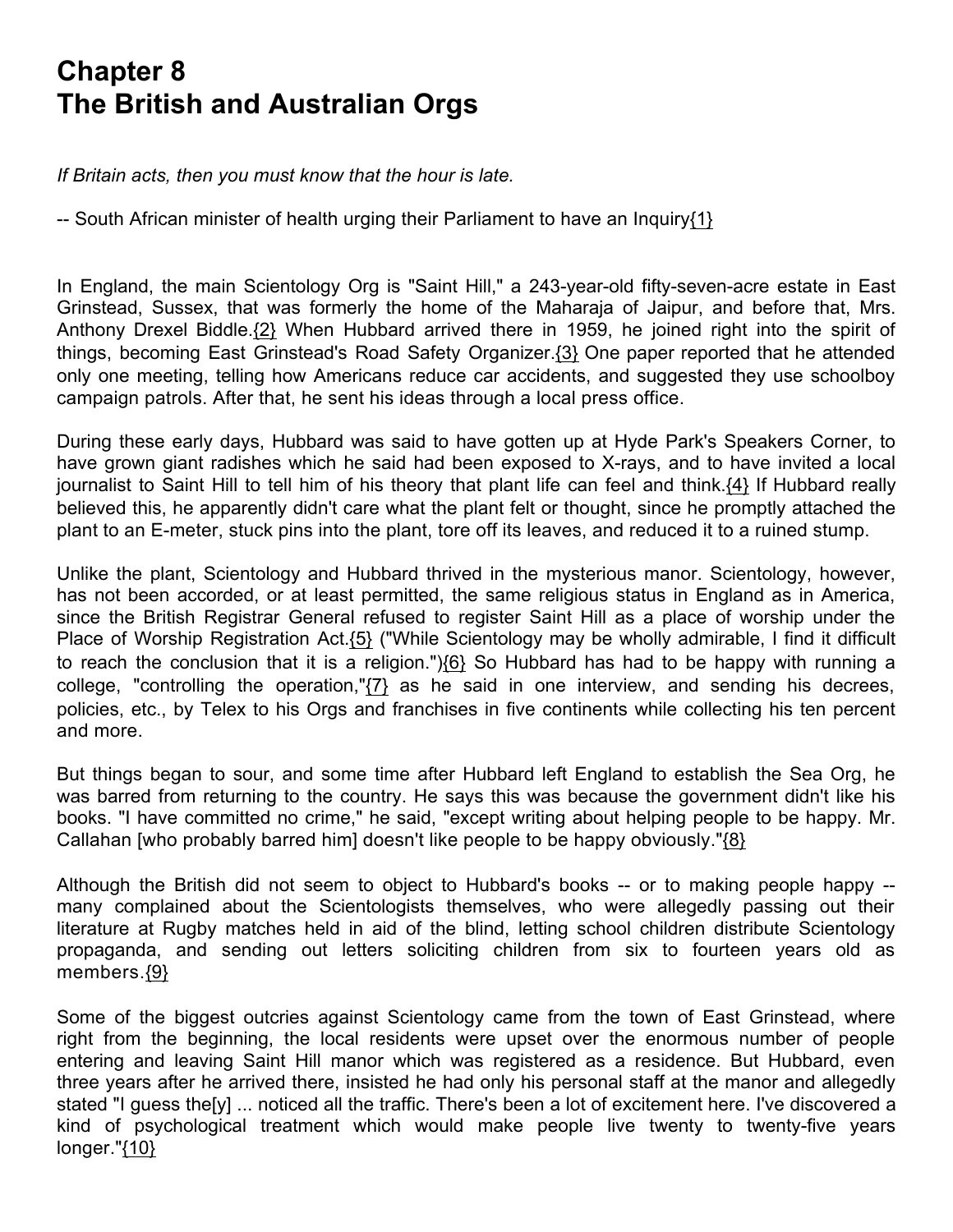# Chapter 8
# The British and Australian Orgs

*If Britain acts, then you must know that the hour is late.*

-- South African minister of health urging their Parliament to have an Inquiry{1}

In England, the main Scientology Org is "Saint Hill," a 243-year-old fifty-seven-acre estate in East Grinstead, Sussex, that was formerly the home of the Maharaja of Jaipur, and before that, Mrs. Anthony Drexel Biddle.{2} When Hubbard arrived there in 1959, he joined right into the spirit of things, becoming East Grinstead's Road Safety Organizer.{3} One paper reported that he attended only one meeting, telling how Americans reduce car accidents, and suggested they use schoolboy campaign patrols. After that, he sent his ideas through a local press office.

During these early days, Hubbard was said to have gotten up at Hyde Park's Speakers Corner, to have grown giant radishes which he said had been exposed to X-rays, and to have invited a local journalist to Saint Hill to tell him of his theory that plant life can feel and think.{4} If Hubbard really believed this, he apparently didn't care what the plant felt or thought, since he promptly attached the plant to an E-meter, stuck pins into the plant, tore off its leaves, and reduced it to a ruined stump.

Unlike the plant, Scientology and Hubbard thrived in the mysterious manor. Scientology, however, has not been accorded, or at least permitted, the same religious status in England as in America, since the British Registrar General refused to register Saint Hill as a place of worship under the Place of Worship Registration Act.{5} ("While Scientology may be wholly admirable, I find it difficult to reach the conclusion that it is a religion."){6} So Hubbard has had to be happy with running a college, "controlling the operation,"{7} as he said in one interview, and sending his decrees, policies, etc., by Telex to his Orgs and franchises in five continents while collecting his ten percent and more.

But things began to sour, and some time after Hubbard left England to establish the Sea Org, he was barred from returning to the country. He says this was because the government didn't like his books. "I have committed no crime," he said, "except writing about helping people to be happy. Mr. Callahan [who probably barred him] doesn't like people to be happy obviously."{8}

Although the British did not seem to object to Hubbard's books -- or to making people happy -- many complained about the Scientologists themselves, who were allegedly passing out their literature at Rugby matches held in aid of the blind, letting school children distribute Scientology propaganda, and sending out letters soliciting children from six to fourteen years old as members.{9}

Some of the biggest outcries against Scientology came from the town of East Grinstead, where right from the beginning, the local residents were upset over the enormous number of people entering and leaving Saint Hill manor which was registered as a residence. But Hubbard, even three years after he arrived there, insisted he had only his personal staff at the manor and allegedly stated "I guess the[y] ... noticed all the traffic. There's been a lot of excitement here. I've discovered a kind of psychological treatment which would make people live twenty to twenty-five years longer."{10}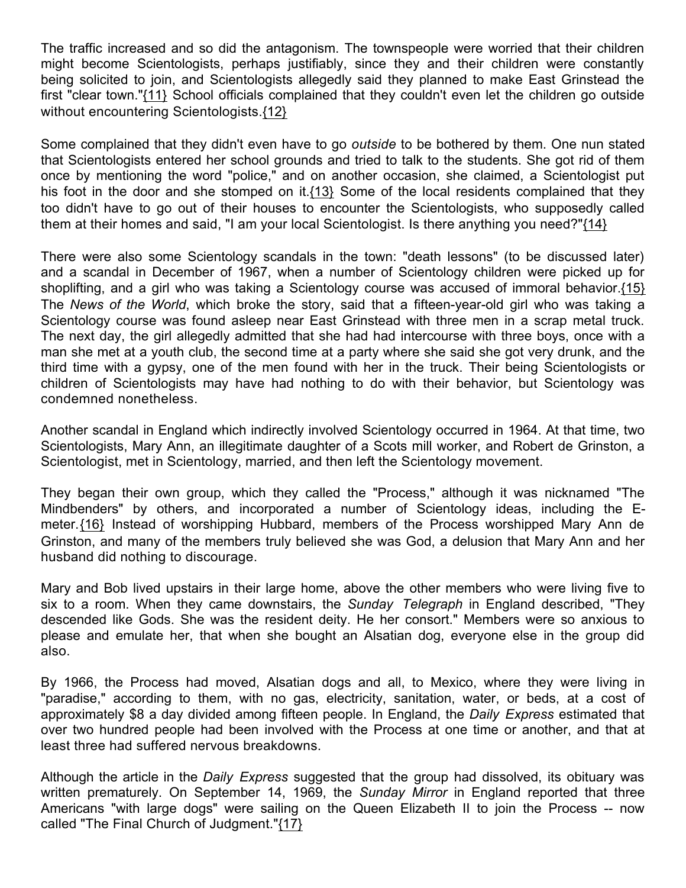The traffic increased and so did the antagonism. The townspeople were worried that their children might become Scientologists, perhaps justifiably, since they and their children were constantly being solicited to join, and Scientologists allegedly said they planned to make East Grinstead the first "clear town."{11} School officials complained that they couldn't even let the children go outside without encountering Scientologists.{12}

Some complained that they didn't even have to go *outside* to be bothered by them. One nun stated that Scientologists entered her school grounds and tried to talk to the students. She got rid of them once by mentioning the word "police," and on another occasion, she claimed, a Scientologist put his foot in the door and she stomped on it.{13} Some of the local residents complained that they too didn't have to go out of their houses to encounter the Scientologists, who supposedly called them at their homes and said, "I am your local Scientologist. Is there anything you need?"{14}

There were also some Scientology scandals in the town: "death lessons" (to be discussed later) and a scandal in December of 1967, when a number of Scientology children were picked up for shoplifting, and a girl who was taking a Scientology course was accused of immoral behavior.{15} The *News of the World*, which broke the story, said that a fifteen-year-old girl who was taking a Scientology course was found asleep near East Grinstead with three men in a scrap metal truck. The next day, the girl allegedly admitted that she had had intercourse with three boys, once with a man she met at a youth club, the second time at a party where she said she got very drunk, and the third time with a gypsy, one of the men found with her in the truck. Their being Scientologists or children of Scientologists may have had nothing to do with their behavior, but Scientology was condemned nonetheless.

Another scandal in England which indirectly involved Scientology occurred in 1964. At that time, two Scientologists, Mary Ann, an illegitimate daughter of a Scots mill worker, and Robert de Grinston, a Scientologist, met in Scientology, married, and then left the Scientology movement.

They began their own group, which they called the "Process," although it was nicknamed "The Mindbenders" by others, and incorporated a number of Scientology ideas, including the E-meter.{16} Instead of worshipping Hubbard, members of the Process worshipped Mary Ann de Grinston, and many of the members truly believed she was God, a delusion that Mary Ann and her husband did nothing to discourage.

Mary and Bob lived upstairs in their large home, above the other members who were living five to six to a room. When they came downstairs, the *Sunday Telegraph* in England described, "They descended like Gods. She was the resident deity. He her consort." Members were so anxious to please and emulate her, that when she bought an Alsatian dog, everyone else in the group did also.

By 1966, the Process had moved, Alsatian dogs and all, to Mexico, where they were living in "paradise," according to them, with no gas, electricity, sanitation, water, or beds, at a cost of approximately $8 a day divided among fifteen people. In England, the *Daily Express* estimated that over two hundred people had been involved with the Process at one time or another, and that at least three had suffered nervous breakdowns.

Although the article in the *Daily Express* suggested that the group had dissolved, its obituary was written prematurely. On September 14, 1969, the *Sunday Mirror* in England reported that three Americans "with large dogs" were sailing on the Queen Elizabeth II to join the Process -- now called "The Final Church of Judgment."{17}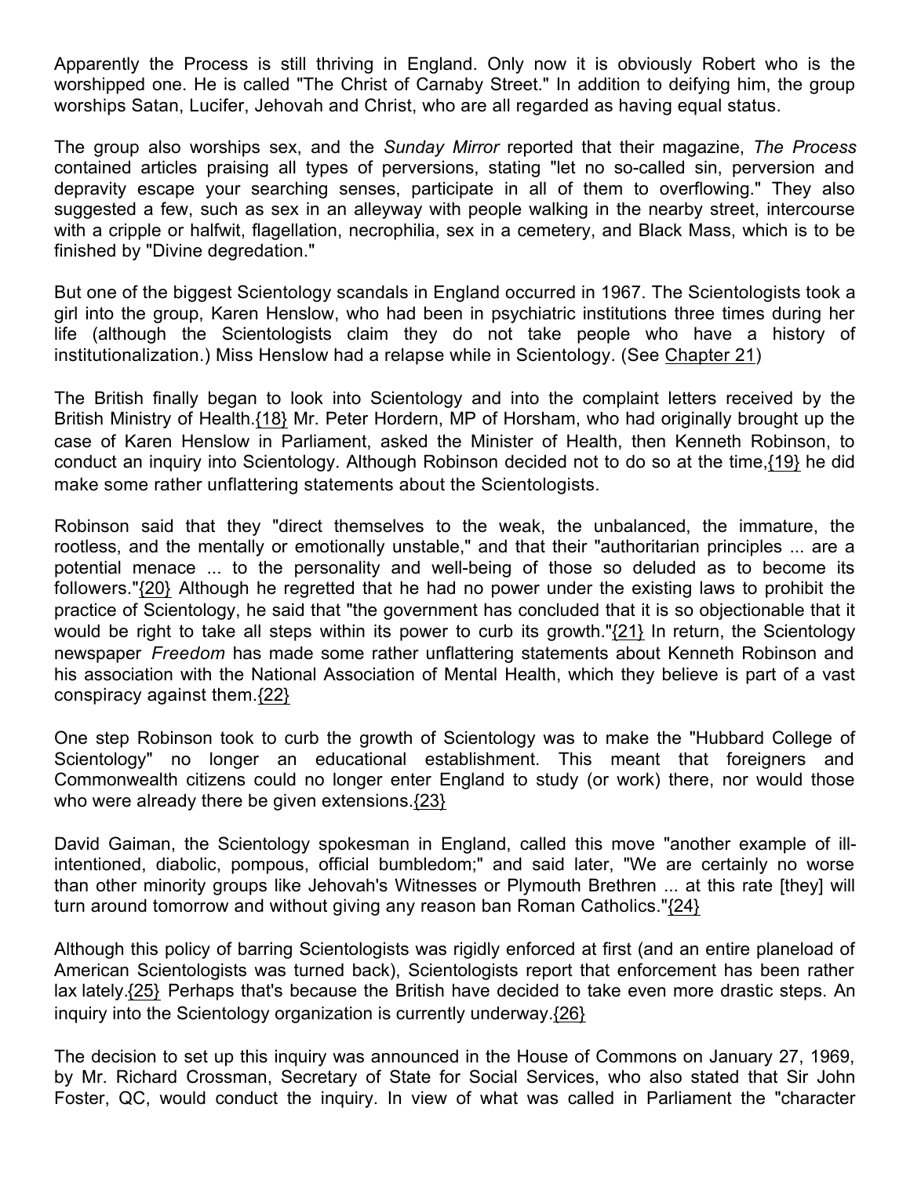Apparently the Process is still thriving in England. Only now it is obviously Robert who is the worshipped one. He is called "The Christ of Carnaby Street." In addition to deifying him, the group worships Satan, Lucifer, Jehovah and Christ, who are all regarded as having equal status.

The group also worships sex, and the *Sunday Mirror* reported that their magazine, *The Process* contained articles praising all types of perversions, stating "let no so-called sin, perversion and depravity escape your searching senses, participate in all of them to overflowing." They also suggested a few, such as sex in an alleyway with people walking in the nearby street, intercourse with a cripple or halfwit, flagellation, necrophilia, sex in a cemetery, and Black Mass, which is to be finished by "Divine degredation."

But one of the biggest Scientology scandals in England occurred in 1967. The Scientologists took a girl into the group, Karen Henslow, who had been in psychiatric institutions three times during her life (although the Scientologists claim they do not take people who have a history of institutionalization.) Miss Henslow had a relapse while in Scientology. (See Chapter 21)

The British finally began to look into Scientology and into the complaint letters received by the British Ministry of Health.{18} Mr. Peter Hordern, MP of Horsham, who had originally brought up the case of Karen Henslow in Parliament, asked the Minister of Health, then Kenneth Robinson, to conduct an inquiry into Scientology. Although Robinson decided not to do so at the time,{19} he did make some rather unflattering statements about the Scientologists.

Robinson said that they "direct themselves to the weak, the unbalanced, the immature, the rootless, and the mentally or emotionally unstable," and that their "authoritarian principles ... are a potential menace ... to the personality and well-being of those so deluded as to become its followers."{20} Although he regretted that he had no power under the existing laws to prohibit the practice of Scientology, he said that "the government has concluded that it is so objectionable that it would be right to take all steps within its power to curb its growth."{21} In return, the Scientology newspaper *Freedom* has made some rather unflattering statements about Kenneth Robinson and his association with the National Association of Mental Health, which they believe is part of a vast conspiracy against them.{22}

One step Robinson took to curb the growth of Scientology was to make the "Hubbard College of Scientology" no longer an educational establishment. This meant that foreigners and Commonwealth citizens could no longer enter England to study (or work) there, nor would those who were already there be given extensions.{23}

David Gaiman, the Scientology spokesman in England, called this move "another example of ill-intentioned, diabolic, pompous, official bumbledom;" and said later, "We are certainly no worse than other minority groups like Jehovah's Witnesses or Plymouth Brethren ... at this rate [they] will turn around tomorrow and without giving any reason ban Roman Catholics."{24}

Although this policy of barring Scientologists was rigidly enforced at first (and an entire planeload of American Scientologists was turned back), Scientologists report that enforcement has been rather lax lately.{25} Perhaps that's because the British have decided to take even more drastic steps. An inquiry into the Scientology organization is currently underway.{26}

The decision to set up this inquiry was announced in the House of Commons on January 27, 1969, by Mr. Richard Crossman, Secretary of State for Social Services, who also stated that Sir John Foster, QC, would conduct the inquiry. In view of what was called in Parliament the "character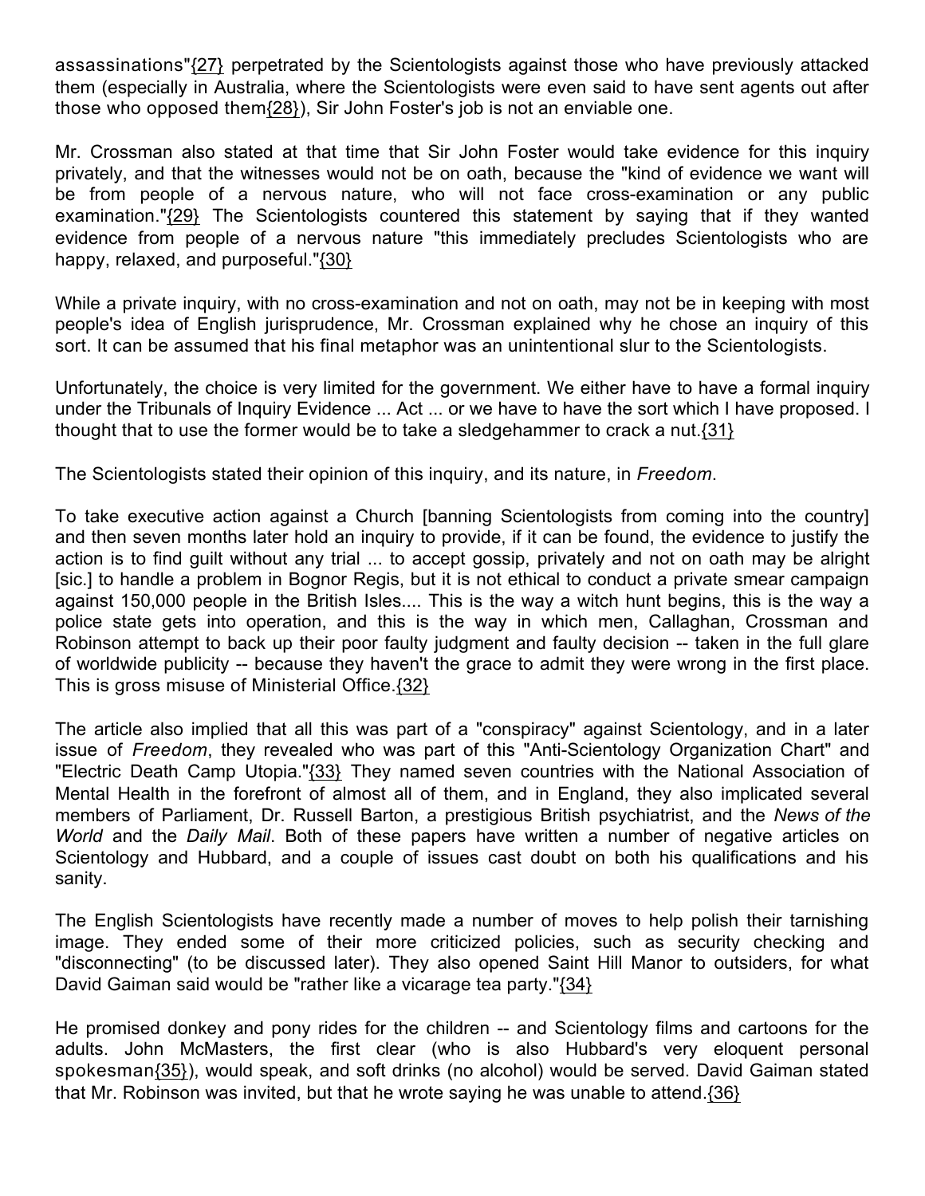assassinations"{27} perpetrated by the Scientologists against those who have previously attacked them (especially in Australia, where the Scientologists were even said to have sent agents out after those who opposed them{28}), Sir John Foster's job is not an enviable one.

Mr. Crossman also stated at that time that Sir John Foster would take evidence for this inquiry privately, and that the witnesses would not be on oath, because the "kind of evidence we want will be from people of a nervous nature, who will not face cross-examination or any public examination."{29} The Scientologists countered this statement by saying that if they wanted evidence from people of a nervous nature "this immediately precludes Scientologists who are happy, relaxed, and purposeful."{30}

While a private inquiry, with no cross-examination and not on oath, may not be in keeping with most people's idea of English jurisprudence, Mr. Crossman explained why he chose an inquiry of this sort. It can be assumed that his final metaphor was an unintentional slur to the Scientologists.

Unfortunately, the choice is very limited for the government. We either have to have a formal inquiry under the Tribunals of Inquiry Evidence ... Act ... or we have to have the sort which I have proposed. I thought that to use the former would be to take a sledgehammer to crack a nut.{31}

The Scientologists stated their opinion of this inquiry, and its nature, in *Freedom*.

To take executive action against a Church [banning Scientologists from coming into the country] and then seven months later hold an inquiry to provide, if it can be found, the evidence to justify the action is to find guilt without any trial ... to accept gossip, privately and not on oath may be alright [sic.] to handle a problem in Bognor Regis, but it is not ethical to conduct a private smear campaign against 150,000 people in the British Isles.... This is the way a witch hunt begins, this is the way a police state gets into operation, and this is the way in which men, Callaghan, Crossman and Robinson attempt to back up their poor faulty judgment and faulty decision -- taken in the full glare of worldwide publicity -- because they haven't the grace to admit they were wrong in the first place. This is gross misuse of Ministerial Office.{32}

The article also implied that all this was part of a "conspiracy" against Scientology, and in a later issue of *Freedom*, they revealed who was part of this "Anti-Scientology Organization Chart" and "Electric Death Camp Utopia."{33} They named seven countries with the National Association of Mental Health in the forefront of almost all of them, and in England, they also implicated several members of Parliament, Dr. Russell Barton, a prestigious British psychiatrist, and the *News of the World* and the *Daily Mail*. Both of these papers have written a number of negative articles on Scientology and Hubbard, and a couple of issues cast doubt on both his qualifications and his sanity.

The English Scientologists have recently made a number of moves to help polish their tarnishing image. They ended some of their more criticized policies, such as security checking and "disconnecting" (to be discussed later). They also opened Saint Hill Manor to outsiders, for what David Gaiman said would be "rather like a vicarage tea party."{34}

He promised donkey and pony rides for the children -- and Scientology films and cartoons for the adults. John McMasters, the first clear (who is also Hubbard's very eloquent personal spokesman{35}), would speak, and soft drinks (no alcohol) would be served. David Gaiman stated that Mr. Robinson was invited, but that he wrote saying he was unable to attend.{36}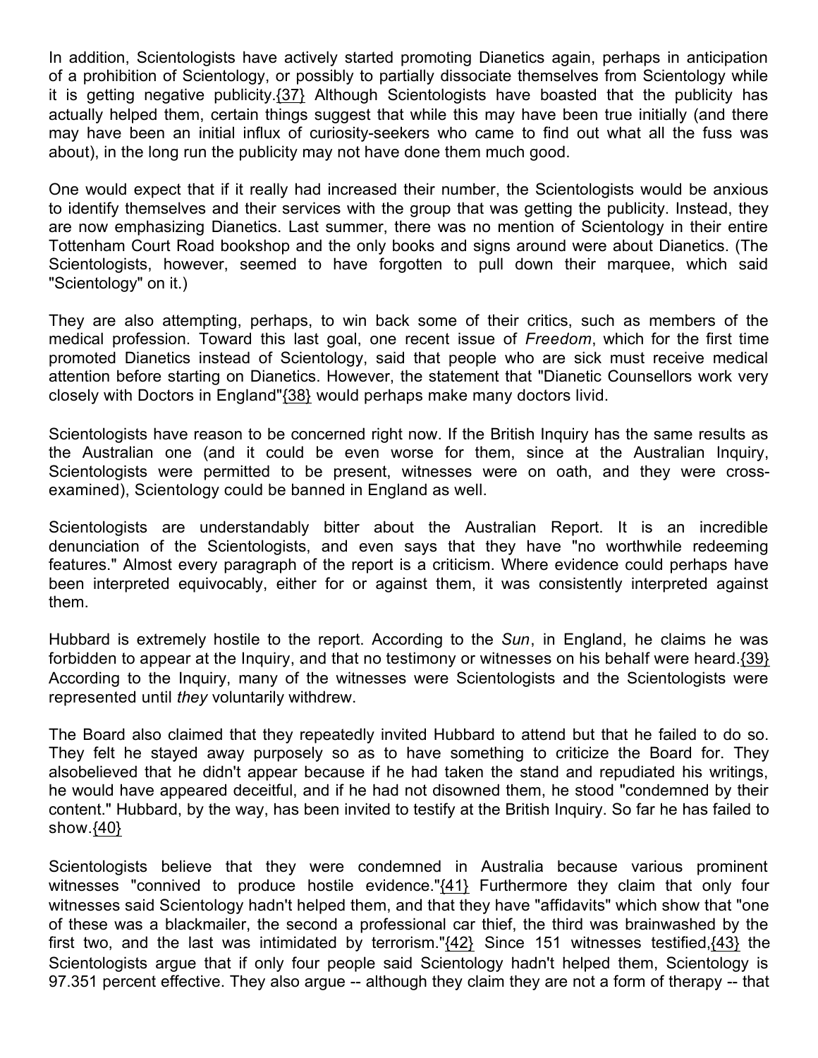In addition, Scientologists have actively started promoting Dianetics again, perhaps in anticipation of a prohibition of Scientology, or possibly to partially dissociate themselves from Scientology while it is getting negative publicity.{37} Although Scientologists have boasted that the publicity has actually helped them, certain things suggest that while this may have been true initially (and there may have been an initial influx of curiosity-seekers who came to find out what all the fuss was about), in the long run the publicity may not have done them much good.

One would expect that if it really had increased their number, the Scientologists would be anxious to identify themselves and their services with the group that was getting the publicity. Instead, they are now emphasizing Dianetics. Last summer, there was no mention of Scientology in their entire Tottenham Court Road bookshop and the only books and signs around were about Dianetics. (The Scientologists, however, seemed to have forgotten to pull down their marquee, which said "Scientology" on it.)

They are also attempting, perhaps, to win back some of their critics, such as members of the medical profession. Toward this last goal, one recent issue of *Freedom*, which for the first time promoted Dianetics instead of Scientology, said that people who are sick must receive medical attention before starting on Dianetics. However, the statement that "Dianetic Counsellors work very closely with Doctors in England"{38} would perhaps make many doctors livid.

Scientologists have reason to be concerned right now. If the British Inquiry has the same results as the Australian one (and it could be even worse for them, since at the Australian Inquiry, Scientologists were permitted to be present, witnesses were on oath, and they were cross-examined), Scientology could be banned in England as well.

Scientologists are understandably bitter about the Australian Report. It is an incredible denunciation of the Scientologists, and even says that they have "no worthwhile redeeming features." Almost every paragraph of the report is a criticism. Where evidence could perhaps have been interpreted equivocably, either for or against them, it was consistently interpreted against them.

Hubbard is extremely hostile to the report. According to the *Sun*, in England, he claims he was forbidden to appear at the Inquiry, and that no testimony or witnesses on his behalf were heard.{39} According to the Inquiry, many of the witnesses were Scientologists and the Scientologists were represented until *they* voluntarily withdrew.

The Board also claimed that they repeatedly invited Hubbard to attend but that he failed to do so. They felt he stayed away purposely so as to have something to criticize the Board for. They alsobelieved that he didn't appear because if he had taken the stand and repudiated his writings, he would have appeared deceitful, and if he had not disowned them, he stood "condemned by their content." Hubbard, by the way, has been invited to testify at the British Inquiry. So far he has failed to show.{40}

Scientologists believe that they were condemned in Australia because various prominent witnesses "connived to produce hostile evidence."{41} Furthermore they claim that only four witnesses said Scientology hadn't helped them, and that they have "affidavits" which show that "one of these was a blackmailer, the second a professional car thief, the third was brainwashed by the first two, and the last was intimidated by terrorism."{42} Since 151 witnesses testified,{43} the Scientologists argue that if only four people said Scientology hadn't helped them, Scientology is 97.351 percent effective. They also argue -- although they claim they are not a form of therapy -- that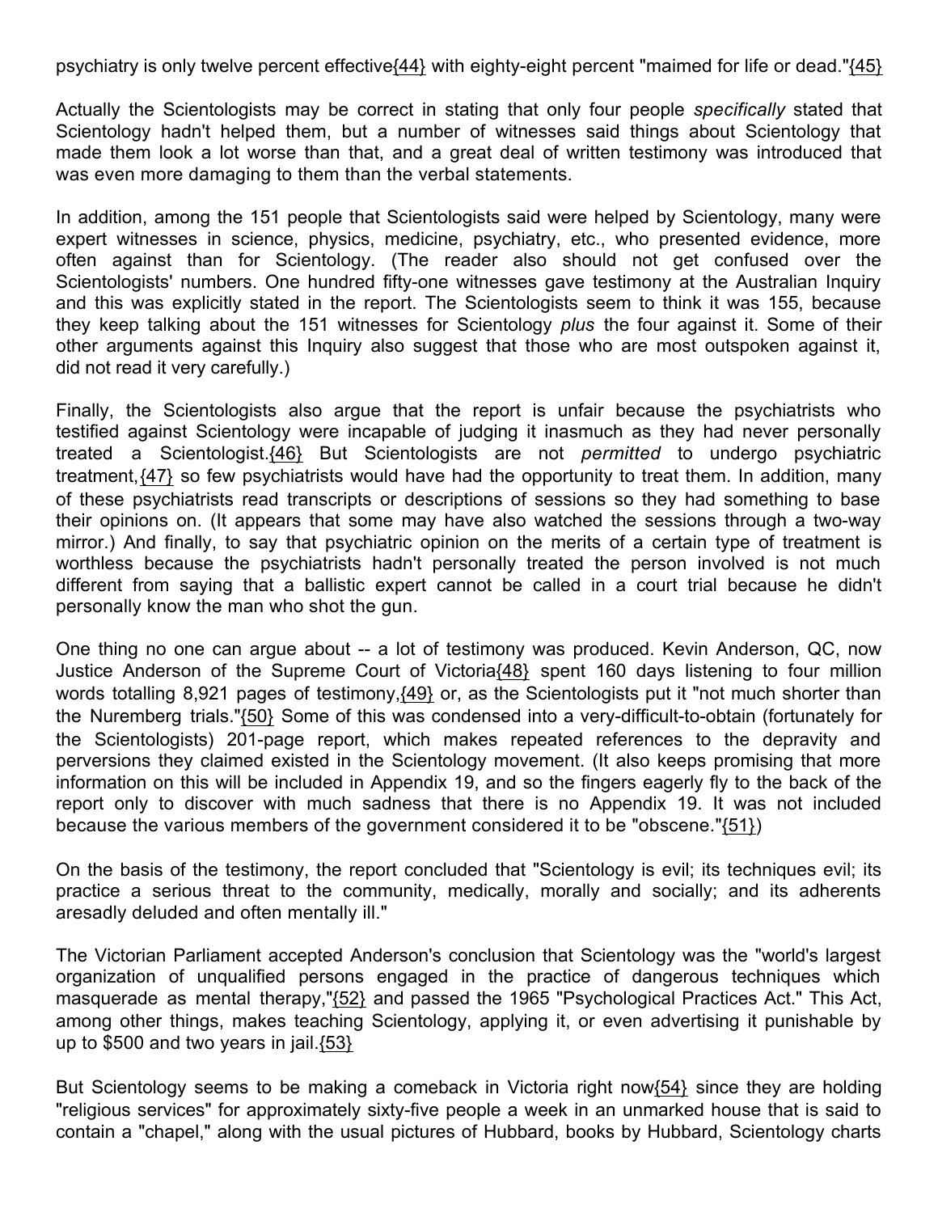psychiatry is only twelve percent effective{44} with eighty-eight percent "maimed for life or dead."{45}

Actually the Scientologists may be correct in stating that only four people *specifically* stated that Scientology hadn't helped them, but a number of witnesses said things about Scientology that made them look a lot worse than that, and a great deal of written testimony was introduced that was even more damaging to them than the verbal statements.

In addition, among the 151 people that Scientologists said were helped by Scientology, many were expert witnesses in science, physics, medicine, psychiatry, etc., who presented evidence, more often against than for Scientology. (The reader also should not get confused over the Scientologists' numbers. One hundred fifty-one witnesses gave testimony at the Australian Inquiry and this was explicitly stated in the report. The Scientologists seem to think it was 155, because they keep talking about the 151 witnesses for Scientology *plus* the four against it. Some of their other arguments against this Inquiry also suggest that those who are most outspoken against it, did not read it very carefully.)

Finally, the Scientologists also argue that the report is unfair because the psychiatrists who testified against Scientology were incapable of judging it inasmuch as they had never personally treated a Scientologist.{46} But Scientologists are not *permitted* to undergo psychiatric treatment,{47} so few psychiatrists would have had the opportunity to treat them. In addition, many of these psychiatrists read transcripts or descriptions of sessions so they had something to base their opinions on. (It appears that some may have also watched the sessions through a two-way mirror.) And finally, to say that psychiatric opinion on the merits of a certain type of treatment is worthless because the psychiatrists hadn't personally treated the person involved is not much different from saying that a ballistic expert cannot be called in a court trial because he didn't personally know the man who shot the gun.

One thing no one can argue about -- a lot of testimony was produced. Kevin Anderson, QC, now Justice Anderson of the Supreme Court of Victoria{48} spent 160 days listening to four million words totalling 8,921 pages of testimony,{49} or, as the Scientologists put it "not much shorter than the Nuremberg trials."{50} Some of this was condensed into a very-difficult-to-obtain (fortunately for the Scientologists) 201-page report, which makes repeated references to the depravity and perversions they claimed existed in the Scientology movement. (It also keeps promising that more information on this will be included in Appendix 19, and so the fingers eagerly fly to the back of the report only to discover with much sadness that there is no Appendix 19. It was not included because the various members of the government considered it to be "obscene."{51})

On the basis of the testimony, the report concluded that "Scientology is evil; its techniques evil; its practice a serious threat to the community, medically, morally and socially; and its adherents aresadly deluded and often mentally ill."

The Victorian Parliament accepted Anderson's conclusion that Scientology was the "world's largest organization of unqualified persons engaged in the practice of dangerous techniques which masquerade as mental therapy,"{52} and passed the 1965 "Psychological Practices Act." This Act, among other things, makes teaching Scientology, applying it, or even advertising it punishable by up to $500 and two years in jail.{53}

But Scientology seems to be making a comeback in Victoria right now{54} since they are holding "religious services" for approximately sixty-five people a week in an unmarked house that is said to contain a "chapel," along with the usual pictures of Hubbard, books by Hubbard, Scientology charts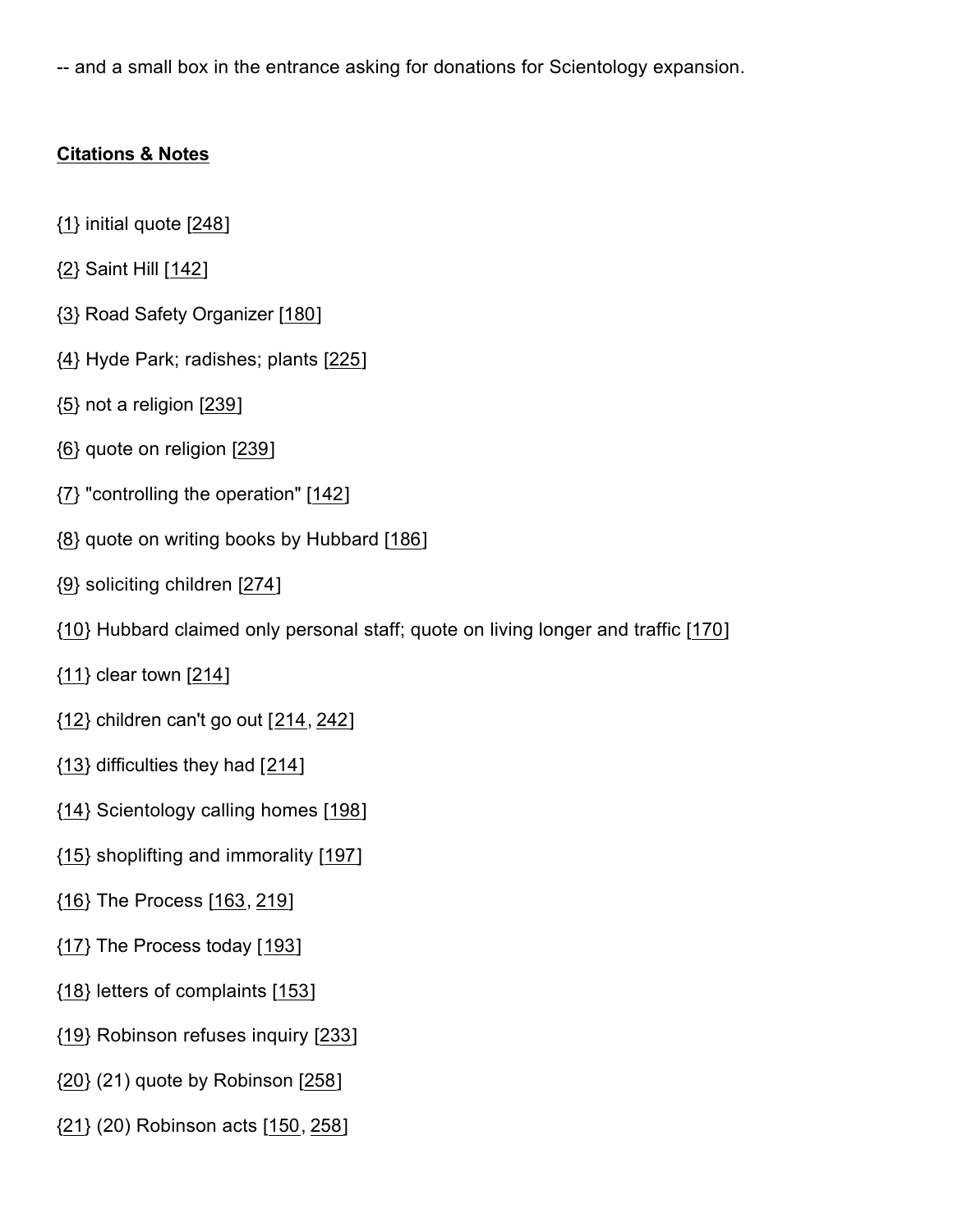-- and a small box in the entrance asking for donations for Scientology expansion.

**Citations & Notes**

{1} initial quote [248]

{2} Saint Hill [142]

{3} Road Safety Organizer [180]

{4} Hyde Park; radishes; plants [225]

{5} not a religion [239]

{6} quote on religion [239]

{7} "controlling the operation" [142]

{8} quote on writing books by Hubbard [186]

{9} soliciting children [274]

{10} Hubbard claimed only personal staff; quote on living longer and traffic [170]

{11} clear town [214]

{12} children can't go out [214, 242]

{13} difficulties they had [214]

{14} Scientology calling homes [198]

{15} shoplifting and immorality [197]

{16} The Process [163, 219]

{17} The Process today [193]

{18} letters of complaints [153]

{19} Robinson refuses inquiry [233]

{20} (21) quote by Robinson [258]

{21} (20) Robinson acts [150, 258]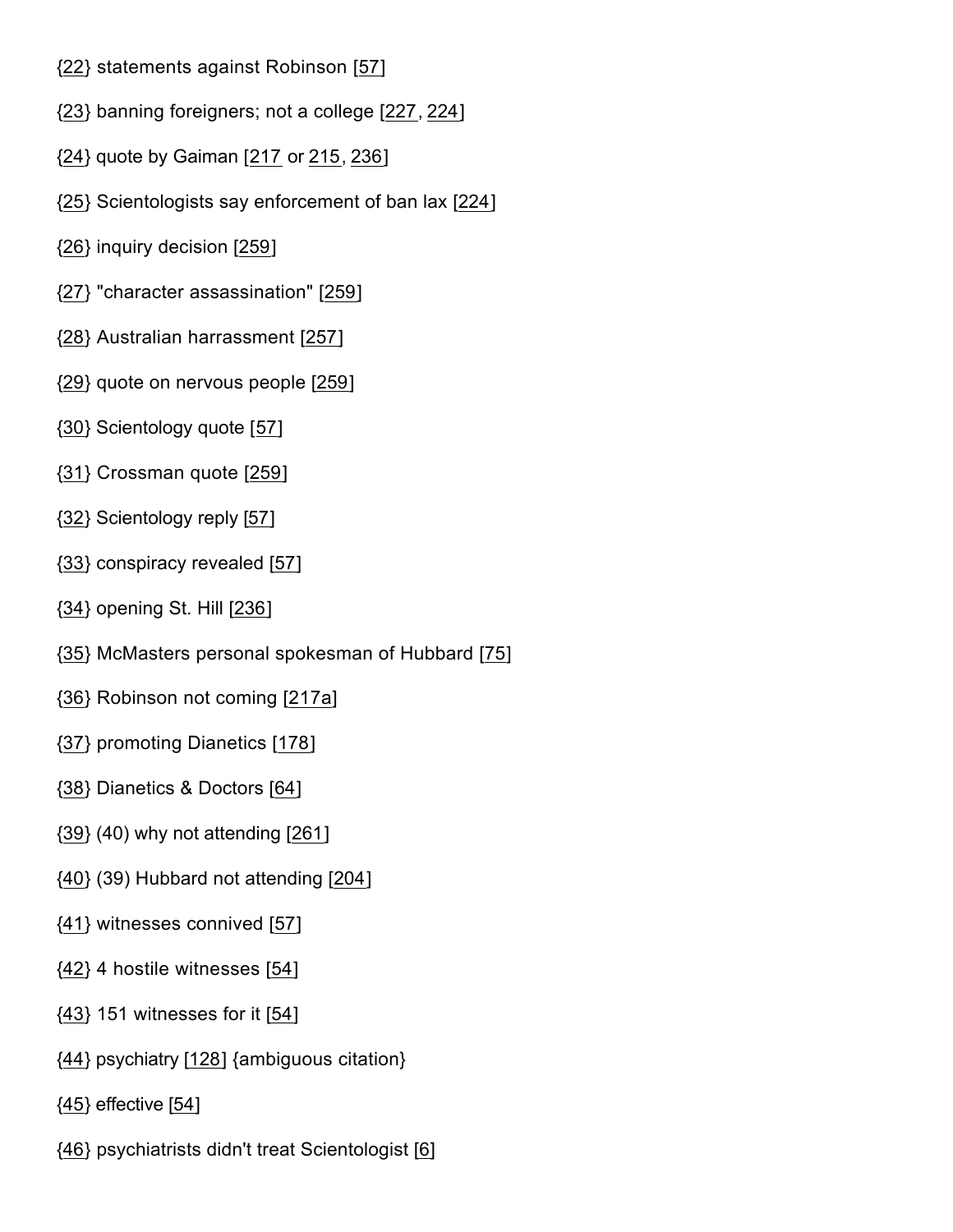{22} statements against Robinson [57]

{23} banning foreigners; not a college [227, 224]

{24} quote by Gaiman [217 or 215, 236]

{25} Scientologists say enforcement of ban lax [224]

{26} inquiry decision [259]

{27} "character assassination" [259]

{28} Australian harrassment [257]

{29} quote on nervous people [259]

{30} Scientology quote [57]

{31} Crossman quote [259]

{32} Scientology reply [57]

{33} conspiracy revealed [57]

{34} opening St. Hill [236]

{35} McMasters personal spokesman of Hubbard [75]

{36} Robinson not coming [217a]

{37} promoting Dianetics [178]

{38} Dianetics & Doctors [64]

{39} (40) why not attending [261]

{40} (39) Hubbard not attending [204]

{41} witnesses connived [57]

{42} 4 hostile witnesses [54]

{43} 151 witnesses for it [54]

{44} psychiatry [128] {ambiguous citation}

{45} effective [54]

{46} psychiatrists didn't treat Scientologist [6]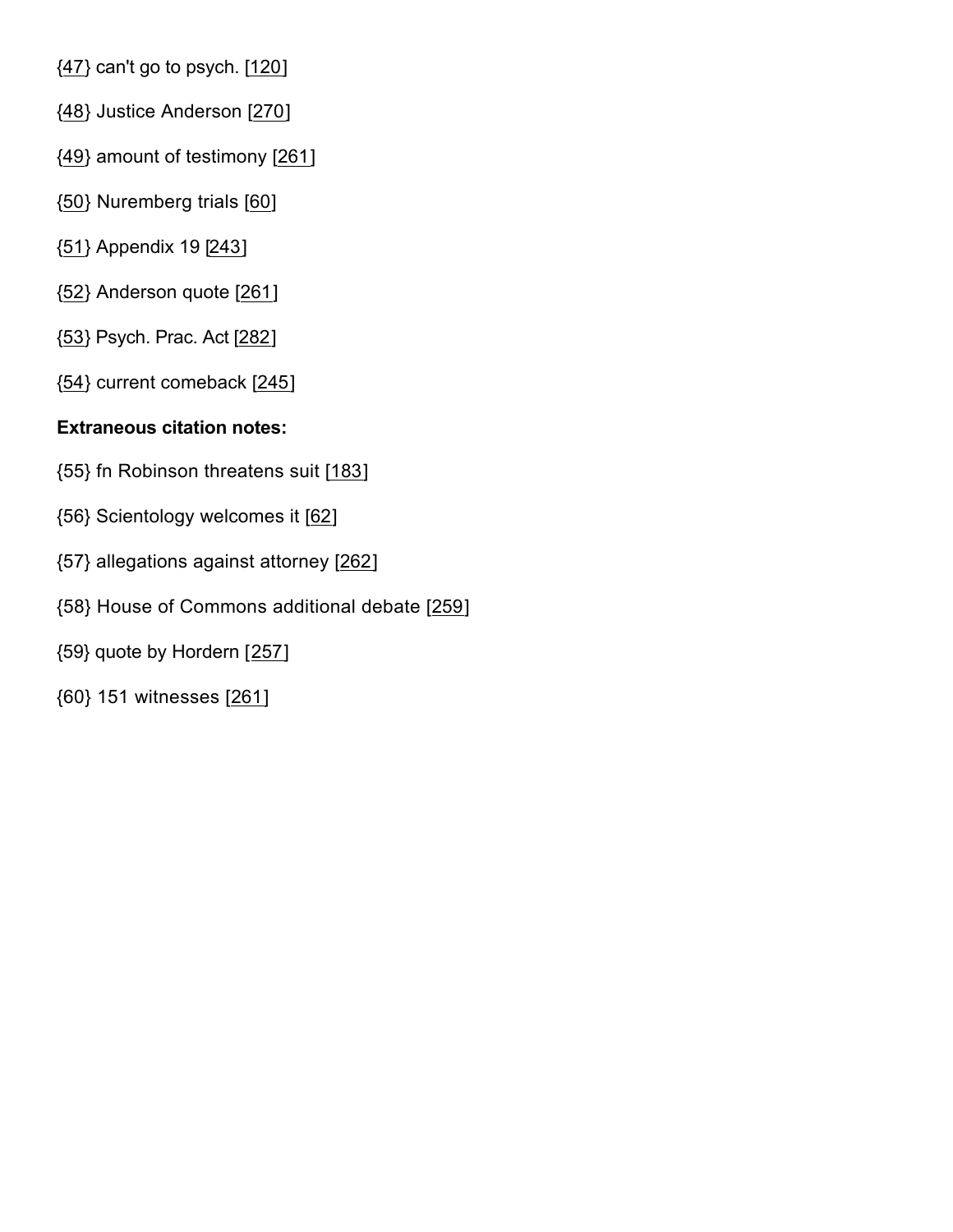{47} can't go to psych. [120]

{48} Justice Anderson [270]

{49} amount of testimony [261]

{50} Nuremberg trials [60]

{51} Appendix 19 [243]

{52} Anderson quote [261]

{53} Psych. Prac. Act [282]

{54} current comeback [245]

**Extraneous citation notes:**

{55} fn Robinson threatens suit [183]

{56} Scientology welcomes it [62]

{57} allegations against attorney [262]

{58} House of Commons additional debate [259]

{59} quote by Hordern [257]

{60} 151 witnesses [261]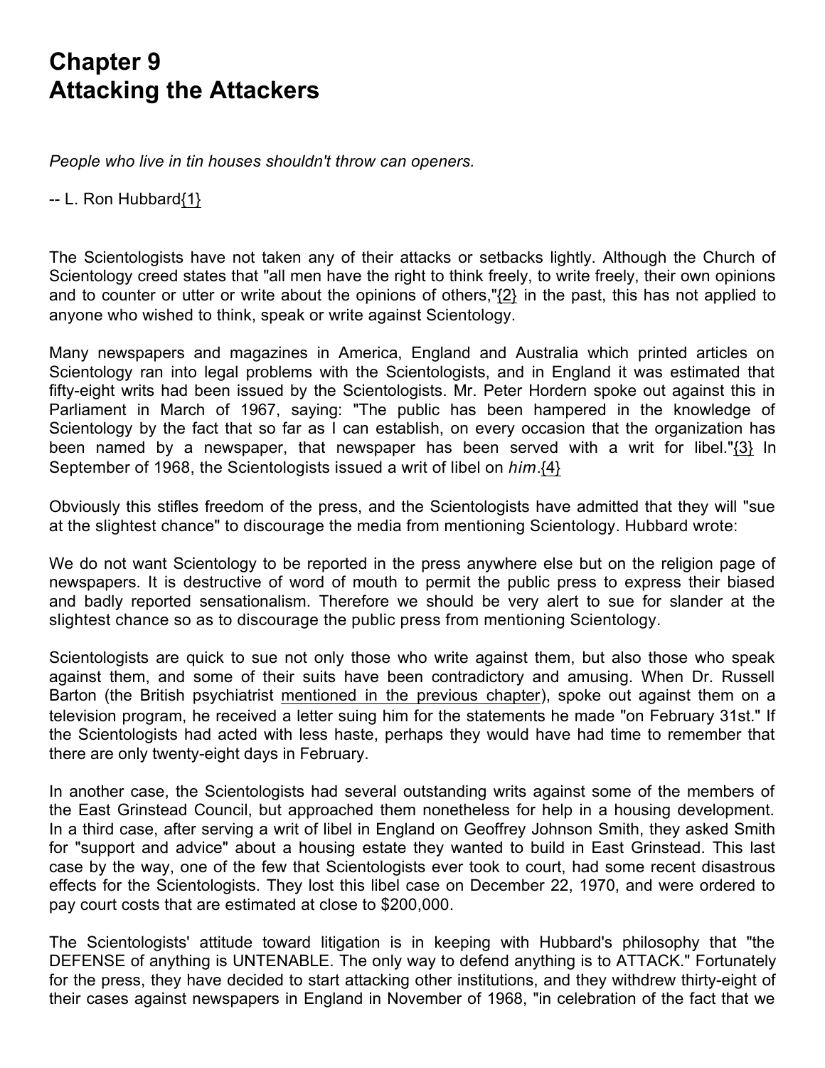# Chapter 9
# Attacking the Attackers

*People who live in tin houses shouldn't throw can openers.*

-- L. Ron Hubbard{1}

The Scientologists have not taken any of their attacks or setbacks lightly. Although the Church of Scientology creed states that "all men have the right to think freely, to write freely, their own opinions and to counter or utter or write about the opinions of others,"{2} in the past, this has not applied to anyone who wished to think, speak or write against Scientology.

Many newspapers and magazines in America, England and Australia which printed articles on Scientology ran into legal problems with the Scientologists, and in England it was estimated that fifty-eight writs had been issued by the Scientologists. Mr. Peter Hordern spoke out against this in Parliament in March of 1967, saying: "The public has been hampered in the knowledge of Scientology by the fact that so far as I can establish, on every occasion that the organization has been named by a newspaper, that newspaper has been served with a writ for libel."{3} In September of 1968, the Scientologists issued a writ of libel on *him*.{4}

Obviously this stifles freedom of the press, and the Scientologists have admitted that they will "sue at the slightest chance" to discourage the media from mentioning Scientology. Hubbard wrote:

We do not want Scientology to be reported in the press anywhere else but on the religion page of newspapers. It is destructive of word of mouth to permit the public press to express their biased and badly reported sensationalism. Therefore we should be very alert to sue for slander at the slightest chance so as to discourage the public press from mentioning Scientology.

Scientologists are quick to sue not only those who write against them, but also those who speak against them, and some of their suits have been contradictory and amusing. When Dr. Russell Barton (the British psychiatrist mentioned in the previous chapter), spoke out against them on a television program, he received a letter suing him for the statements he made "on February 31st." If the Scientologists had acted with less haste, perhaps they would have had time to remember that there are only twenty-eight days in February.

In another case, the Scientologists had several outstanding writs against some of the members of the East Grinstead Council, but approached them nonetheless for help in a housing development. In a third case, after serving a writ of libel in England on Geoffrey Johnson Smith, they asked Smith for "support and advice" about a housing estate they wanted to build in East Grinstead. This last case by the way, one of the few that Scientologists ever took to court, had some recent disastrous effects for the Scientologists. They lost this libel case on December 22, 1970, and were ordered to pay court costs that are estimated at close to $200,000.

The Scientologists' attitude toward litigation is in keeping with Hubbard's philosophy that "the DEFENSE of anything is UNTENABLE. The only way to defend anything is to ATTACK." Fortunately for the press, they have decided to start attacking other institutions, and they withdrew thirty-eight of their cases against newspapers in England in November of 1968, "in celebration of the fact that we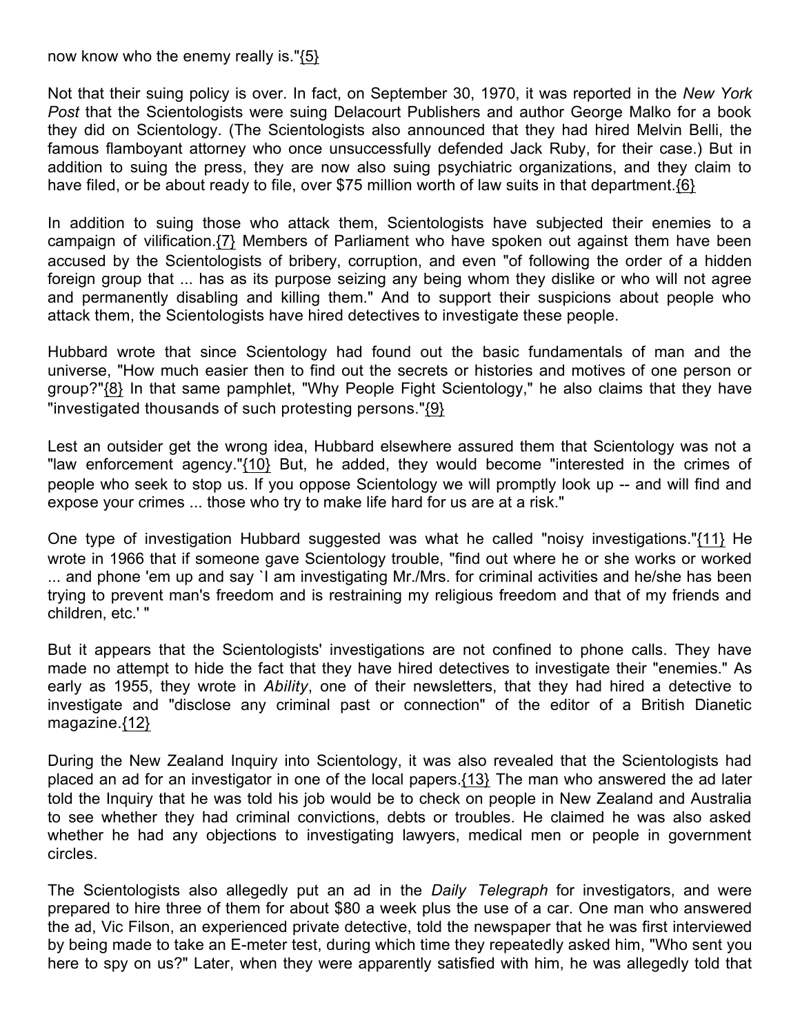now know who the enemy really is."{5}

Not that their suing policy is over. In fact, on September 30, 1970, it was reported in the *New York Post* that the Scientologists were suing Delacourt Publishers and author George Malko for a book they did on Scientology. (The Scientologists also announced that they had hired Melvin Belli, the famous flamboyant attorney who once unsuccessfully defended Jack Ruby, for their case.) But in addition to suing the press, they are now also suing psychiatric organizations, and they claim to have filed, or be about ready to file, over $75 million worth of law suits in that department.{6}

In addition to suing those who attack them, Scientologists have subjected their enemies to a campaign of vilification.{7} Members of Parliament who have spoken out against them have been accused by the Scientologists of bribery, corruption, and even "of following the order of a hidden foreign group that ... has as its purpose seizing any being whom they dislike or who will not agree and permanently disabling and killing them." And to support their suspicions about people who attack them, the Scientologists have hired detectives to investigate these people.

Hubbard wrote that since Scientology had found out the basic fundamentals of man and the universe, "How much easier then to find out the secrets or histories and motives of one person or group?"{8} In that same pamphlet, "Why People Fight Scientology," he also claims that they have "investigated thousands of such protesting persons."{9}

Lest an outsider get the wrong idea, Hubbard elsewhere assured them that Scientology was not a "law enforcement agency."{10} But, he added, they would become "interested in the crimes of people who seek to stop us. If you oppose Scientology we will promptly look up -- and will find and expose your crimes ... those who try to make life hard for us are at a risk."

One type of investigation Hubbard suggested was what he called "noisy investigations."{11} He wrote in 1966 that if someone gave Scientology trouble, "find out where he or she works or worked ... and phone 'em up and say `I am investigating Mr./Mrs. for criminal activities and he/she has been trying to prevent man's freedom and is restraining my religious freedom and that of my friends and children, etc.' "

But it appears that the Scientologists' investigations are not confined to phone calls. They have made no attempt to hide the fact that they have hired detectives to investigate their "enemies." As early as 1955, they wrote in *Ability*, one of their newsletters, that they had hired a detective to investigate and "disclose any criminal past or connection" of the editor of a British Dianetic magazine.{12}

During the New Zealand Inquiry into Scientology, it was also revealed that the Scientologists had placed an ad for an investigator in one of the local papers.{13} The man who answered the ad later told the Inquiry that he was told his job would be to check on people in New Zealand and Australia to see whether they had criminal convictions, debts or troubles. He claimed he was also asked whether he had any objections to investigating lawyers, medical men or people in government circles.

The Scientologists also allegedly put an ad in the *Daily Telegraph* for investigators, and were prepared to hire three of them for about $80 a week plus the use of a car. One man who answered the ad, Vic Filson, an experienced private detective, told the newspaper that he was first interviewed by being made to take an E-meter test, during which time they repeatedly asked him, "Who sent you here to spy on us?" Later, when they were apparently satisfied with him, he was allegedly told that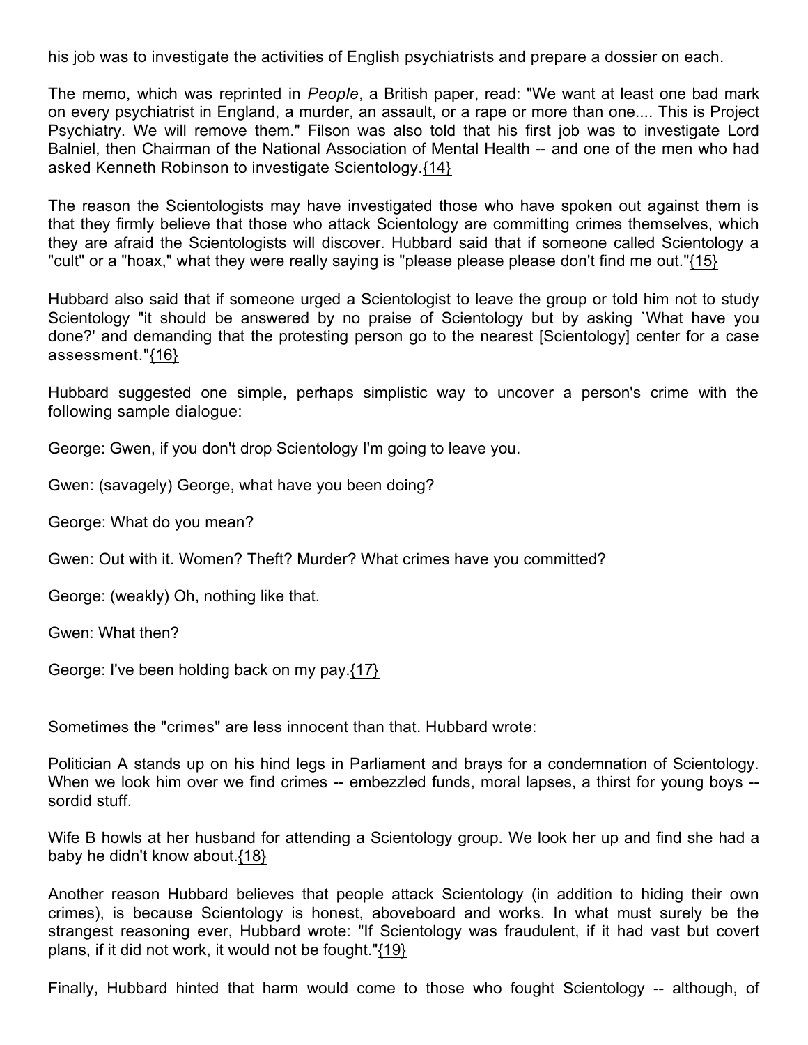his job was to investigate the activities of English psychiatrists and prepare a dossier on each.

The memo, which was reprinted in *People*, a British paper, read: "We want at least one bad mark on every psychiatrist in England, a murder, an assault, or a rape or more than one.... This is Project Psychiatry. We will remove them." Filson was also told that his first job was to investigate Lord Balniel, then Chairman of the National Association of Mental Health -- and one of the men who had asked Kenneth Robinson to investigate Scientology.{14}

The reason the Scientologists may have investigated those who have spoken out against them is that they firmly believe that those who attack Scientology are committing crimes themselves, which they are afraid the Scientologists will discover. Hubbard said that if someone called Scientology a "cult" or a "hoax," what they were really saying is "please please please don't find me out."{15}

Hubbard also said that if someone urged a Scientologist to leave the group or told him not to study Scientology "it should be answered by no praise of Scientology but by asking `What have you done?' and demanding that the protesting person go to the nearest [Scientology] center for a case assessment."{16}

Hubbard suggested one simple, perhaps simplistic way to uncover a person's crime with the following sample dialogue:

George: Gwen, if you don't drop Scientology I'm going to leave you.

Gwen: (savagely) George, what have you been doing?

George: What do you mean?

Gwen: Out with it. Women? Theft? Murder? What crimes have you committed?

George: (weakly) Oh, nothing like that.

Gwen: What then?

George: I've been holding back on my pay.{17}

Sometimes the "crimes" are less innocent than that. Hubbard wrote:

Politician A stands up on his hind legs in Parliament and brays for a condemnation of Scientology. When we look him over we find crimes -- embezzled funds, moral lapses, a thirst for young boys -- sordid stuff.

Wife B howls at her husband for attending a Scientology group. We look her up and find she had a baby he didn't know about.{18}

Another reason Hubbard believes that people attack Scientology (in addition to hiding their own crimes), is because Scientology is honest, aboveboard and works. In what must surely be the strangest reasoning ever, Hubbard wrote: "If Scientology was fraudulent, if it had vast but covert plans, if it did not work, it would not be fought."{19}

Finally, Hubbard hinted that harm would come to those who fought Scientology -- although, of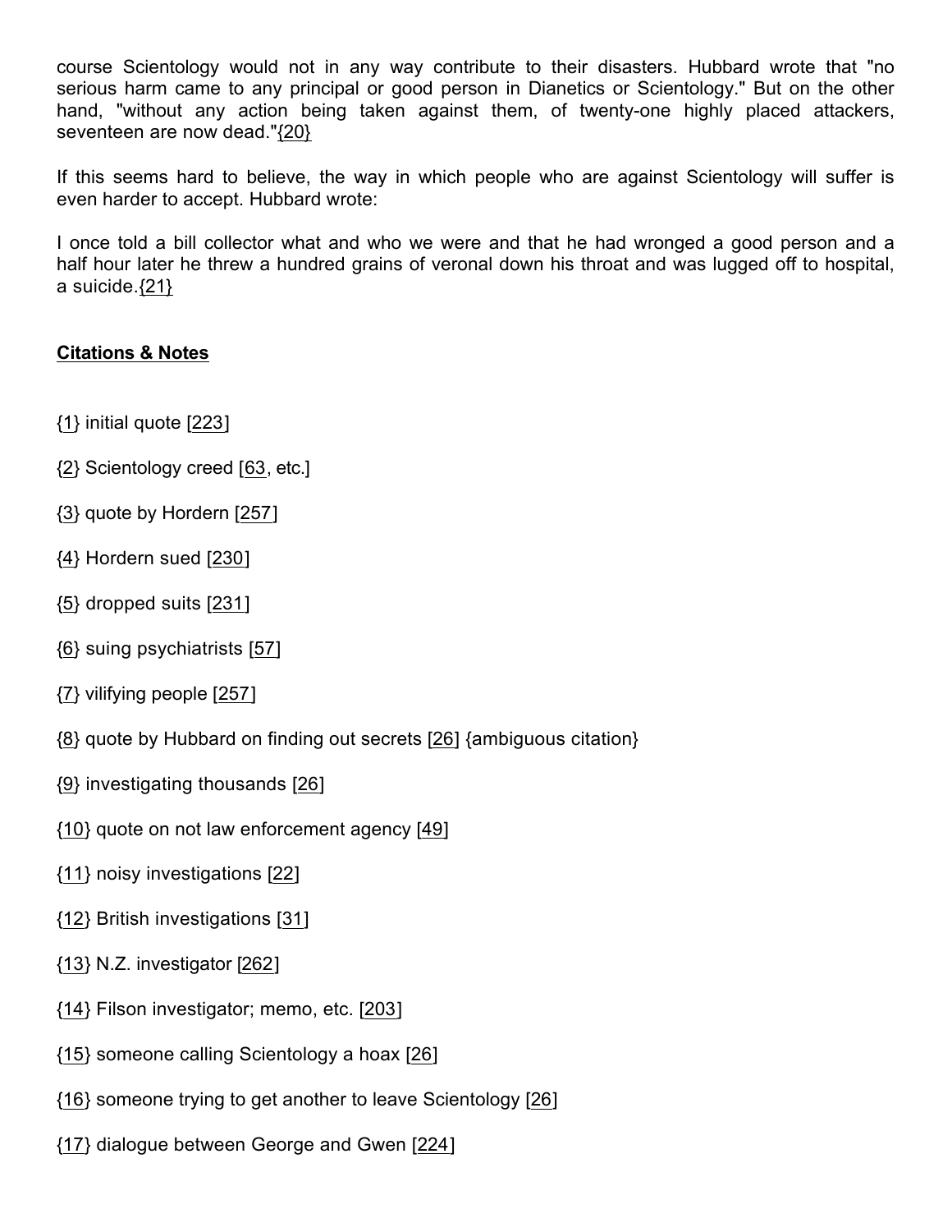course Scientology would not in any way contribute to their disasters. Hubbard wrote that "no serious harm came to any principal or good person in Dianetics or Scientology." But on the other hand, "without any action being taken against them, of twenty-one highly placed attackers, seventeen are now dead."{20}

If this seems hard to believe, the way in which people who are against Scientology will suffer is even harder to accept. Hubbard wrote:

I once told a bill collector what and who we were and that he had wronged a good person and a half hour later he threw a hundred grains of veronal down his throat and was lugged off to hospital, a suicide.{21}

**Citations & Notes**

{1} initial quote [223]

{2} Scientology creed [63, etc.]

{3} quote by Hordern [257]

{4} Hordern sued [230]

{5} dropped suits [231]

{6} suing psychiatrists [57]

{7} vilifying people [257]

{8} quote by Hubbard on finding out secrets [26] {ambiguous citation}

{9} investigating thousands [26]

{10} quote on not law enforcement agency [49]

{11} noisy investigations [22]

{12} British investigations [31]

{13} N.Z. investigator [262]

{14} Filson investigator; memo, etc. [203]

{15} someone calling Scientology a hoax [26]

{16} someone trying to get another to leave Scientology [26]

{17} dialogue between George and Gwen [224]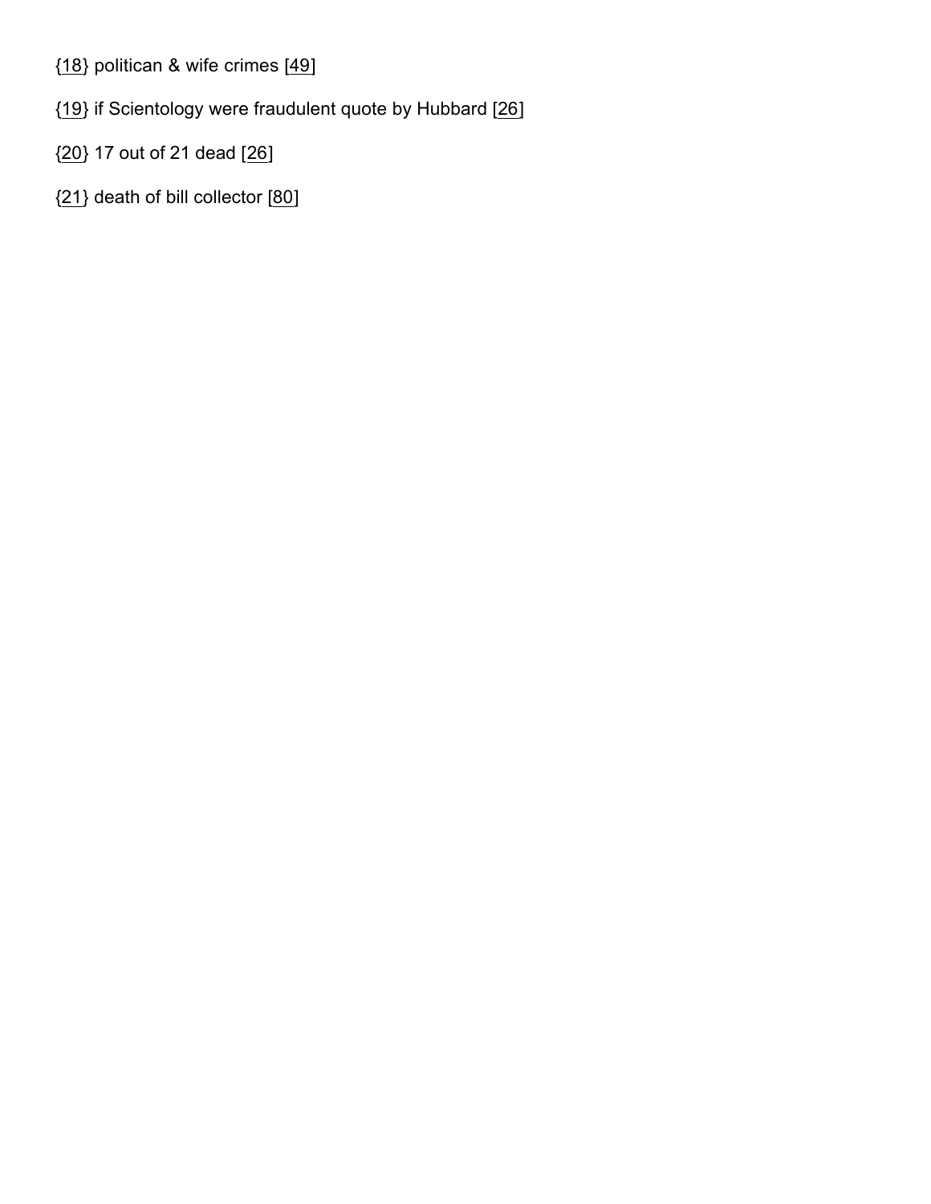{18} politican & wife crimes [49]

{19} if Scientology were fraudulent quote by Hubbard [26]

{20} 17 out of 21 dead [26]

{21} death of bill collector [80]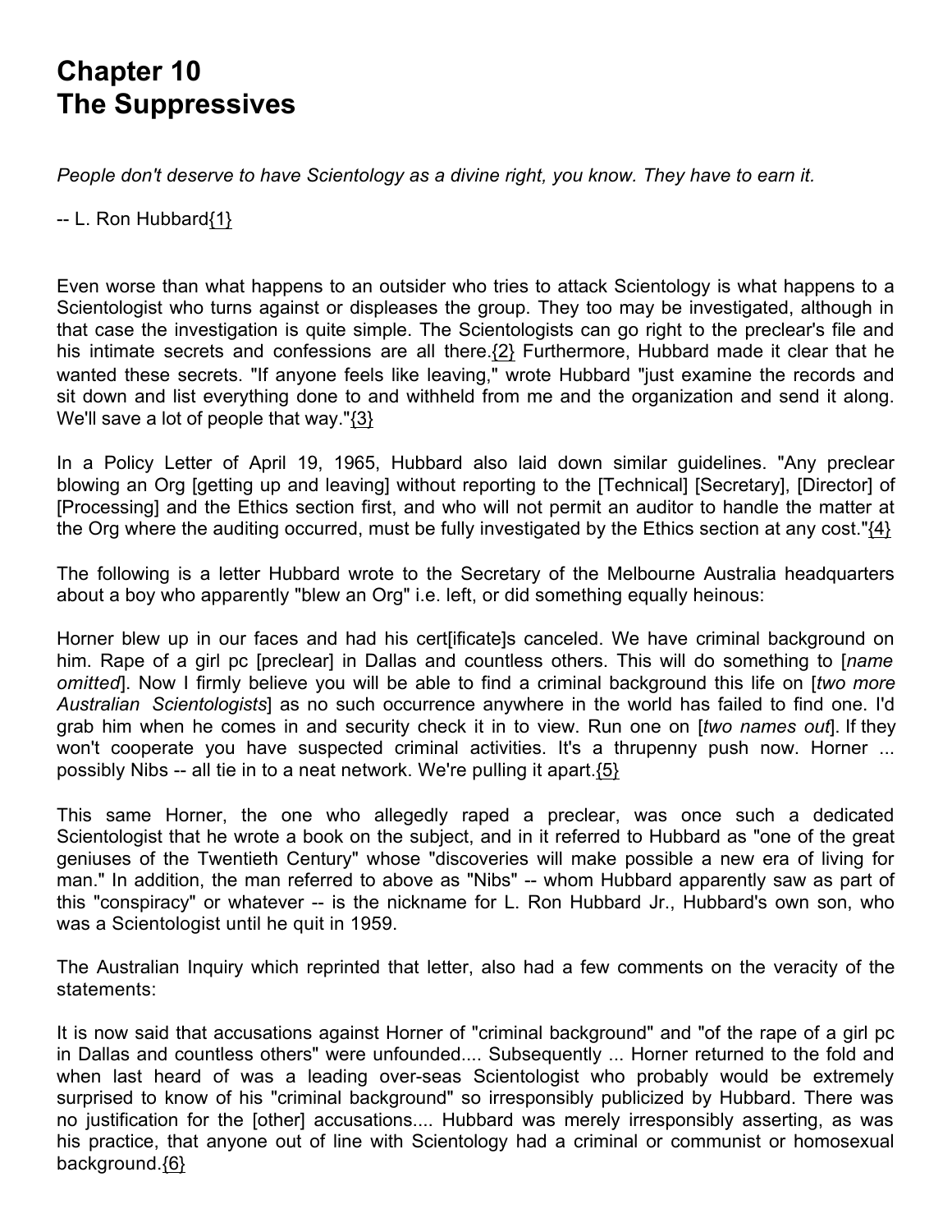# Chapter 10
# The Suppressives

*People don't deserve to have Scientology as a divine right, you know. They have to earn it.*

-- L. Ron Hubbard{1}

Even worse than what happens to an outsider who tries to attack Scientology is what happens to a Scientologist who turns against or displeases the group. They too may be investigated, although in that case the investigation is quite simple. The Scientologists can go right to the preclear's file and his intimate secrets and confessions are all there.{2} Furthermore, Hubbard made it clear that he wanted these secrets. "If anyone feels like leaving," wrote Hubbard "just examine the records and sit down and list everything done to and withheld from me and the organization and send it along. We'll save a lot of people that way."{3}

In a Policy Letter of April 19, 1965, Hubbard also laid down similar guidelines. "Any preclear blowing an Org [getting up and leaving] without reporting to the [Technical] [Secretary], [Director] of [Processing] and the Ethics section first, and who will not permit an auditor to handle the matter at the Org where the auditing occurred, must be fully investigated by the Ethics section at any cost."{4}

The following is a letter Hubbard wrote to the Secretary of the Melbourne Australia headquarters about a boy who apparently "blew an Org" i.e. left, or did something equally heinous:

Horner blew up in our faces and had his cert[ificate]s canceled. We have criminal background on him. Rape of a girl pc [preclear] in Dallas and countless others. This will do something to [*name omitted*]. Now I firmly believe you will be able to find a criminal background this life on [*two more Australian Scientologists*] as no such occurrence anywhere in the world has failed to find one. I'd grab him when he comes in and security check it in to view. Run one on [*two names out*]. If they won't cooperate you have suspected criminal activities. It's a thrupenny push now. Horner ... possibly Nibs -- all tie in to a neat network. We're pulling it apart.{5}

This same Horner, the one who allegedly raped a preclear, was once such a dedicated Scientologist that he wrote a book on the subject, and in it referred to Hubbard as "one of the great geniuses of the Twentieth Century" whose "discoveries will make possible a new era of living for man." In addition, the man referred to above as "Nibs" -- whom Hubbard apparently saw as part of this "conspiracy" or whatever -- is the nickname for L. Ron Hubbard Jr., Hubbard's own son, who was a Scientologist until he quit in 1959.

The Australian Inquiry which reprinted that letter, also had a few comments on the veracity of the statements:

It is now said that accusations against Horner of "criminal background" and "of the rape of a girl pc in Dallas and countless others" were unfounded.... Subsequently ... Horner returned to the fold and when last heard of was a leading over-seas Scientologist who probably would be extremely surprised to know of his "criminal background" so irresponsibly publicized by Hubbard. There was no justification for the [other] accusations.... Hubbard was merely irresponsibly asserting, as was his practice, that anyone out of line with Scientology had a criminal or communist or homosexual background.{6}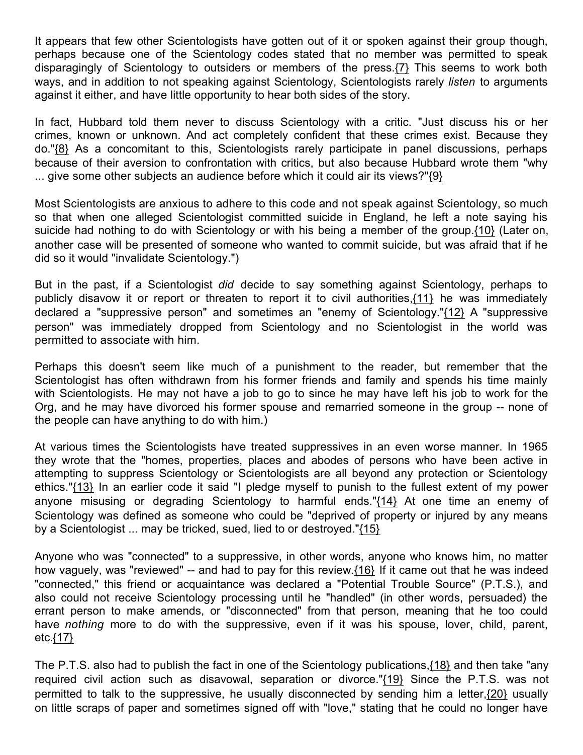It appears that few other Scientologists have gotten out of it or spoken against their group though, perhaps because one of the Scientology codes stated that no member was permitted to speak disparagingly of Scientology to outsiders or members of the press.{7} This seems to work both ways, and in addition to not speaking against Scientology, Scientologists rarely *listen* to arguments against it either, and have little opportunity to hear both sides of the story.

In fact, Hubbard told them never to discuss Scientology with a critic. "Just discuss his or her crimes, known or unknown. And act completely confident that these crimes exist. Because they do."{8} As a concomitant to this, Scientologists rarely participate in panel discussions, perhaps because of their aversion to confrontation with critics, but also because Hubbard wrote them "why ... give some other subjects an audience before which it could air its views?"{9}

Most Scientologists are anxious to adhere to this code and not speak against Scientology, so much so that when one alleged Scientologist committed suicide in England, he left a note saying his suicide had nothing to do with Scientology or with his being a member of the group.{10} (Later on, another case will be presented of someone who wanted to commit suicide, but was afraid that if he did so it would "invalidate Scientology.")

But in the past, if a Scientologist *did* decide to say something against Scientology, perhaps to publicly disavow it or report or threaten to report it to civil authorities,{11} he was immediately declared a "suppressive person" and sometimes an "enemy of Scientology."{12} A "suppressive person" was immediately dropped from Scientology and no Scientologist in the world was permitted to associate with him.

Perhaps this doesn't seem like much of a punishment to the reader, but remember that the Scientologist has often withdrawn from his former friends and family and spends his time mainly with Scientologists. He may not have a job to go to since he may have left his job to work for the Org, and he may have divorced his former spouse and remarried someone in the group -- none of the people can have anything to do with him.)

At various times the Scientologists have treated suppressives in an even worse manner. In 1965 they wrote that the "homes, properties, places and abodes of persons who have been active in attempting to suppress Scientology or Scientologists are all beyond any protection or Scientology ethics."{13} In an earlier code it said "I pledge myself to punish to the fullest extent of my power anyone misusing or degrading Scientology to harmful ends."{14} At one time an enemy of Scientology was defined as someone who could be "deprived of property or injured by any means by a Scientologist ... may be tricked, sued, lied to or destroyed."{15}

Anyone who was "connected" to a suppressive, in other words, anyone who knows him, no matter how vaguely, was "reviewed" -- and had to pay for this review.{16} If it came out that he was indeed "connected," this friend or acquaintance was declared a "Potential Trouble Source" (P.T.S.), and also could not receive Scientology processing until he "handled" (in other words, persuaded) the errant person to make amends, or "disconnected" from that person, meaning that he too could have *nothing* more to do with the suppressive, even if it was his spouse, lover, child, parent, etc.{17}

The P.T.S. also had to publish the fact in one of the Scientology publications,{18} and then take "any required civil action such as disavowal, separation or divorce."{19} Since the P.T.S. was not permitted to talk to the suppressive, he usually disconnected by sending him a letter,{20} usually on little scraps of paper and sometimes signed off with "love," stating that he could no longer have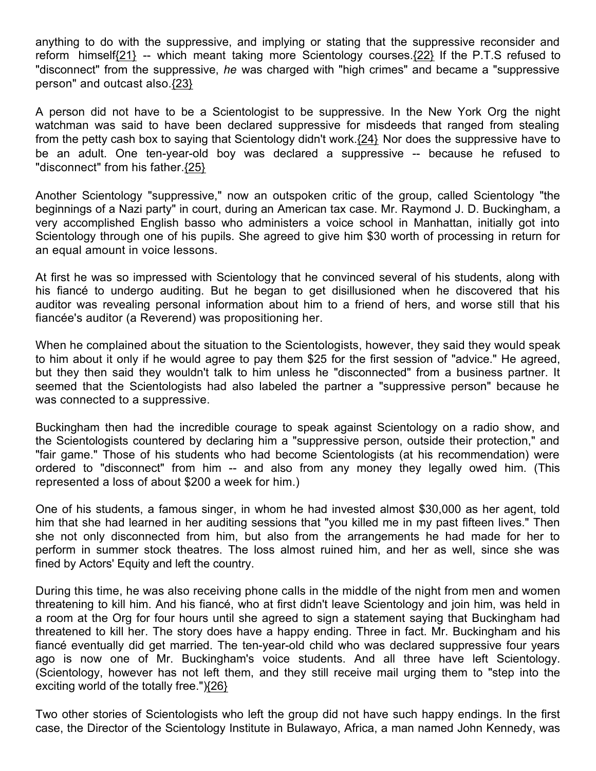anything to do with the suppressive, and implying or stating that the suppressive reconsider and reform himself{21} -- which meant taking more Scientology courses.{22} If the P.T.S refused to "disconnect" from the suppressive, *he* was charged with "high crimes" and became a "suppressive person" and outcast also.{23}

A person did not have to be a Scientologist to be suppressive. In the New York Org the night watchman was said to have been declared suppressive for misdeeds that ranged from stealing from the petty cash box to saying that Scientology didn't work.{24} Nor does the suppressive have to be an adult. One ten-year-old boy was declared a suppressive -- because he refused to "disconnect" from his father.{25}

Another Scientology "suppressive," now an outspoken critic of the group, called Scientology "the beginnings of a Nazi party" in court, during an American tax case. Mr. Raymond J. D. Buckingham, a very accomplished English basso who administers a voice school in Manhattan, initially got into Scientology through one of his pupils. She agreed to give him $30 worth of processing in return for an equal amount in voice lessons.

At first he was so impressed with Scientology that he convinced several of his students, along with his fiancé to undergo auditing. But he began to get disillusioned when he discovered that his auditor was revealing personal information about him to a friend of hers, and worse still that his fiancée's auditor (a Reverend) was propositioning her.

When he complained about the situation to the Scientologists, however, they said they would speak to him about it only if he would agree to pay them $25 for the first session of "advice." He agreed, but they then said they wouldn't talk to him unless he "disconnected" from a business partner. It seemed that the Scientologists had also labeled the partner a "suppressive person" because he was connected to a suppressive.

Buckingham then had the incredible courage to speak against Scientology on a radio show, and the Scientologists countered by declaring him a "suppressive person, outside their protection," and "fair game." Those of his students who had become Scientologists (at his recommendation) were ordered to "disconnect" from him -- and also from any money they legally owed him. (This represented a loss of about $200 a week for him.)

One of his students, a famous singer, in whom he had invested almost $30,000 as her agent, told him that she had learned in her auditing sessions that "you killed me in my past fifteen lives." Then she not only disconnected from him, but also from the arrangements he had made for her to perform in summer stock theatres. The loss almost ruined him, and her as well, since she was fined by Actors' Equity and left the country.

During this time, he was also receiving phone calls in the middle of the night from men and women threatening to kill him. And his fiancé, who at first didn't leave Scientology and join him, was held in a room at the Org for four hours until she agreed to sign a statement saying that Buckingham had threatened to kill her. The story does have a happy ending. Three in fact. Mr. Buckingham and his fiancé eventually did get married. The ten-year-old child who was declared suppressive four years ago is now one of Mr. Buckingham's voice students. And all three have left Scientology. (Scientology, however has not left them, and they still receive mail urging them to "step into the exciting world of the totally free."){26}

Two other stories of Scientologists who left the group did not have such happy endings. In the first case, the Director of the Scientology Institute in Bulawayo, Africa, a man named John Kennedy, was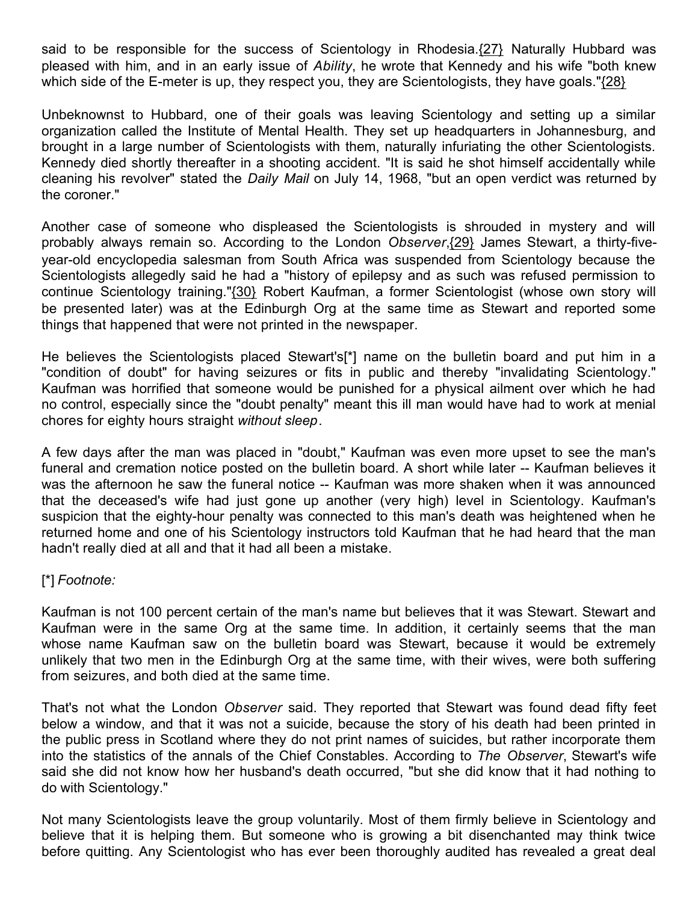said to be responsible for the success of Scientology in Rhodesia.{27} Naturally Hubbard was pleased with him, and in an early issue of *Ability*, he wrote that Kennedy and his wife "both knew which side of the E-meter is up, they respect you, they are Scientologists, they have goals."{28}

Unbeknownst to Hubbard, one of their goals was leaving Scientology and setting up a similar organization called the Institute of Mental Health. They set up headquarters in Johannesburg, and brought in a large number of Scientologists with them, naturally infuriating the other Scientologists. Kennedy died shortly thereafter in a shooting accident. "It is said he shot himself accidentally while cleaning his revolver" stated the *Daily Mail* on July 14, 1968, "but an open verdict was returned by the coroner."

Another case of someone who displeased the Scientologists is shrouded in mystery and will probably always remain so. According to the London *Observer*,{29} James Stewart, a thirty-five-year-old encyclopedia salesman from South Africa was suspended from Scientology because the Scientologists allegedly said he had a "history of epilepsy and as such was refused permission to continue Scientology training."{30} Robert Kaufman, a former Scientologist (whose own story will be presented later) was at the Edinburgh Org at the same time as Stewart and reported some things that happened that were not printed in the newspaper.

He believes the Scientologists placed Stewart's[*] name on the bulletin board and put him in a "condition of doubt" for having seizures or fits in public and thereby "invalidating Scientology." Kaufman was horrified that someone would be punished for a physical ailment over which he had no control, especially since the "doubt penalty" meant this ill man would have had to work at menial chores for eighty hours straight *without sleep*.

A few days after the man was placed in "doubt," Kaufman was even more upset to see the man's funeral and cremation notice posted on the bulletin board. A short while later -- Kaufman believes it was the afternoon he saw the funeral notice -- Kaufman was more shaken when it was announced that the deceased's wife had just gone up another (very high) level in Scientology. Kaufman's suspicion that the eighty-hour penalty was connected to this man's death was heightened when he returned home and one of his Scientology instructors told Kaufman that he had heard that the man hadn't really died at all and that it had all been a mistake.

[*] *Footnote:*

Kaufman is not 100 percent certain of the man's name but believes that it was Stewart. Stewart and Kaufman were in the same Org at the same time. In addition, it certainly seems that the man whose name Kaufman saw on the bulletin board was Stewart, because it would be extremely unlikely that two men in the Edinburgh Org at the same time, with their wives, were both suffering from seizures, and both died at the same time.

That's not what the London *Observer* said. They reported that Stewart was found dead fifty feet below a window, and that it was not a suicide, because the story of his death had been printed in the public press in Scotland where they do not print names of suicides, but rather incorporate them into the statistics of the annals of the Chief Constables. According to *The Observer*, Stewart's wife said she did not know how her husband's death occurred, "but she did know that it had nothing to do with Scientology."

Not many Scientologists leave the group voluntarily. Most of them firmly believe in Scientology and believe that it is helping them. But someone who is growing a bit disenchanted may think twice before quitting. Any Scientologist who has ever been thoroughly audited has revealed a great deal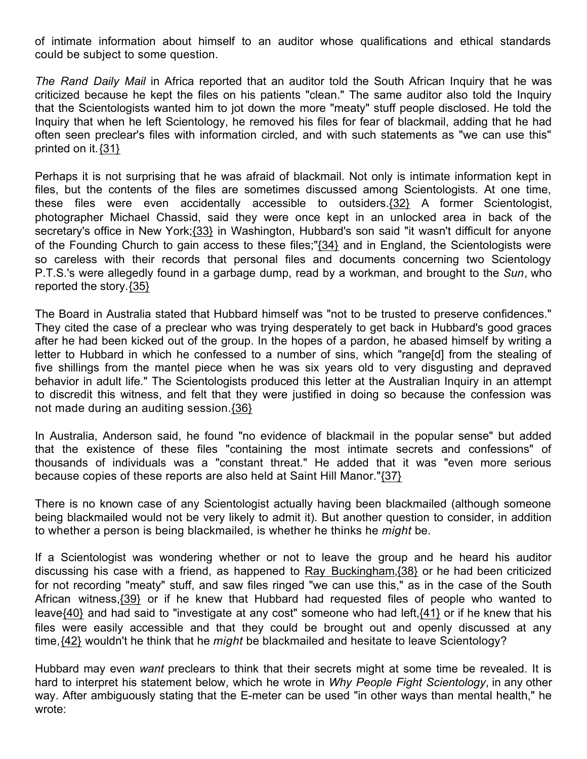of intimate information about himself to an auditor whose qualifications and ethical standards could be subject to some question.

*The Rand Daily Mail* in Africa reported that an auditor told the South African Inquiry that he was criticized because he kept the files on his patients "clean." The same auditor also told the Inquiry that the Scientologists wanted him to jot down the more "meaty" stuff people disclosed. He told the Inquiry that when he left Scientology, he removed his files for fear of blackmail, adding that he had often seen preclear's files with information circled, and with such statements as "we can use this" printed on it.{31}

Perhaps it is not surprising that he was afraid of blackmail. Not only is intimate information kept in files, but the contents of the files are sometimes discussed among Scientologists. At one time, these files were even accidentally accessible to outsiders.{32} A former Scientologist, photographer Michael Chassid, said they were once kept in an unlocked area in back of the secretary's office in New York;{33} in Washington, Hubbard's son said "it wasn't difficult for anyone of the Founding Church to gain access to these files;"{34} and in England, the Scientologists were so careless with their records that personal files and documents concerning two Scientology P.T.S.'s were allegedly found in a garbage dump, read by a workman, and brought to the *Sun*, who reported the story.{35}

The Board in Australia stated that Hubbard himself was "not to be trusted to preserve confidences." They cited the case of a preclear who was trying desperately to get back in Hubbard's good graces after he had been kicked out of the group. In the hopes of a pardon, he abased himself by writing a letter to Hubbard in which he confessed to a number of sins, which "range[d] from the stealing of five shillings from the mantel piece when he was six years old to very disgusting and depraved behavior in adult life." The Scientologists produced this letter at the Australian Inquiry in an attempt to discredit this witness, and felt that they were justified in doing so because the confession was not made during an auditing session.{36}

In Australia, Anderson said, he found "no evidence of blackmail in the popular sense" but added that the existence of these files "containing the most intimate secrets and confessions" of thousands of individuals was a "constant threat." He added that it was "even more serious because copies of these reports are also held at Saint Hill Manor."{37}

There is no known case of any Scientologist actually having been blackmailed (although someone being blackmailed would not be very likely to admit it). But another question to consider, in addition to whether a person is being blackmailed, is whether he thinks he *might* be.

If a Scientologist was wondering whether or not to leave the group and he heard his auditor discussing his case with a friend, as happened to Ray Buckingham,{38} or he had been criticized for not recording "meaty" stuff, and saw files ringed "we can use this," as in the case of the South African witness,{39} or if he knew that Hubbard had requested files of people who wanted to leave{40} and had said to "investigate at any cost" someone who had left,{41} or if he knew that his files were easily accessible and that they could be brought out and openly discussed at any time,{42} wouldn't he think that he *might* be blackmailed and hesitate to leave Scientology?

Hubbard may even *want* preclears to think that their secrets might at some time be revealed. It is hard to interpret his statement below, which he wrote in *Why People Fight Scientology*, in any other way. After ambiguously stating that the E-meter can be used "in other ways than mental health," he wrote: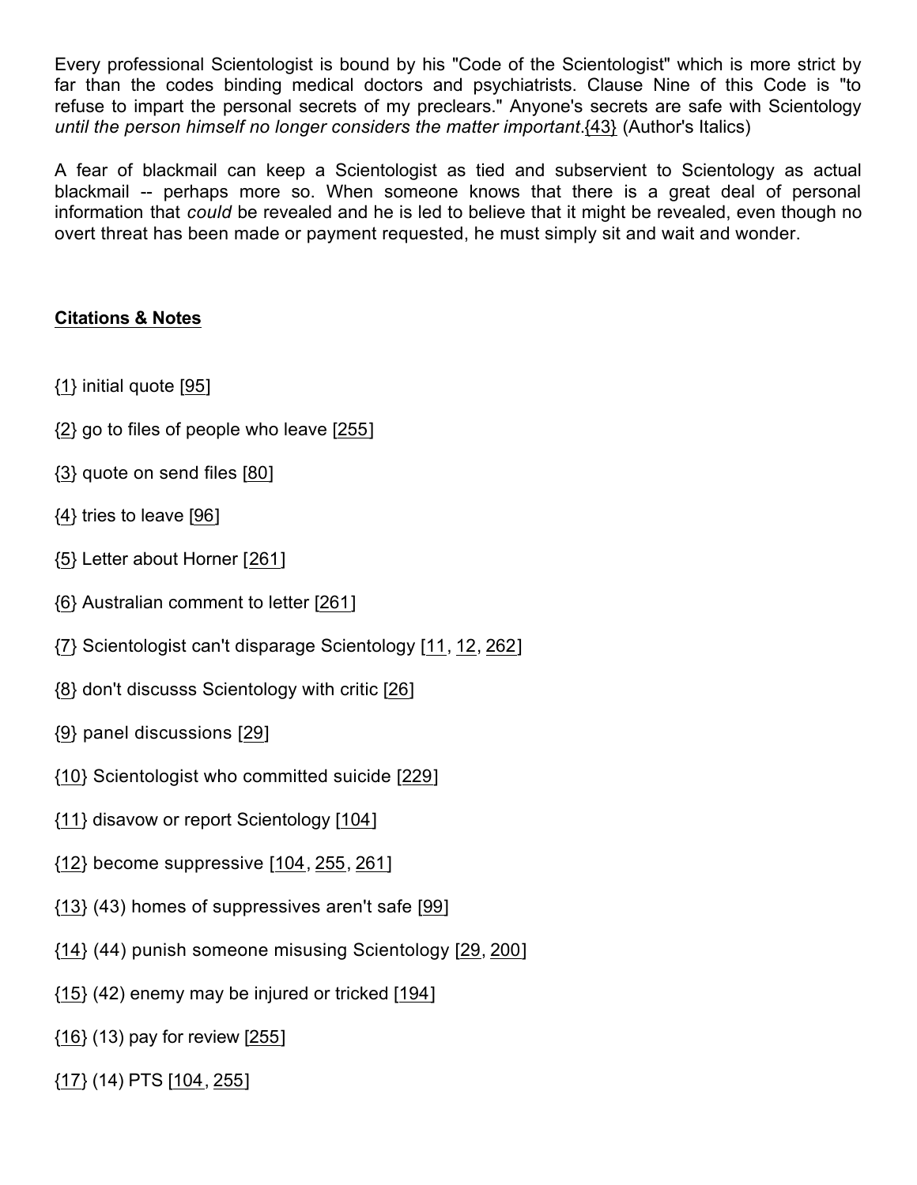Every professional Scientologist is bound by his "Code of the Scientologist" which is more strict by far than the codes binding medical doctors and psychiatrists. Clause Nine of this Code is "to refuse to impart the personal secrets of my preclears." Anyone's secrets are safe with Scientology *until the person himself no longer considers the matter important*.{43} (Author's Italics)

A fear of blackmail can keep a Scientologist as tied and subservient to Scientology as actual blackmail -- perhaps more so. When someone knows that there is a great deal of personal information that *could* be revealed and he is led to believe that it might be revealed, even though no overt threat has been made or payment requested, he must simply sit and wait and wonder.

## Citations & Notes

{1} initial quote [95]

{2} go to files of people who leave [255]

{3} quote on send files [80]

{4} tries to leave [96]

{5} Letter about Horner [261]

{6} Australian comment to letter [261]

{7} Scientologist can't disparage Scientology [11, 12, 262]

{8} don't discusss Scientology with critic [26]

{9} panel discussions [29]

{10} Scientologist who committed suicide [229]

{11} disavow or report Scientology [104]

{12} become suppressive [104, 255, 261]

{13} (43) homes of suppressives aren't safe [99]

{14} (44) punish someone misusing Scientology [29, 200]

{15} (42) enemy may be injured or tricked [194]

{16} (13) pay for review [255]

{17} (14) PTS [104, 255]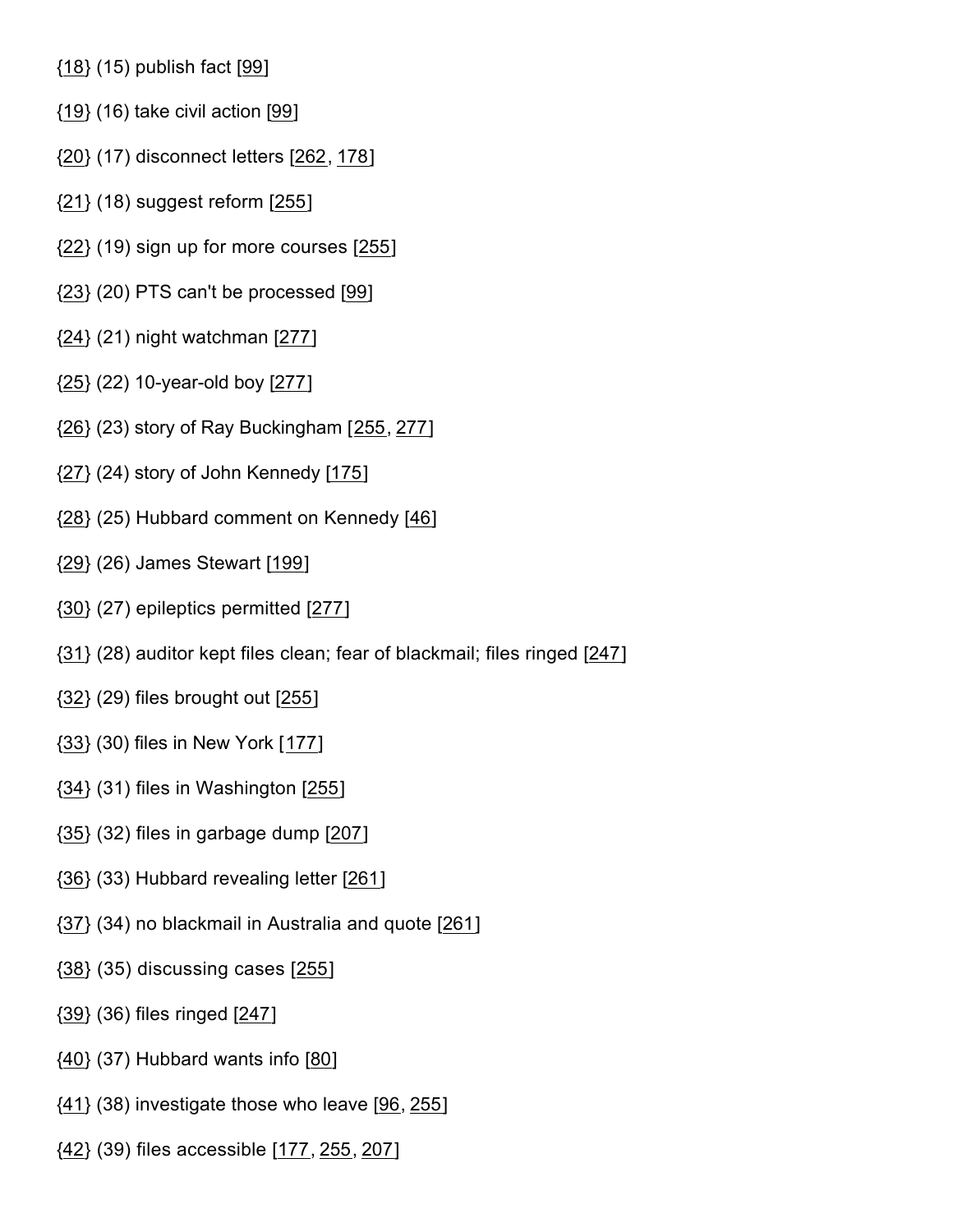{18} (15) publish fact [99]

{19} (16) take civil action [99]

{20} (17) disconnect letters [262, 178]

{21} (18) suggest reform [255]

{22} (19) sign up for more courses [255]

{23} (20) PTS can't be processed [99]

{24} (21) night watchman [277]

{25} (22) 10-year-old boy [277]

{26} (23) story of Ray Buckingham [255, 277]

{27} (24) story of John Kennedy [175]

{28} (25) Hubbard comment on Kennedy [46]

{29} (26) James Stewart [199]

{30} (27) epileptics permitted [277]

{31} (28) auditor kept files clean; fear of blackmail; files ringed [247]

{32} (29) files brought out [255]

{33} (30) files in New York [177]

{34} (31) files in Washington [255]

{35} (32) files in garbage dump [207]

{36} (33) Hubbard revealing letter [261]

{37} (34) no blackmail in Australia and quote [261]

{38} (35) discussing cases [255]

{39} (36) files ringed [247]

{40} (37) Hubbard wants info [80]

{41} (38) investigate those who leave [96, 255]

{42} (39) files accessible [177, 255, 207]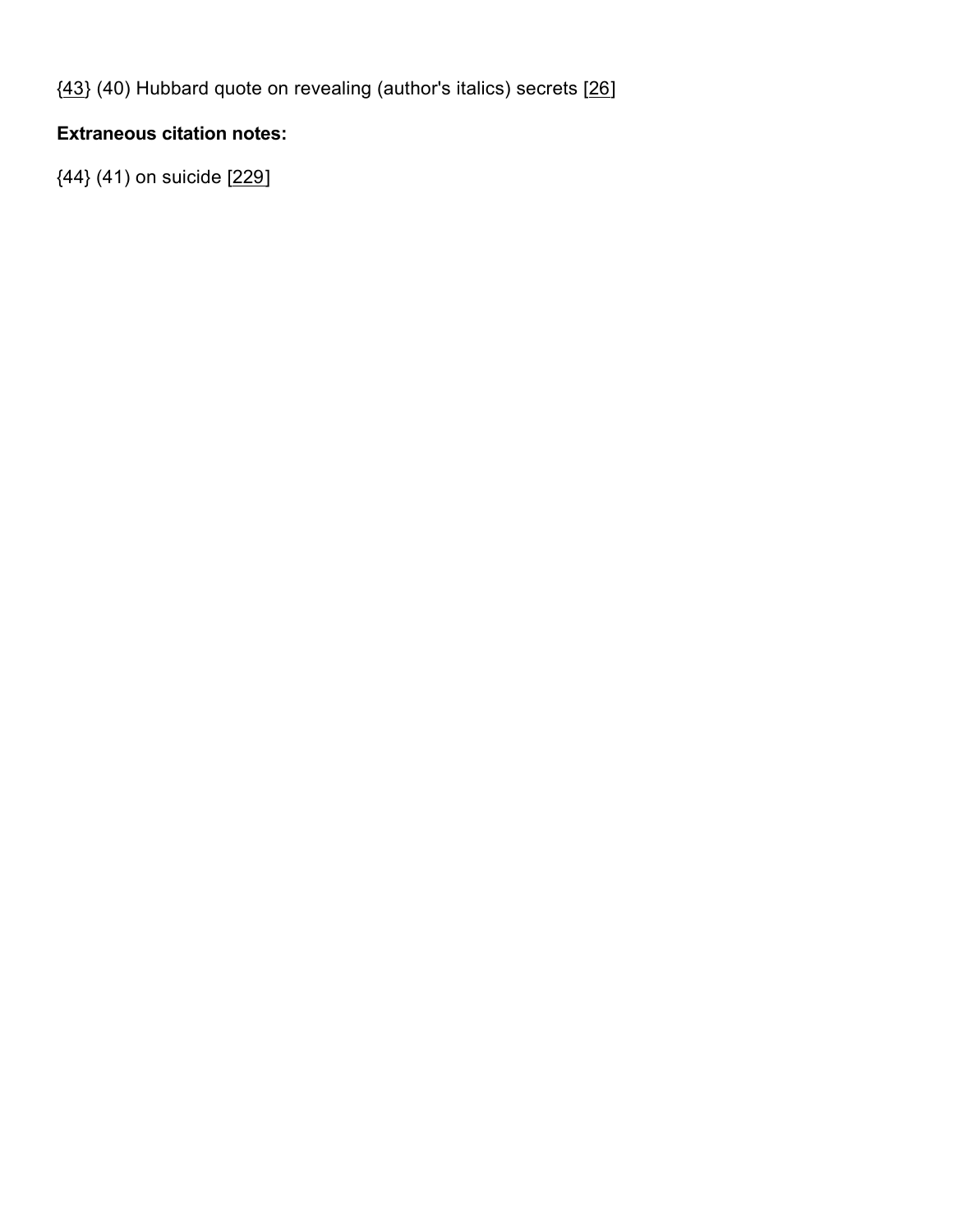{43} (40) Hubbard quote on revealing (author's italics) secrets [26]

**Extraneous citation notes:**

{44} (41) on suicide [229]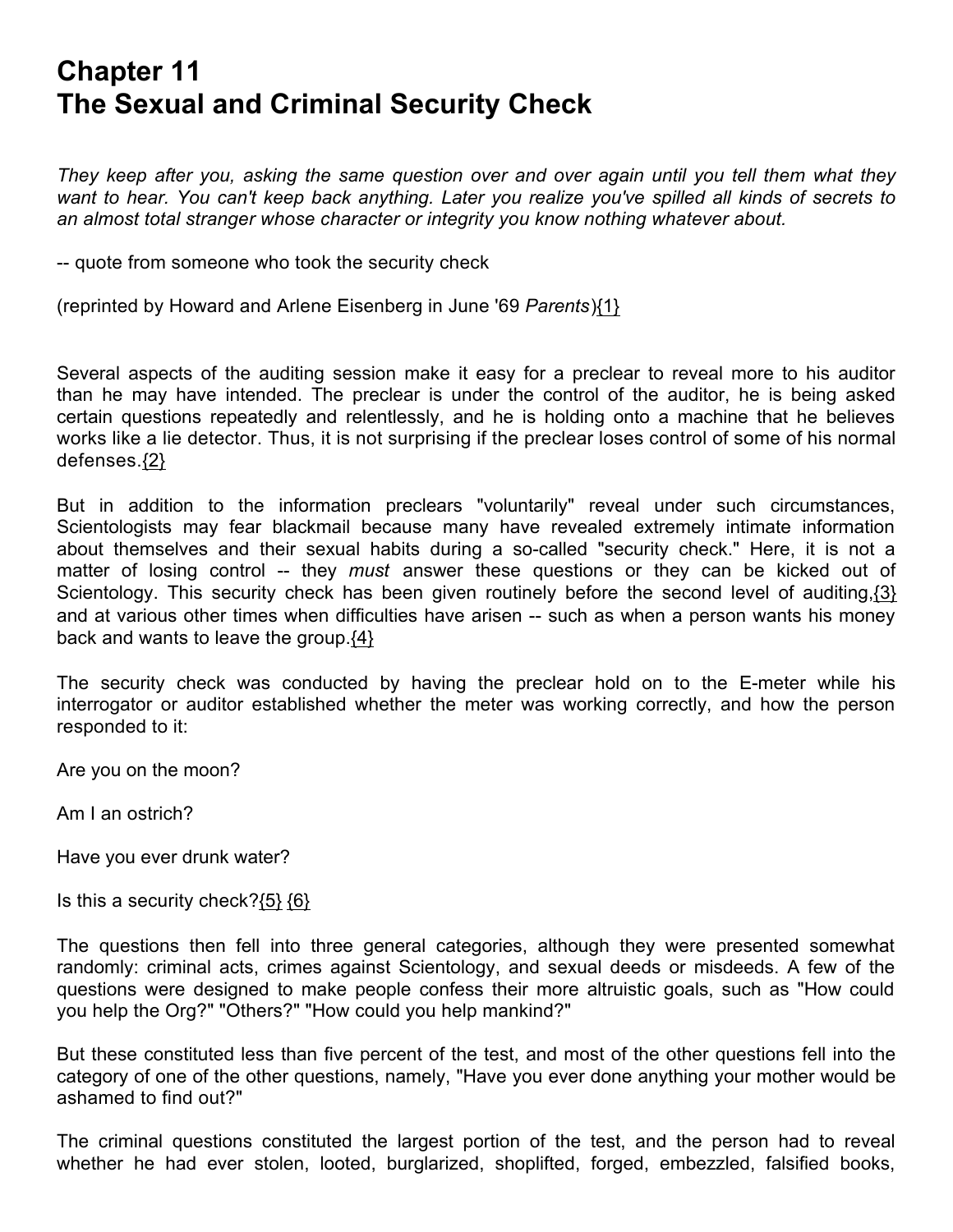# Chapter 11
# The Sexual and Criminal Security Check

*They keep after you, asking the same question over and over again until you tell them what they want to hear. You can't keep back anything. Later you realize you've spilled all kinds of secrets to an almost total stranger whose character or integrity you know nothing whatever about.*

-- quote from someone who took the security check

(reprinted by Howard and Arlene Eisenberg in June '69 *Parents*){1}

Several aspects of the auditing session make it easy for a preclear to reveal more to his auditor than he may have intended. The preclear is under the control of the auditor, he is being asked certain questions repeatedly and relentlessly, and he is holding onto a machine that he believes works like a lie detector. Thus, it is not surprising if the preclear loses control of some of his normal defenses.{2}

But in addition to the information preclears "voluntarily" reveal under such circumstances, Scientologists may fear blackmail because many have revealed extremely intimate information about themselves and their sexual habits during a so-called "security check." Here, it is not a matter of losing control -- they *must* answer these questions or they can be kicked out of Scientology. This security check has been given routinely before the second level of auditing,{3} and at various other times when difficulties have arisen -- such as when a person wants his money back and wants to leave the group.{4}

The security check was conducted by having the preclear hold on to the E-meter while his interrogator or auditor established whether the meter was working correctly, and how the person responded to it:

Are you on the moon?

Am I an ostrich?

Have you ever drunk water?

Is this a security check?{5} {6}

The questions then fell into three general categories, although they were presented somewhat randomly: criminal acts, crimes against Scientology, and sexual deeds or misdeeds. A few of the questions were designed to make people confess their more altruistic goals, such as "How could you help the Org?" "Others?" "How could you help mankind?"

But these constituted less than five percent of the test, and most of the other questions fell into the category of one of the other questions, namely, "Have you ever done anything your mother would be ashamed to find out?"

The criminal questions constituted the largest portion of the test, and the person had to reveal whether he had ever stolen, looted, burglarized, shoplifted, forged, embezzled, falsified books,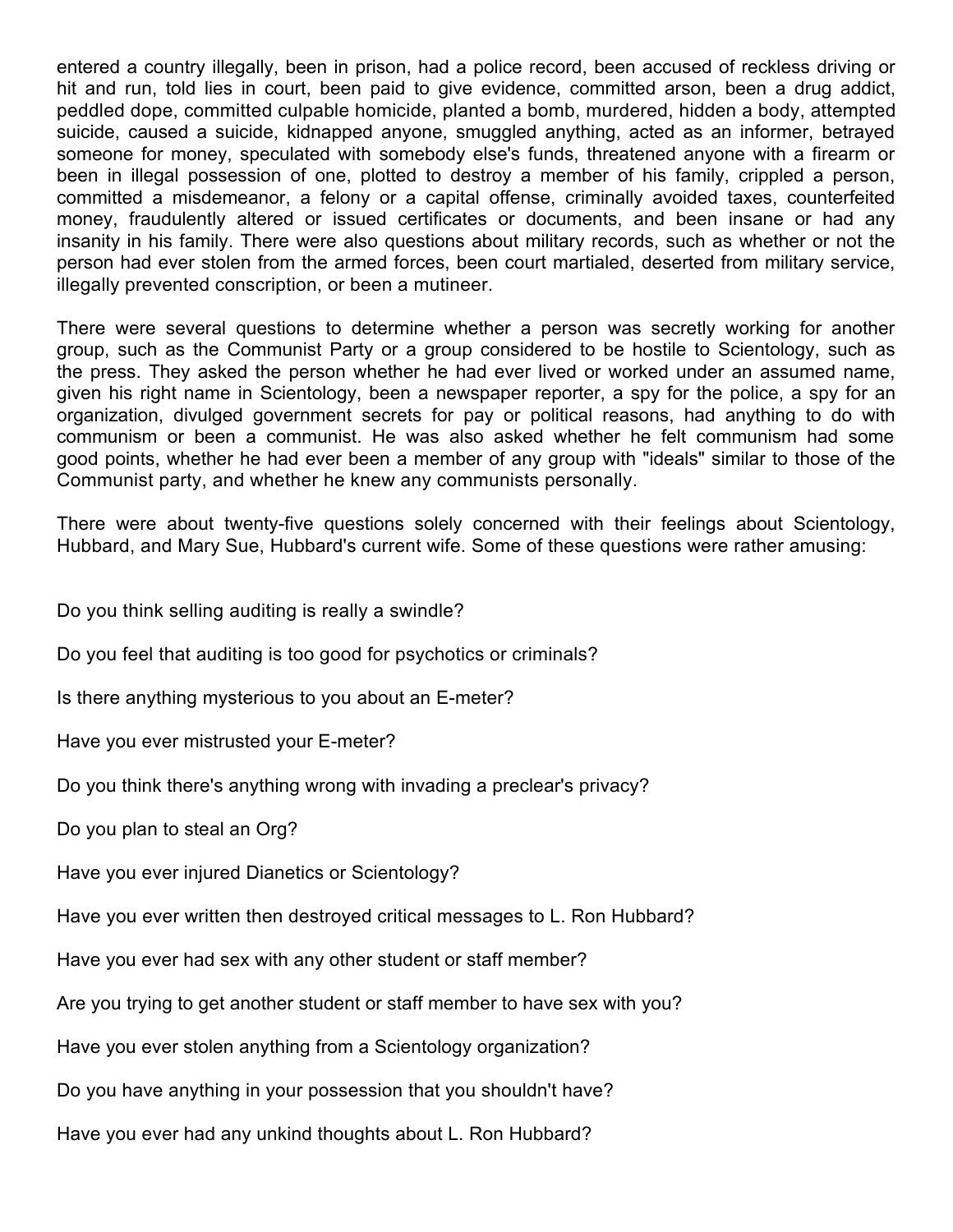entered a country illegally, been in prison, had a police record, been accused of reckless driving or hit and run, told lies in court, been paid to give evidence, committed arson, been a drug addict, peddled dope, committed culpable homicide, planted a bomb, murdered, hidden a body, attempted suicide, caused a suicide, kidnapped anyone, smuggled anything, acted as an informer, betrayed someone for money, speculated with somebody else's funds, threatened anyone with a firearm or been in illegal possession of one, plotted to destroy a member of his family, crippled a person, committed a misdemeanor, a felony or a capital offense, criminally avoided taxes, counterfeited money, fraudulently altered or issued certificates or documents, and been insane or had any insanity in his family. There were also questions about military records, such as whether or not the person had ever stolen from the armed forces, been court martialed, deserted from military service, illegally prevented conscription, or been a mutineer.

There were several questions to determine whether a person was secretly working for another group, such as the Communist Party or a group considered to be hostile to Scientology, such as the press. They asked the person whether he had ever lived or worked under an assumed name, given his right name in Scientology, been a newspaper reporter, a spy for the police, a spy for an organization, divulged government secrets for pay or political reasons, had anything to do with communism or been a communist. He was also asked whether he felt communism had some good points, whether he had ever been a member of any group with "ideals" similar to those of the Communist party, and whether he knew any communists personally.

There were about twenty-five questions solely concerned with their feelings about Scientology, Hubbard, and Mary Sue, Hubbard's current wife. Some of these questions were rather amusing:

Do you think selling auditing is really a swindle?

Do you feel that auditing is too good for psychotics or criminals?

Is there anything mysterious to you about an E-meter?

Have you ever mistrusted your E-meter?

Do you think there's anything wrong with invading a preclear's privacy?

Do you plan to steal an Org?

Have you ever injured Dianetics or Scientology?

Have you ever written then destroyed critical messages to L. Ron Hubbard?

Have you ever had sex with any other student or staff member?

Are you trying to get another student or staff member to have sex with you?

Have you ever stolen anything from a Scientology organization?

Do you have anything in your possession that you shouldn't have?

Have you ever had any unkind thoughts about L. Ron Hubbard?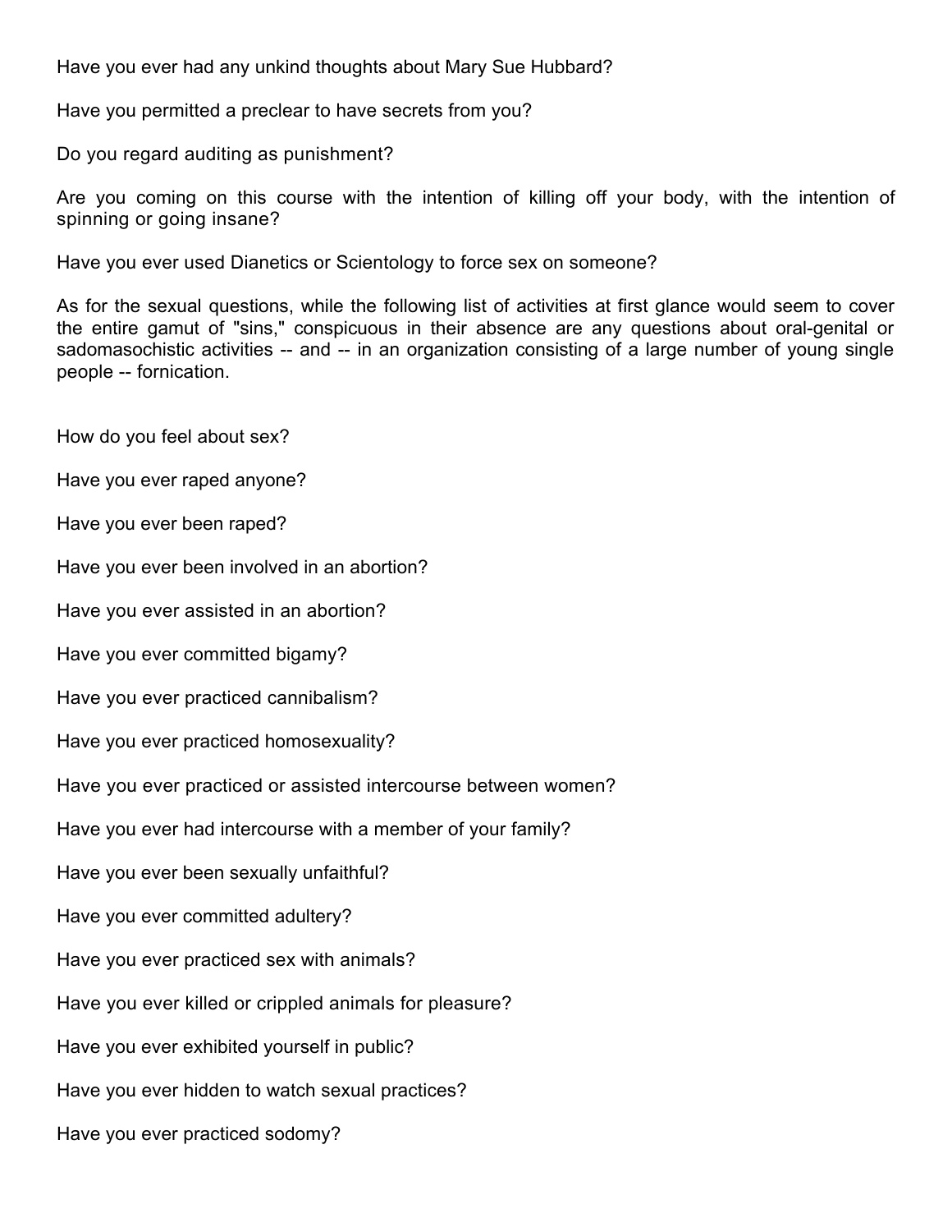Have you ever had any unkind thoughts about Mary Sue Hubbard?

Have you permitted a preclear to have secrets from you?

Do you regard auditing as punishment?

Are you coming on this course with the intention of killing off your body, with the intention of spinning or going insane?

Have you ever used Dianetics or Scientology to force sex on someone?

As for the sexual questions, while the following list of activities at first glance would seem to cover the entire gamut of "sins," conspicuous in their absence are any questions about oral-genital or sadomasochistic activities -- and -- in an organization consisting of a large number of young single people -- fornication.

How do you feel about sex?

Have you ever raped anyone?

Have you ever been raped?

Have you ever been involved in an abortion?

Have you ever assisted in an abortion?

Have you ever committed bigamy?

Have you ever practiced cannibalism?

Have you ever practiced homosexuality?

Have you ever practiced or assisted intercourse between women?

Have you ever had intercourse with a member of your family?

Have you ever been sexually unfaithful?

Have you ever committed adultery?

Have you ever practiced sex with animals?

Have you ever killed or crippled animals for pleasure?

Have you ever exhibited yourself in public?

Have you ever hidden to watch sexual practices?

Have you ever practiced sodomy?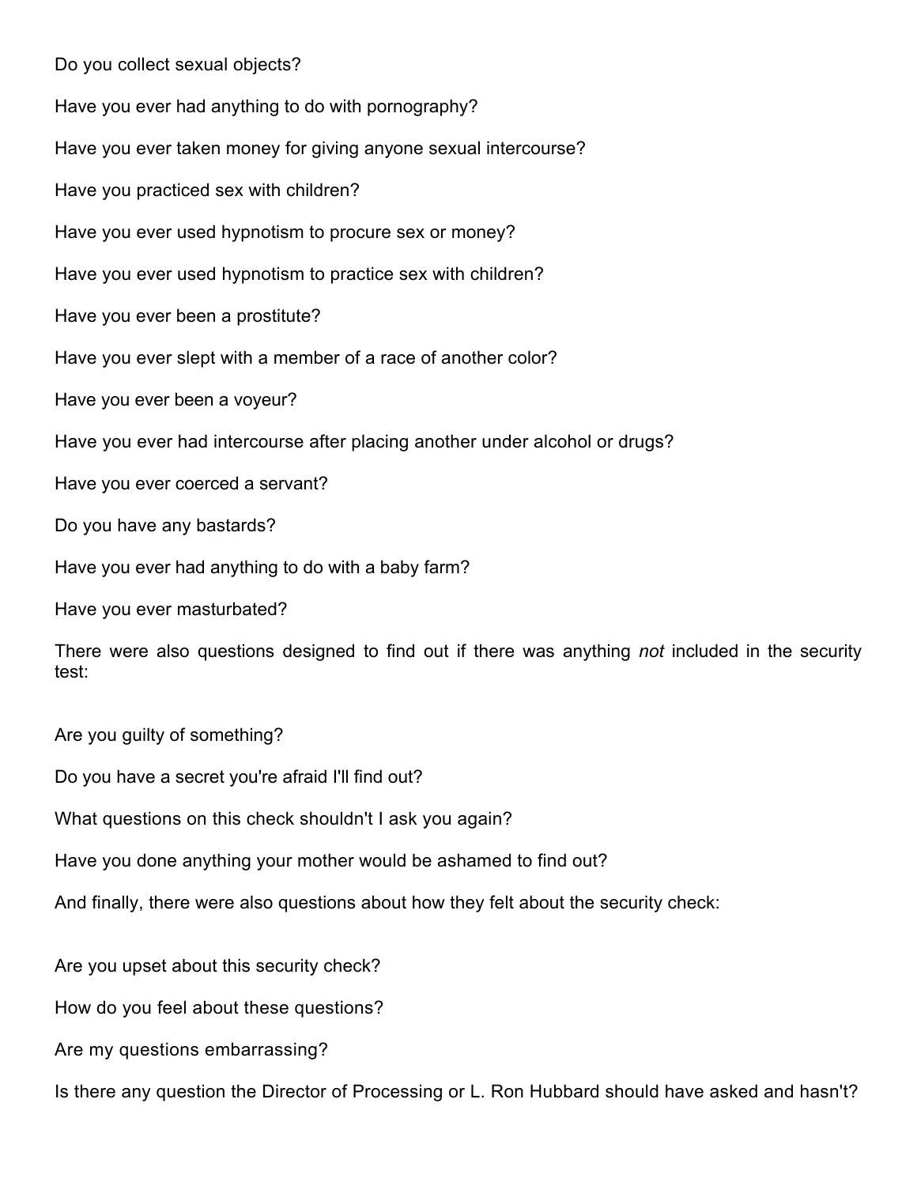Do you collect sexual objects?

Have you ever had anything to do with pornography?

Have you ever taken money for giving anyone sexual intercourse?

Have you practiced sex with children?

Have you ever used hypnotism to procure sex or money?

Have you ever used hypnotism to practice sex with children?

Have you ever been a prostitute?

Have you ever slept with a member of a race of another color?

Have you ever been a voyeur?

Have you ever had intercourse after placing another under alcohol or drugs?

Have you ever coerced a servant?

Do you have any bastards?

Have you ever had anything to do with a baby farm?

Have you ever masturbated?

There were also questions designed to find out if there was anything *not* included in the security test:

Are you guilty of something?

Do you have a secret you're afraid I'll find out?

What questions on this check shouldn't I ask you again?

Have you done anything your mother would be ashamed to find out?

And finally, there were also questions about how they felt about the security check:

Are you upset about this security check?

How do you feel about these questions?

Are my questions embarrassing?

Is there any question the Director of Processing or L. Ron Hubbard should have asked and hasn't?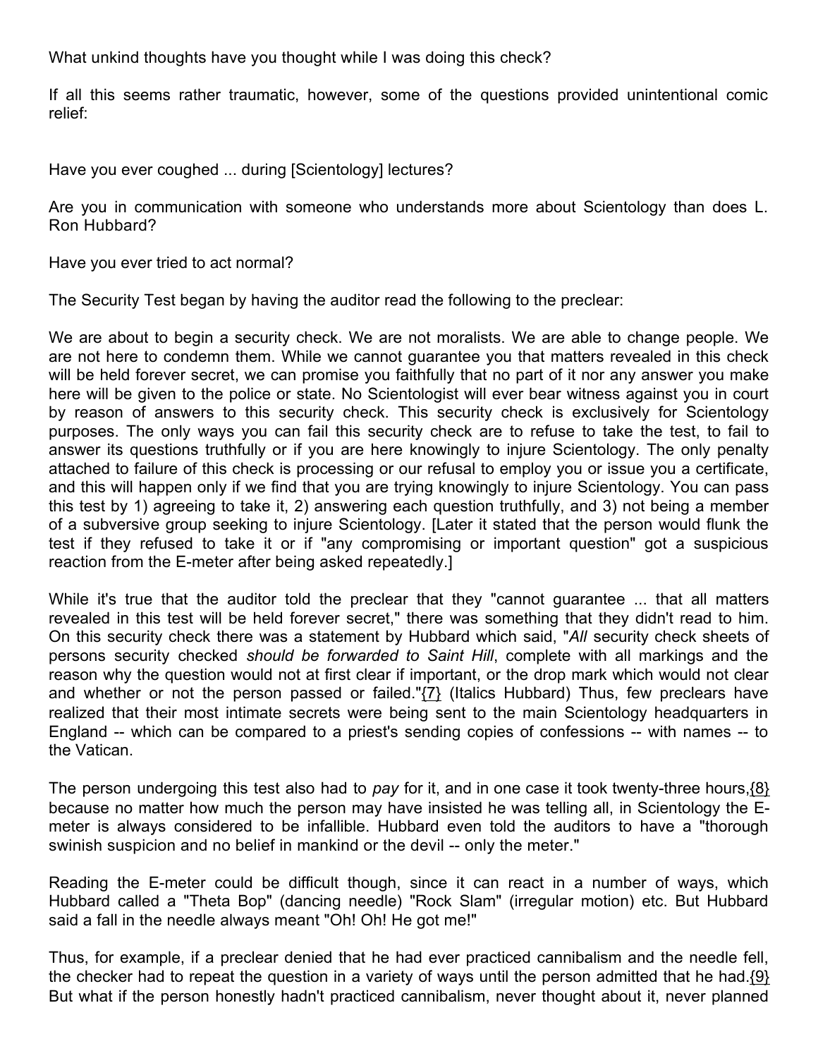What unkind thoughts have you thought while I was doing this check?

If all this seems rather traumatic, however, some of the questions provided unintentional comic relief:

Have you ever coughed ... during [Scientology] lectures?

Are you in communication with someone who understands more about Scientology than does L. Ron Hubbard?

Have you ever tried to act normal?

The Security Test began by having the auditor read the following to the preclear:

We are about to begin a security check. We are not moralists. We are able to change people. We are not here to condemn them. While we cannot guarantee you that matters revealed in this check will be held forever secret, we can promise you faithfully that no part of it nor any answer you make here will be given to the police or state. No Scientologist will ever bear witness against you in court by reason of answers to this security check. This security check is exclusively for Scientology purposes. The only ways you can fail this security check are to refuse to take the test, to fail to answer its questions truthfully or if you are here knowingly to injure Scientology. The only penalty attached to failure of this check is processing or our refusal to employ you or issue you a certificate, and this will happen only if we find that you are trying knowingly to injure Scientology. You can pass this test by 1) agreeing to take it, 2) answering each question truthfully, and 3) not being a member of a subversive group seeking to injure Scientology. [Later it stated that the person would flunk the test if they refused to take it or if "any compromising or important question" got a suspicious reaction from the E-meter after being asked repeatedly.]

While it's true that the auditor told the preclear that they "cannot guarantee ... that all matters revealed in this test will be held forever secret," there was something that they didn't read to him. On this security check there was a statement by Hubbard which said, "*All* security check sheets of persons security checked *should be forwarded to Saint Hill*, complete with all markings and the reason why the question would not at first clear if important, or the drop mark which would not clear and whether or not the person passed or failed."{7} (Italics Hubbard) Thus, few preclears have realized that their most intimate secrets were being sent to the main Scientology headquarters in England -- which can be compared to a priest's sending copies of confessions -- with names -- to the Vatican.

The person undergoing this test also had to *pay* for it, and in one case it took twenty-three hours,{8} because no matter how much the person may have insisted he was telling all, in Scientology the E-meter is always considered to be infallible. Hubbard even told the auditors to have a "thorough swinish suspicion and no belief in mankind or the devil -- only the meter."

Reading the E-meter could be difficult though, since it can react in a number of ways, which Hubbard called a "Theta Bop" (dancing needle) "Rock Slam" (irregular motion) etc. But Hubbard said a fall in the needle always meant "Oh! Oh! He got me!"

Thus, for example, if a preclear denied that he had ever practiced cannibalism and the needle fell, the checker had to repeat the question in a variety of ways until the person admitted that he had.{9} But what if the person honestly hadn't practiced cannibalism, never thought about it, never planned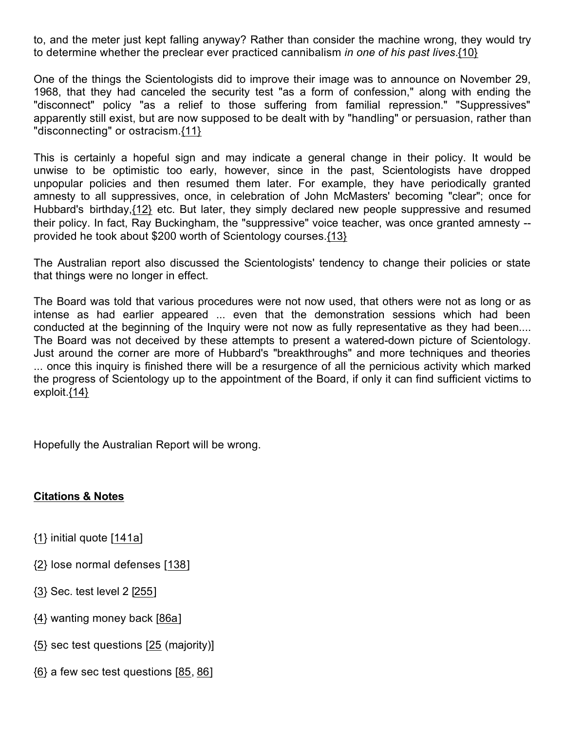to, and the meter just kept falling anyway? Rather than consider the machine wrong, they would try to determine whether the preclear ever practiced cannibalism *in one of his past lives*.{10}

One of the things the Scientologists did to improve their image was to announce on November 29, 1968, that they had canceled the security test "as a form of confession," along with ending the "disconnect" policy "as a relief to those suffering from familial repression." "Suppressives" apparently still exist, but are now supposed to be dealt with by "handling" or persuasion, rather than "disconnecting" or ostracism.{11}

This is certainly a hopeful sign and may indicate a general change in their policy. It would be unwise to be optimistic too early, however, since in the past, Scientologists have dropped unpopular policies and then resumed them later. For example, they have periodically granted amnesty to all suppressives, once, in celebration of John McMasters' becoming "clear"; once for Hubbard's birthday,{12} etc. But later, they simply declared new people suppressive and resumed their policy. In fact, Ray Buckingham, the "suppressive" voice teacher, was once granted amnesty -- provided he took about $200 worth of Scientology courses.{13}

The Australian report also discussed the Scientologists' tendency to change their policies or state that things were no longer in effect.

The Board was told that various procedures were not now used, that others were not as long or as intense as had earlier appeared ... even that the demonstration sessions which had been conducted at the beginning of the Inquiry were not now as fully representative as they had been.... The Board was not deceived by these attempts to present a watered-down picture of Scientology. Just around the corner are more of Hubbard's "breakthroughs" and more techniques and theories ... once this inquiry is finished there will be a resurgence of all the pernicious activity which marked the progress of Scientology up to the appointment of the Board, if only it can find sufficient victims to exploit.{14}

Hopefully the Australian Report will be wrong.

**Citations & Notes**

{1} initial quote [141a]

{2} lose normal defenses [138]

{3} Sec. test level 2 [255]

{4} wanting money back [86a]

{5} sec test questions [25 (majority)]

{6} a few sec test questions [85, 86]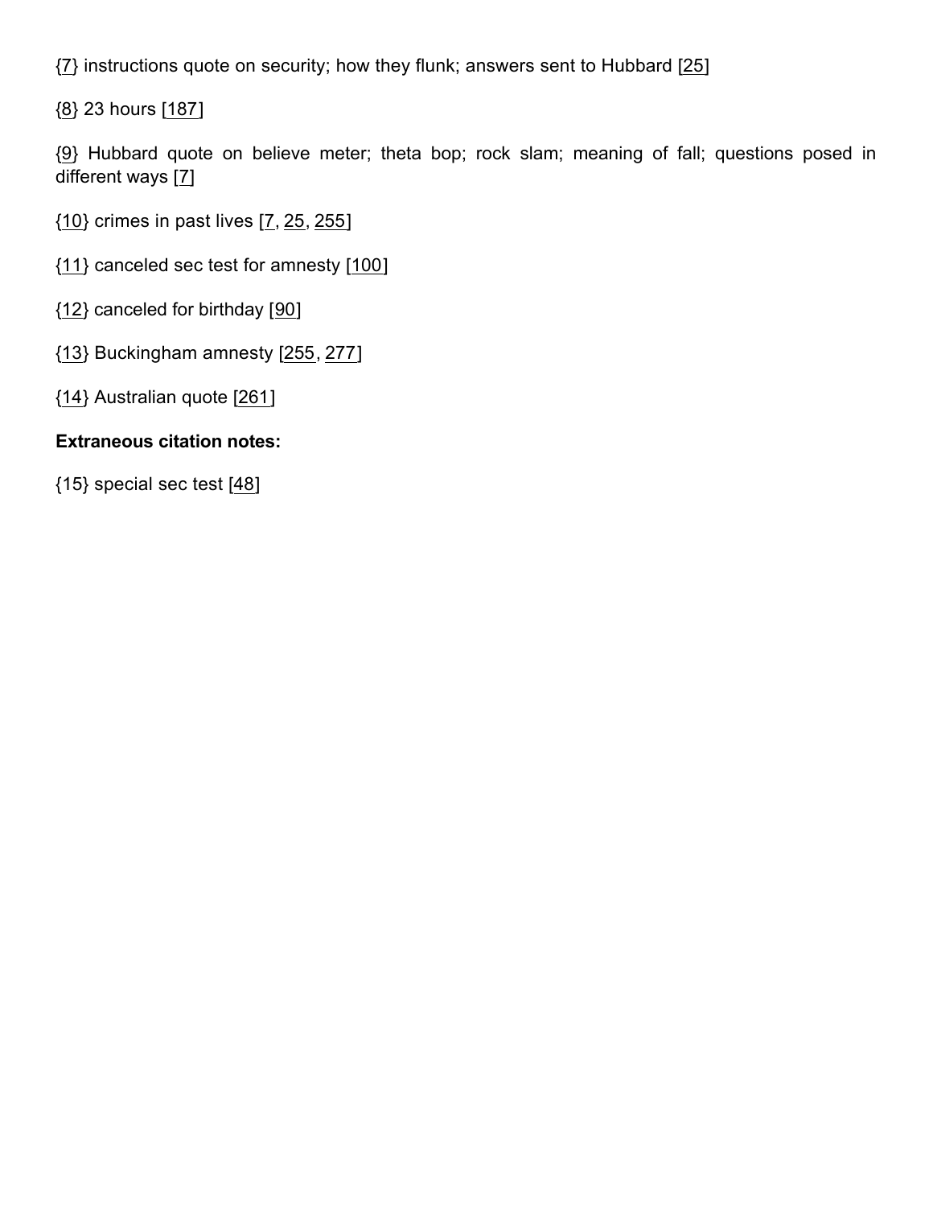{7} instructions quote on security; how they flunk; answers sent to Hubbard [25]

{8} 23 hours [187]

{9} Hubbard quote on believe meter; theta bop; rock slam; meaning of fall; questions posed in different ways [7]

{10} crimes in past lives [7, 25, 255]

{11} canceled sec test for amnesty [100]

{12} canceled for birthday [90]

{13} Buckingham amnesty [255, 277]

{14} Australian quote [261]

**Extraneous citation notes:**

{15} special sec test [48]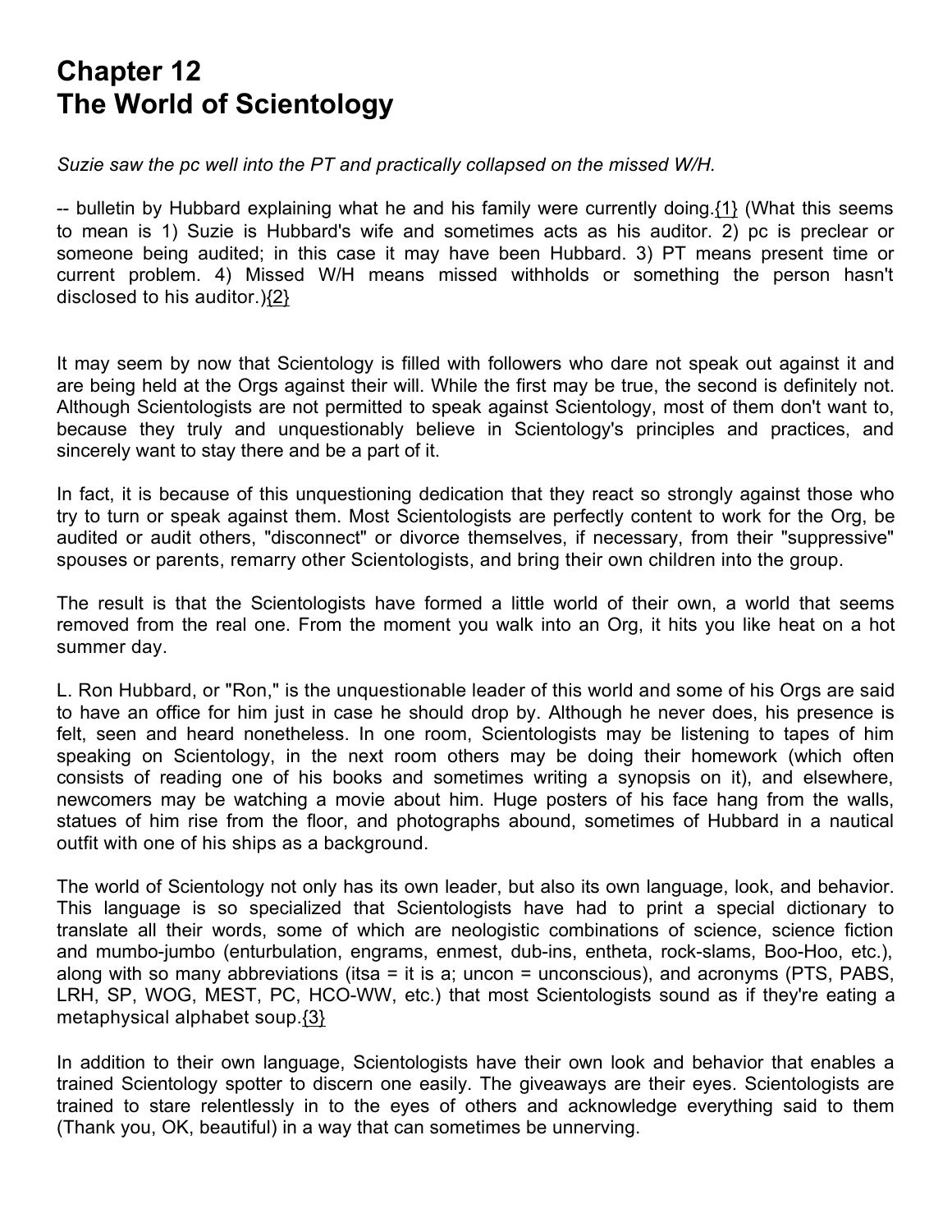# Chapter 12
# The World of Scientology

*Suzie saw the pc well into the PT and practically collapsed on the missed W/H.*

-- bulletin by Hubbard explaining what he and his family were currently doing.{1} (What this seems to mean is 1) Suzie is Hubbard's wife and sometimes acts as his auditor. 2) pc is preclear or someone being audited; in this case it may have been Hubbard. 3) PT means present time or current problem. 4) Missed W/H means missed withholds or something the person hasn't disclosed to his auditor.){2}

It may seem by now that Scientology is filled with followers who dare not speak out against it and are being held at the Orgs against their will. While the first may be true, the second is definitely not. Although Scientologists are not permitted to speak against Scientology, most of them don't want to, because they truly and unquestionably believe in Scientology's principles and practices, and sincerely want to stay there and be a part of it.

In fact, it is because of this unquestioning dedication that they react so strongly against those who try to turn or speak against them. Most Scientologists are perfectly content to work for the Org, be audited or audit others, "disconnect" or divorce themselves, if necessary, from their "suppressive" spouses or parents, remarry other Scientologists, and bring their own children into the group.

The result is that the Scientologists have formed a little world of their own, a world that seems removed from the real one. From the moment you walk into an Org, it hits you like heat on a hot summer day.

L. Ron Hubbard, or "Ron," is the unquestionable leader of this world and some of his Orgs are said to have an office for him just in case he should drop by. Although he never does, his presence is felt, seen and heard nonetheless. In one room, Scientologists may be listening to tapes of him speaking on Scientology, in the next room others may be doing their homework (which often consists of reading one of his books and sometimes writing a synopsis on it), and elsewhere, newcomers may be watching a movie about him. Huge posters of his face hang from the walls, statues of him rise from the floor, and photographs abound, sometimes of Hubbard in a nautical outfit with one of his ships as a background.

The world of Scientology not only has its own leader, but also its own language, look, and behavior. This language is so specialized that Scientologists have had to print a special dictionary to translate all their words, some of which are neologistic combinations of science, science fiction and mumbo-jumbo (enturbulation, engrams, enmest, dub-ins, entheta, rock-slams, Boo-Hoo, etc.), along with so many abbreviations (itsa = it is a; uncon = unconscious), and acronyms (PTS, PABS, LRH, SP, WOG, MEST, PC, HCO-WW, etc.) that most Scientologists sound as if they're eating a metaphysical alphabet soup.{3}

In addition to their own language, Scientologists have their own look and behavior that enables a trained Scientology spotter to discern one easily. The giveaways are their eyes. Scientologists are trained to stare relentlessly in to the eyes of others and acknowledge everything said to them (Thank you, OK, beautiful) in a way that can sometimes be unnerving.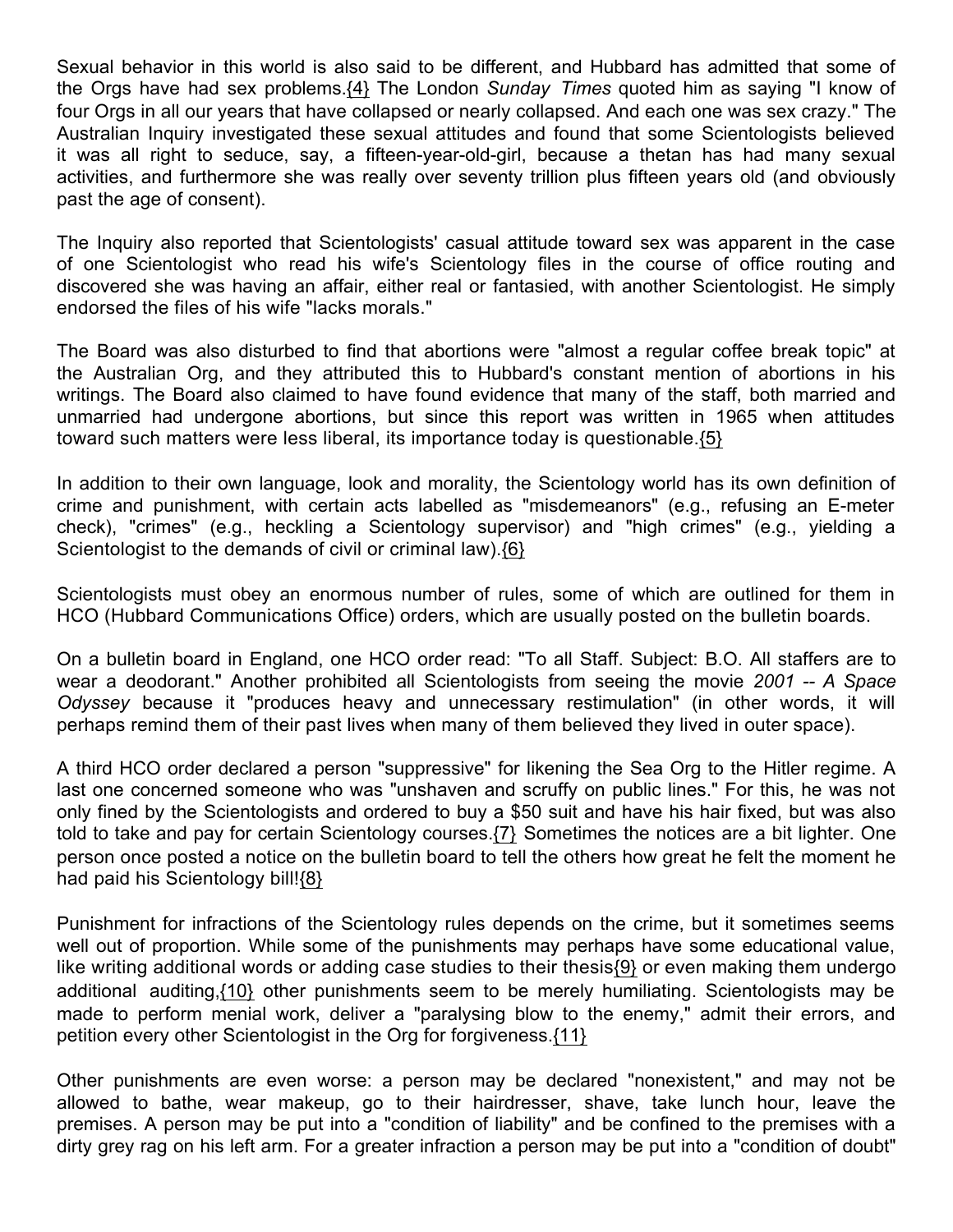Sexual behavior in this world is also said to be different, and Hubbard has admitted that some of the Orgs have had sex problems.{4} The London *Sunday Times* quoted him as saying "I know of four Orgs in all our years that have collapsed or nearly collapsed. And each one was sex crazy." The Australian Inquiry investigated these sexual attitudes and found that some Scientologists believed it was all right to seduce, say, a fifteen-year-old-girl, because a thetan has had many sexual activities, and furthermore she was really over seventy trillion plus fifteen years old (and obviously past the age of consent).

The Inquiry also reported that Scientologists' casual attitude toward sex was apparent in the case of one Scientologist who read his wife's Scientology files in the course of office routing and discovered she was having an affair, either real or fantasied, with another Scientologist. He simply endorsed the files of his wife "lacks morals."

The Board was also disturbed to find that abortions were "almost a regular coffee break topic" at the Australian Org, and they attributed this to Hubbard's constant mention of abortions in his writings. The Board also claimed to have found evidence that many of the staff, both married and unmarried had undergone abortions, but since this report was written in 1965 when attitudes toward such matters were less liberal, its importance today is questionable.{5}

In addition to their own language, look and morality, the Scientology world has its own definition of crime and punishment, with certain acts labelled as "misdemeanors" (e.g., refusing an E-meter check), "crimes" (e.g., heckling a Scientology supervisor) and "high crimes" (e.g., yielding a Scientologist to the demands of civil or criminal law).{6}

Scientologists must obey an enormous number of rules, some of which are outlined for them in HCO (Hubbard Communications Office) orders, which are usually posted on the bulletin boards.

On a bulletin board in England, one HCO order read: "To all Staff. Subject: B.O. All staffers are to wear a deodorant." Another prohibited all Scientologists from seeing the movie *2001 -- A Space Odyssey* because it "produces heavy and unnecessary restimulation" (in other words, it will perhaps remind them of their past lives when many of them believed they lived in outer space).

A third HCO order declared a person "suppressive" for likening the Sea Org to the Hitler regime. A last one concerned someone who was "unshaven and scruffy on public lines." For this, he was not only fined by the Scientologists and ordered to buy a $50 suit and have his hair fixed, but was also told to take and pay for certain Scientology courses.{7} Sometimes the notices are a bit lighter. One person once posted a notice on the bulletin board to tell the others how great he felt the moment he had paid his Scientology bill!{8}

Punishment for infractions of the Scientology rules depends on the crime, but it sometimes seems well out of proportion. While some of the punishments may perhaps have some educational value, like writing additional words or adding case studies to their thesis{9} or even making them undergo additional auditing,{10} other punishments seem to be merely humiliating. Scientologists may be made to perform menial work, deliver a "paralysing blow to the enemy," admit their errors, and petition every other Scientologist in the Org for forgiveness.{11}

Other punishments are even worse: a person may be declared "nonexistent," and may not be allowed to bathe, wear makeup, go to their hairdresser, shave, take lunch hour, leave the premises. A person may be put into a "condition of liability" and be confined to the premises with a dirty grey rag on his left arm. For a greater infraction a person may be put into a "condition of doubt"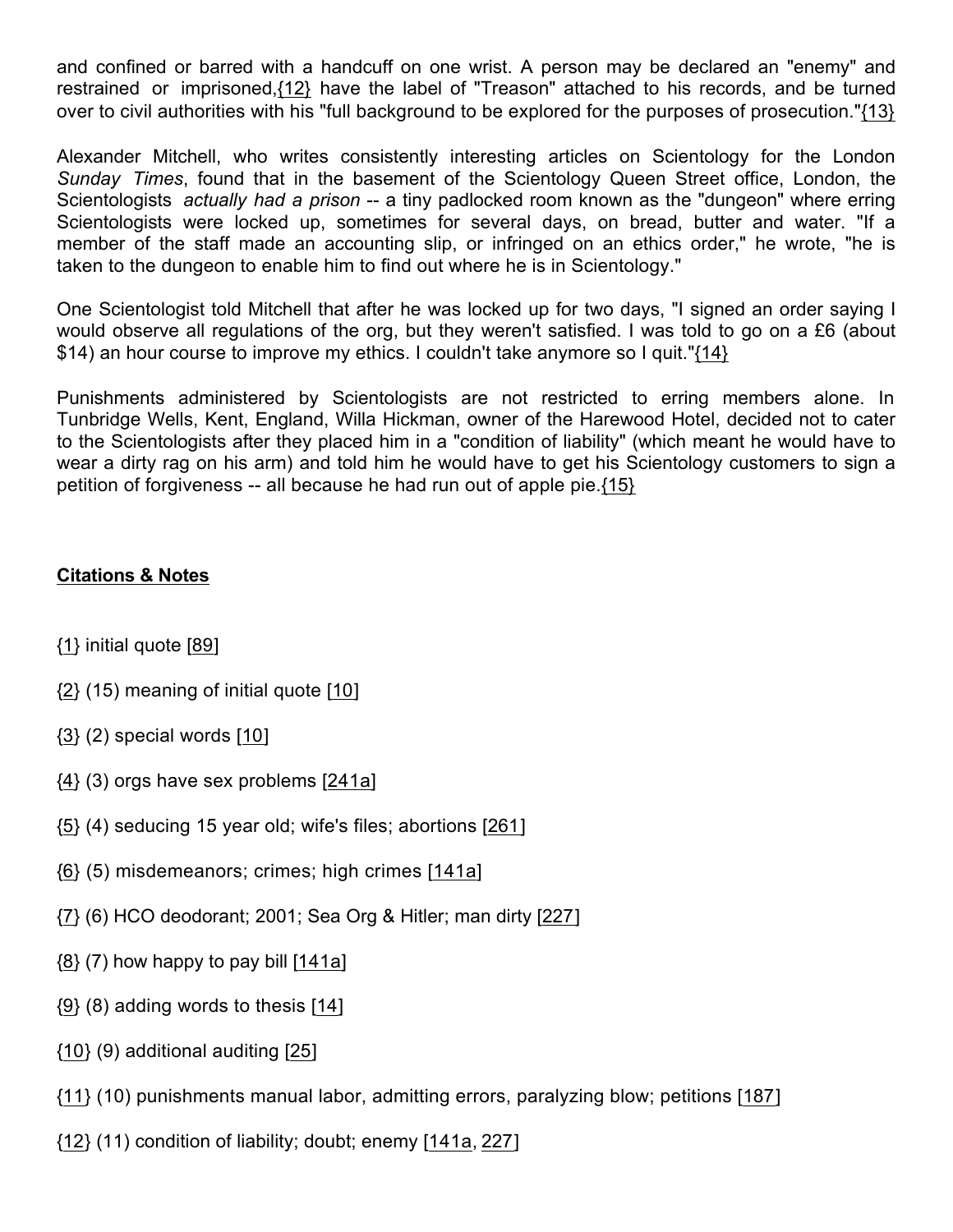and confined or barred with a handcuff on one wrist. A person may be declared an "enemy" and restrained or imprisoned,{12} have the label of "Treason" attached to his records, and be turned over to civil authorities with his "full background to be explored for the purposes of prosecution."{13}

Alexander Mitchell, who writes consistently interesting articles on Scientology for the London *Sunday Times*, found that in the basement of the Scientology Queen Street office, London, the Scientologists *actually had a prison* -- a tiny padlocked room known as the "dungeon" where erring Scientologists were locked up, sometimes for several days, on bread, butter and water. "If a member of the staff made an accounting slip, or infringed on an ethics order," he wrote, "he is taken to the dungeon to enable him to find out where he is in Scientology."

One Scientologist told Mitchell that after he was locked up for two days, "I signed an order saying I would observe all regulations of the org, but they weren't satisfied. I was told to go on a £6 (about $14) an hour course to improve my ethics. I couldn't take anymore so I quit."{14}

Punishments administered by Scientologists are not restricted to erring members alone. In Tunbridge Wells, Kent, England, Willa Hickman, owner of the Harewood Hotel, decided not to cater to the Scientologists after they placed him in a "condition of liability" (which meant he would have to wear a dirty rag on his arm) and told him he would have to get his Scientology customers to sign a petition of forgiveness -- all because he had run out of apple pie.{15}

## Citations & Notes

{1} initial quote [89]

{2} (15) meaning of initial quote [10]

{3} (2) special words [10]

{4} (3) orgs have sex problems [241a]

{5} (4) seducing 15 year old; wife's files; abortions [261]

{6} (5) misdemeanors; crimes; high crimes [141a]

{7} (6) HCO deodorant; 2001; Sea Org & Hitler; man dirty [227]

{8} (7) how happy to pay bill [141a]

{9} (8) adding words to thesis [14]

{10} (9) additional auditing [25]

{11} (10) punishments manual labor, admitting errors, paralyzing blow; petitions [187]

{12} (11) condition of liability; doubt; enemy [141a, 227]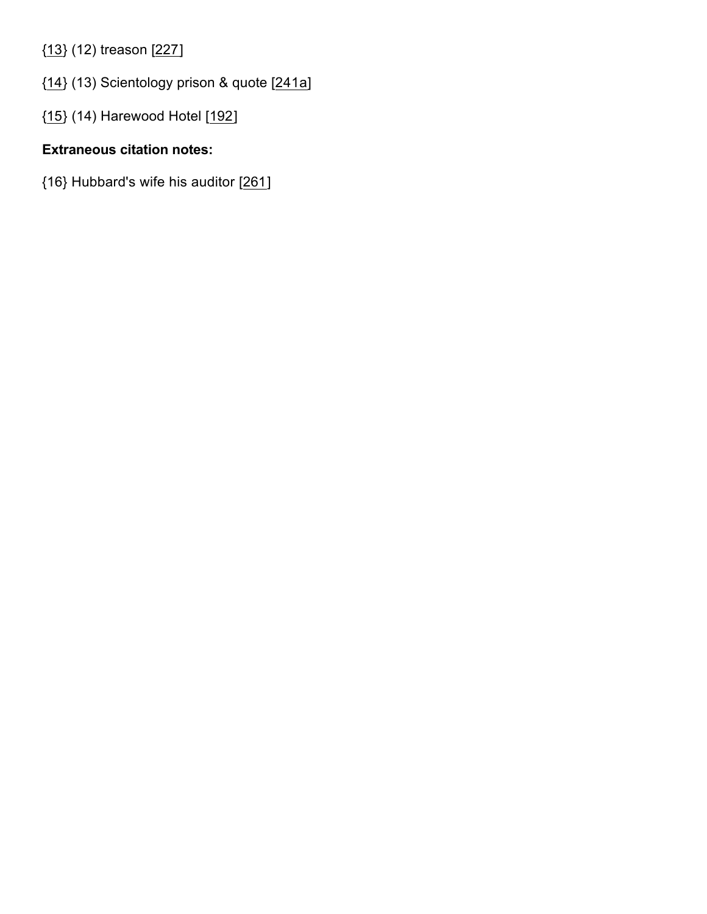{13} (12) treason [227]

{14} (13) Scientology prison & quote [241a]

{15} (14) Harewood Hotel [192]

**Extraneous citation notes:**

{16} Hubbard's wife his auditor [261]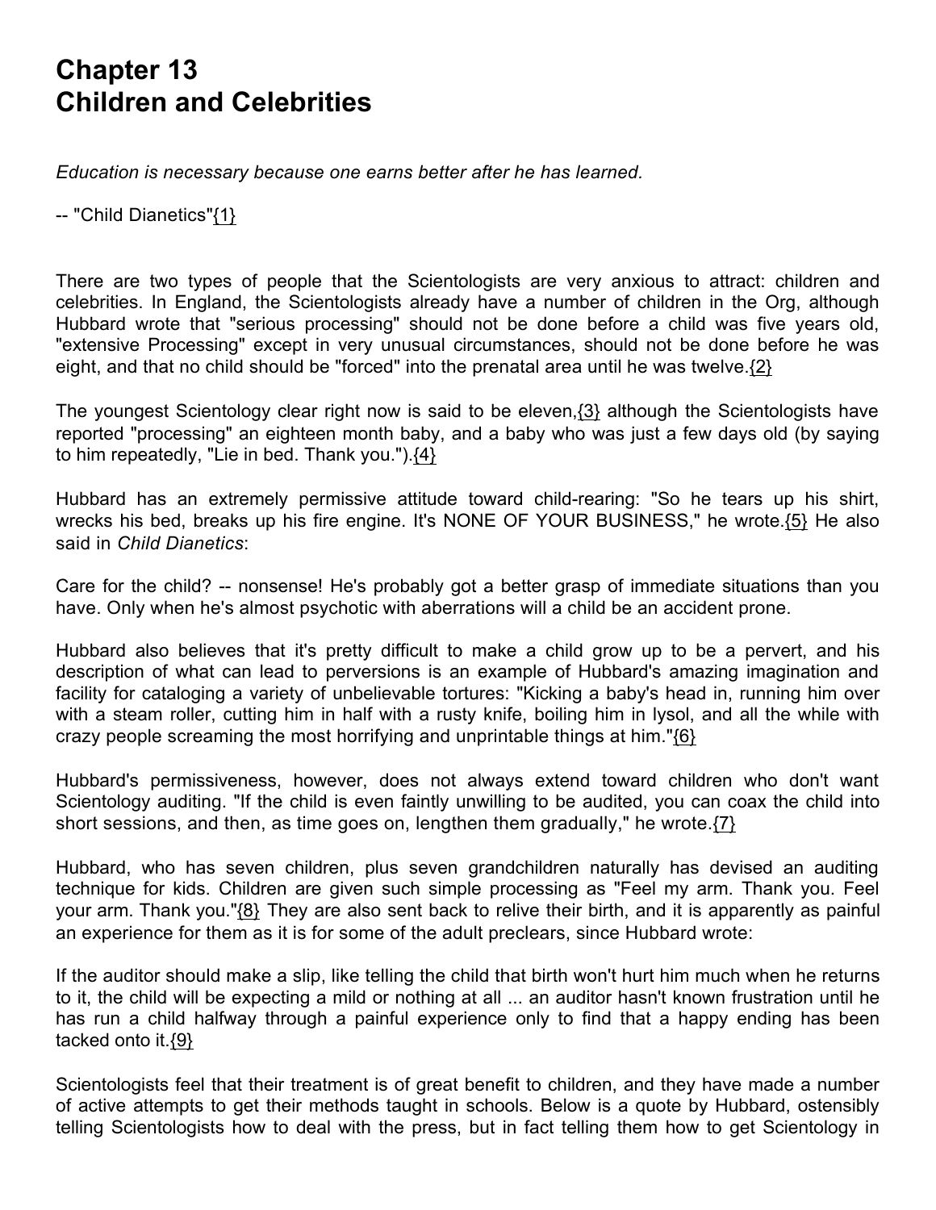# Chapter 13
# Children and Celebrities

*Education is necessary because one earns better after he has learned.*

-- "Child Dianetics"{1}

There are two types of people that the Scientologists are very anxious to attract: children and celebrities. In England, the Scientologists already have a number of children in the Org, although Hubbard wrote that "serious processing" should not be done before a child was five years old, "extensive Processing" except in very unusual circumstances, should not be done before he was eight, and that no child should be "forced" into the prenatal area until he was twelve.{2}

The youngest Scientology clear right now is said to be eleven,{3} although the Scientologists have reported "processing" an eighteen month baby, and a baby who was just a few days old (by saying to him repeatedly, "Lie in bed. Thank you.").{4}

Hubbard has an extremely permissive attitude toward child-rearing: "So he tears up his shirt, wrecks his bed, breaks up his fire engine. It's NONE OF YOUR BUSINESS," he wrote.{5} He also said in *Child Dianetics*:

Care for the child? -- nonsense! He's probably got a better grasp of immediate situations than you have. Only when he's almost psychotic with aberrations will a child be an accident prone.

Hubbard also believes that it's pretty difficult to make a child grow up to be a pervert, and his description of what can lead to perversions is an example of Hubbard's amazing imagination and facility for cataloging a variety of unbelievable tortures: "Kicking a baby's head in, running him over with a steam roller, cutting him in half with a rusty knife, boiling him in lysol, and all the while with crazy people screaming the most horrifying and unprintable things at him."{6}

Hubbard's permissiveness, however, does not always extend toward children who don't want Scientology auditing. "If the child is even faintly unwilling to be audited, you can coax the child into short sessions, and then, as time goes on, lengthen them gradually," he wrote.{7}

Hubbard, who has seven children, plus seven grandchildren naturally has devised an auditing technique for kids. Children are given such simple processing as "Feel my arm. Thank you. Feel your arm. Thank you."{8} They are also sent back to relive their birth, and it is apparently as painful an experience for them as it is for some of the adult preclears, since Hubbard wrote:

If the auditor should make a slip, like telling the child that birth won't hurt him much when he returns to it, the child will be expecting a mild or nothing at all ... an auditor hasn't known frustration until he has run a child halfway through a painful experience only to find that a happy ending has been tacked onto it.{9}

Scientologists feel that their treatment is of great benefit to children, and they have made a number of active attempts to get their methods taught in schools. Below is a quote by Hubbard, ostensibly telling Scientologists how to deal with the press, but in fact telling them how to get Scientology in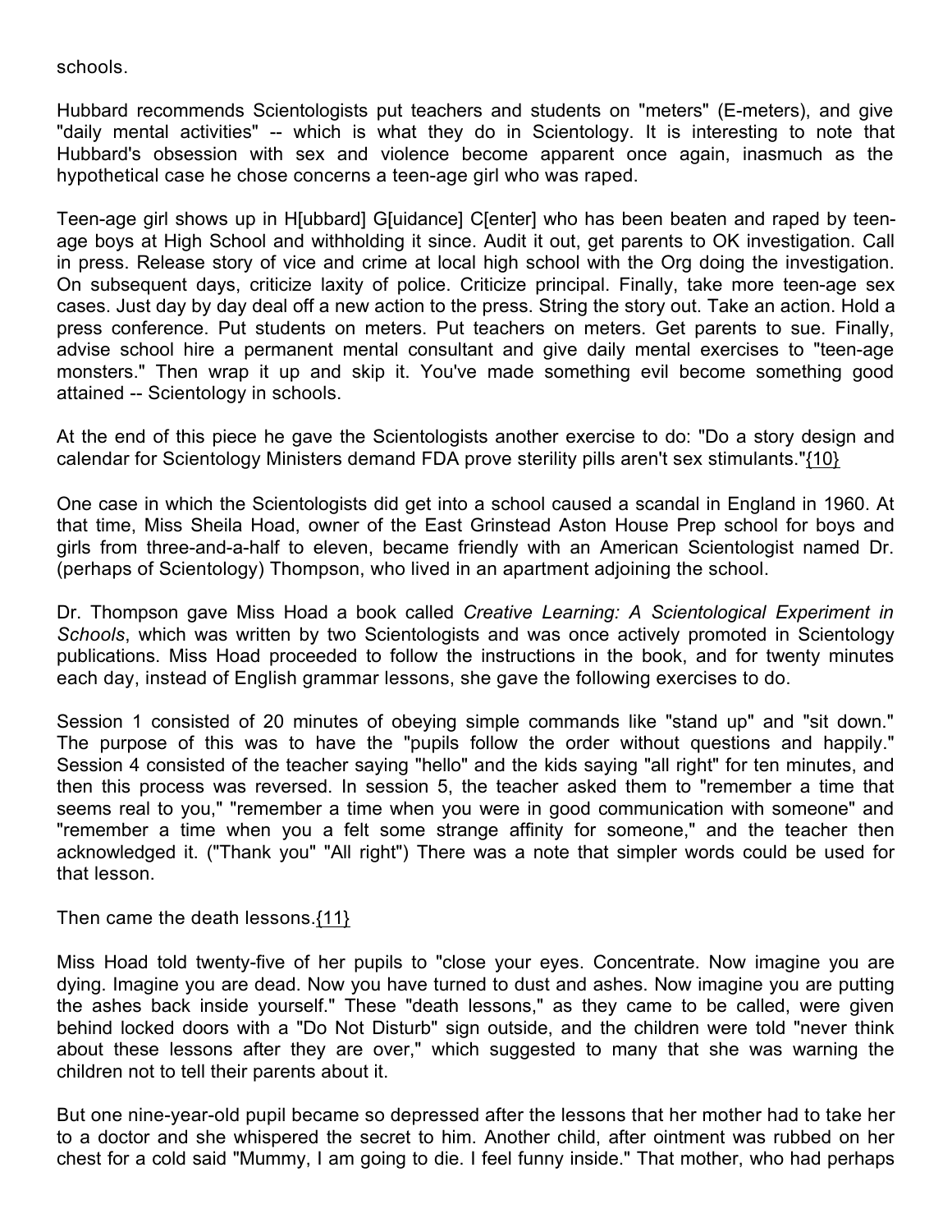schools.

Hubbard recommends Scientologists put teachers and students on "meters" (E-meters), and give "daily mental activities" -- which is what they do in Scientology. It is interesting to note that Hubbard's obsession with sex and violence become apparent once again, inasmuch as the hypothetical case he chose concerns a teen-age girl who was raped.

Teen-age girl shows up in H[ubbard] G[uidance] C[enter] who has been beaten and raped by teen-age boys at High School and withholding it since. Audit it out, get parents to OK investigation. Call in press. Release story of vice and crime at local high school with the Org doing the investigation. On subsequent days, criticize laxity of police. Criticize principal. Finally, take more teen-age sex cases. Just day by day deal off a new action to the press. String the story out. Take an action. Hold a press conference. Put students on meters. Put teachers on meters. Get parents to sue. Finally, advise school hire a permanent mental consultant and give daily mental exercises to "teen-age monsters." Then wrap it up and skip it. You've made something evil become something good attained -- Scientology in schools.

At the end of this piece he gave the Scientologists another exercise to do: "Do a story design and calendar for Scientology Ministers demand FDA prove sterility pills aren't sex stimulants."{10}

One case in which the Scientologists did get into a school caused a scandal in England in 1960. At that time, Miss Sheila Hoad, owner of the East Grinstead Aston House Prep school for boys and girls from three-and-a-half to eleven, became friendly with an American Scientologist named Dr. (perhaps of Scientology) Thompson, who lived in an apartment adjoining the school.

Dr. Thompson gave Miss Hoad a book called *Creative Learning: A Scientological Experiment in Schools*, which was written by two Scientologists and was once actively promoted in Scientology publications. Miss Hoad proceeded to follow the instructions in the book, and for twenty minutes each day, instead of English grammar lessons, she gave the following exercises to do.

Session 1 consisted of 20 minutes of obeying simple commands like "stand up" and "sit down." The purpose of this was to have the "pupils follow the order without questions and happily." Session 4 consisted of the teacher saying "hello" and the kids saying "all right" for ten minutes, and then this process was reversed. In session 5, the teacher asked them to "remember a time that seems real to you," "remember a time when you were in good communication with someone" and "remember a time when you a felt some strange affinity for someone," and the teacher then acknowledged it. ("Thank you" "All right") There was a note that simpler words could be used for that lesson.

Then came the death lessons.{11}

Miss Hoad told twenty-five of her pupils to "close your eyes. Concentrate. Now imagine you are dying. Imagine you are dead. Now you have turned to dust and ashes. Now imagine you are putting the ashes back inside yourself." These "death lessons," as they came to be called, were given behind locked doors with a "Do Not Disturb" sign outside, and the children were told "never think about these lessons after they are over," which suggested to many that she was warning the children not to tell their parents about it.

But one nine-year-old pupil became so depressed after the lessons that her mother had to take her to a doctor and she whispered the secret to him. Another child, after ointment was rubbed on her chest for a cold said "Mummy, I am going to die. I feel funny inside." That mother, who had perhaps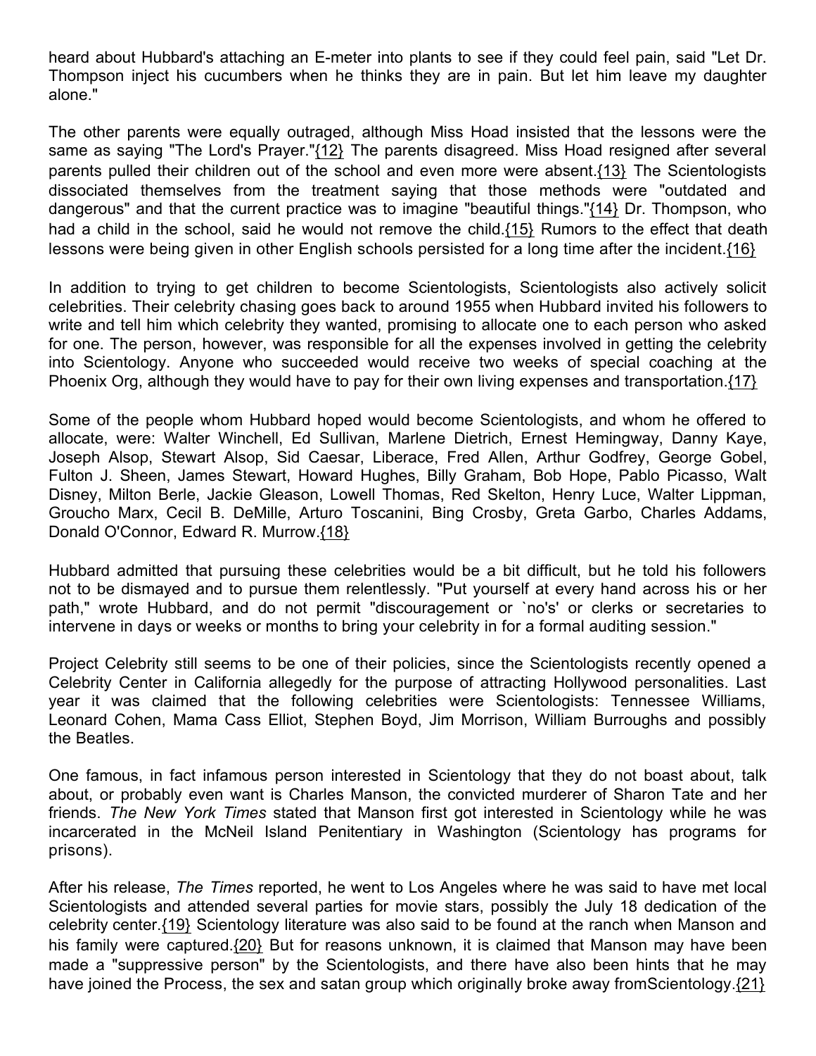heard about Hubbard's attaching an E-meter into plants to see if they could feel pain, said "Let Dr. Thompson inject his cucumbers when he thinks they are in pain. But let him leave my daughter alone."

The other parents were equally outraged, although Miss Hoad insisted that the lessons were the same as saying "The Lord's Prayer."{12} The parents disagreed. Miss Hoad resigned after several parents pulled their children out of the school and even more were absent.{13} The Scientologists dissociated themselves from the treatment saying that those methods were "outdated and dangerous" and that the current practice was to imagine "beautiful things."{14} Dr. Thompson, who had a child in the school, said he would not remove the child.{15} Rumors to the effect that death lessons were being given in other English schools persisted for a long time after the incident.{16}

In addition to trying to get children to become Scientologists, Scientologists also actively solicit celebrities. Their celebrity chasing goes back to around 1955 when Hubbard invited his followers to write and tell him which celebrity they wanted, promising to allocate one to each person who asked for one. The person, however, was responsible for all the expenses involved in getting the celebrity into Scientology. Anyone who succeeded would receive two weeks of special coaching at the Phoenix Org, although they would have to pay for their own living expenses and transportation.{17}

Some of the people whom Hubbard hoped would become Scientologists, and whom he offered to allocate, were: Walter Winchell, Ed Sullivan, Marlene Dietrich, Ernest Hemingway, Danny Kaye, Joseph Alsop, Stewart Alsop, Sid Caesar, Liberace, Fred Allen, Arthur Godfrey, George Gobel, Fulton J. Sheen, James Stewart, Howard Hughes, Billy Graham, Bob Hope, Pablo Picasso, Walt Disney, Milton Berle, Jackie Gleason, Lowell Thomas, Red Skelton, Henry Luce, Walter Lippman, Groucho Marx, Cecil B. DeMille, Arturo Toscanini, Bing Crosby, Greta Garbo, Charles Addams, Donald O'Connor, Edward R. Murrow.{18}

Hubbard admitted that pursuing these celebrities would be a bit difficult, but he told his followers not to be dismayed and to pursue them relentlessly. "Put yourself at every hand across his or her path," wrote Hubbard, and do not permit "discouragement or `no's' or clerks or secretaries to intervene in days or weeks or months to bring your celebrity in for a formal auditing session."

Project Celebrity still seems to be one of their policies, since the Scientologists recently opened a Celebrity Center in California allegedly for the purpose of attracting Hollywood personalities. Last year it was claimed that the following celebrities were Scientologists: Tennessee Williams, Leonard Cohen, Mama Cass Elliot, Stephen Boyd, Jim Morrison, William Burroughs and possibly the Beatles.

One famous, in fact infamous person interested in Scientology that they do not boast about, talk about, or probably even want is Charles Manson, the convicted murderer of Sharon Tate and her friends. *The New York Times* stated that Manson first got interested in Scientology while he was incarcerated in the McNeil Island Penitentiary in Washington (Scientology has programs for prisons).

After his release, *The Times* reported, he went to Los Angeles where he was said to have met local Scientologists and attended several parties for movie stars, possibly the July 18 dedication of the celebrity center.{19} Scientology literature was also said to be found at the ranch when Manson and his family were captured.{20} But for reasons unknown, it is claimed that Manson may have been made a "suppressive person" by the Scientologists, and there have also been hints that he may have joined the Process, the sex and satan group which originally broke away fromScientology.{21}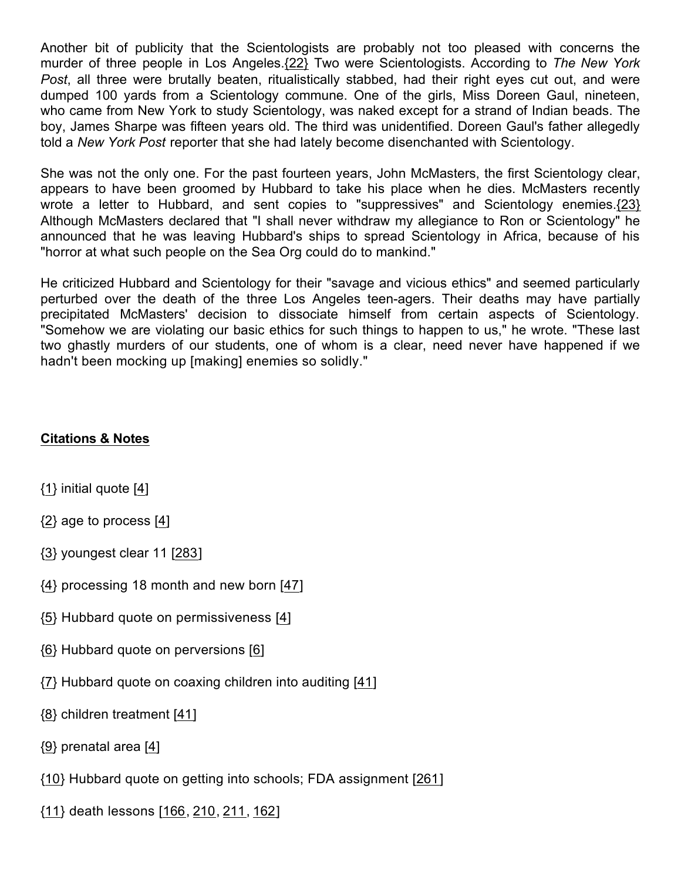Another bit of publicity that the Scientologists are probably not too pleased with concerns the murder of three people in Los Angeles.{22} Two were Scientologists. According to *The New York Post*, all three were brutally beaten, ritualistically stabbed, had their right eyes cut out, and were dumped 100 yards from a Scientology commune. One of the girls, Miss Doreen Gaul, nineteen, who came from New York to study Scientology, was naked except for a strand of Indian beads. The boy, James Sharpe was fifteen years old. The third was unidentified. Doreen Gaul's father allegedly told a *New York Post* reporter that she had lately become disenchanted with Scientology.

She was not the only one. For the past fourteen years, John McMasters, the first Scientology clear, appears to have been groomed by Hubbard to take his place when he dies. McMasters recently wrote a letter to Hubbard, and sent copies to "suppressives" and Scientology enemies.{23} Although McMasters declared that "I shall never withdraw my allegiance to Ron or Scientology" he announced that he was leaving Hubbard's ships to spread Scientology in Africa, because of his "horror at what such people on the Sea Org could do to mankind."

He criticized Hubbard and Scientology for their "savage and vicious ethics" and seemed particularly perturbed over the death of the three Los Angeles teen-agers. Their deaths may have partially precipitated McMasters' decision to dissociate himself from certain aspects of Scientology. "Somehow we are violating our basic ethics for such things to happen to us," he wrote. "These last two ghastly murders of our students, one of whom is a clear, need never have happened if we hadn't been mocking up [making] enemies so solidly."

**Citations & Notes**

{1} initial quote [4]

{2} age to process [4]

{3} youngest clear 11 [283]

{4} processing 18 month and new born [47]

{5} Hubbard quote on permissiveness [4]

{6} Hubbard quote on perversions [6]

{7} Hubbard quote on coaxing children into auditing [41]

{8} children treatment [41]

{9} prenatal area [4]

{10} Hubbard quote on getting into schools; FDA assignment [261]

{11} death lessons [166, 210, 211, 162]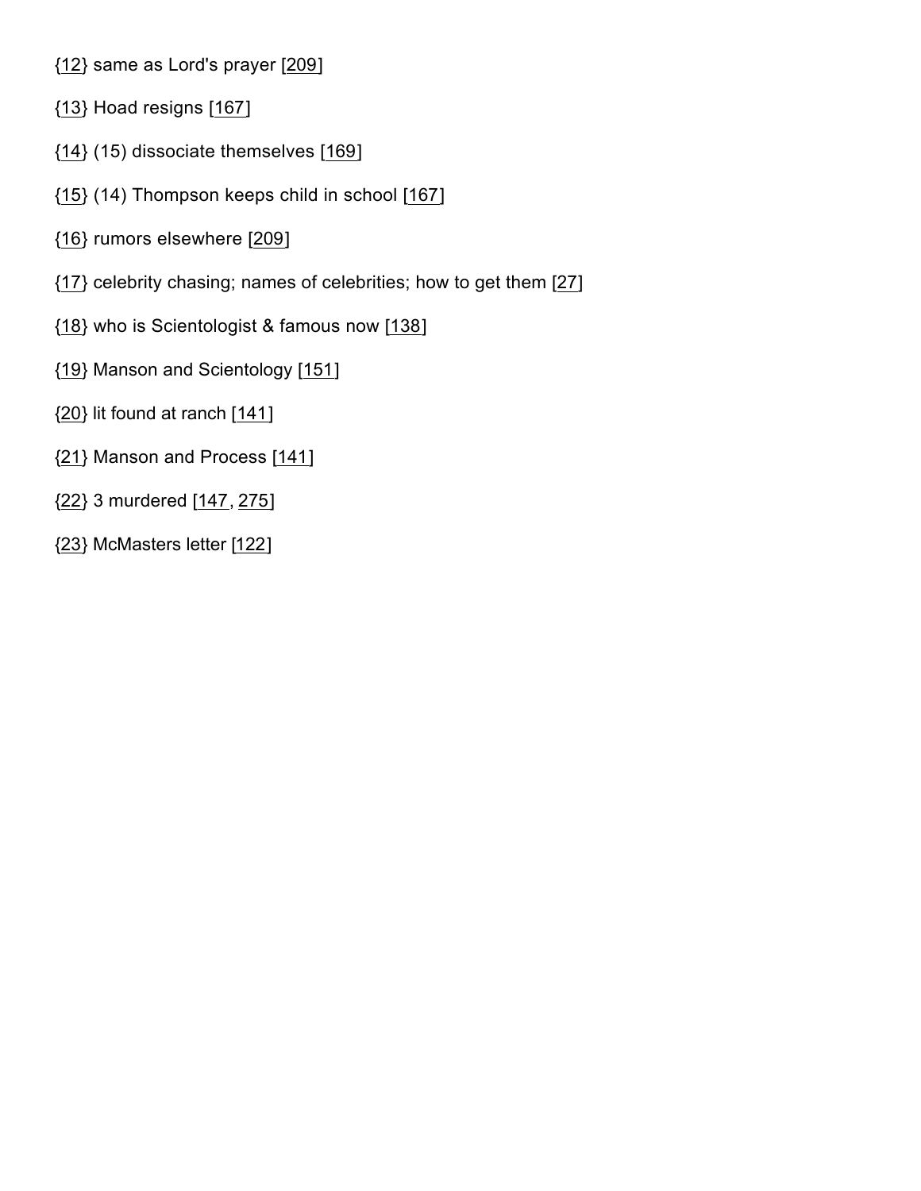{12} same as Lord's prayer [209]

{13} Hoad resigns [167]

{14} (15) dissociate themselves [169]

{15} (14) Thompson keeps child in school [167]

{16} rumors elsewhere [209]

{17} celebrity chasing; names of celebrities; how to get them [27]

{18} who is Scientologist & famous now [138]

{19} Manson and Scientology [151]

{20} lit found at ranch [141]

{21} Manson and Process [141]

{22} 3 murdered [147, 275]

{23} McMasters letter [122]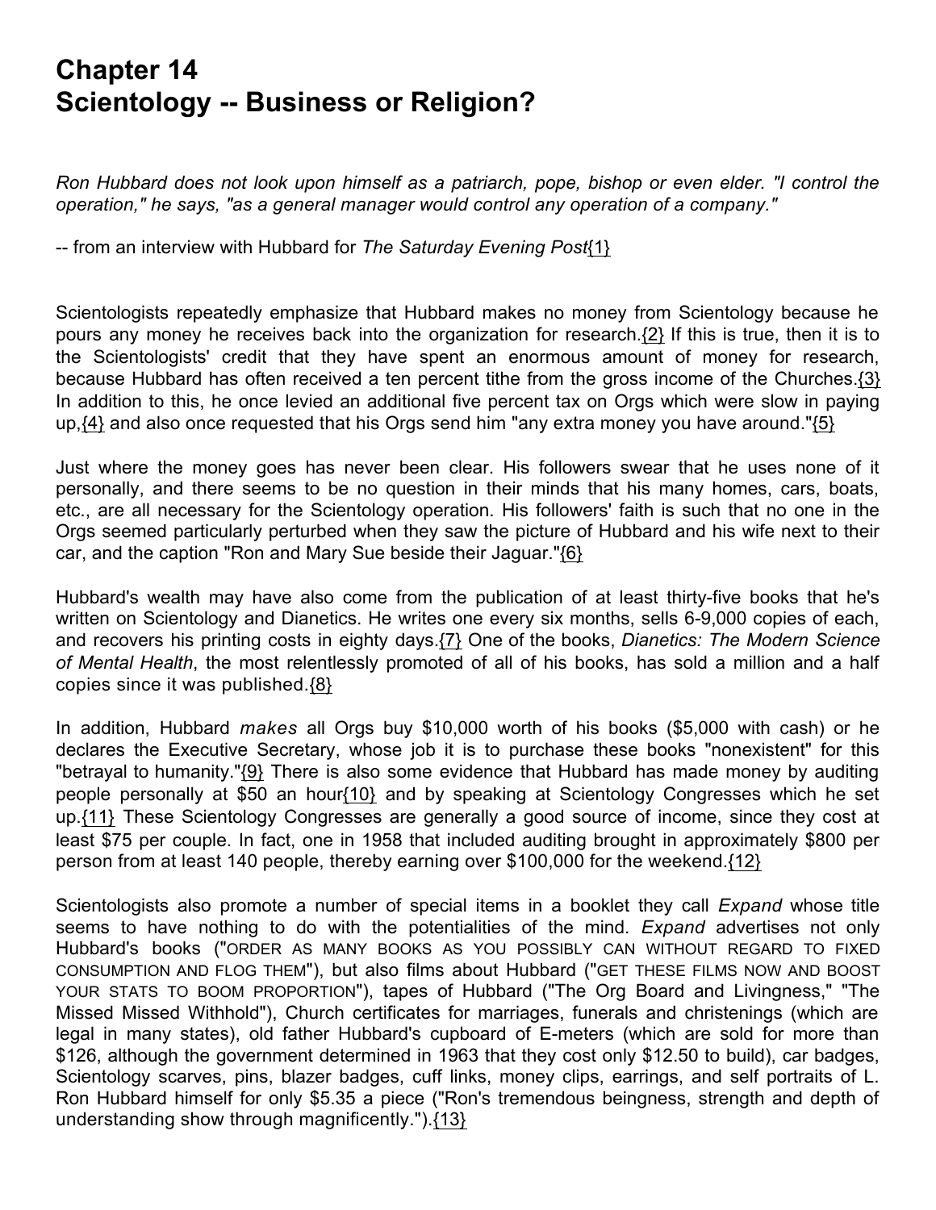# Chapter 14
# Scientology -- Business or Religion?

*Ron Hubbard does not look upon himself as a patriarch, pope, bishop or even elder. "I control the operation," he says, "as a general manager would control any operation of a company."*

-- from an interview with Hubbard for *The Saturday Evening Post*{1}

Scientologists repeatedly emphasize that Hubbard makes no money from Scientology because he pours any money he receives back into the organization for research.{2} If this is true, then it is to the Scientologists' credit that they have spent an enormous amount of money for research, because Hubbard has often received a ten percent tithe from the gross income of the Churches.{3} In addition to this, he once levied an additional five percent tax on Orgs which were slow in paying up,{4} and also once requested that his Orgs send him "any extra money you have around."{5}

Just where the money goes has never been clear. His followers swear that he uses none of it personally, and there seems to be no question in their minds that his many homes, cars, boats, etc., are all necessary for the Scientology operation. His followers' faith is such that no one in the Orgs seemed particularly perturbed when they saw the picture of Hubbard and his wife next to their car, and the caption "Ron and Mary Sue beside their Jaguar."{6}

Hubbard's wealth may have also come from the publication of at least thirty-five books that he's written on Scientology and Dianetics. He writes one every six months, sells 6-9,000 copies of each, and recovers his printing costs in eighty days.{7} One of the books, *Dianetics: The Modern Science of Mental Health*, the most relentlessly promoted of all of his books, has sold a million and a half copies since it was published.{8}

In addition, Hubbard *makes* all Orgs buy $10,000 worth of his books ($5,000 with cash) or he declares the Executive Secretary, whose job it is to purchase these books "nonexistent" for this "betrayal to humanity."{9} There is also some evidence that Hubbard has made money by auditing people personally at $50 an hour{10} and by speaking at Scientology Congresses which he set up.{11} These Scientology Congresses are generally a good source of income, since they cost at least $75 per couple. In fact, one in 1958 that included auditing brought in approximately $800 per person from at least 140 people, thereby earning over $100,000 for the weekend.{12}

Scientologists also promote a number of special items in a booklet they call *Expand* whose title seems to have nothing to do with the potentialities of the mind. *Expand* advertises not only Hubbard's books ("ORDER AS MANY BOOKS AS YOU POSSIBLY CAN WITHOUT REGARD TO FIXED CONSUMPTION AND FLOG THEM"), but also films about Hubbard ("GET THESE FILMS NOW AND BOOST YOUR STATS TO BOOM PROPORTION"), tapes of Hubbard ("The Org Board and Livingness," "The Missed Missed Withhold"), Church certificates for marriages, funerals and christenings (which are legal in many states), old father Hubbard's cupboard of E-meters (which are sold for more than $126, although the government determined in 1963 that they cost only $12.50 to build), car badges, Scientology scarves, pins, blazer badges, cuff links, money clips, earrings, and self portraits of L. Ron Hubbard himself for only $5.35 a piece ("Ron's tremendous beingness, strength and depth of understanding show through magnificently.").{13}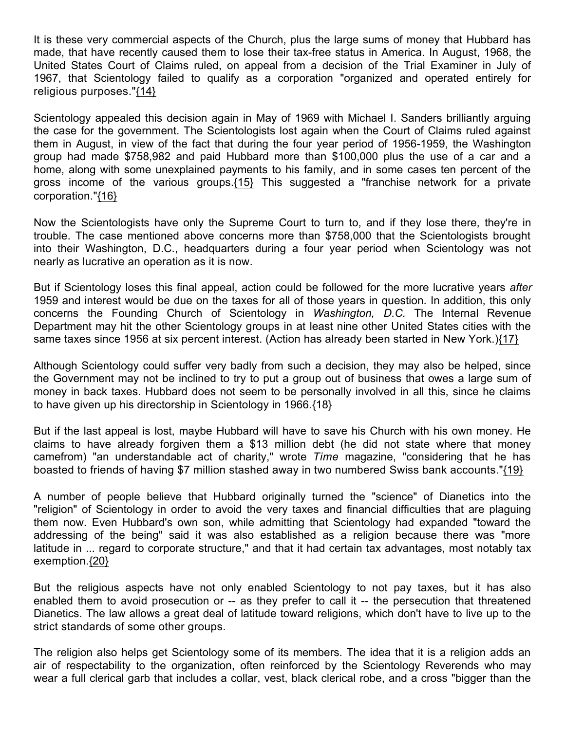It is these very commercial aspects of the Church, plus the large sums of money that Hubbard has made, that have recently caused them to lose their tax-free status in America. In August, 1968, the United States Court of Claims ruled, on appeal from a decision of the Trial Examiner in July of 1967, that Scientology failed to qualify as a corporation "organized and operated entirely for religious purposes."{14}

Scientology appealed this decision again in May of 1969 with Michael I. Sanders brilliantly arguing the case for the government. The Scientologists lost again when the Court of Claims ruled against them in August, in view of the fact that during the four year period of 1956-1959, the Washington group had made $758,982 and paid Hubbard more than $100,000 plus the use of a car and a home, along with some unexplained payments to his family, and in some cases ten percent of the gross income of the various groups.{15} This suggested a "franchise network for a private corporation."{16}

Now the Scientologists have only the Supreme Court to turn to, and if they lose there, they're in trouble. The case mentioned above concerns more than $758,000 that the Scientologists brought into their Washington, D.C., headquarters during a four year period when Scientology was not nearly as lucrative an operation as it is now.

But if Scientology loses this final appeal, action could be followed for the more lucrative years *after* 1959 and interest would be due on the taxes for all of those years in question. In addition, this only concerns the Founding Church of Scientology in *Washington, D.C.* The Internal Revenue Department may hit the other Scientology groups in at least nine other United States cities with the same taxes since 1956 at six percent interest. (Action has already been started in New York.){17}

Although Scientology could suffer very badly from such a decision, they may also be helped, since the Government may not be inclined to try to put a group out of business that owes a large sum of money in back taxes. Hubbard does not seem to be personally involved in all this, since he claims to have given up his directorship in Scientology in 1966.{18}

But if the last appeal is lost, maybe Hubbard will have to save his Church with his own money. He claims to have already forgiven them a $13 million debt (he did not state where that money camefrom) "an understandable act of charity," wrote *Time* magazine, "considering that he has boasted to friends of having $7 million stashed away in two numbered Swiss bank accounts."{19}

A number of people believe that Hubbard originally turned the "science" of Dianetics into the "religion" of Scientology in order to avoid the very taxes and financial difficulties that are plaguing them now. Even Hubbard's own son, while admitting that Scientology had expanded "toward the addressing of the being" said it was also established as a religion because there was "more latitude in ... regard to corporate structure," and that it had certain tax advantages, most notably tax exemption.{20}

But the religious aspects have not only enabled Scientology to not pay taxes, but it has also enabled them to avoid prosecution or -- as they prefer to call it -- the persecution that threatened Dianetics. The law allows a great deal of latitude toward religions, which don't have to live up to the strict standards of some other groups.

The religion also helps get Scientology some of its members. The idea that it is a religion adds an air of respectability to the organization, often reinforced by the Scientology Reverends who may wear a full clerical garb that includes a collar, vest, black clerical robe, and a cross "bigger than the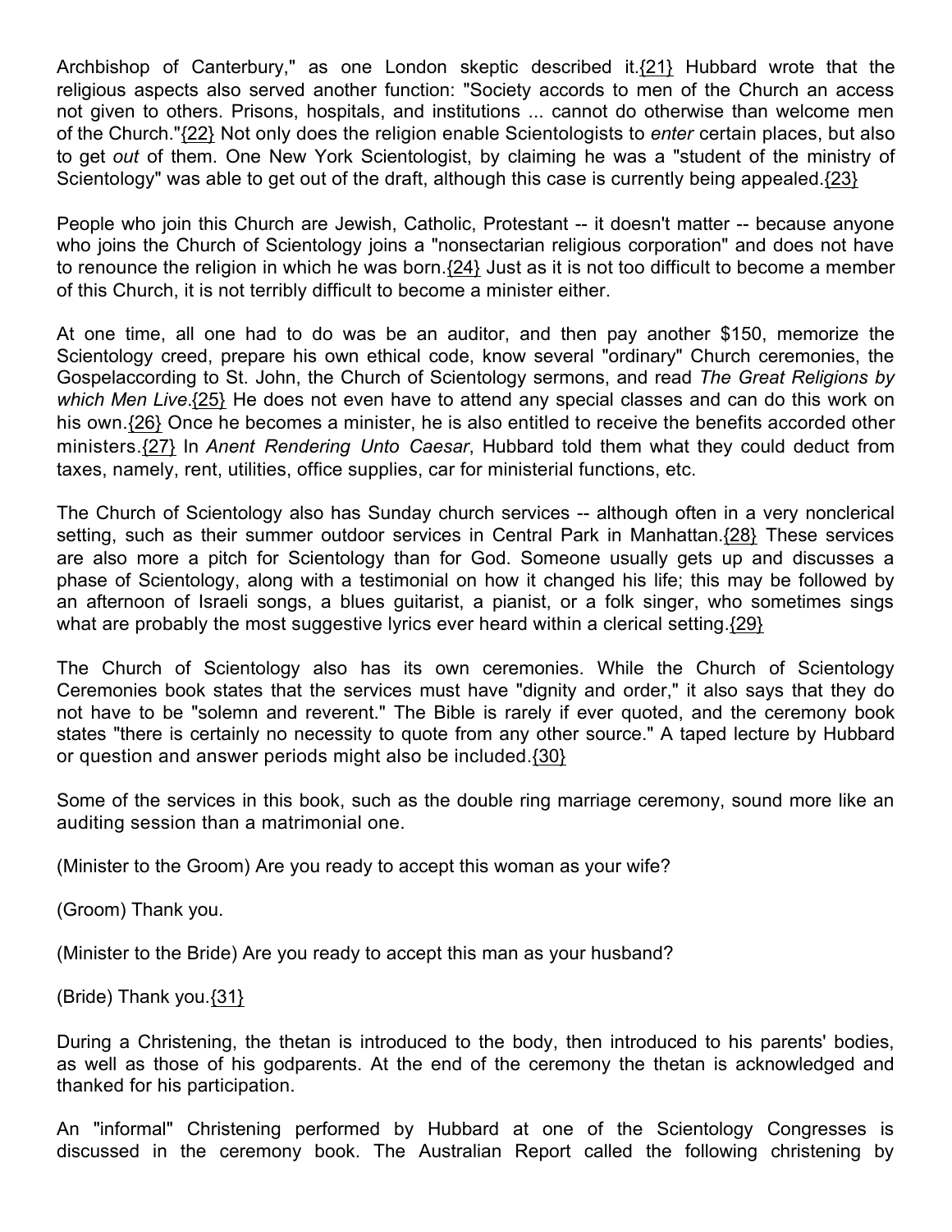Archbishop of Canterbury," as one London skeptic described it.{21} Hubbard wrote that the religious aspects also served another function: "Society accords to men of the Church an access not given to others. Prisons, hospitals, and institutions ... cannot do otherwise than welcome men of the Church."{22} Not only does the religion enable Scientologists to *enter* certain places, but also to get *out* of them. One New York Scientologist, by claiming he was a "student of the ministry of Scientology" was able to get out of the draft, although this case is currently being appealed.{23}

People who join this Church are Jewish, Catholic, Protestant -- it doesn't matter -- because anyone who joins the Church of Scientology joins a "nonsectarian religious corporation" and does not have to renounce the religion in which he was born.{24} Just as it is not too difficult to become a member of this Church, it is not terribly difficult to become a minister either.

At one time, all one had to do was be an auditor, and then pay another $150, memorize the Scientology creed, prepare his own ethical code, know several "ordinary" Church ceremonies, the Gospelaccording to St. John, the Church of Scientology sermons, and read *The Great Religions by which Men Live*.{25} He does not even have to attend any special classes and can do this work on his own.{26} Once he becomes a minister, he is also entitled to receive the benefits accorded other ministers.{27} In *Anent Rendering Unto Caesar*, Hubbard told them what they could deduct from taxes, namely, rent, utilities, office supplies, car for ministerial functions, etc.

The Church of Scientology also has Sunday church services -- although often in a very nonclerical setting, such as their summer outdoor services in Central Park in Manhattan.{28} These services are also more a pitch for Scientology than for God. Someone usually gets up and discusses a phase of Scientology, along with a testimonial on how it changed his life; this may be followed by an afternoon of Israeli songs, a blues guitarist, a pianist, or a folk singer, who sometimes sings what are probably the most suggestive lyrics ever heard within a clerical setting.{29}

The Church of Scientology also has its own ceremonies. While the Church of Scientology Ceremonies book states that the services must have "dignity and order," it also says that they do not have to be "solemn and reverent." The Bible is rarely if ever quoted, and the ceremony book states "there is certainly no necessity to quote from any other source." A taped lecture by Hubbard or question and answer periods might also be included.{30}

Some of the services in this book, such as the double ring marriage ceremony, sound more like an auditing session than a matrimonial one.

(Minister to the Groom) Are you ready to accept this woman as your wife?

(Groom) Thank you.

(Minister to the Bride) Are you ready to accept this man as your husband?

(Bride) Thank you.{31}

During a Christening, the thetan is introduced to the body, then introduced to his parents' bodies, as well as those of his godparents. At the end of the ceremony the thetan is acknowledged and thanked for his participation.

An "informal" Christening performed by Hubbard at one of the Scientology Congresses is discussed in the ceremony book. The Australian Report called the following christening by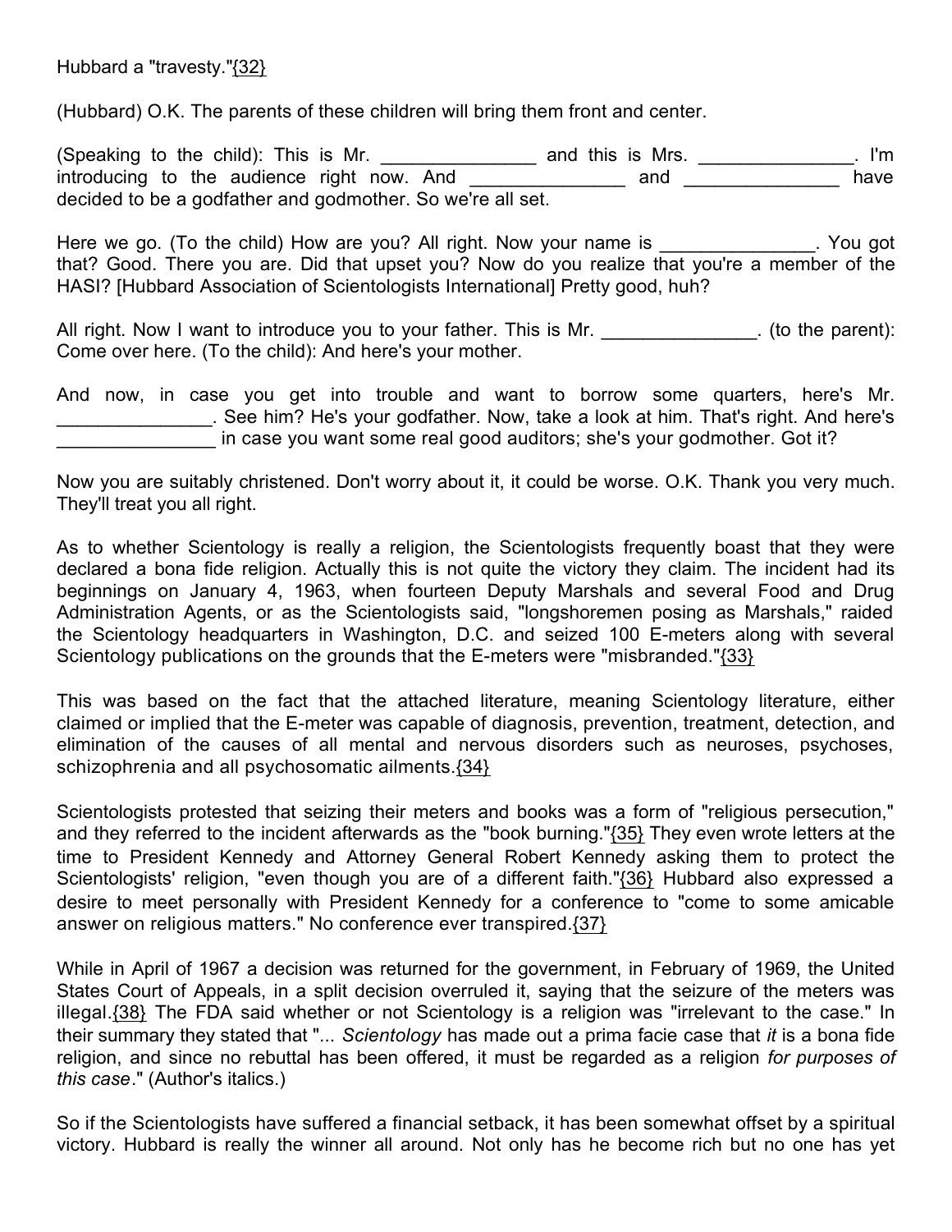Hubbard a "travesty."{32}

(Hubbard) O.K. The parents of these children will bring them front and center.

(Speaking to the child): This is Mr. _______________ and this is Mrs. _______________. I'm introducing to the audience right now. And _______________ and _______________ have decided to be a godfather and godmother. So we're all set.

Here we go. (To the child) How are you? All right. Now your name is _______________. You got that? Good. There you are. Did that upset you? Now do you realize that you're a member of the HASI? [Hubbard Association of Scientologists International] Pretty good, huh?

All right. Now I want to introduce you to your father. This is Mr. _______________. (to the parent): Come over here. (To the child): And here's your mother.

And now, in case you get into trouble and want to borrow some quarters, here's Mr. _______________. See him? He's your godfather. Now, take a look at him. That's right. And here's _______________ in case you want some real good auditors; she's your godmother. Got it?

Now you are suitably christened. Don't worry about it, it could be worse. O.K. Thank you very much. They'll treat you all right.

As to whether Scientology is really a religion, the Scientologists frequently boast that they were declared a bona fide religion. Actually this is not quite the victory they claim. The incident had its beginnings on January 4, 1963, when fourteen Deputy Marshals and several Food and Drug Administration Agents, or as the Scientologists said, "longshoremen posing as Marshals," raided the Scientology headquarters in Washington, D.C. and seized 100 E-meters along with several Scientology publications on the grounds that the E-meters were "misbranded."{33}

This was based on the fact that the attached literature, meaning Scientology literature, either claimed or implied that the E-meter was capable of diagnosis, prevention, treatment, detection, and elimination of the causes of all mental and nervous disorders such as neuroses, psychoses, schizophrenia and all psychosomatic ailments.{34}

Scientologists protested that seizing their meters and books was a form of "religious persecution," and they referred to the incident afterwards as the "book burning."{35} They even wrote letters at the time to President Kennedy and Attorney General Robert Kennedy asking them to protect the Scientologists' religion, "even though you are of a different faith."{36} Hubbard also expressed a desire to meet personally with President Kennedy for a conference to "come to some amicable answer on religious matters." No conference ever transpired.{37}

While in April of 1967 a decision was returned for the government, in February of 1969, the United States Court of Appeals, in a split decision overruled it, saying that the seizure of the meters was illegal.{38} The FDA said whether or not Scientology is a religion was "irrelevant to the case." In their summary they stated that "... *Scientology* has made out a prima facie case that *it* is a bona fide religion, and since no rebuttal has been offered, it must be regarded as a religion *for purposes of this case*." (Author's italics.)

So if the Scientologists have suffered a financial setback, it has been somewhat offset by a spiritual victory. Hubbard is really the winner all around. Not only has he become rich but no one has yet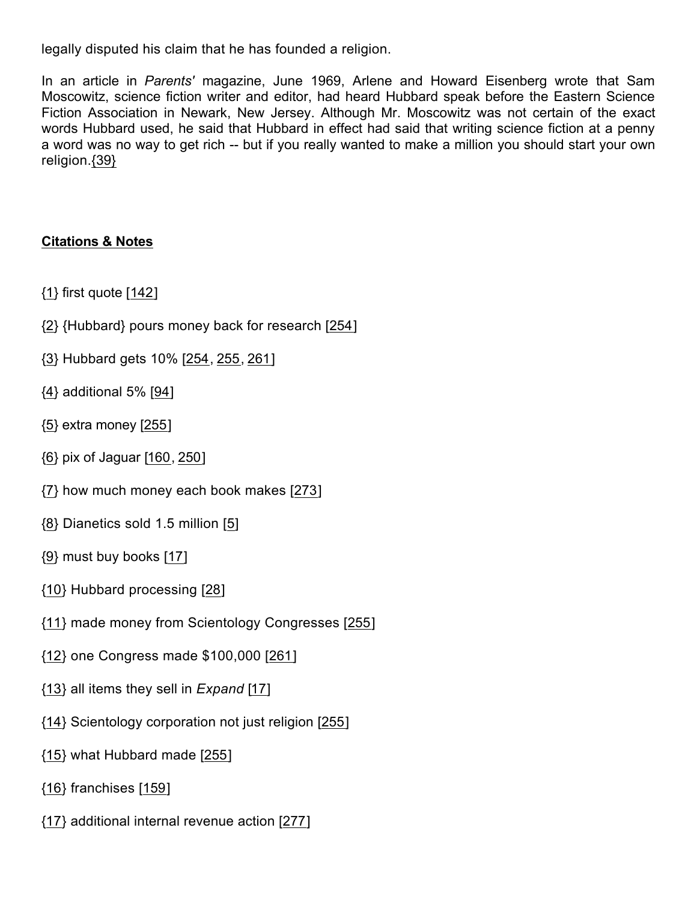legally disputed his claim that he has founded a religion.

In an article in *Parents'* magazine, June 1969, Arlene and Howard Eisenberg wrote that Sam Moscowitz, science fiction writer and editor, had heard Hubbard speak before the Eastern Science Fiction Association in Newark, New Jersey. Although Mr. Moscowitz was not certain of the exact words Hubbard used, he said that Hubbard in effect had said that writing science fiction at a penny a word was no way to get rich -- but if you really wanted to make a million you should start your own religion.{39}

**Citations & Notes**

{1} first quote [142]

{2} {Hubbard} pours money back for research [254]

{3} Hubbard gets 10% [254, 255, 261]

{4} additional 5% [94]

{5} extra money [255]

{6} pix of Jaguar [160, 250]

{7} how much money each book makes [273]

{8} Dianetics sold 1.5 million [5]

{9} must buy books [17]

{10} Hubbard processing [28]

{11} made money from Scientology Congresses [255]

{12} one Congress made $100,000 [261]

{13} all items they sell in *Expand* [17]

{14} Scientology corporation not just religion [255]

{15} what Hubbard made [255]

{16} franchises [159]

{17} additional internal revenue action [277]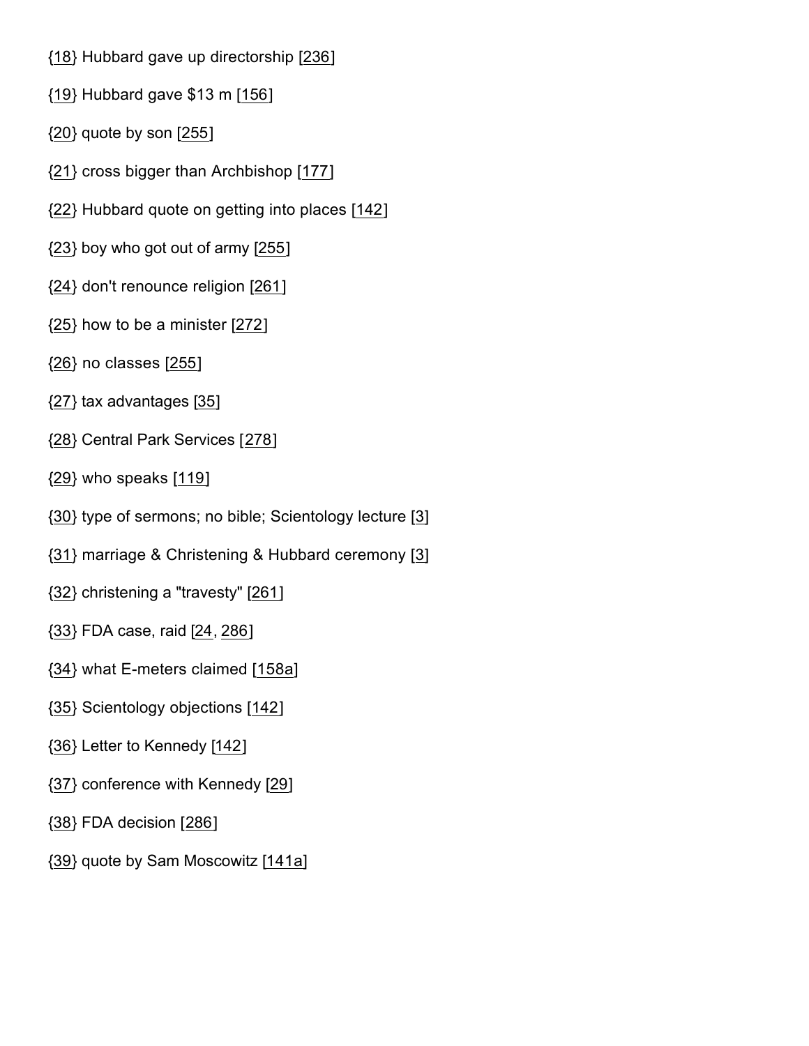{18} Hubbard gave up directorship [236]

{19} Hubbard gave $13 m [156]

{20} quote by son [255]

{21} cross bigger than Archbishop [177]

{22} Hubbard quote on getting into places [142]

{23} boy who got out of army [255]

{24} don't renounce religion [261]

{25} how to be a minister [272]

{26} no classes [255]

{27} tax advantages [35]

{28} Central Park Services [278]

{29} who speaks [119]

{30} type of sermons; no bible; Scientology lecture [3]

{31} marriage & Christening & Hubbard ceremony [3]

{32} christening a "travesty" [261]

{33} FDA case, raid [24, 286]

{34} what E-meters claimed [158a]

{35} Scientology objections [142]

{36} Letter to Kennedy [142]

{37} conference with Kennedy [29]

{38} FDA decision [286]

{39} quote by Sam Moscowitz [141a]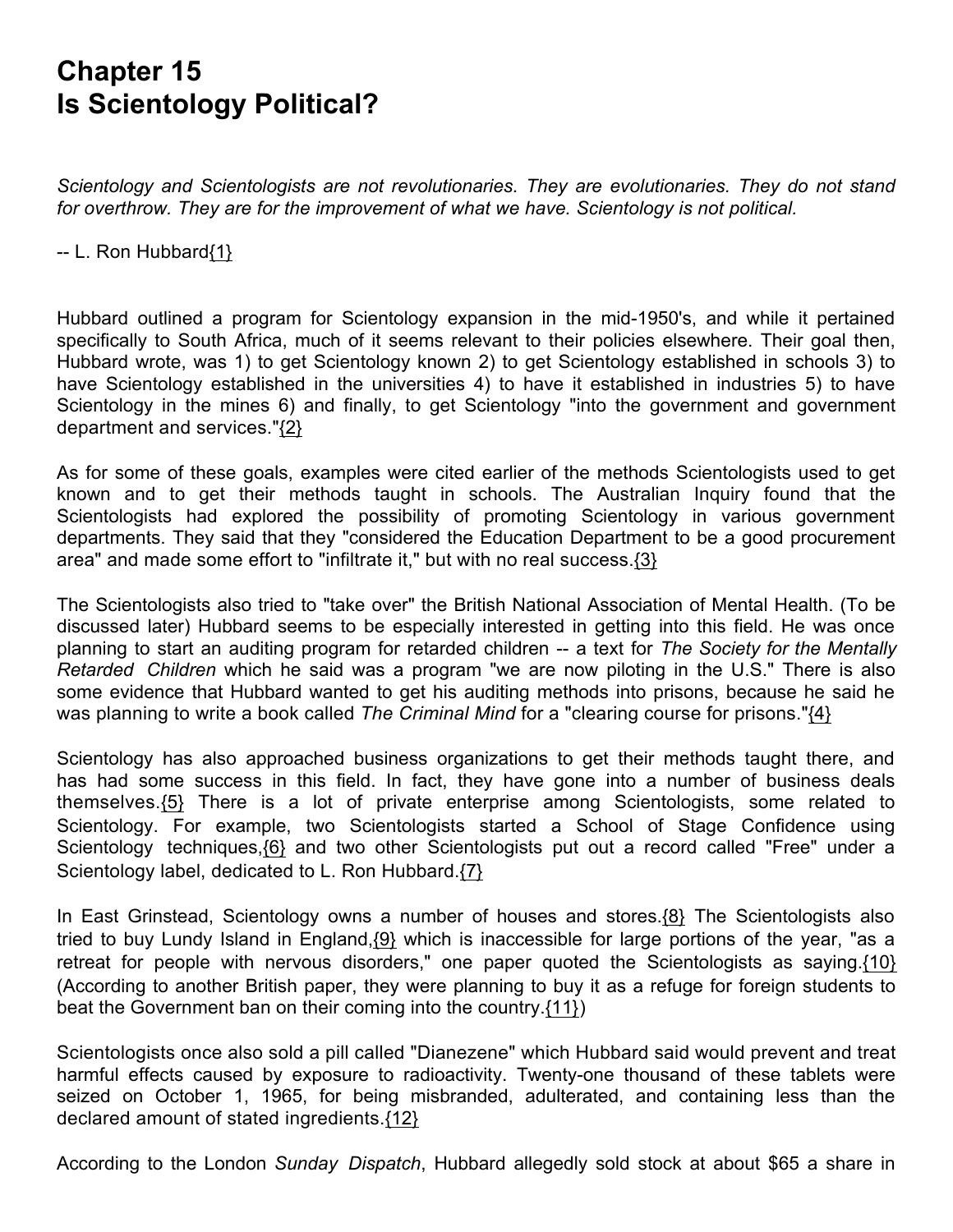# Chapter 15
# Is Scientology Political?

*Scientology and Scientologists are not revolutionaries. They are evolutionaries. They do not stand for overthrow. They are for the improvement of what we have. Scientology is not political.*

-- L. Ron Hubbard{1}

Hubbard outlined a program for Scientology expansion in the mid-1950's, and while it pertained specifically to South Africa, much of it seems relevant to their policies elsewhere. Their goal then, Hubbard wrote, was 1) to get Scientology known 2) to get Scientology established in schools 3) to have Scientology established in the universities 4) to have it established in industries 5) to have Scientology in the mines 6) and finally, to get Scientology "into the government and government department and services."{2}

As for some of these goals, examples were cited earlier of the methods Scientologists used to get known and to get their methods taught in schools. The Australian Inquiry found that the Scientologists had explored the possibility of promoting Scientology in various government departments. They said that they "considered the Education Department to be a good procurement area" and made some effort to "infiltrate it," but with no real success.{3}

The Scientologists also tried to "take over" the British National Association of Mental Health. (To be discussed later) Hubbard seems to be especially interested in getting into this field. He was once planning to start an auditing program for retarded children -- a text for *The Society for the Mentally Retarded Children* which he said was a program "we are now piloting in the U.S." There is also some evidence that Hubbard wanted to get his auditing methods into prisons, because he said he was planning to write a book called *The Criminal Mind* for a "clearing course for prisons."{4}

Scientology has also approached business organizations to get their methods taught there, and has had some success in this field. In fact, they have gone into a number of business deals themselves.{5} There is a lot of private enterprise among Scientologists, some related to Scientology. For example, two Scientologists started a School of Stage Confidence using Scientology techniques,{6} and two other Scientologists put out a record called "Free" under a Scientology label, dedicated to L. Ron Hubbard.{7}

In East Grinstead, Scientology owns a number of houses and stores.{8} The Scientologists also tried to buy Lundy Island in England,{9} which is inaccessible for large portions of the year, "as a retreat for people with nervous disorders," one paper quoted the Scientologists as saying.{10} (According to another British paper, they were planning to buy it as a refuge for foreign students to beat the Government ban on their coming into the country.{11})

Scientologists once also sold a pill called "Dianezene" which Hubbard said would prevent and treat harmful effects caused by exposure to radioactivity. Twenty-one thousand of these tablets were seized on October 1, 1965, for being misbranded, adulterated, and containing less than the declared amount of stated ingredients.{12}

According to the London *Sunday Dispatch*, Hubbard allegedly sold stock at about $65 a share in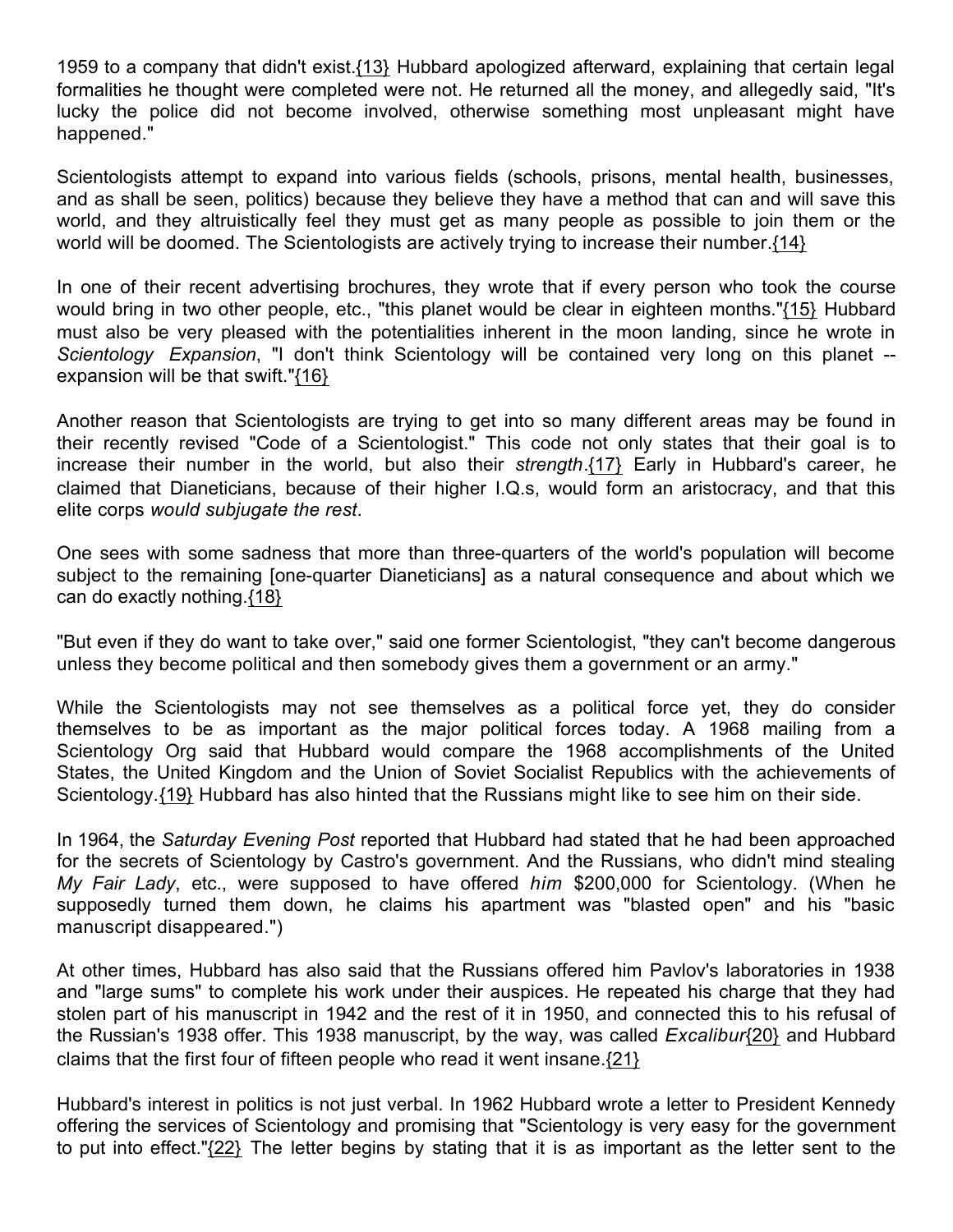1959 to a company that didn't exist.{13} Hubbard apologized afterward, explaining that certain legal formalities he thought were completed were not. He returned all the money, and allegedly said, "It's lucky the police did not become involved, otherwise something most unpleasant might have happened."

Scientologists attempt to expand into various fields (schools, prisons, mental health, businesses, and as shall be seen, politics) because they believe they have a method that can and will save this world, and they altruistically feel they must get as many people as possible to join them or the world will be doomed. The Scientologists are actively trying to increase their number.{14}

In one of their recent advertising brochures, they wrote that if every person who took the course would bring in two other people, etc., "this planet would be clear in eighteen months."{15} Hubbard must also be very pleased with the potentialities inherent in the moon landing, since he wrote in *Scientology Expansion*, "I don't think Scientology will be contained very long on this planet -- expansion will be that swift."{16}

Another reason that Scientologists are trying to get into so many different areas may be found in their recently revised "Code of a Scientologist." This code not only states that their goal is to increase their number in the world, but also their *strength*.{17} Early in Hubbard's career, he claimed that Dianeticians, because of their higher I.Q.s, would form an aristocracy, and that this elite corps *would subjugate the rest*.

One sees with some sadness that more than three-quarters of the world's population will become subject to the remaining [one-quarter Dianeticians] as a natural consequence and about which we can do exactly nothing.{18}

"But even if they do want to take over," said one former Scientologist, "they can't become dangerous unless they become political and then somebody gives them a government or an army."

While the Scientologists may not see themselves as a political force yet, they do consider themselves to be as important as the major political forces today. A 1968 mailing from a Scientology Org said that Hubbard would compare the 1968 accomplishments of the United States, the United Kingdom and the Union of Soviet Socialist Republics with the achievements of Scientology.{19} Hubbard has also hinted that the Russians might like to see him on their side.

In 1964, the *Saturday Evening Post* reported that Hubbard had stated that he had been approached for the secrets of Scientology by Castro's government. And the Russians, who didn't mind stealing *My Fair Lady*, etc., were supposed to have offered *him* $200,000 for Scientology. (When he supposedly turned them down, he claims his apartment was "blasted open" and his "basic manuscript disappeared.")

At other times, Hubbard has also said that the Russians offered him Pavlov's laboratories in 1938 and "large sums" to complete his work under their auspices. He repeated his charge that they had stolen part of his manuscript in 1942 and the rest of it in 1950, and connected this to his refusal of the Russian's 1938 offer. This 1938 manuscript, by the way, was called *Excalibur*{20} and Hubbard claims that the first four of fifteen people who read it went insane.{21}

Hubbard's interest in politics is not just verbal. In 1962 Hubbard wrote a letter to President Kennedy offering the services of Scientology and promising that "Scientology is very easy for the government to put into effect."{22} The letter begins by stating that it is as important as the letter sent to the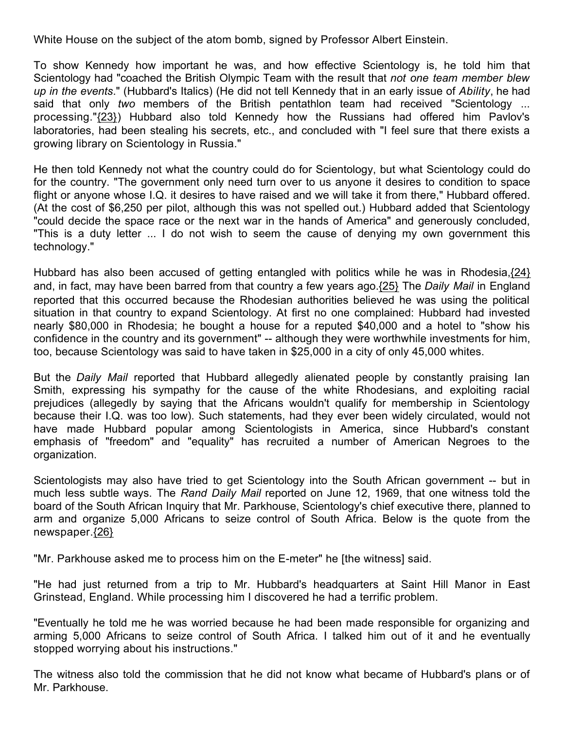White House on the subject of the atom bomb, signed by Professor Albert Einstein.

To show Kennedy how important he was, and how effective Scientology is, he told him that Scientology had "coached the British Olympic Team with the result that *not one team member blew up in the events*." (Hubbard's Italics) (He did not tell Kennedy that in an early issue of *Ability*, he had said that only *two* members of the British pentathlon team had received "Scientology ... processing."{23}) Hubbard also told Kennedy how the Russians had offered him Pavlov's laboratories, had been stealing his secrets, etc., and concluded with "I feel sure that there exists a growing library on Scientology in Russia."

He then told Kennedy not what the country could do for Scientology, but what Scientology could do for the country. "The government only need turn over to us anyone it desires to condition to space flight or anyone whose I.Q. it desires to have raised and we will take it from there," Hubbard offered. (At the cost of $6,250 per pilot, although this was not spelled out.) Hubbard added that Scientology "could decide the space race or the next war in the hands of America" and generously concluded, "This is a duty letter ... I do not wish to seem the cause of denying my own government this technology."

Hubbard has also been accused of getting entangled with politics while he was in Rhodesia,{24} and, in fact, may have been barred from that country a few years ago.{25} The *Daily Mail* in England reported that this occurred because the Rhodesian authorities believed he was using the political situation in that country to expand Scientology. At first no one complained: Hubbard had invested nearly $80,000 in Rhodesia; he bought a house for a reputed $40,000 and a hotel to "show his confidence in the country and its government" -- although they were worthwhile investments for him, too, because Scientology was said to have taken in $25,000 in a city of only 45,000 whites.

But the *Daily Mail* reported that Hubbard allegedly alienated people by constantly praising Ian Smith, expressing his sympathy for the cause of the white Rhodesians, and exploiting racial prejudices (allegedly by saying that the Africans wouldn't qualify for membership in Scientology because their I.Q. was too low). Such statements, had they ever been widely circulated, would not have made Hubbard popular among Scientologists in America, since Hubbard's constant emphasis of "freedom" and "equality" has recruited a number of American Negroes to the organization.

Scientologists may also have tried to get Scientology into the South African government -- but in much less subtle ways. The *Rand Daily Mail* reported on June 12, 1969, that one witness told the board of the South African Inquiry that Mr. Parkhouse, Scientology's chief executive there, planned to arm and organize 5,000 Africans to seize control of South Africa. Below is the quote from the newspaper.{26}

"Mr. Parkhouse asked me to process him on the E-meter" he [the witness] said.

"He had just returned from a trip to Mr. Hubbard's headquarters at Saint Hill Manor in East Grinstead, England. While processing him I discovered he had a terrific problem.

"Eventually he told me he was worried because he had been made responsible for organizing and arming 5,000 Africans to seize control of South Africa. I talked him out of it and he eventually stopped worrying about his instructions."

The witness also told the commission that he did not know what became of Hubbard's plans or of Mr. Parkhouse.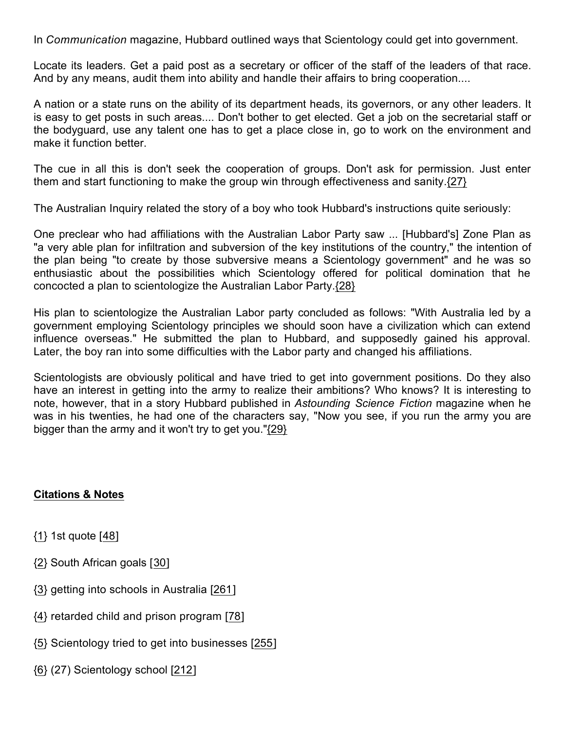In *Communication* magazine, Hubbard outlined ways that Scientology could get into government.

Locate its leaders. Get a paid post as a secretary or officer of the staff of the leaders of that race. And by any means, audit them into ability and handle their affairs to bring cooperation....

A nation or a state runs on the ability of its department heads, its governors, or any other leaders. It is easy to get posts in such areas.... Don't bother to get elected. Get a job on the secretarial staff or the bodyguard, use any talent one has to get a place close in, go to work on the environment and make it function better.

The cue in all this is don't seek the cooperation of groups. Don't ask for permission. Just enter them and start functioning to make the group win through effectiveness and sanity.{27}

The Australian Inquiry related the story of a boy who took Hubbard's instructions quite seriously:

One preclear who had affiliations with the Australian Labor Party saw ... [Hubbard's] Zone Plan as "a very able plan for infiltration and subversion of the key institutions of the country," the intention of the plan being "to create by those subversive means a Scientology government" and he was so enthusiastic about the possibilities which Scientology offered for political domination that he concocted a plan to scientologize the Australian Labor Party.{28}

His plan to scientologize the Australian Labor party concluded as follows: "With Australia led by a government employing Scientology principles we should soon have a civilization which can extend influence overseas." He submitted the plan to Hubbard, and supposedly gained his approval. Later, the boy ran into some difficulties with the Labor party and changed his affiliations.

Scientologists are obviously political and have tried to get into government positions. Do they also have an interest in getting into the army to realize their ambitions? Who knows? It is interesting to note, however, that in a story Hubbard published in *Astounding Science Fiction* magazine when he was in his twenties, he had one of the characters say, "Now you see, if you run the army you are bigger than the army and it won't try to get you."{29}

**Citations & Notes**

{1} 1st quote [48]

{2} South African goals [30]

{3} getting into schools in Australia [261]

{4} retarded child and prison program [78]

{5} Scientology tried to get into businesses [255]

{6} (27) Scientology school [212]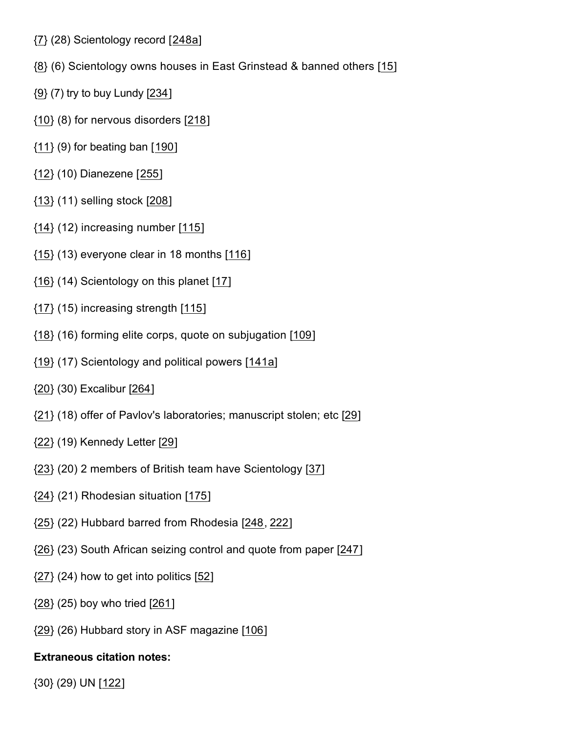{7} (28) Scientology record [248a]

{8} (6) Scientology owns houses in East Grinstead & banned others [15]

{9} (7) try to buy Lundy [234]

{10} (8) for nervous disorders [218]

{11} (9) for beating ban [190]

{12} (10) Dianezene [255]

{13} (11) selling stock [208]

{14} (12) increasing number [115]

{15} (13) everyone clear in 18 months [116]

{16} (14) Scientology on this planet [17]

{17} (15) increasing strength [115]

{18} (16) forming elite corps, quote on subjugation [109]

{19} (17) Scientology and political powers [141a]

{20} (30) Excalibur [264]

{21} (18) offer of Pavlov's laboratories; manuscript stolen; etc [29]

{22} (19) Kennedy Letter [29]

{23} (20) 2 members of British team have Scientology [37]

{24} (21) Rhodesian situation [175]

{25} (22) Hubbard barred from Rhodesia [248, 222]

{26} (23) South African seizing control and quote from paper [247]

{27} (24) how to get into politics [52]

{28} (25) boy who tried [261]

{29} (26) Hubbard story in ASF magazine [106]

**Extraneous citation notes:**

{30} (29) UN [122]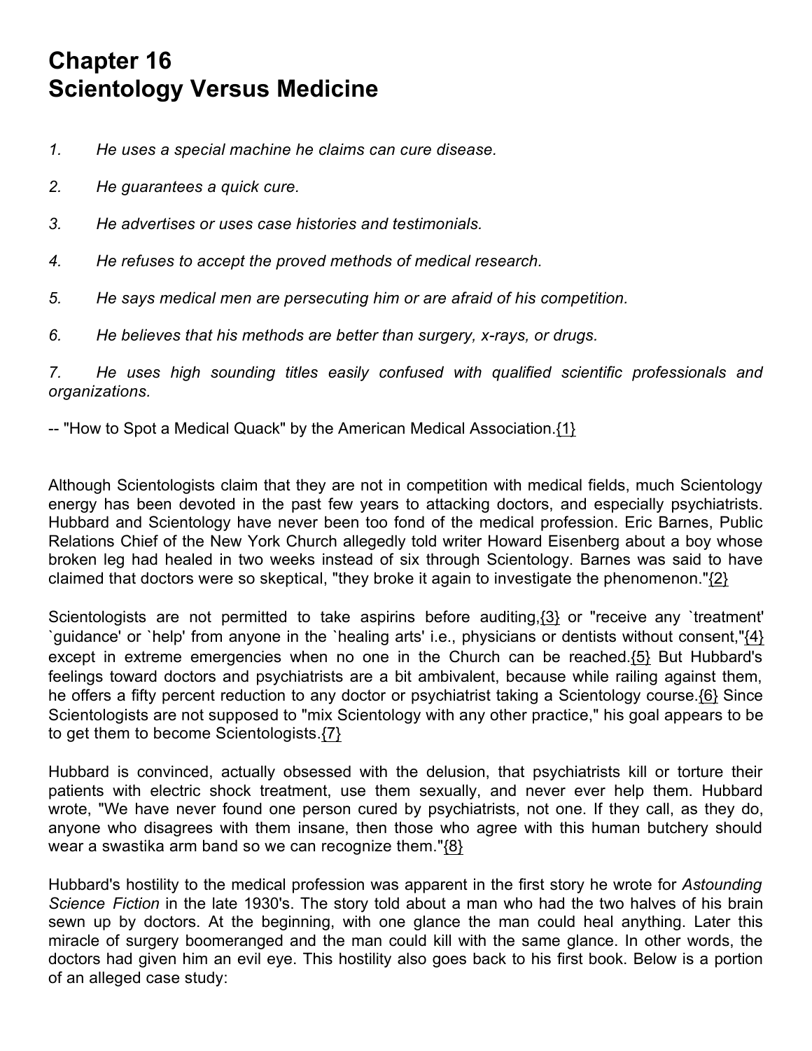# Chapter 16
# Scientology Versus Medicine

*1. He uses a special machine he claims can cure disease.*

*2. He guarantees a quick cure.*

*3. He advertises or uses case histories and testimonials.*

*4. He refuses to accept the proved methods of medical research.*

*5. He says medical men are persecuting him or are afraid of his competition.*

*6. He believes that his methods are better than surgery, x-rays, or drugs.*

*7. He uses high sounding titles easily confused with qualified scientific professionals and organizations.*

-- "How to Spot a Medical Quack" by the American Medical Association.{1}

Although Scientologists claim that they are not in competition with medical fields, much Scientology energy has been devoted in the past few years to attacking doctors, and especially psychiatrists. Hubbard and Scientology have never been too fond of the medical profession. Eric Barnes, Public Relations Chief of the New York Church allegedly told writer Howard Eisenberg about a boy whose broken leg had healed in two weeks instead of six through Scientology. Barnes was said to have claimed that doctors were so skeptical, "they broke it again to investigate the phenomenon."{2}

Scientologists are not permitted to take aspirins before auditing,{3} or "receive any `treatment' `guidance' or `help' from anyone in the `healing arts' i.e., physicians or dentists without consent,"{4} except in extreme emergencies when no one in the Church can be reached.{5} But Hubbard's feelings toward doctors and psychiatrists are a bit ambivalent, because while railing against them, he offers a fifty percent reduction to any doctor or psychiatrist taking a Scientology course.{6} Since Scientologists are not supposed to "mix Scientology with any other practice," his goal appears to be to get them to become Scientologists.{7}

Hubbard is convinced, actually obsessed with the delusion, that psychiatrists kill or torture their patients with electric shock treatment, use them sexually, and never ever help them. Hubbard wrote, "We have never found one person cured by psychiatrists, not one. If they call, as they do, anyone who disagrees with them insane, then those who agree with this human butchery should wear a swastika arm band so we can recognize them."{8}

Hubbard's hostility to the medical profession was apparent in the first story he wrote for *Astounding Science Fiction* in the late 1930's. The story told about a man who had the two halves of his brain sewn up by doctors. At the beginning, with one glance the man could heal anything. Later this miracle of surgery boomeranged and the man could kill with the same glance. In other words, the doctors had given him an evil eye. This hostility also goes back to his first book. Below is a portion of an alleged case study: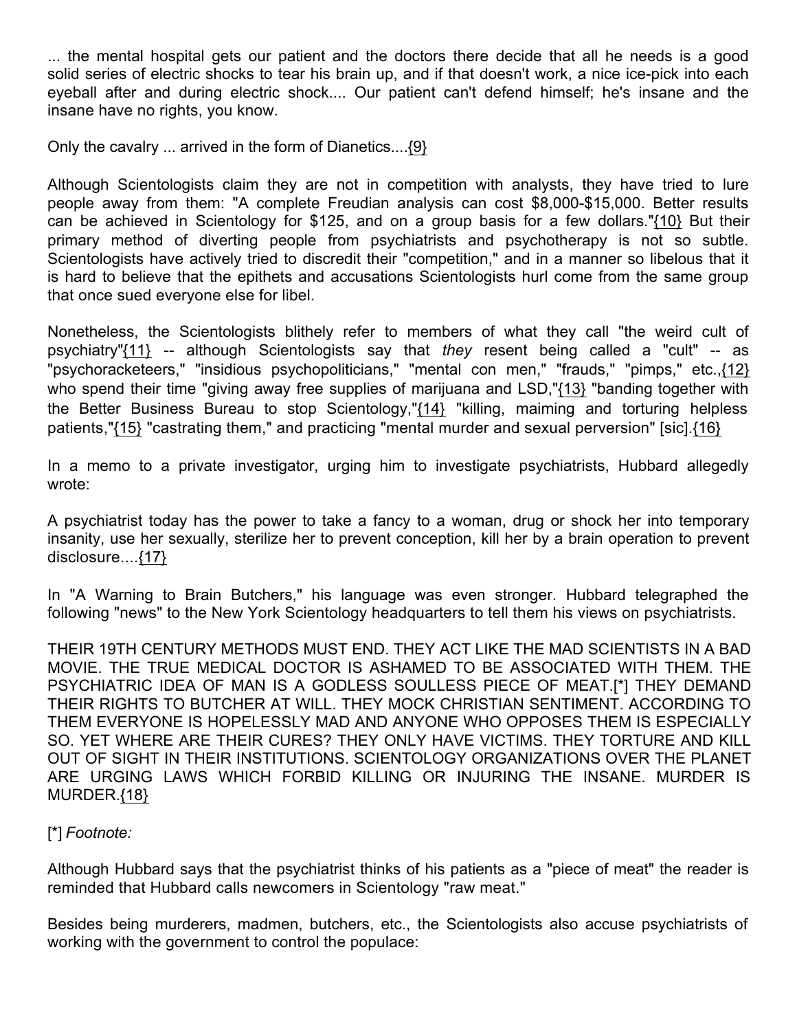... the mental hospital gets our patient and the doctors there decide that all he needs is a good solid series of electric shocks to tear his brain up, and if that doesn't work, a nice ice-pick into each eyeball after and during electric shock.... Our patient can't defend himself; he's insane and the insane have no rights, you know.

Only the cavalry ... arrived in the form of Dianetics....{9}

Although Scientologists claim they are not in competition with analysts, they have tried to lure people away from them: "A complete Freudian analysis can cost $8,000-$15,000. Better results can be achieved in Scientology for $125, and on a group basis for a few dollars."{10} But their primary method of diverting people from psychiatrists and psychotherapy is not so subtle. Scientologists have actively tried to discredit their "competition," and in a manner so libelous that it is hard to believe that the epithets and accusations Scientologists hurl come from the same group that once sued everyone else for libel.

Nonetheless, the Scientologists blithely refer to members of what they call "the weird cult of psychiatry"{11} -- although Scientologists say that *they* resent being called a "cult" -- as "psychoracketeers," "insidious psychopoliticians," "mental con men," "frauds," "pimps," etc.,{12} who spend their time "giving away free supplies of marijuana and LSD,"{13} "banding together with the Better Business Bureau to stop Scientology,"{14} "killing, maiming and torturing helpless patients,"{15} "castrating them," and practicing "mental murder and sexual perversion" [sic].{16}

In a memo to a private investigator, urging him to investigate psychiatrists, Hubbard allegedly wrote:

A psychiatrist today has the power to take a fancy to a woman, drug or shock her into temporary insanity, use her sexually, sterilize her to prevent conception, kill her by a brain operation to prevent disclosure....{17}

In "A Warning to Brain Butchers," his language was even stronger. Hubbard telegraphed the following "news" to the New York Scientology headquarters to tell them his views on psychiatrists.

THEIR 19TH CENTURY METHODS MUST END. THEY ACT LIKE THE MAD SCIENTISTS IN A BAD MOVIE. THE TRUE MEDICAL DOCTOR IS ASHAMED TO BE ASSOCIATED WITH THEM. THE PSYCHIATRIC IDEA OF MAN IS A GODLESS SOULLESS PIECE OF MEAT.[*] THEY DEMAND THEIR RIGHTS TO BUTCHER AT WILL. THEY MOCK CHRISTIAN SENTIMENT. ACCORDING TO THEM EVERYONE IS HOPELESSLY MAD AND ANYONE WHO OPPOSES THEM IS ESPECIALLY SO. YET WHERE ARE THEIR CURES? THEY ONLY HAVE VICTIMS. THEY TORTURE AND KILL OUT OF SIGHT IN THEIR INSTITUTIONS. SCIENTOLOGY ORGANIZATIONS OVER THE PLANET ARE URGING LAWS WHICH FORBID KILLING OR INJURING THE INSANE. MURDER IS MURDER.{18}

[*] *Footnote:*

Although Hubbard says that the psychiatrist thinks of his patients as a "piece of meat" the reader is reminded that Hubbard calls newcomers in Scientology "raw meat."

Besides being murderers, madmen, butchers, etc., the Scientologists also accuse psychiatrists of working with the government to control the populace: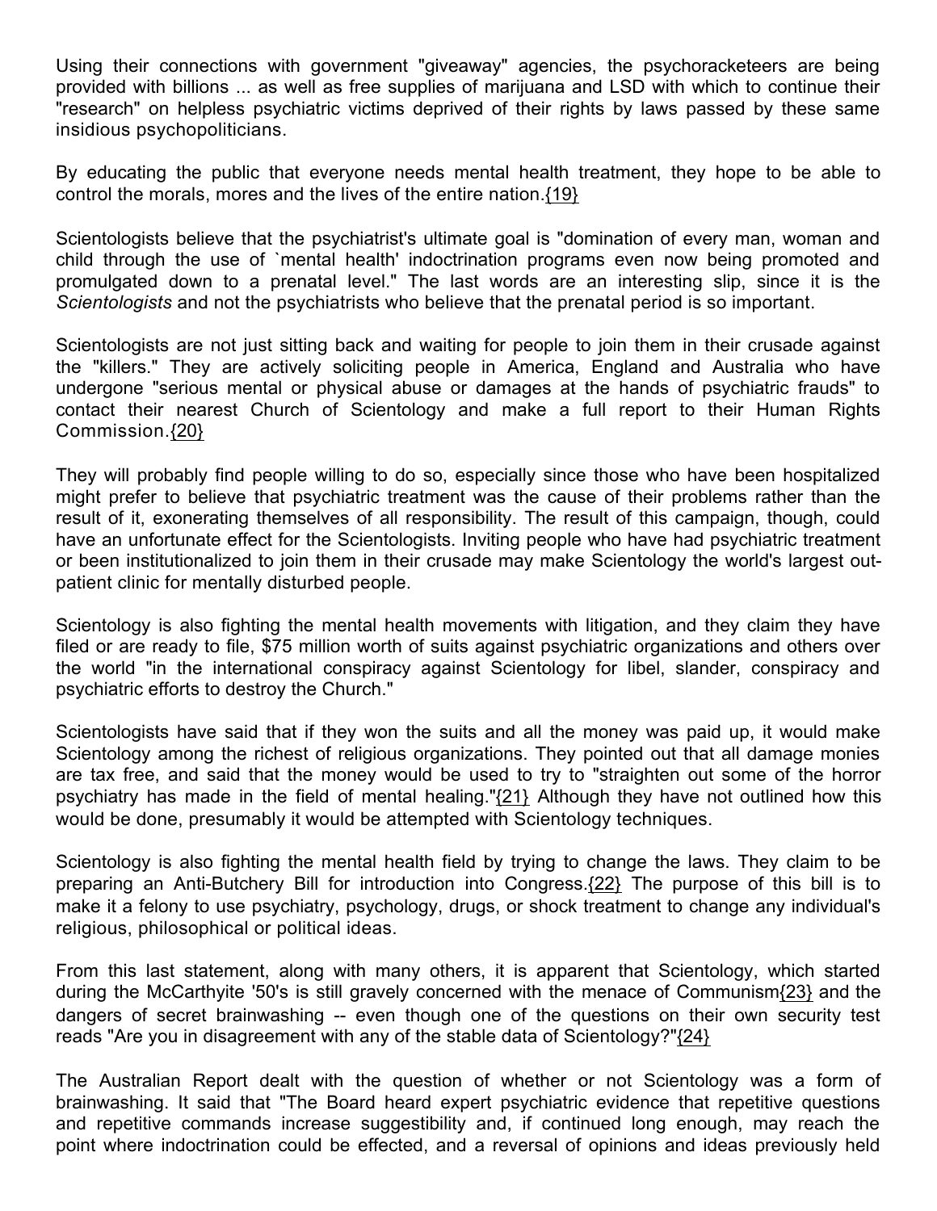Using their connections with government "giveaway" agencies, the psychoracketeers are being provided with billions ... as well as free supplies of marijuana and LSD with which to continue their "research" on helpless psychiatric victims deprived of their rights by laws passed by these same insidious psychopoliticians.

By educating the public that everyone needs mental health treatment, they hope to be able to control the morals, mores and the lives of the entire nation.{19}

Scientologists believe that the psychiatrist's ultimate goal is "domination of every man, woman and child through the use of `mental health' indoctrination programs even now being promoted and promulgated down to a prenatal level." The last words are an interesting slip, since it is the *Scientologists* and not the psychiatrists who believe that the prenatal period is so important.

Scientologists are not just sitting back and waiting for people to join them in their crusade against the "killers." They are actively soliciting people in America, England and Australia who have undergone "serious mental or physical abuse or damages at the hands of psychiatric frauds" to contact their nearest Church of Scientology and make a full report to their Human Rights Commission.{20}

They will probably find people willing to do so, especially since those who have been hospitalized might prefer to believe that psychiatric treatment was the cause of their problems rather than the result of it, exonerating themselves of all responsibility. The result of this campaign, though, could have an unfortunate effect for the Scientologists. Inviting people who have had psychiatric treatment or been institutionalized to join them in their crusade may make Scientology the world's largest out-patient clinic for mentally disturbed people.

Scientology is also fighting the mental health movements with litigation, and they claim they have filed or are ready to file, $75 million worth of suits against psychiatric organizations and others over the world "in the international conspiracy against Scientology for libel, slander, conspiracy and psychiatric efforts to destroy the Church."

Scientologists have said that if they won the suits and all the money was paid up, it would make Scientology among the richest of religious organizations. They pointed out that all damage monies are tax free, and said that the money would be used to try to "straighten out some of the horror psychiatry has made in the field of mental healing."{21} Although they have not outlined how this would be done, presumably it would be attempted with Scientology techniques.

Scientology is also fighting the mental health field by trying to change the laws. They claim to be preparing an Anti-Butchery Bill for introduction into Congress.{22} The purpose of this bill is to make it a felony to use psychiatry, psychology, drugs, or shock treatment to change any individual's religious, philosophical or political ideas.

From this last statement, along with many others, it is apparent that Scientology, which started during the McCarthyite '50's is still gravely concerned with the menace of Communism{23} and the dangers of secret brainwashing -- even though one of the questions on their own security test reads "Are you in disagreement with any of the stable data of Scientology?"{24}

The Australian Report dealt with the question of whether or not Scientology was a form of brainwashing. It said that "The Board heard expert psychiatric evidence that repetitive questions and repetitive commands increase suggestibility and, if continued long enough, may reach the point where indoctrination could be effected, and a reversal of opinions and ideas previously held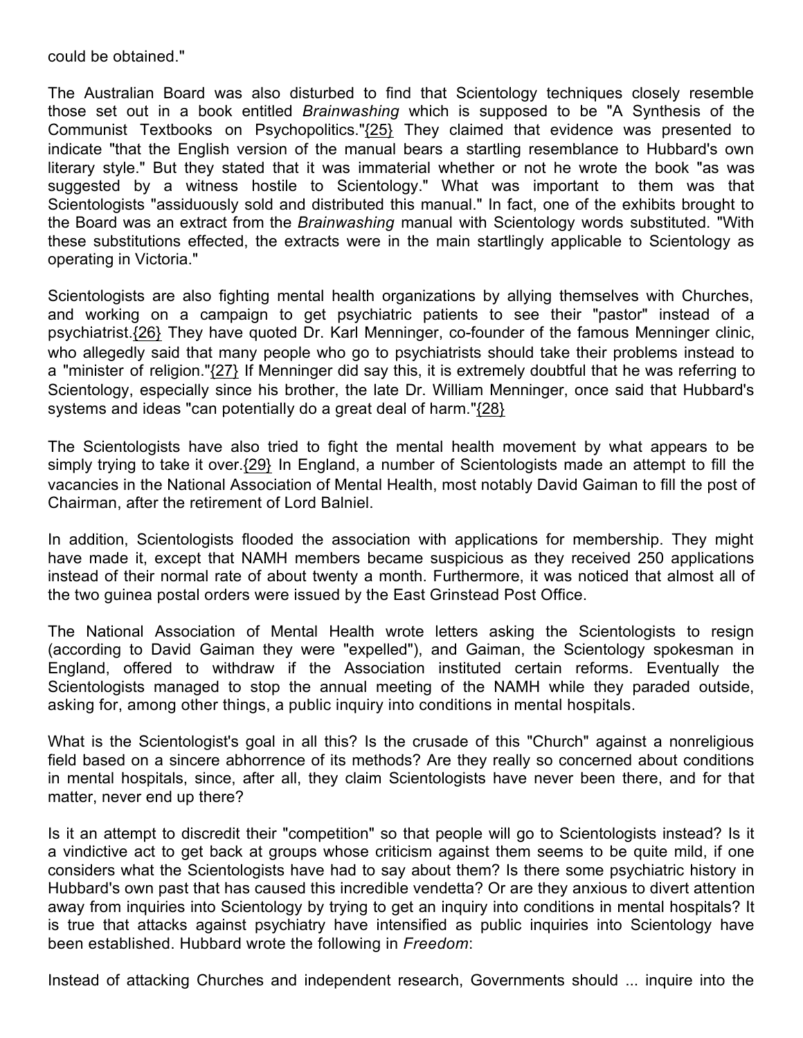could be obtained."

The Australian Board was also disturbed to find that Scientology techniques closely resemble those set out in a book entitled *Brainwashing* which is supposed to be "A Synthesis of the Communist Textbooks on Psychopolitics."{25} They claimed that evidence was presented to indicate "that the English version of the manual bears a startling resemblance to Hubbard's own literary style." But they stated that it was immaterial whether or not he wrote the book "as was suggested by a witness hostile to Scientology." What was important to them was that Scientologists "assiduously sold and distributed this manual." In fact, one of the exhibits brought to the Board was an extract from the *Brainwashing* manual with Scientology words substituted. "With these substitutions effected, the extracts were in the main startlingly applicable to Scientology as operating in Victoria."

Scientologists are also fighting mental health organizations by allying themselves with Churches, and working on a campaign to get psychiatric patients to see their "pastor" instead of a psychiatrist.{26} They have quoted Dr. Karl Menninger, co-founder of the famous Menninger clinic, who allegedly said that many people who go to psychiatrists should take their problems instead to a "minister of religion."{27} If Menninger did say this, it is extremely doubtful that he was referring to Scientology, especially since his brother, the late Dr. William Menninger, once said that Hubbard's systems and ideas "can potentially do a great deal of harm."{28}

The Scientologists have also tried to fight the mental health movement by what appears to be simply trying to take it over.{29} In England, a number of Scientologists made an attempt to fill the vacancies in the National Association of Mental Health, most notably David Gaiman to fill the post of Chairman, after the retirement of Lord Balniel.

In addition, Scientologists flooded the association with applications for membership. They might have made it, except that NAMH members became suspicious as they received 250 applications instead of their normal rate of about twenty a month. Furthermore, it was noticed that almost all of the two guinea postal orders were issued by the East Grinstead Post Office.

The National Association of Mental Health wrote letters asking the Scientologists to resign (according to David Gaiman they were "expelled"), and Gaiman, the Scientology spokesman in England, offered to withdraw if the Association instituted certain reforms. Eventually the Scientologists managed to stop the annual meeting of the NAMH while they paraded outside, asking for, among other things, a public inquiry into conditions in mental hospitals.

What is the Scientologist's goal in all this? Is the crusade of this "Church" against a nonreligious field based on a sincere abhorrence of its methods? Are they really so concerned about conditions in mental hospitals, since, after all, they claim Scientologists have never been there, and for that matter, never end up there?

Is it an attempt to discredit their "competition" so that people will go to Scientologists instead? Is it a vindictive act to get back at groups whose criticism against them seems to be quite mild, if one considers what the Scientologists have had to say about them? Is there some psychiatric history in Hubbard's own past that has caused this incredible vendetta? Or are they anxious to divert attention away from inquiries into Scientology by trying to get an inquiry into conditions in mental hospitals? It is true that attacks against psychiatry have intensified as public inquiries into Scientology have been established. Hubbard wrote the following in *Freedom*:

Instead of attacking Churches and independent research, Governments should ... inquire into the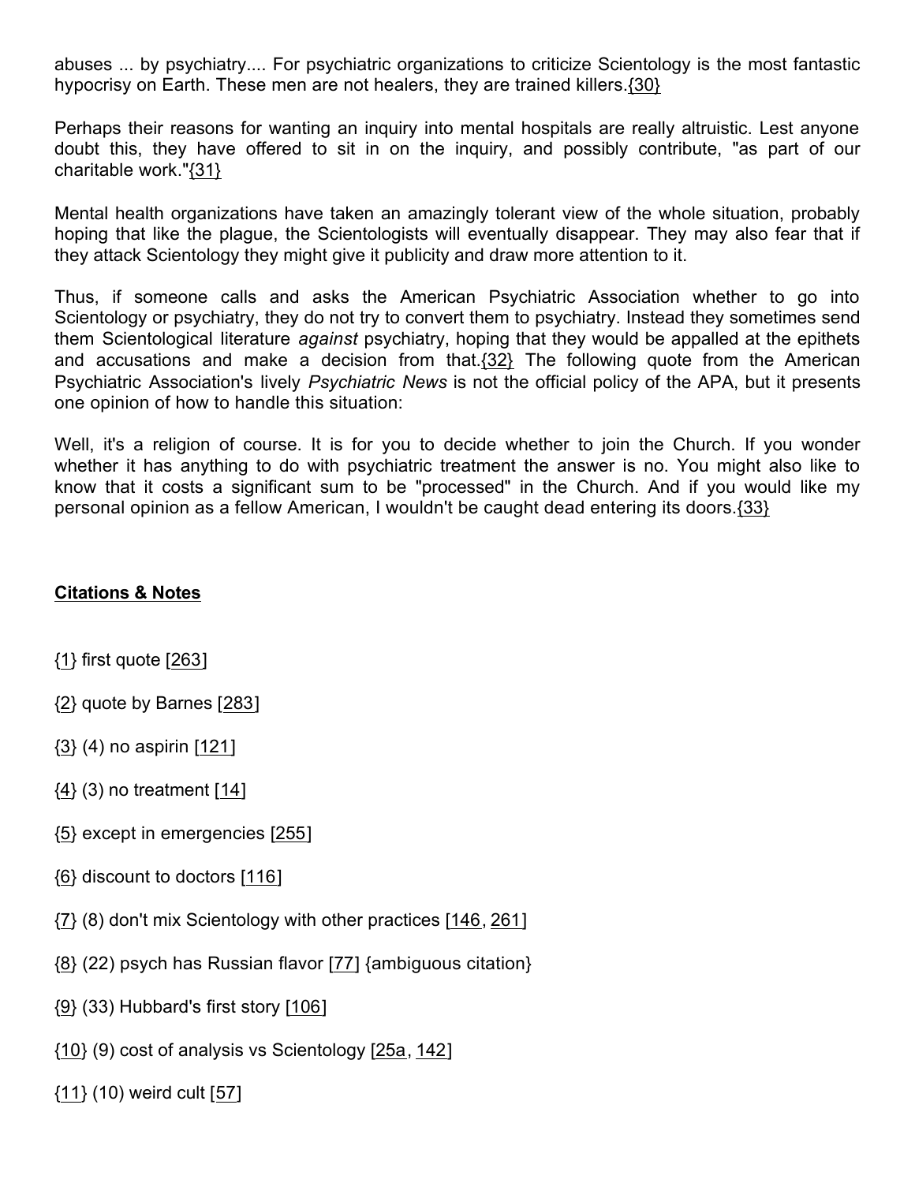abuses ... by psychiatry.... For psychiatric organizations to criticize Scientology is the most fantastic hypocrisy on Earth. These men are not healers, they are trained killers.{30}

Perhaps their reasons for wanting an inquiry into mental hospitals are really altruistic. Lest anyone doubt this, they have offered to sit in on the inquiry, and possibly contribute, "as part of our charitable work."{31}

Mental health organizations have taken an amazingly tolerant view of the whole situation, probably hoping that like the plague, the Scientologists will eventually disappear. They may also fear that if they attack Scientology they might give it publicity and draw more attention to it.

Thus, if someone calls and asks the American Psychiatric Association whether to go into Scientology or psychiatry, they do not try to convert them to psychiatry. Instead they sometimes send them Scientological literature *against* psychiatry, hoping that they would be appalled at the epithets and accusations and make a decision from that.{32} The following quote from the American Psychiatric Association's lively *Psychiatric News* is not the official policy of the APA, but it presents one opinion of how to handle this situation:

Well, it's a religion of course. It is for you to decide whether to join the Church. If you wonder whether it has anything to do with psychiatric treatment the answer is no. You might also like to know that it costs a significant sum to be "processed" in the Church. And if you would like my personal opinion as a fellow American, I wouldn't be caught dead entering its doors.{33}

**Citations & Notes**

{1} first quote [263]

{2} quote by Barnes [283]

{3} (4) no aspirin [121]

{4} (3) no treatment [14]

{5} except in emergencies [255]

{6} discount to doctors [116]

{7} (8) don't mix Scientology with other practices [146, 261]

{8} (22) psych has Russian flavor [77] {ambiguous citation}

{9} (33) Hubbard's first story [106]

{10} (9) cost of analysis vs Scientology [25a, 142]

{11} (10) weird cult [57]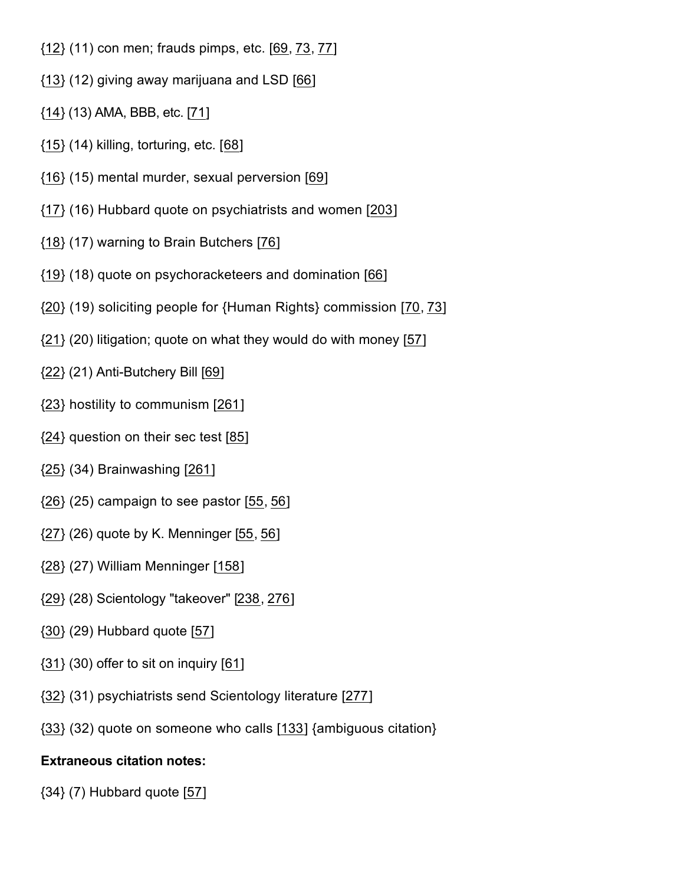{12} (11) con men; frauds pimps, etc. [69, 73, 77]

{13} (12) giving away marijuana and LSD [66]

{14} (13) AMA, BBB, etc. [71]

{15} (14) killing, torturing, etc. [68]

{16} (15) mental murder, sexual perversion [69]

{17} (16) Hubbard quote on psychiatrists and women [203]

{18} (17) warning to Brain Butchers [76]

{19} (18) quote on psychoracketeers and domination [66]

{20} (19) soliciting people for {Human Rights} commission [70, 73]

{21} (20) litigation; quote on what they would do with money [57]

{22} (21) Anti-Butchery Bill [69]

{23} hostility to communism [261]

{24} question on their sec test [85]

{25} (34) Brainwashing [261]

{26} (25) campaign to see pastor [55, 56]

{27} (26) quote by K. Menninger [55, 56]

{28} (27) William Menninger [158]

{29} (28) Scientology "takeover" [238, 276]

{30} (29) Hubbard quote [57]

{31} (30) offer to sit on inquiry [61]

{32} (31) psychiatrists send Scientology literature [277]

{33} (32) quote on someone who calls [133] {ambiguous citation}

**Extraneous citation notes:**

{34} (7) Hubbard quote [57]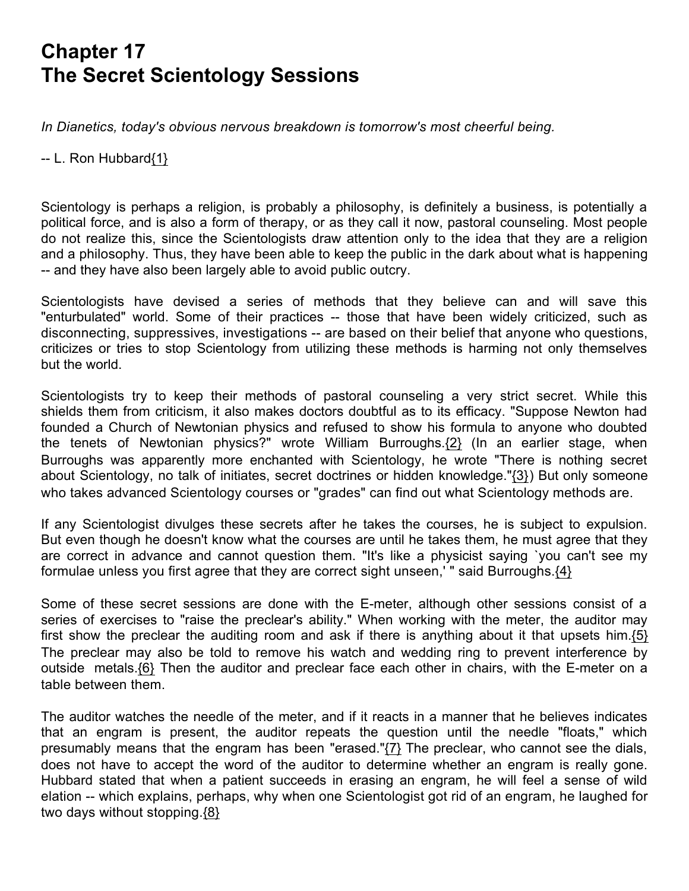# Chapter 17
# The Secret Scientology Sessions

*In Dianetics, today's obvious nervous breakdown is tomorrow's most cheerful being.*

-- L. Ron Hubbard{1}

Scientology is perhaps a religion, is probably a philosophy, is definitely a business, is potentially a political force, and is also a form of therapy, or as they call it now, pastoral counseling. Most people do not realize this, since the Scientologists draw attention only to the idea that they are a religion and a philosophy. Thus, they have been able to keep the public in the dark about what is happening -- and they have also been largely able to avoid public outcry.

Scientologists have devised a series of methods that they believe can and will save this "enturbulated" world. Some of their practices -- those that have been widely criticized, such as disconnecting, suppressives, investigations -- are based on their belief that anyone who questions, criticizes or tries to stop Scientology from utilizing these methods is harming not only themselves but the world.

Scientologists try to keep their methods of pastoral counseling a very strict secret. While this shields them from criticism, it also makes doctors doubtful as to its efficacy. "Suppose Newton had founded a Church of Newtonian physics and refused to show his formula to anyone who doubted the tenets of Newtonian physics?" wrote William Burroughs.{2} (In an earlier stage, when Burroughs was apparently more enchanted with Scientology, he wrote "There is nothing secret about Scientology, no talk of initiates, secret doctrines or hidden knowledge."{3}) But only someone who takes advanced Scientology courses or "grades" can find out what Scientology methods are.

If any Scientologist divulges these secrets after he takes the courses, he is subject to expulsion. But even though he doesn't know what the courses are until he takes them, he must agree that they are correct in advance and cannot question them. "It's like a physicist saying `you can't see my formulae unless you first agree that they are correct sight unseen,' " said Burroughs.{4}

Some of these secret sessions are done with the E-meter, although other sessions consist of a series of exercises to "raise the preclear's ability." When working with the meter, the auditor may first show the preclear the auditing room and ask if there is anything about it that upsets him.{5} The preclear may also be told to remove his watch and wedding ring to prevent interference by outside metals.{6} Then the auditor and preclear face each other in chairs, with the E-meter on a table between them.

The auditor watches the needle of the meter, and if it reacts in a manner that he believes indicates that an engram is present, the auditor repeats the question until the needle "floats," which presumably means that the engram has been "erased."{7} The preclear, who cannot see the dials, does not have to accept the word of the auditor to determine whether an engram is really gone. Hubbard stated that when a patient succeeds in erasing an engram, he will feel a sense of wild elation -- which explains, perhaps, why when one Scientologist got rid of an engram, he laughed for two days without stopping.{8}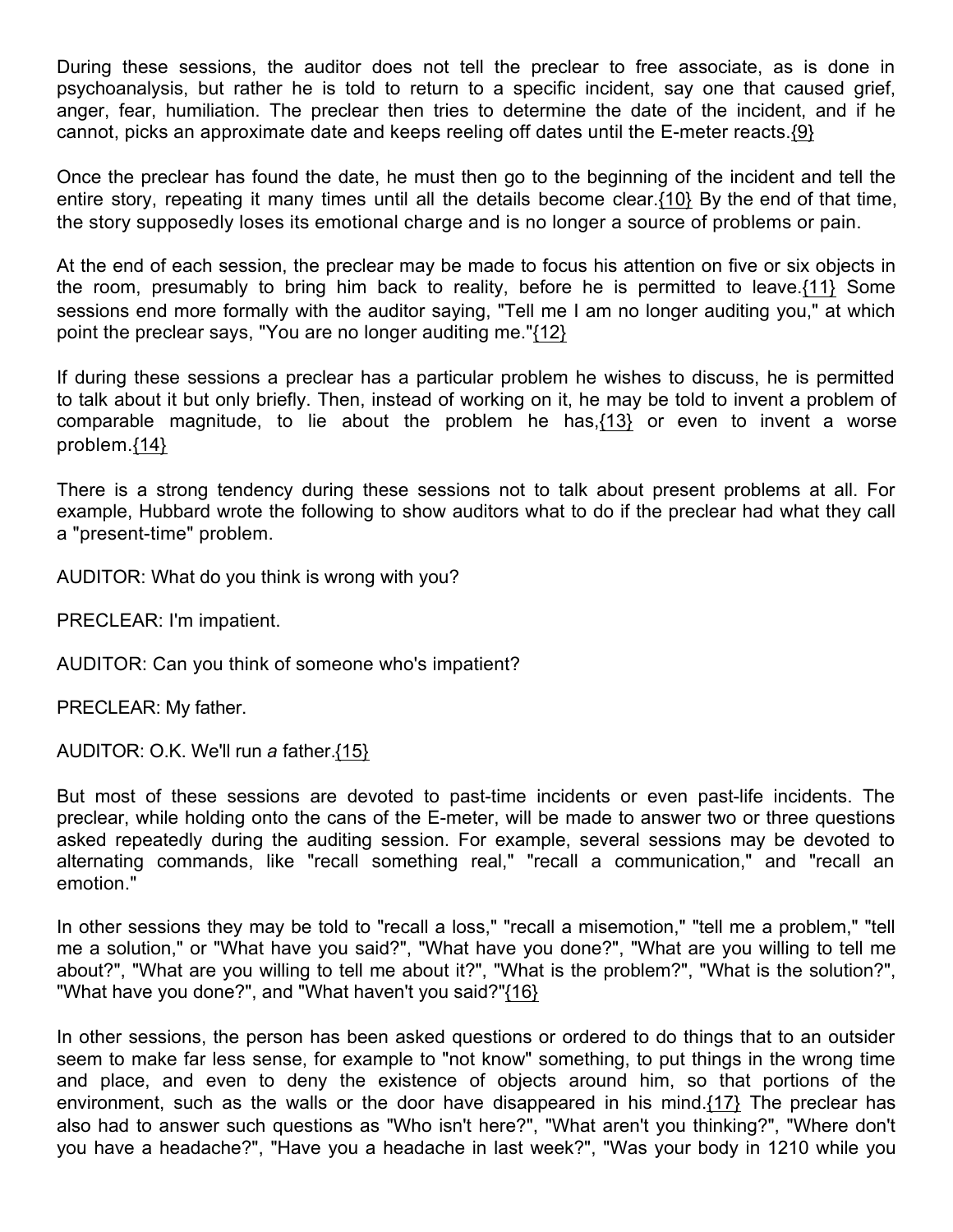During these sessions, the auditor does not tell the preclear to free associate, as is done in psychoanalysis, but rather he is told to return to a specific incident, say one that caused grief, anger, fear, humiliation. The preclear then tries to determine the date of the incident, and if he cannot, picks an approximate date and keeps reeling off dates until the E-meter reacts.{9}

Once the preclear has found the date, he must then go to the beginning of the incident and tell the entire story, repeating it many times until all the details become clear.{10} By the end of that time, the story supposedly loses its emotional charge and is no longer a source of problems or pain.

At the end of each session, the preclear may be made to focus his attention on five or six objects in the room, presumably to bring him back to reality, before he is permitted to leave.{11} Some sessions end more formally with the auditor saying, "Tell me I am no longer auditing you," at which point the preclear says, "You are no longer auditing me."{12}

If during these sessions a preclear has a particular problem he wishes to discuss, he is permitted to talk about it but only briefly. Then, instead of working on it, he may be told to invent a problem of comparable magnitude, to lie about the problem he has,{13} or even to invent a worse problem.{14}

There is a strong tendency during these sessions not to talk about present problems at all. For example, Hubbard wrote the following to show auditors what to do if the preclear had what they call a "present-time" problem.

AUDITOR: What do you think is wrong with you?

PRECLEAR: I'm impatient.

AUDITOR: Can you think of someone who's impatient?

PRECLEAR: My father.

AUDITOR: O.K. We'll run *a* father.{15}

But most of these sessions are devoted to past-time incidents or even past-life incidents. The preclear, while holding onto the cans of the E-meter, will be made to answer two or three questions asked repeatedly during the auditing session. For example, several sessions may be devoted to alternating commands, like "recall something real," "recall a communication," and "recall an emotion."

In other sessions they may be told to "recall a loss," "recall a misemotion," "tell me a problem," "tell me a solution," or "What have you said?", "What have you done?", "What are you willing to tell me about?", "What are you willing to tell me about it?", "What is the problem?", "What is the solution?", "What have you done?", and "What haven't you said?"{16}

In other sessions, the person has been asked questions or ordered to do things that to an outsider seem to make far less sense, for example to "not know" something, to put things in the wrong time and place, and even to deny the existence of objects around him, so that portions of the environment, such as the walls or the door have disappeared in his mind.{17} The preclear has also had to answer such questions as "Who isn't here?", "What aren't you thinking?", "Where don't you have a headache?", "Have you a headache in last week?", "Was your body in 1210 while you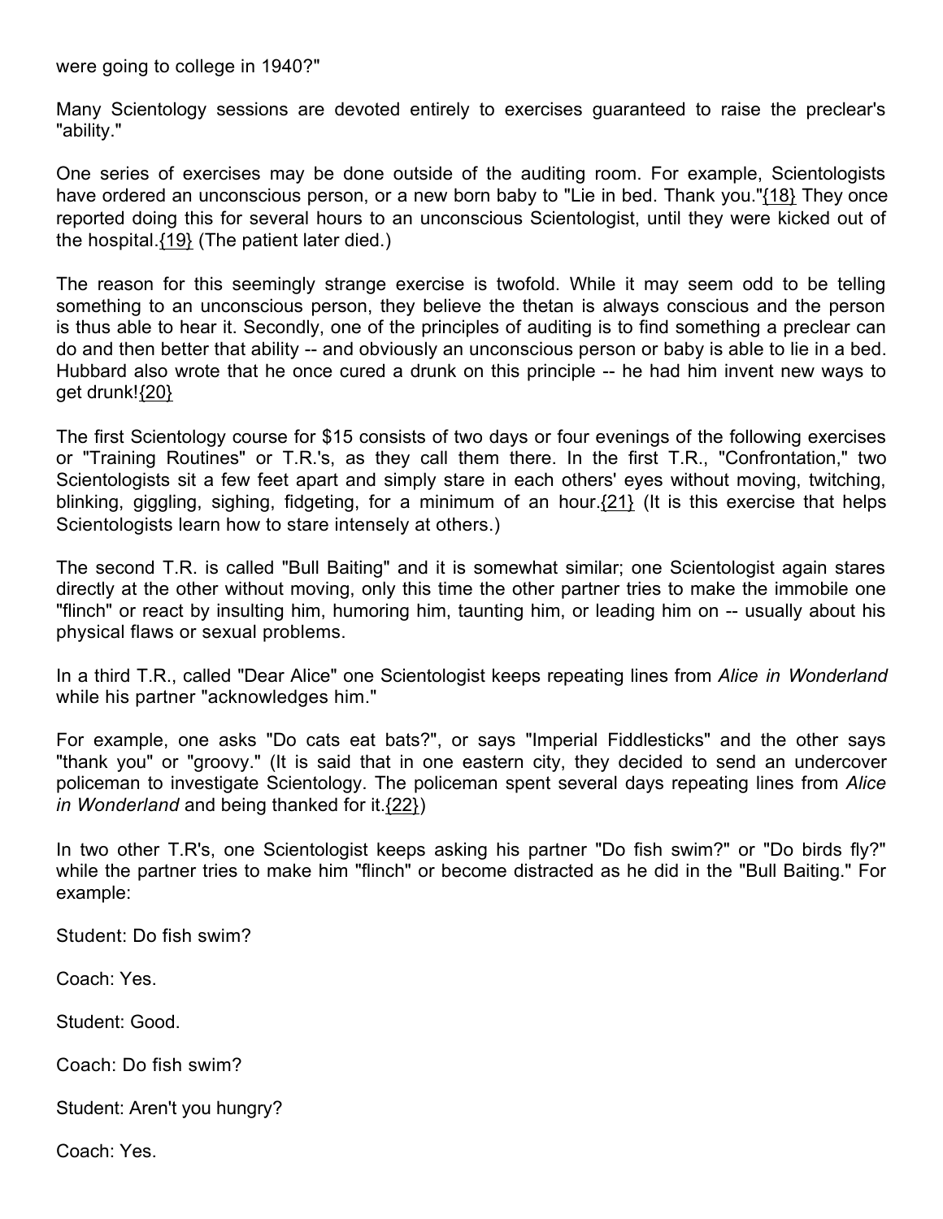were going to college in 1940?"

Many Scientology sessions are devoted entirely to exercises guaranteed to raise the preclear's "ability."

One series of exercises may be done outside of the auditing room. For example, Scientologists have ordered an unconscious person, or a new born baby to "Lie in bed. Thank you."{18} They once reported doing this for several hours to an unconscious Scientologist, until they were kicked out of the hospital.{19} (The patient later died.)

The reason for this seemingly strange exercise is twofold. While it may seem odd to be telling something to an unconscious person, they believe the thetan is always conscious and the person is thus able to hear it. Secondly, one of the principles of auditing is to find something a preclear can do and then better that ability -- and obviously an unconscious person or baby is able to lie in a bed. Hubbard also wrote that he once cured a drunk on this principle -- he had him invent new ways to get drunk!{20}

The first Scientology course for $15 consists of two days or four evenings of the following exercises or "Training Routines" or T.R.'s, as they call them there. In the first T.R., "Confrontation," two Scientologists sit a few feet apart and simply stare in each others' eyes without moving, twitching, blinking, giggling, sighing, fidgeting, for a minimum of an hour.{21} (It is this exercise that helps Scientologists learn how to stare intensely at others.)

The second T.R. is called "Bull Baiting" and it is somewhat similar; one Scientologist again stares directly at the other without moving, only this time the other partner tries to make the immobile one "flinch" or react by insulting him, humoring him, taunting him, or leading him on -- usually about his physical flaws or sexual problems.

In a third T.R., called "Dear Alice" one Scientologist keeps repeating lines from *Alice in Wonderland* while his partner "acknowledges him."

For example, one asks "Do cats eat bats?", or says "Imperial Fiddlesticks" and the other says "thank you" or "groovy." (It is said that in one eastern city, they decided to send an undercover policeman to investigate Scientology. The policeman spent several days repeating lines from *Alice in Wonderland* and being thanked for it.{22})

In two other T.R's, one Scientologist keeps asking his partner "Do fish swim?" or "Do birds fly?" while the partner tries to make him "flinch" or become distracted as he did in the "Bull Baiting." For example:

Student: Do fish swim?

Coach: Yes.

Student: Good.

Coach: Do fish swim?

Student: Aren't you hungry?

Coach: Yes.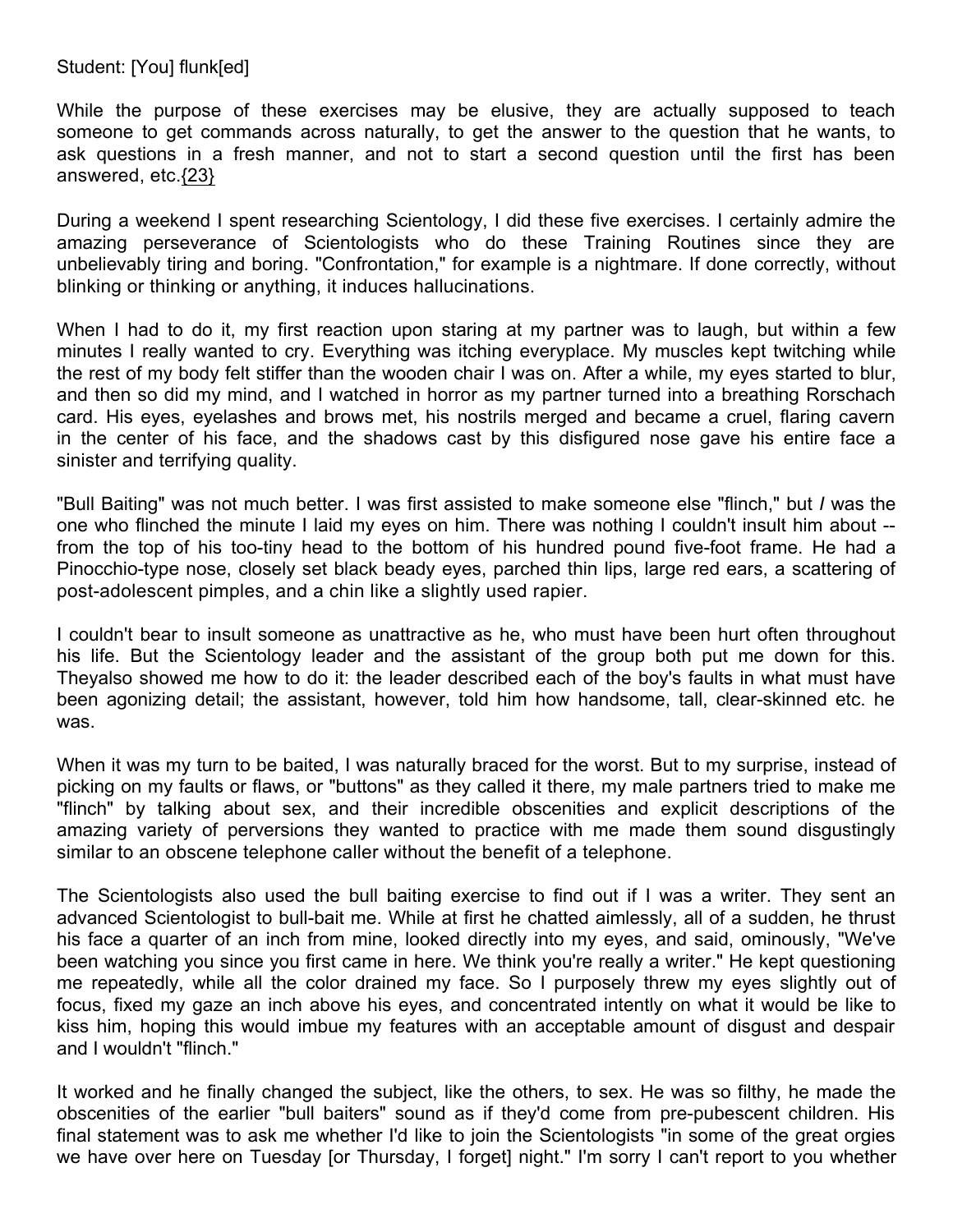Student: [You] flunk[ed]

While the purpose of these exercises may be elusive, they are actually supposed to teach someone to get commands across naturally, to get the answer to the question that he wants, to ask questions in a fresh manner, and not to start a second question until the first has been answered, etc.{23}

During a weekend I spent researching Scientology, I did these five exercises. I certainly admire the amazing perseverance of Scientologists who do these Training Routines since they are unbelievably tiring and boring. "Confrontation," for example is a nightmare. If done correctly, without blinking or thinking or anything, it induces hallucinations.

When I had to do it, my first reaction upon staring at my partner was to laugh, but within a few minutes I really wanted to cry. Everything was itching everyplace. My muscles kept twitching while the rest of my body felt stiffer than the wooden chair I was on. After a while, my eyes started to blur, and then so did my mind, and I watched in horror as my partner turned into a breathing Rorschach card. His eyes, eyelashes and brows met, his nostrils merged and became a cruel, flaring cavern in the center of his face, and the shadows cast by this disfigured nose gave his entire face a sinister and terrifying quality.

"Bull Baiting" was not much better. I was first assisted to make someone else "flinch," but *I* was the one who flinched the minute I laid my eyes on him. There was nothing I couldn't insult him about -- from the top of his too-tiny head to the bottom of his hundred pound five-foot frame. He had a Pinocchio-type nose, closely set black beady eyes, parched thin lips, large red ears, a scattering of post-adolescent pimples, and a chin like a slightly used rapier.

I couldn't bear to insult someone as unattractive as he, who must have been hurt often throughout his life. But the Scientology leader and the assistant of the group both put me down for this. Theyalso showed me how to do it: the leader described each of the boy's faults in what must have been agonizing detail; the assistant, however, told him how handsome, tall, clear-skinned etc. he was.

When it was my turn to be baited, I was naturally braced for the worst. But to my surprise, instead of picking on my faults or flaws, or "buttons" as they called it there, my male partners tried to make me "flinch" by talking about sex, and their incredible obscenities and explicit descriptions of the amazing variety of perversions they wanted to practice with me made them sound disgustingly similar to an obscene telephone caller without the benefit of a telephone.

The Scientologists also used the bull baiting exercise to find out if I was a writer. They sent an advanced Scientologist to bull-bait me. While at first he chatted aimlessly, all of a sudden, he thrust his face a quarter of an inch from mine, looked directly into my eyes, and said, ominously, "We've been watching you since you first came in here. We think you're really a writer." He kept questioning me repeatedly, while all the color drained my face. So I purposely threw my eyes slightly out of focus, fixed my gaze an inch above his eyes, and concentrated intently on what it would be like to kiss him, hoping this would imbue my features with an acceptable amount of disgust and despair and I wouldn't "flinch."

It worked and he finally changed the subject, like the others, to sex. He was so filthy, he made the obscenities of the earlier "bull baiters" sound as if they'd come from pre-pubescent children. His final statement was to ask me whether I'd like to join the Scientologists "in some of the great orgies we have over here on Tuesday [or Thursday, I forget] night." I'm sorry I can't report to you whether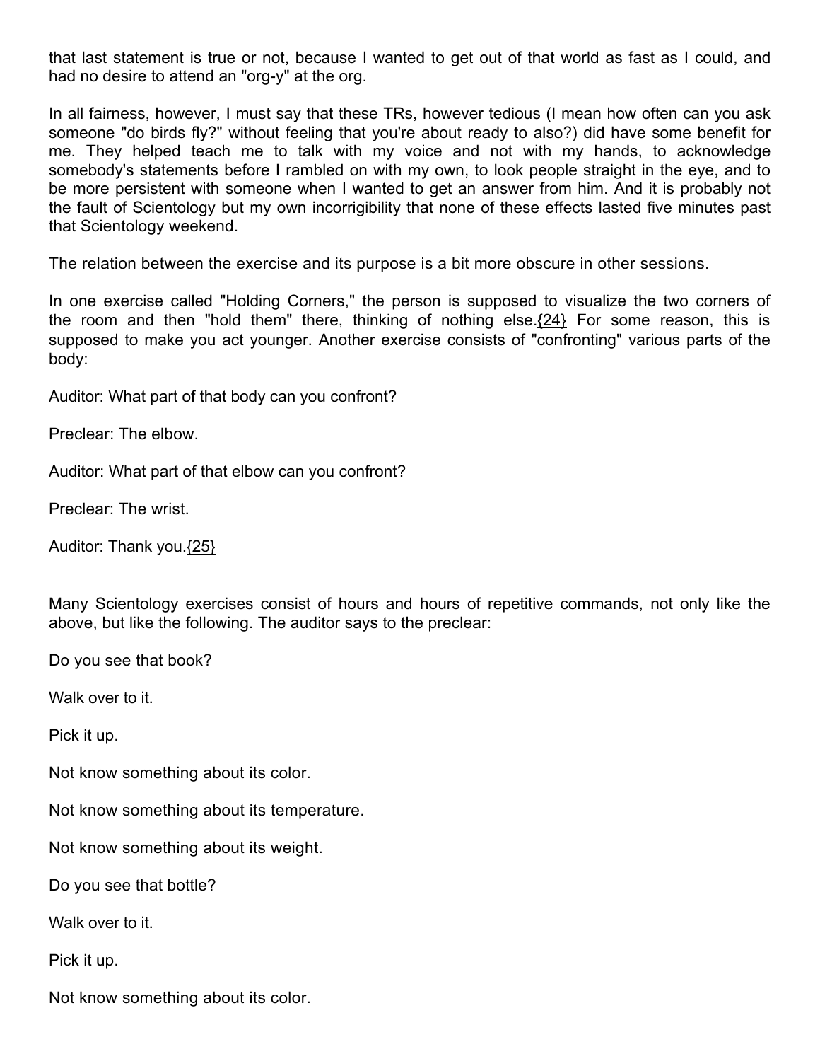that last statement is true or not, because I wanted to get out of that world as fast as I could, and had no desire to attend an "org-y" at the org.

In all fairness, however, I must say that these TRs, however tedious (I mean how often can you ask someone "do birds fly?" without feeling that you're about ready to also?) did have some benefit for me. They helped teach me to talk with my voice and not with my hands, to acknowledge somebody's statements before I rambled on with my own, to look people straight in the eye, and to be more persistent with someone when I wanted to get an answer from him. And it is probably not the fault of Scientology but my own incorrigibility that none of these effects lasted five minutes past that Scientology weekend.

The relation between the exercise and its purpose is a bit more obscure in other sessions.

In one exercise called "Holding Corners," the person is supposed to visualize the two corners of the room and then "hold them" there, thinking of nothing else.{24} For some reason, this is supposed to make you act younger. Another exercise consists of "confronting" various parts of the body:

Auditor: What part of that body can you confront?

Preclear: The elbow.

Auditor: What part of that elbow can you confront?

Preclear: The wrist.

Auditor: Thank you.{25}

Many Scientology exercises consist of hours and hours of repetitive commands, not only like the above, but like the following. The auditor says to the preclear:

Do you see that book?

Walk over to it.

Pick it up.

Not know something about its color.

Not know something about its temperature.

Not know something about its weight.

Do you see that bottle?

Walk over to it.

Pick it up.

Not know something about its color.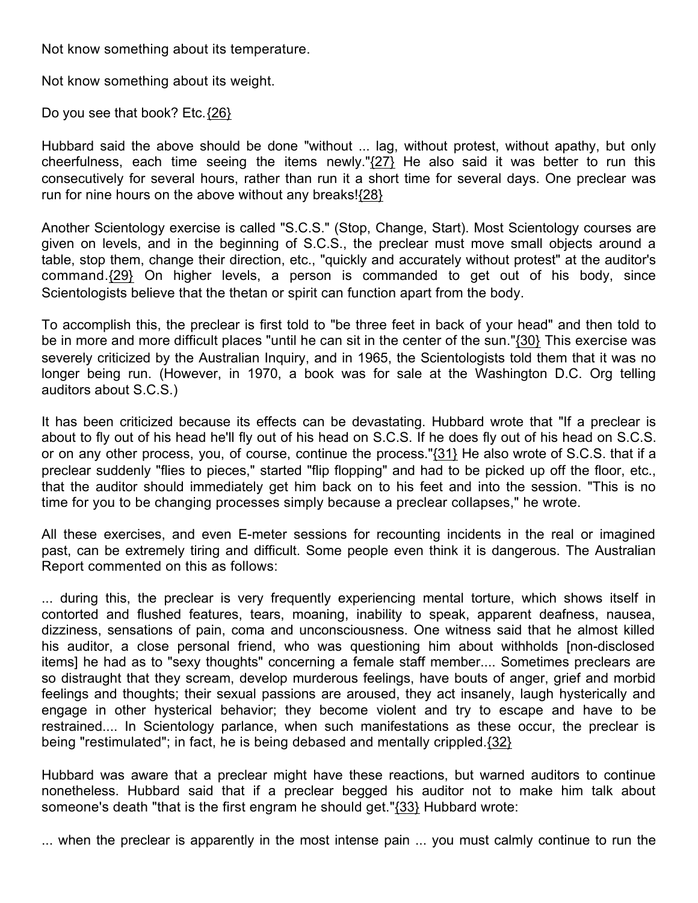Not know something about its temperature.

Not know something about its weight.

Do you see that book? Etc.{26}

Hubbard said the above should be done "without ... lag, without protest, without apathy, but only cheerfulness, each time seeing the items newly."{27} He also said it was better to run this consecutively for several hours, rather than run it a short time for several days. One preclear was run for nine hours on the above without any breaks!{28}

Another Scientology exercise is called "S.C.S." (Stop, Change, Start). Most Scientology courses are given on levels, and in the beginning of S.C.S., the preclear must move small objects around a table, stop them, change their direction, etc., "quickly and accurately without protest" at the auditor's command.{29} On higher levels, a person is commanded to get out of his body, since Scientologists believe that the thetan or spirit can function apart from the body.

To accomplish this, the preclear is first told to "be three feet in back of your head" and then told to be in more and more difficult places "until he can sit in the center of the sun."{30} This exercise was severely criticized by the Australian Inquiry, and in 1965, the Scientologists told them that it was no longer being run. (However, in 1970, a book was for sale at the Washington D.C. Org telling auditors about S.C.S.)

It has been criticized because its effects can be devastating. Hubbard wrote that "If a preclear is about to fly out of his head he'll fly out of his head on S.C.S. If he does fly out of his head on S.C.S. or on any other process, you, of course, continue the process."{31} He also wrote of S.C.S. that if a preclear suddenly "flies to pieces," started "flip flopping" and had to be picked up off the floor, etc., that the auditor should immediately get him back on to his feet and into the session. "This is no time for you to be changing processes simply because a preclear collapses," he wrote.

All these exercises, and even E-meter sessions for recounting incidents in the real or imagined past, can be extremely tiring and difficult. Some people even think it is dangerous. The Australian Report commented on this as follows:

... during this, the preclear is very frequently experiencing mental torture, which shows itself in contorted and flushed features, tears, moaning, inability to speak, apparent deafness, nausea, dizziness, sensations of pain, coma and unconsciousness. One witness said that he almost killed his auditor, a close personal friend, who was questioning him about withholds [non-disclosed items] he had as to "sexy thoughts" concerning a female staff member.... Sometimes preclears are so distraught that they scream, develop murderous feelings, have bouts of anger, grief and morbid feelings and thoughts; their sexual passions are aroused, they act insanely, laugh hysterically and engage in other hysterical behavior; they become violent and try to escape and have to be restrained.... In Scientology parlance, when such manifestations as these occur, the preclear is being "restimulated"; in fact, he is being debased and mentally crippled.{32}

Hubbard was aware that a preclear might have these reactions, but warned auditors to continue nonetheless. Hubbard said that if a preclear begged his auditor not to make him talk about someone's death "that is the first engram he should get."{33} Hubbard wrote:

... when the preclear is apparently in the most intense pain ... you must calmly continue to run the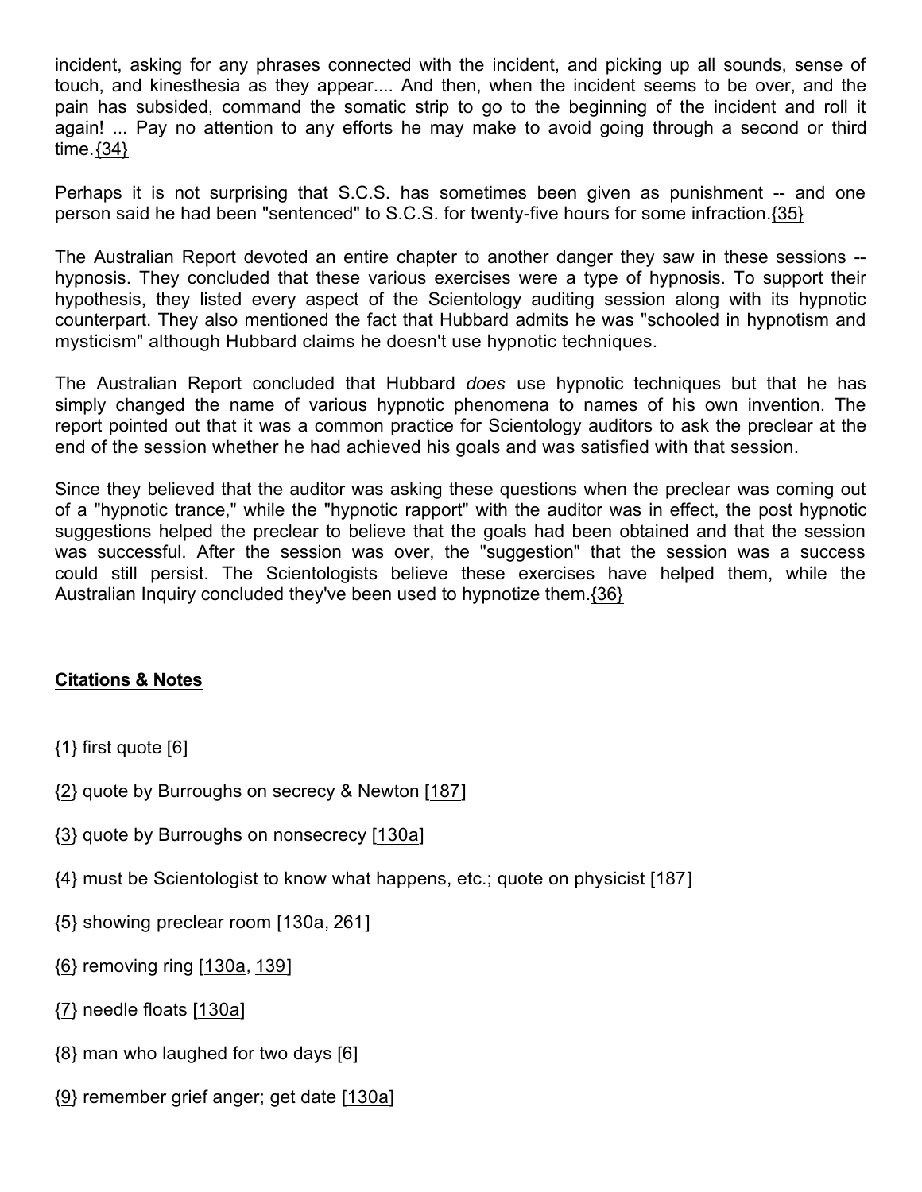incident, asking for any phrases connected with the incident, and picking up all sounds, sense of touch, and kinesthesia as they appear.... And then, when the incident seems to be over, and the pain has subsided, command the somatic strip to go to the beginning of the incident and roll it again! ... Pay no attention to any efforts he may make to avoid going through a second or third time.{34}

Perhaps it is not surprising that S.C.S. has sometimes been given as punishment -- and one person said he had been "sentenced" to S.C.S. for twenty-five hours for some infraction.{35}

The Australian Report devoted an entire chapter to another danger they saw in these sessions -- hypnosis. They concluded that these various exercises were a type of hypnosis. To support their hypothesis, they listed every aspect of the Scientology auditing session along with its hypnotic counterpart. They also mentioned the fact that Hubbard admits he was "schooled in hypnotism and mysticism" although Hubbard claims he doesn't use hypnotic techniques.

The Australian Report concluded that Hubbard *does* use hypnotic techniques but that he has simply changed the name of various hypnotic phenomena to names of his own invention. The report pointed out that it was a common practice for Scientology auditors to ask the preclear at the end of the session whether he had achieved his goals and was satisfied with that session.

Since they believed that the auditor was asking these questions when the preclear was coming out of a "hypnotic trance," while the "hypnotic rapport" with the auditor was in effect, the post hypnotic suggestions helped the preclear to believe that the goals had been obtained and that the session was successful. After the session was over, the "suggestion" that the session was a success could still persist. The Scientologists believe these exercises have helped them, while the Australian Inquiry concluded they've been used to hypnotize them.{36}

## Citations & Notes

{1} first quote [6]

{2} quote by Burroughs on secrecy & Newton [187]

{3} quote by Burroughs on nonsecrecy [130a]

{4} must be Scientologist to know what happens, etc.; quote on physicist [187]

{5} showing preclear room [130a, 261]

{6} removing ring [130a, 139]

{7} needle floats [130a]

{8} man who laughed for two days [6]

{9} remember grief anger; get date [130a]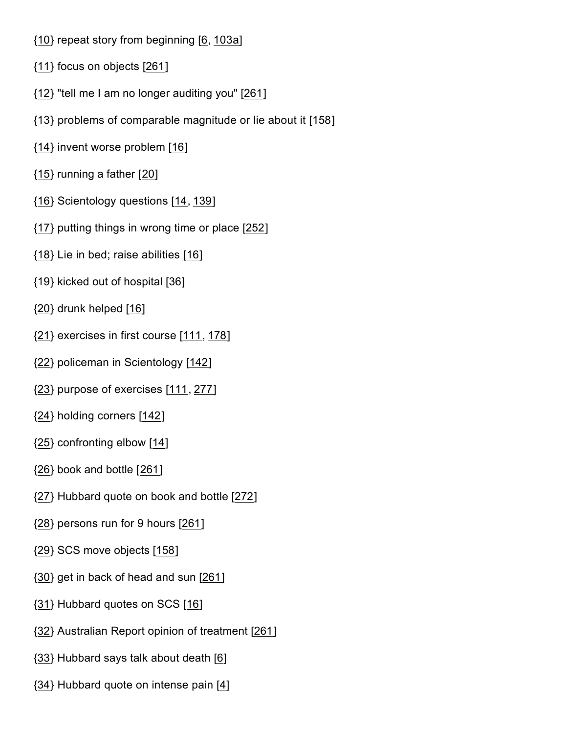{10} repeat story from beginning [6, 103a]

{11} focus on objects [261]

{12} "tell me I am no longer auditing you" [261]

{13} problems of comparable magnitude or lie about it [158]

{14} invent worse problem [16]

{15} running a father [20]

{16} Scientology questions [14, 139]

{17} putting things in wrong time or place [252]

{18} Lie in bed; raise abilities [16]

{19} kicked out of hospital [36]

{20} drunk helped [16]

{21} exercises in first course [111, 178]

{22} policeman in Scientology [142]

{23} purpose of exercises [111, 277]

{24} holding corners [142]

{25} confronting elbow [14]

{26} book and bottle [261]

{27} Hubbard quote on book and bottle [272]

{28} persons run for 9 hours [261]

{29} SCS move objects [158]

{30} get in back of head and sun [261]

{31} Hubbard quotes on SCS [16]

{32} Australian Report opinion of treatment [261]

{33} Hubbard says talk about death [6]

{34} Hubbard quote on intense pain [4]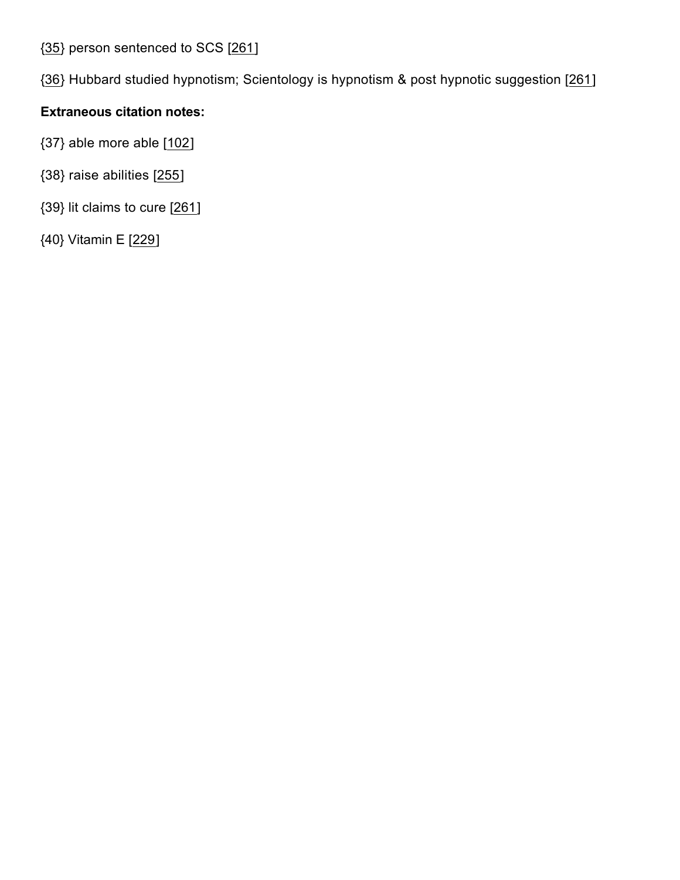{35} person sentenced to SCS [261]

{36} Hubbard studied hypnotism; Scientology is hypnotism & post hypnotic suggestion [261]

**Extraneous citation notes:**

{37} able more able [102]

{38} raise abilities [255]

{39} lit claims to cure [261]

{40} Vitamin E [229]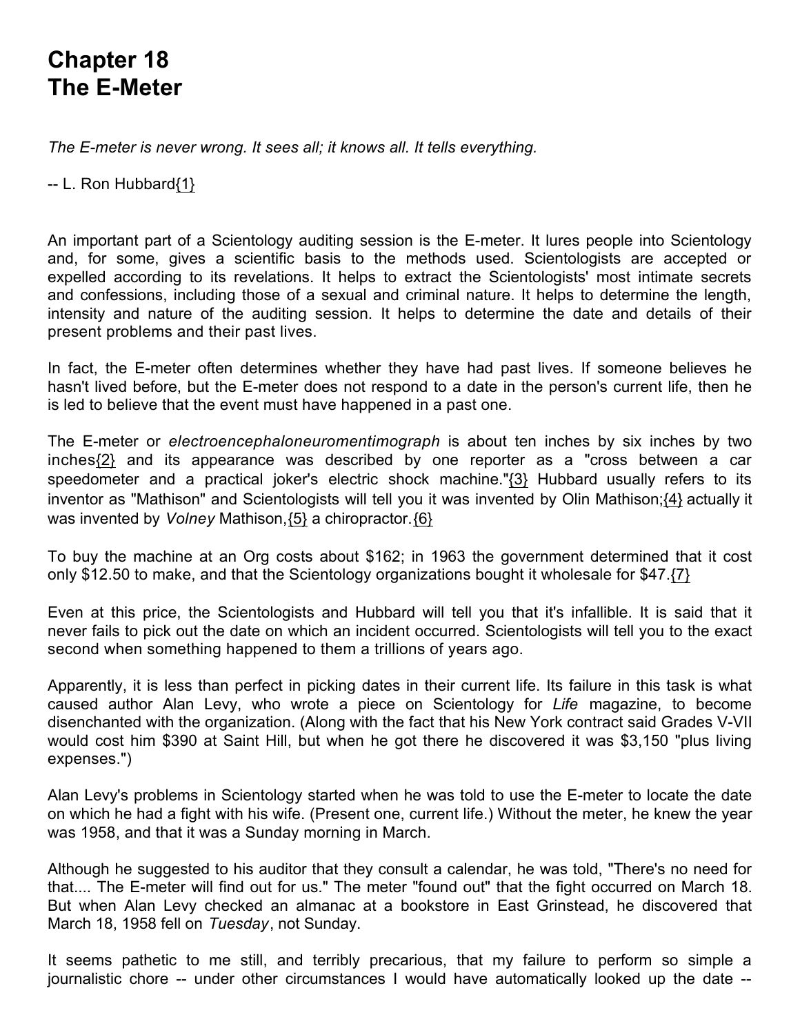# Chapter 18
# The E-Meter

*The E-meter is never wrong. It sees all; it knows all. It tells everything.*

-- L. Ron Hubbard{1}

An important part of a Scientology auditing session is the E-meter. It lures people into Scientology and, for some, gives a scientific basis to the methods used. Scientologists are accepted or expelled according to its revelations. It helps to extract the Scientologists' most intimate secrets and confessions, including those of a sexual and criminal nature. It helps to determine the length, intensity and nature of the auditing session. It helps to determine the date and details of their present problems and their past lives.

In fact, the E-meter often determines whether they have had past lives. If someone believes he hasn't lived before, but the E-meter does not respond to a date in the person's current life, then he is led to believe that the event must have happened in a past one.

The E-meter or *electroencephaloneuromentimograph* is about ten inches by six inches by two inches{2} and its appearance was described by one reporter as a "cross between a car speedometer and a practical joker's electric shock machine."{3} Hubbard usually refers to its inventor as "Mathison" and Scientologists will tell you it was invented by Olin Mathison;{4} actually it was invented by *Volney* Mathison,{5} a chiropractor.{6}

To buy the machine at an Org costs about $162; in 1963 the government determined that it cost only $12.50 to make, and that the Scientology organizations bought it wholesale for $47.{7}

Even at this price, the Scientologists and Hubbard will tell you that it's infallible. It is said that it never fails to pick out the date on which an incident occurred. Scientologists will tell you to the exact second when something happened to them a trillions of years ago.

Apparently, it is less than perfect in picking dates in their current life. Its failure in this task is what caused author Alan Levy, who wrote a piece on Scientology for *Life* magazine, to become disenchanted with the organization. (Along with the fact that his New York contract said Grades V-VII would cost him $390 at Saint Hill, but when he got there he discovered it was $3,150 "plus living expenses.")

Alan Levy's problems in Scientology started when he was told to use the E-meter to locate the date on which he had a fight with his wife. (Present one, current life.) Without the meter, he knew the year was 1958, and that it was a Sunday morning in March.

Although he suggested to his auditor that they consult a calendar, he was told, "There's no need for that.... The E-meter will find out for us." The meter "found out" that the fight occurred on March 18. But when Alan Levy checked an almanac at a bookstore in East Grinstead, he discovered that March 18, 1958 fell on *Tuesday*, not Sunday.

It seems pathetic to me still, and terribly precarious, that my failure to perform so simple a journalistic chore -- under other circumstances I would have automatically looked up the date --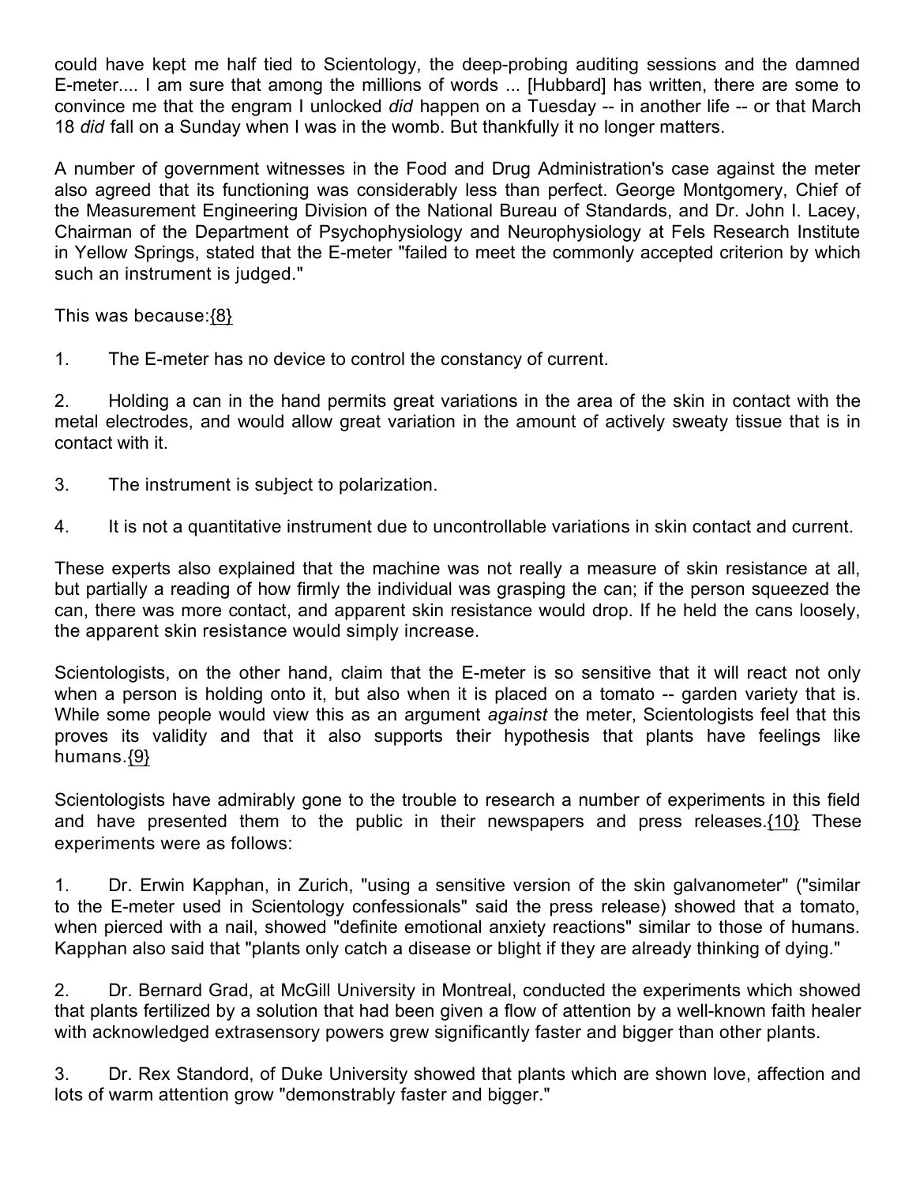could have kept me half tied to Scientology, the deep-probing auditing sessions and the damned E-meter.... I am sure that among the millions of words ... [Hubbard] has written, there are some to convince me that the engram I unlocked *did* happen on a Tuesday -- in another life -- or that March 18 *did* fall on a Sunday when I was in the womb. But thankfully it no longer matters.

A number of government witnesses in the Food and Drug Administration's case against the meter also agreed that its functioning was considerably less than perfect. George Montgomery, Chief of the Measurement Engineering Division of the National Bureau of Standards, and Dr. John I. Lacey, Chairman of the Department of Psychophysiology and Neurophysiology at Fels Research Institute in Yellow Springs, stated that the E-meter "failed to meet the commonly accepted criterion by which such an instrument is judged."

This was because:{8}

1. The E-meter has no device to control the constancy of current.

2. Holding a can in the hand permits great variations in the area of the skin in contact with the metal electrodes, and would allow great variation in the amount of actively sweaty tissue that is in contact with it.

3. The instrument is subject to polarization.

4. It is not a quantitative instrument due to uncontrollable variations in skin contact and current.

These experts also explained that the machine was not really a measure of skin resistance at all, but partially a reading of how firmly the individual was grasping the can; if the person squeezed the can, there was more contact, and apparent skin resistance would drop. If he held the cans loosely, the apparent skin resistance would simply increase.

Scientologists, on the other hand, claim that the E-meter is so sensitive that it will react not only when a person is holding onto it, but also when it is placed on a tomato -- garden variety that is. While some people would view this as an argument *against* the meter, Scientologists feel that this proves its validity and that it also supports their hypothesis that plants have feelings like humans.{9}

Scientologists have admirably gone to the trouble to research a number of experiments in this field and have presented them to the public in their newspapers and press releases.{10} These experiments were as follows:

1. Dr. Erwin Kapphan, in Zurich, "using a sensitive version of the skin galvanometer" ("similar to the E-meter used in Scientology confessionals" said the press release) showed that a tomato, when pierced with a nail, showed "definite emotional anxiety reactions" similar to those of humans. Kapphan also said that "plants only catch a disease or blight if they are already thinking of dying."

2. Dr. Bernard Grad, at McGill University in Montreal, conducted the experiments which showed that plants fertilized by a solution that had been given a flow of attention by a well-known faith healer with acknowledged extrasensory powers grew significantly faster and bigger than other plants.

3. Dr. Rex Standord, of Duke University showed that plants which are shown love, affection and lots of warm attention grow "demonstrably faster and bigger."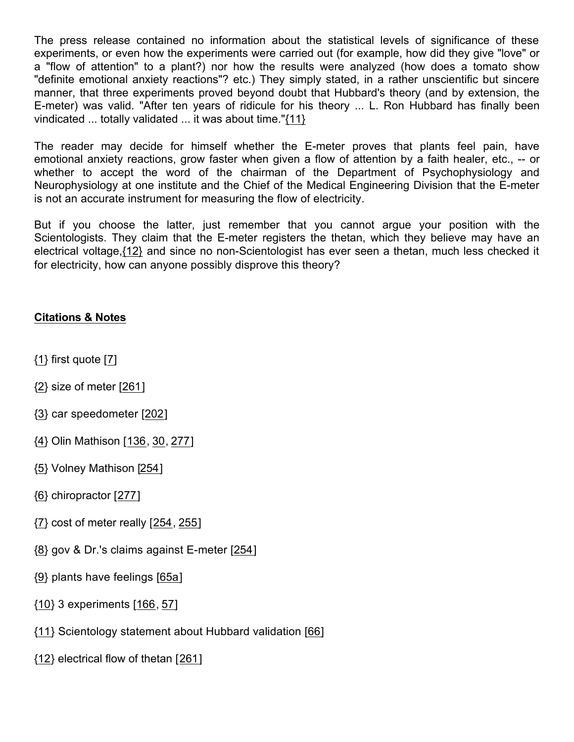The press release contained no information about the statistical levels of significance of these experiments, or even how the experiments were carried out (for example, how did they give "love" or a "flow of attention" to a plant?) nor how the results were analyzed (how does a tomato show "definite emotional anxiety reactions"? etc.) They simply stated, in a rather unscientific but sincere manner, that three experiments proved beyond doubt that Hubbard's theory (and by extension, the E-meter) was valid. "After ten years of ridicule for his theory ... L. Ron Hubbard has finally been vindicated ... totally validated ... it was about time."{11}

The reader may decide for himself whether the E-meter proves that plants feel pain, have emotional anxiety reactions, grow faster when given a flow of attention by a faith healer, etc., -- or whether to accept the word of the chairman of the Department of Psychophysiology and Neurophysiology at one institute and the Chief of the Medical Engineering Division that the E-meter is not an accurate instrument for measuring the flow of electricity.

But if you choose the latter, just remember that you cannot argue your position with the Scientologists. They claim that the E-meter registers the thetan, which they believe may have an electrical voltage,{12} and since no non-Scientologist has ever seen a thetan, much less checked it for electricity, how can anyone possibly disprove this theory?

**Citations & Notes**

{1} first quote [7]

{2} size of meter [261]

{3} car speedometer [202]

{4} Olin Mathison [136, 30, 277]

{5} Volney Mathison [254]

{6} chiropractor [277]

{7} cost of meter really [254, 255]

{8} gov & Dr.'s claims against E-meter [254]

{9} plants have feelings [65a]

{10} 3 experiments [166, 57]

{11} Scientology statement about Hubbard validation [66]

{12} electrical flow of thetan [261]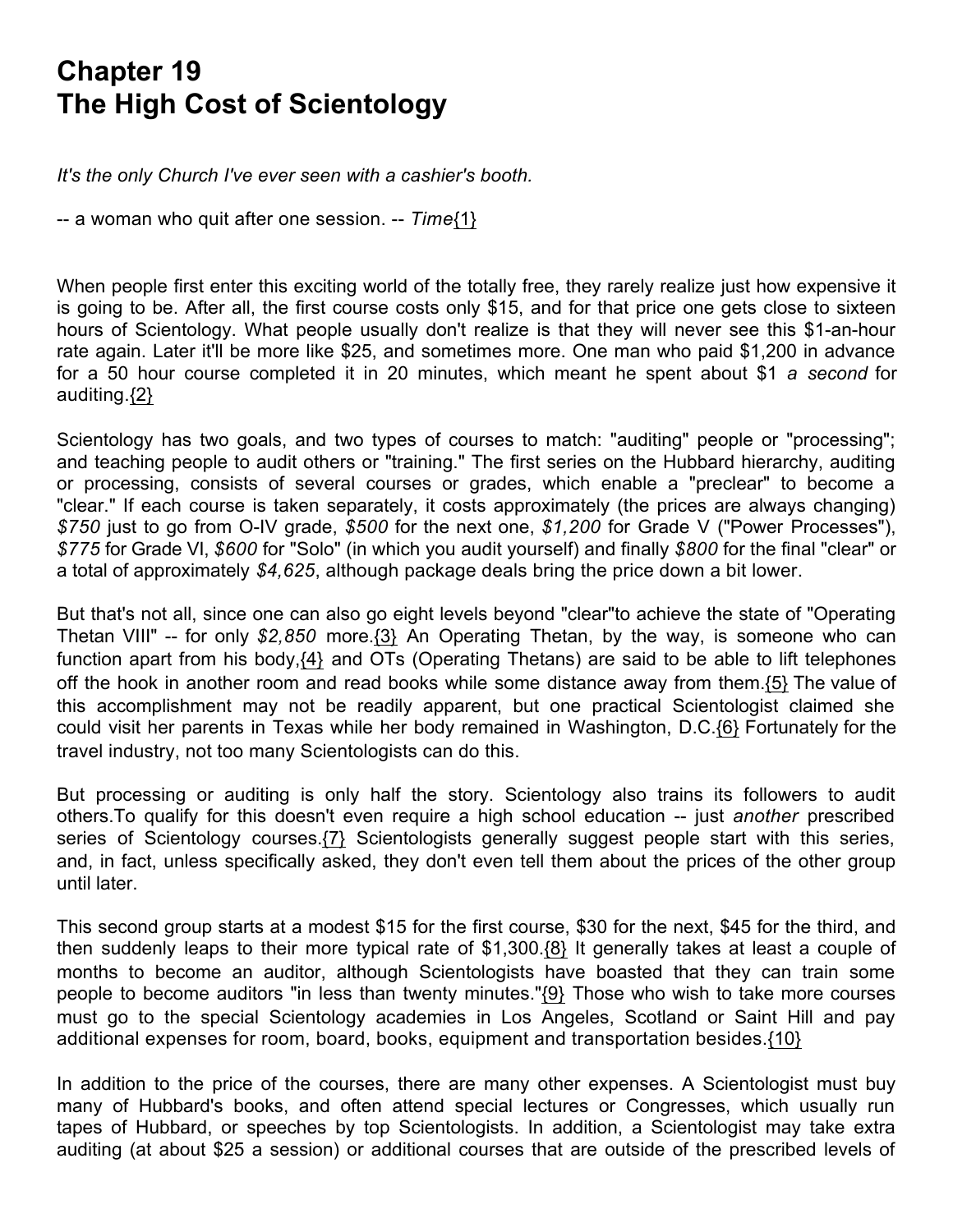# Chapter 19
# The High Cost of Scientology

*It's the only Church I've ever seen with a cashier's booth.*

-- a woman who quit after one session. -- *Time*{1}

When people first enter this exciting world of the totally free, they rarely realize just how expensive it is going to be. After all, the first course costs only $15, and for that price one gets close to sixteen hours of Scientology. What people usually don't realize is that they will never see this $1-an-hour rate again. Later it'll be more like $25, and sometimes more. One man who paid $1,200 in advance for a 50 hour course completed it in 20 minutes, which meant he spent about $1 *a second* for auditing.{2}

Scientology has two goals, and two types of courses to match: "auditing" people or "processing"; and teaching people to audit others or "training." The first series on the Hubbard hierarchy, auditing or processing, consists of several courses or grades, which enable a "preclear" to become a "clear." If each course is taken separately, it costs approximately (the prices are always changing) *$750* just to go from O-IV grade, *$500* for the next one, *$1,200* for Grade V ("Power Processes"), *$775* for Grade VI, *$600* for "Solo" (in which you audit yourself) and finally *$800* for the final "clear" or a total of approximately *$4,625*, although package deals bring the price down a bit lower.

But that's not all, since one can also go eight levels beyond "clear"to achieve the state of "Operating Thetan VIII" -- for only *$2,850* more.{3} An Operating Thetan, by the way, is someone who can function apart from his body,{4} and OTs (Operating Thetans) are said to be able to lift telephones off the hook in another room and read books while some distance away from them.{5} The value of this accomplishment may not be readily apparent, but one practical Scientologist claimed she could visit her parents in Texas while her body remained in Washington, D.C.{6} Fortunately for the travel industry, not too many Scientologists can do this.

But processing or auditing is only half the story. Scientology also trains its followers to audit others.To qualify for this doesn't even require a high school education -- just *another* prescribed series of Scientology courses.{7} Scientologists generally suggest people start with this series, and, in fact, unless specifically asked, they don't even tell them about the prices of the other group until later.

This second group starts at a modest $15 for the first course, $30 for the next, $45 for the third, and then suddenly leaps to their more typical rate of $1,300.{8} It generally takes at least a couple of months to become an auditor, although Scientologists have boasted that they can train some people to become auditors "in less than twenty minutes."{9} Those who wish to take more courses must go to the special Scientology academies in Los Angeles, Scotland or Saint Hill and pay additional expenses for room, board, books, equipment and transportation besides.{10}

In addition to the price of the courses, there are many other expenses. A Scientologist must buy many of Hubbard's books, and often attend special lectures or Congresses, which usually run tapes of Hubbard, or speeches by top Scientologists. In addition, a Scientologist may take extra auditing (at about $25 a session) or additional courses that are outside of the prescribed levels of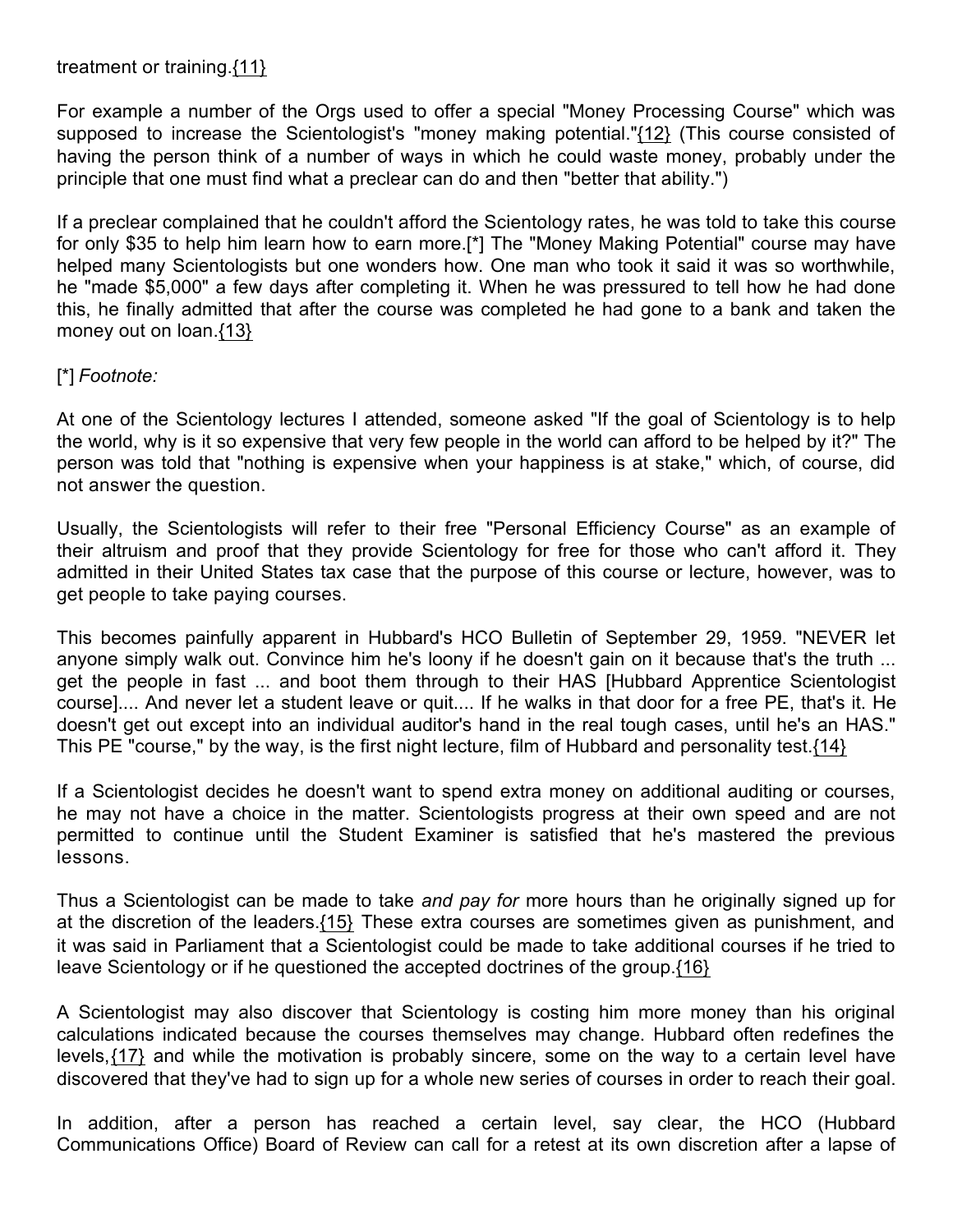treatment or training.{11}

For example a number of the Orgs used to offer a special "Money Processing Course" which was supposed to increase the Scientologist's "money making potential."{12} (This course consisted of having the person think of a number of ways in which he could waste money, probably under the principle that one must find what a preclear can do and then "better that ability.")

If a preclear complained that he couldn't afford the Scientology rates, he was told to take this course for only $35 to help him learn how to earn more.[*] The "Money Making Potential" course may have helped many Scientologists but one wonders how. One man who took it said it was so worthwhile, he "made $5,000" a few days after completing it. When he was pressured to tell how he had done this, he finally admitted that after the course was completed he had gone to a bank and taken the money out on loan.{13}

[*] *Footnote:*

At one of the Scientology lectures I attended, someone asked "If the goal of Scientology is to help the world, why is it so expensive that very few people in the world can afford to be helped by it?" The person was told that "nothing is expensive when your happiness is at stake," which, of course, did not answer the question.

Usually, the Scientologists will refer to their free "Personal Efficiency Course" as an example of their altruism and proof that they provide Scientology for free for those who can't afford it. They admitted in their United States tax case that the purpose of this course or lecture, however, was to get people to take paying courses.

This becomes painfully apparent in Hubbard's HCO Bulletin of September 29, 1959. "NEVER let anyone simply walk out. Convince him he's loony if he doesn't gain on it because that's the truth ... get the people in fast ... and boot them through to their HAS [Hubbard Apprentice Scientologist course].... And never let a student leave or quit.... If he walks in that door for a free PE, that's it. He doesn't get out except into an individual auditor's hand in the real tough cases, until he's an HAS." This PE "course," by the way, is the first night lecture, film of Hubbard and personality test.{14}

If a Scientologist decides he doesn't want to spend extra money on additional auditing or courses, he may not have a choice in the matter. Scientologists progress at their own speed and are not permitted to continue until the Student Examiner is satisfied that he's mastered the previous lessons.

Thus a Scientologist can be made to take *and pay for* more hours than he originally signed up for at the discretion of the leaders.{15} These extra courses are sometimes given as punishment, and it was said in Parliament that a Scientologist could be made to take additional courses if he tried to leave Scientology or if he questioned the accepted doctrines of the group.{16}

A Scientologist may also discover that Scientology is costing him more money than his original calculations indicated because the courses themselves may change. Hubbard often redefines the levels,{17} and while the motivation is probably sincere, some on the way to a certain level have discovered that they've had to sign up for a whole new series of courses in order to reach their goal.

In addition, after a person has reached a certain level, say clear, the HCO (Hubbard Communications Office) Board of Review can call for a retest at its own discretion after a lapse of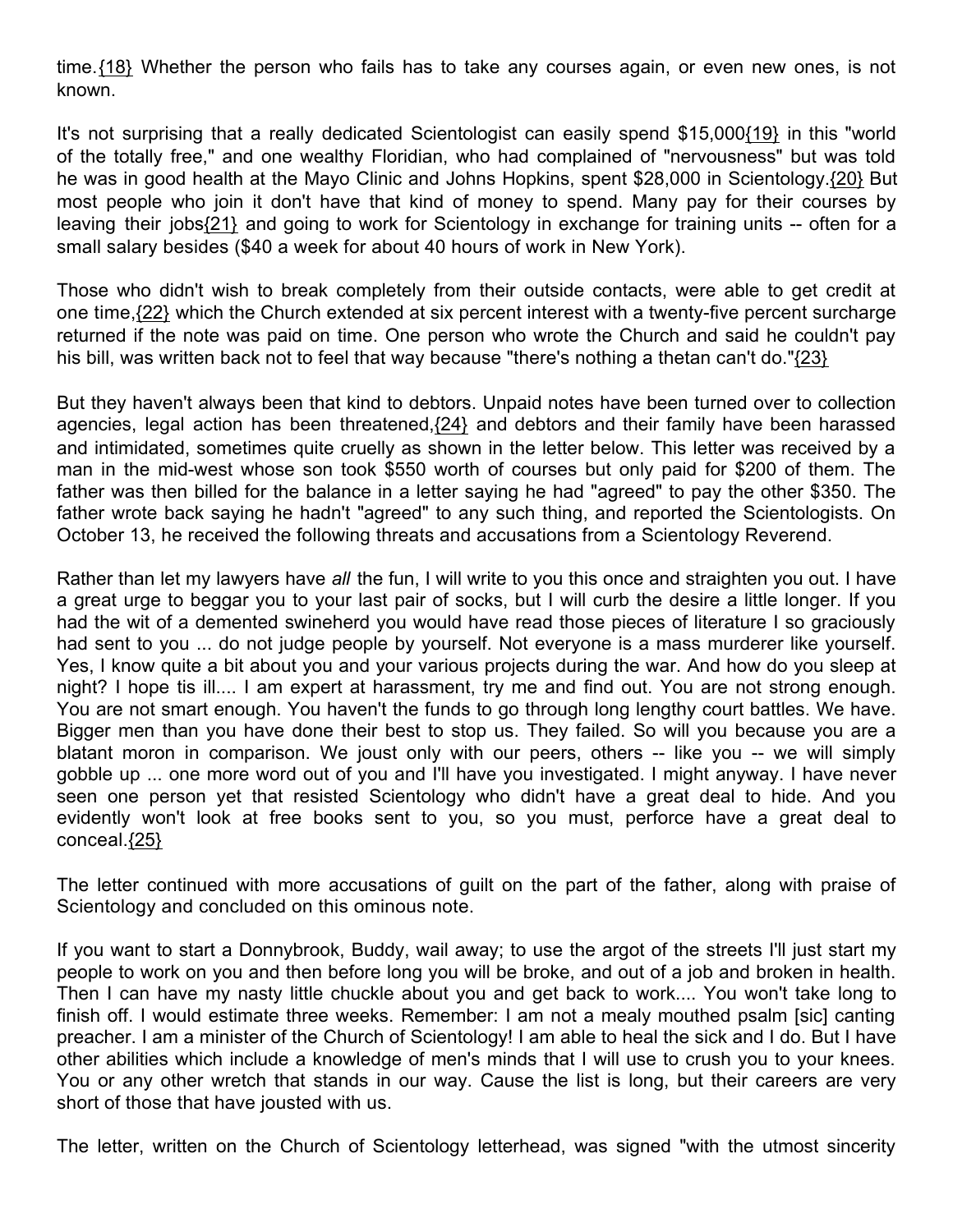time.{18} Whether the person who fails has to take any courses again, or even new ones, is not known.

It's not surprising that a really dedicated Scientologist can easily spend $15,000{19} in this "world of the totally free," and one wealthy Floridian, who had complained of "nervousness" but was told he was in good health at the Mayo Clinic and Johns Hopkins, spent $28,000 in Scientology.{20} But most people who join it don't have that kind of money to spend. Many pay for their courses by leaving their jobs{21} and going to work for Scientology in exchange for training units -- often for a small salary besides ($40 a week for about 40 hours of work in New York).

Those who didn't wish to break completely from their outside contacts, were able to get credit at one time,{22} which the Church extended at six percent interest with a twenty-five percent surcharge returned if the note was paid on time. One person who wrote the Church and said he couldn't pay his bill, was written back not to feel that way because "there's nothing a thetan can't do."{23}

But they haven't always been that kind to debtors. Unpaid notes have been turned over to collection agencies, legal action has been threatened,{24} and debtors and their family have been harassed and intimidated, sometimes quite cruelly as shown in the letter below. This letter was received by a man in the mid-west whose son took $550 worth of courses but only paid for $200 of them. The father was then billed for the balance in a letter saying he had "agreed" to pay the other $350. The father wrote back saying he hadn't "agreed" to any such thing, and reported the Scientologists. On October 13, he received the following threats and accusations from a Scientology Reverend.

Rather than let my lawyers have *all* the fun, I will write to you this once and straighten you out. I have a great urge to beggar you to your last pair of socks, but I will curb the desire a little longer. If you had the wit of a demented swineherd you would have read those pieces of literature I so graciously had sent to you ... do not judge people by yourself. Not everyone is a mass murderer like yourself. Yes, I know quite a bit about you and your various projects during the war. And how do you sleep at night? I hope tis ill.... I am expert at harassment, try me and find out. You are not strong enough. You are not smart enough. You haven't the funds to go through long lengthy court battles. We have. Bigger men than you have done their best to stop us. They failed. So will you because you are a blatant moron in comparison. We joust only with our peers, others -- like you -- we will simply gobble up ... one more word out of you and I'll have you investigated. I might anyway. I have never seen one person yet that resisted Scientology who didn't have a great deal to hide. And you evidently won't look at free books sent to you, so you must, perforce have a great deal to conceal.{25}

The letter continued with more accusations of guilt on the part of the father, along with praise of Scientology and concluded on this ominous note.

If you want to start a Donnybrook, Buddy, wail away; to use the argot of the streets I'll just start my people to work on you and then before long you will be broke, and out of a job and broken in health. Then I can have my nasty little chuckle about you and get back to work.... You won't take long to finish off. I would estimate three weeks. Remember: I am not a mealy mouthed psalm [sic] canting preacher. I am a minister of the Church of Scientology! I am able to heal the sick and I do. But I have other abilities which include a knowledge of men's minds that I will use to crush you to your knees. You or any other wretch that stands in our way. Cause the list is long, but their careers are very short of those that have jousted with us.

The letter, written on the Church of Scientology letterhead, was signed "with the utmost sincerity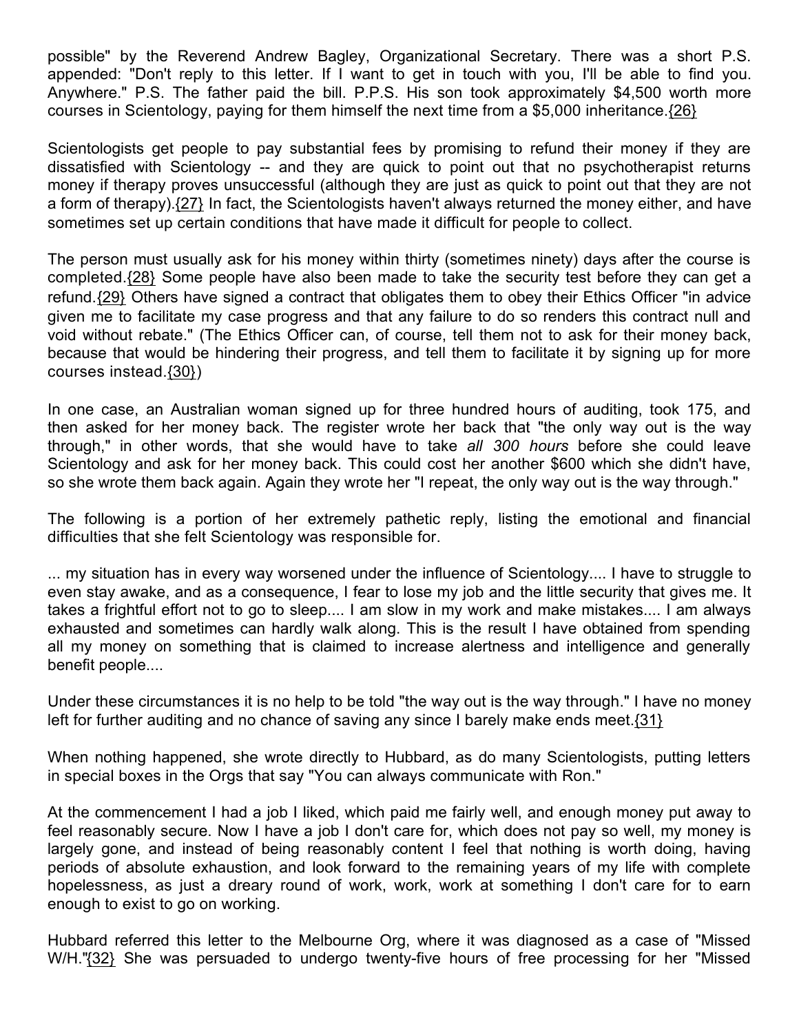possible" by the Reverend Andrew Bagley, Organizational Secretary. There was a short P.S. appended: "Don't reply to this letter. If I want to get in touch with you, I'll be able to find you. Anywhere." P.S. The father paid the bill. P.P.S. His son took approximately $4,500 worth more courses in Scientology, paying for them himself the next time from a $5,000 inheritance.{26}

Scientologists get people to pay substantial fees by promising to refund their money if they are dissatisfied with Scientology -- and they are quick to point out that no psychotherapist returns money if therapy proves unsuccessful (although they are just as quick to point out that they are not a form of therapy).{27} In fact, the Scientologists haven't always returned the money either, and have sometimes set up certain conditions that have made it difficult for people to collect.

The person must usually ask for his money within thirty (sometimes ninety) days after the course is completed.{28} Some people have also been made to take the security test before they can get a refund.{29} Others have signed a contract that obligates them to obey their Ethics Officer "in advice given me to facilitate my case progress and that any failure to do so renders this contract null and void without rebate." (The Ethics Officer can, of course, tell them not to ask for their money back, because that would be hindering their progress, and tell them to facilitate it by signing up for more courses instead.{30})

In one case, an Australian woman signed up for three hundred hours of auditing, took 175, and then asked for her money back. The register wrote her back that "the only way out is the way through," in other words, that she would have to take *all 300 hours* before she could leave Scientology and ask for her money back. This could cost her another $600 which she didn't have, so she wrote them back again. Again they wrote her "I repeat, the only way out is the way through."

The following is a portion of her extremely pathetic reply, listing the emotional and financial difficulties that she felt Scientology was responsible for.

... my situation has in every way worsened under the influence of Scientology.... I have to struggle to even stay awake, and as a consequence, I fear to lose my job and the little security that gives me. It takes a frightful effort not to go to sleep.... I am slow in my work and make mistakes.... I am always exhausted and sometimes can hardly walk along. This is the result I have obtained from spending all my money on something that is claimed to increase alertness and intelligence and generally benefit people....

Under these circumstances it is no help to be told "the way out is the way through." I have no money left for further auditing and no chance of saving any since I barely make ends meet.{31}

When nothing happened, she wrote directly to Hubbard, as do many Scientologists, putting letters in special boxes in the Orgs that say "You can always communicate with Ron."

At the commencement I had a job I liked, which paid me fairly well, and enough money put away to feel reasonably secure. Now I have a job I don't care for, which does not pay so well, my money is largely gone, and instead of being reasonably content I feel that nothing is worth doing, having periods of absolute exhaustion, and look forward to the remaining years of my life with complete hopelessness, as just a dreary round of work, work, work at something I don't care for to earn enough to exist to go on working.

Hubbard referred this letter to the Melbourne Org, where it was diagnosed as a case of "Missed W/H."{32} She was persuaded to undergo twenty-five hours of free processing for her "Missed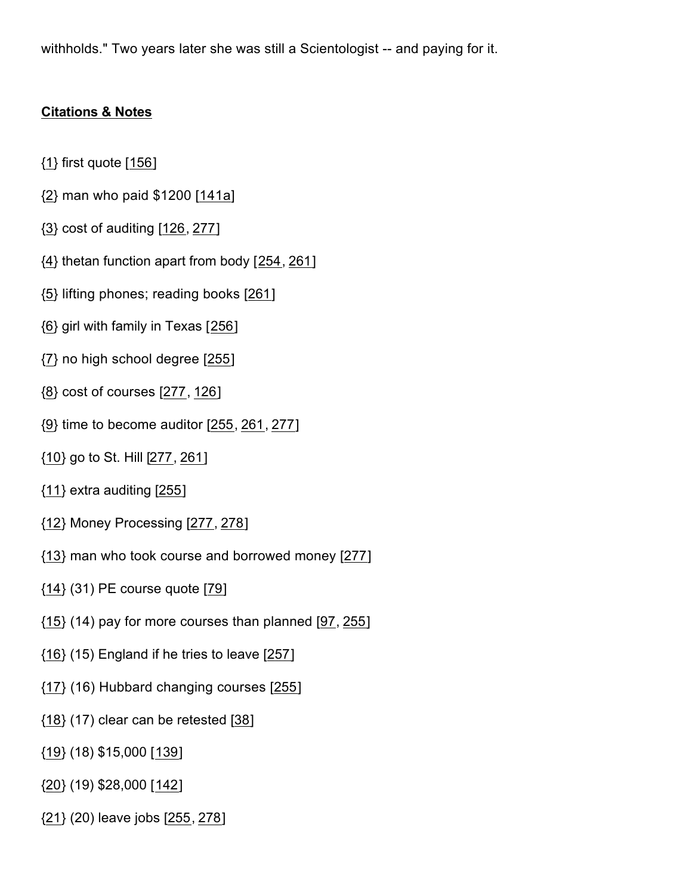withholds." Two years later she was still a Scientologist -- and paying for it.

**Citations & Notes**

{1} first quote [156]

{2} man who paid $1200 [141a]

{3} cost of auditing [126, 277]

{4} thetan function apart from body [254, 261]

{5} lifting phones; reading books [261]

{6} girl with family in Texas [256]

{7} no high school degree [255]

{8} cost of courses [277, 126]

{9} time to become auditor [255, 261, 277]

{10} go to St. Hill [277, 261]

{11} extra auditing [255]

{12} Money Processing [277, 278]

{13} man who took course and borrowed money [277]

{14} (31) PE course quote [79]

{15} (14) pay for more courses than planned [97, 255]

{16} (15) England if he tries to leave [257]

{17} (16) Hubbard changing courses [255]

{18} (17) clear can be retested [38]

{19} (18) $15,000 [139]

{20} (19) $28,000 [142]

{21} (20) leave jobs [255, 278]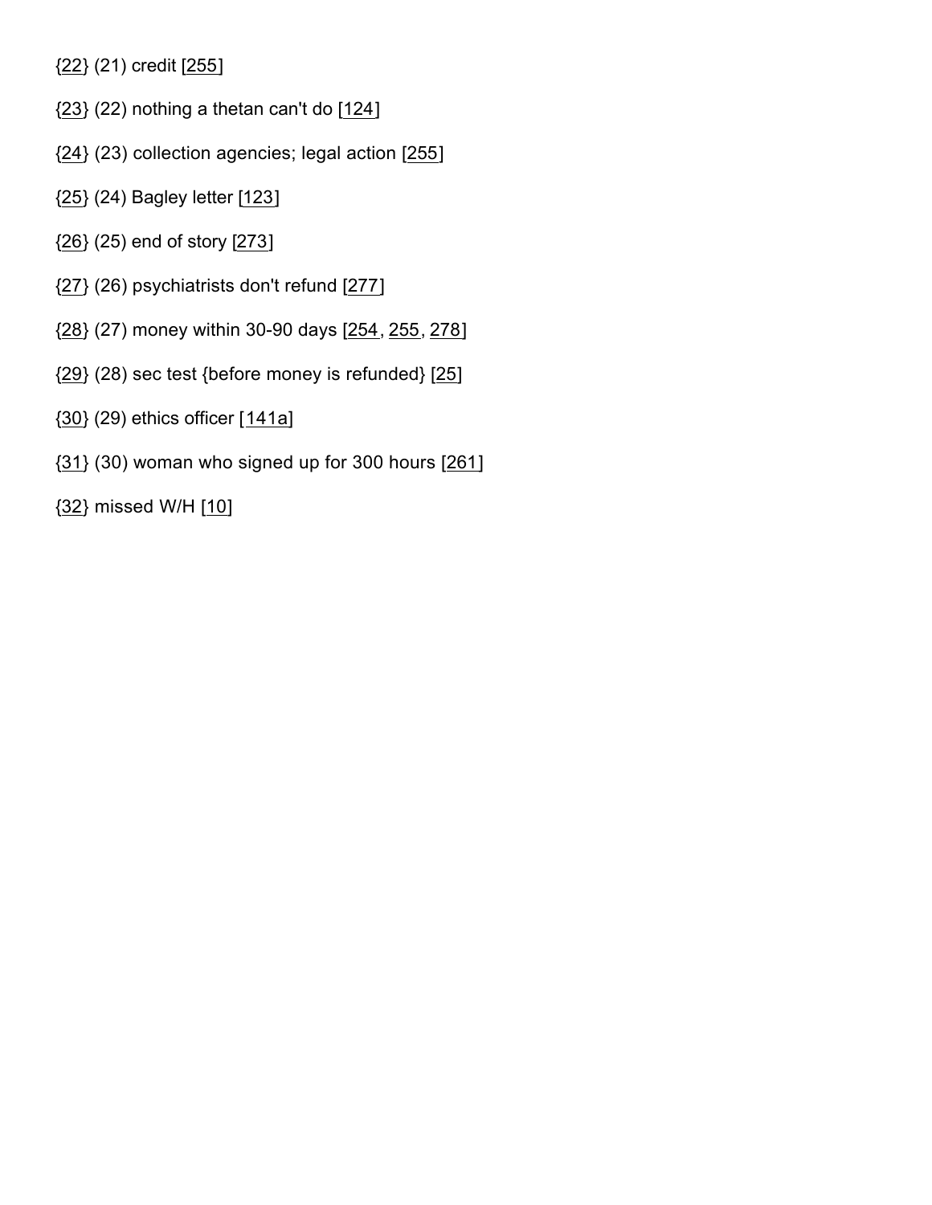{22} (21) credit [255]

{23} (22) nothing a thetan can't do [124]

{24} (23) collection agencies; legal action [255]

{25} (24) Bagley letter [123]

{26} (25) end of story [273]

{27} (26) psychiatrists don't refund [277]

{28} (27) money within 30-90 days [254, 255, 278]

{29} (28) sec test {before money is refunded} [25]

{30} (29) ethics officer [141a]

{31} (30) woman who signed up for 300 hours [261]

{32} missed W/H [10]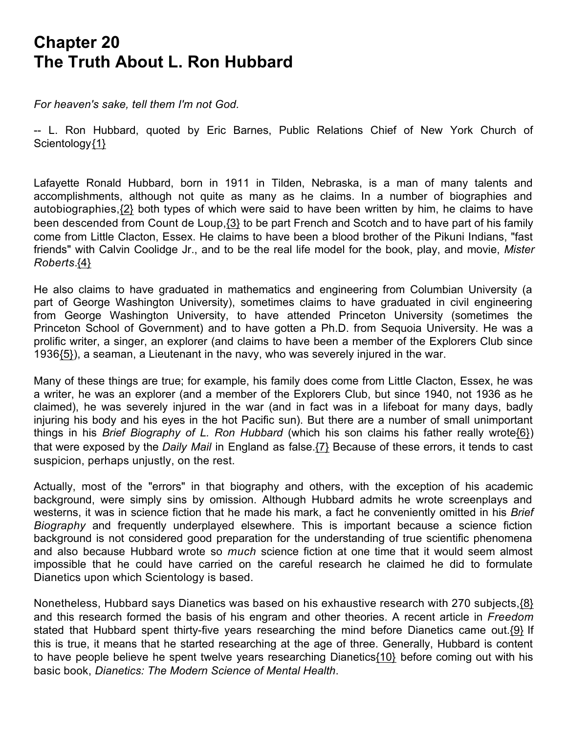# Chapter 20
# The Truth About L. Ron Hubbard

*For heaven's sake, tell them I'm not God.*

-- L. Ron Hubbard, quoted by Eric Barnes, Public Relations Chief of New York Church of Scientology{1}

Lafayette Ronald Hubbard, born in 1911 in Tilden, Nebraska, is a man of many talents and accomplishments, although not quite as many as he claims. In a number of biographies and autobiographies,{2} both types of which were said to have been written by him, he claims to have been descended from Count de Loup,{3} to be part French and Scotch and to have part of his family come from Little Clacton, Essex. He claims to have been a blood brother of the Pikuni Indians, "fast friends" with Calvin Coolidge Jr., and to be the real life model for the book, play, and movie, *Mister Roberts*.{4}

He also claims to have graduated in mathematics and engineering from Columbian University (a part of George Washington University), sometimes claims to have graduated in civil engineering from George Washington University, to have attended Princeton University (sometimes the Princeton School of Government) and to have gotten a Ph.D. from Sequoia University. He was a prolific writer, a singer, an explorer (and claims to have been a member of the Explorers Club since 1936{5}), a seaman, a Lieutenant in the navy, who was severely injured in the war.

Many of these things are true; for example, his family does come from Little Clacton, Essex, he was a writer, he was an explorer (and a member of the Explorers Club, but since 1940, not 1936 as he claimed), he was severely injured in the war (and in fact was in a lifeboat for many days, badly injuring his body and his eyes in the hot Pacific sun). But there are a number of small unimportant things in his *Brief Biography of L. Ron Hubbard* (which his son claims his father really wrote{6}) that were exposed by the *Daily Mail* in England as false.{7} Because of these errors, it tends to cast suspicion, perhaps unjustly, on the rest.

Actually, most of the "errors" in that biography and others, with the exception of his academic background, were simply sins by omission. Although Hubbard admits he wrote screenplays and westerns, it was in science fiction that he made his mark, a fact he conveniently omitted in his *Brief Biography* and frequently underplayed elsewhere. This is important because a science fiction background is not considered good preparation for the understanding of true scientific phenomena and also because Hubbard wrote so *much* science fiction at one time that it would seem almost impossible that he could have carried on the careful research he claimed he did to formulate Dianetics upon which Scientology is based.

Nonetheless, Hubbard says Dianetics was based on his exhaustive research with 270 subjects,{8} and this research formed the basis of his engram and other theories. A recent article in *Freedom* stated that Hubbard spent thirty-five years researching the mind before Dianetics came out.{9} If this is true, it means that he started researching at the age of three. Generally, Hubbard is content to have people believe he spent twelve years researching Dianetics{10} before coming out with his basic book, *Dianetics: The Modern Science of Mental Health*.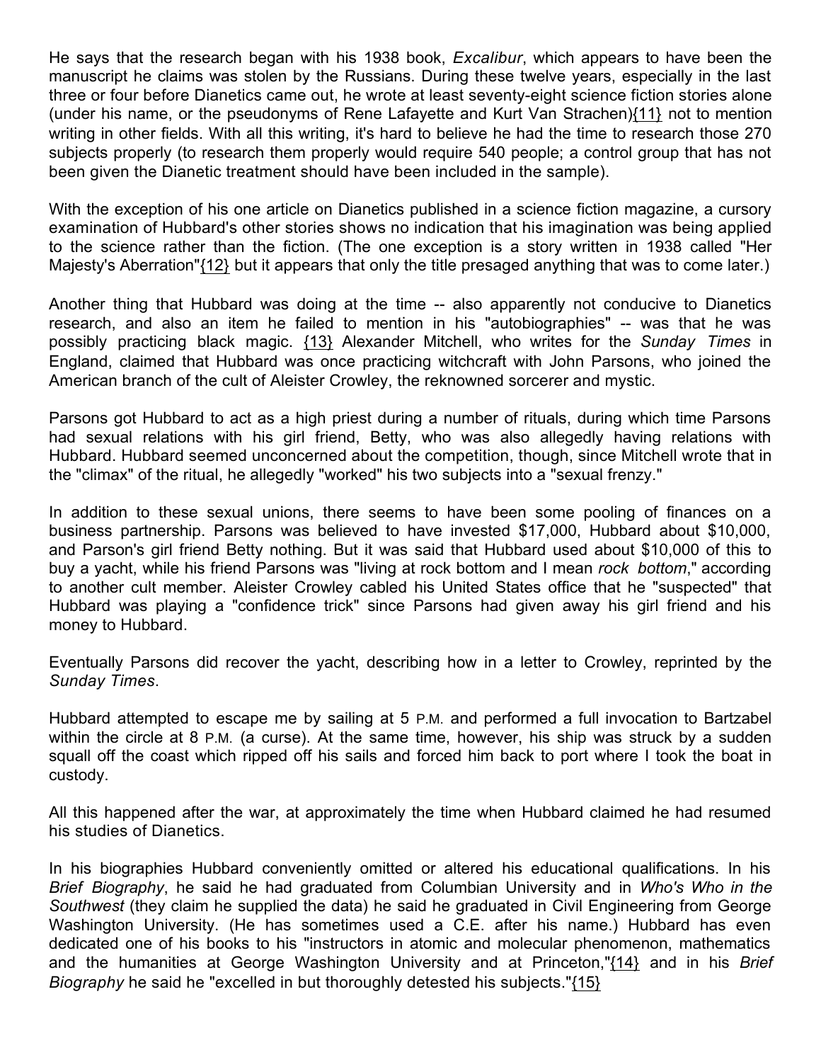He says that the research began with his 1938 book, *Excalibur*, which appears to have been the manuscript he claims was stolen by the Russians. During these twelve years, especially in the last three or four before Dianetics came out, he wrote at least seventy-eight science fiction stories alone (under his name, or the pseudonyms of Rene Lafayette and Kurt Van Strachen){11} not to mention writing in other fields. With all this writing, it's hard to believe he had the time to research those 270 subjects properly (to research them properly would require 540 people; a control group that has not been given the Dianetic treatment should have been included in the sample).

With the exception of his one article on Dianetics published in a science fiction magazine, a cursory examination of Hubbard's other stories shows no indication that his imagination was being applied to the science rather than the fiction. (The one exception is a story written in 1938 called "Her Majesty's Aberration"{12} but it appears that only the title presaged anything that was to come later.)

Another thing that Hubbard was doing at the time -- also apparently not conducive to Dianetics research, and also an item he failed to mention in his "autobiographies" -- was that he was possibly practicing black magic. {13} Alexander Mitchell, who writes for the *Sunday Times* in England, claimed that Hubbard was once practicing witchcraft with John Parsons, who joined the American branch of the cult of Aleister Crowley, the reknowned sorcerer and mystic.

Parsons got Hubbard to act as a high priest during a number of rituals, during which time Parsons had sexual relations with his girl friend, Betty, who was also allegedly having relations with Hubbard. Hubbard seemed unconcerned about the competition, though, since Mitchell wrote that in the "climax" of the ritual, he allegedly "worked" his two subjects into a "sexual frenzy."

In addition to these sexual unions, there seems to have been some pooling of finances on a business partnership. Parsons was believed to have invested $17,000, Hubbard about $10,000, and Parson's girl friend Betty nothing. But it was said that Hubbard used about $10,000 of this to buy a yacht, while his friend Parsons was "living at rock bottom and I mean *rock bottom*," according to another cult member. Aleister Crowley cabled his United States office that he "suspected" that Hubbard was playing a "confidence trick" since Parsons had given away his girl friend and his money to Hubbard.

Eventually Parsons did recover the yacht, describing how in a letter to Crowley, reprinted by the *Sunday Times*.

Hubbard attempted to escape me by sailing at 5 P.M. and performed a full invocation to Bartzabel within the circle at 8 P.M. (a curse). At the same time, however, his ship was struck by a sudden squall off the coast which ripped off his sails and forced him back to port where I took the boat in custody.

All this happened after the war, at approximately the time when Hubbard claimed he had resumed his studies of Dianetics.

In his biographies Hubbard conveniently omitted or altered his educational qualifications. In his *Brief Biography*, he said he had graduated from Columbian University and in *Who's Who in the Southwest* (they claim he supplied the data) he said he graduated in Civil Engineering from George Washington University. (He has sometimes used a C.E. after his name.) Hubbard has even dedicated one of his books to his "instructors in atomic and molecular phenomenon, mathematics and the humanities at George Washington University and at Princeton,"{14} and in his *Brief Biography* he said he "excelled in but thoroughly detested his subjects."{15}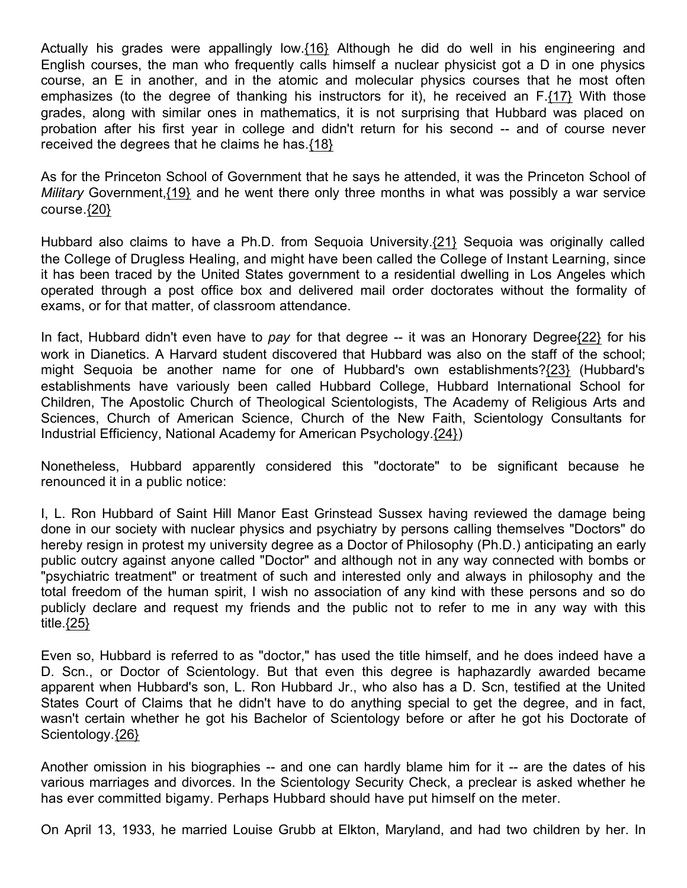Actually his grades were appallingly low.{16} Although he did do well in his engineering and English courses, the man who frequently calls himself a nuclear physicist got a D in one physics course, an E in another, and in the atomic and molecular physics courses that he most often emphasizes (to the degree of thanking his instructors for it), he received an F.{17} With those grades, along with similar ones in mathematics, it is not surprising that Hubbard was placed on probation after his first year in college and didn't return for his second -- and of course never received the degrees that he claims he has.{18}

As for the Princeton School of Government that he says he attended, it was the Princeton School of *Military* Government,{19} and he went there only three months in what was possibly a war service course.{20}

Hubbard also claims to have a Ph.D. from Sequoia University.{21} Sequoia was originally called the College of Drugless Healing, and might have been called the College of Instant Learning, since it has been traced by the United States government to a residential dwelling in Los Angeles which operated through a post office box and delivered mail order doctorates without the formality of exams, or for that matter, of classroom attendance.

In fact, Hubbard didn't even have to *pay* for that degree -- it was an Honorary Degree{22} for his work in Dianetics. A Harvard student discovered that Hubbard was also on the staff of the school; might Sequoia be another name for one of Hubbard's own establishments?{23} (Hubbard's establishments have variously been called Hubbard College, Hubbard International School for Children, The Apostolic Church of Theological Scientologists, The Academy of Religious Arts and Sciences, Church of American Science, Church of the New Faith, Scientology Consultants for Industrial Efficiency, National Academy for American Psychology.{24})

Nonetheless, Hubbard apparently considered this "doctorate" to be significant because he renounced it in a public notice:

I, L. Ron Hubbard of Saint Hill Manor East Grinstead Sussex having reviewed the damage being done in our society with nuclear physics and psychiatry by persons calling themselves "Doctors" do hereby resign in protest my university degree as a Doctor of Philosophy (Ph.D.) anticipating an early public outcry against anyone called "Doctor" and although not in any way connected with bombs or "psychiatric treatment" or treatment of such and interested only and always in philosophy and the total freedom of the human spirit, I wish no association of any kind with these persons and so do publicly declare and request my friends and the public not to refer to me in any way with this title.{25}

Even so, Hubbard is referred to as "doctor," has used the title himself, and he does indeed have a D. Scn., or Doctor of Scientology. But that even this degree is haphazardly awarded became apparent when Hubbard's son, L. Ron Hubbard Jr., who also has a D. Scn, testified at the United States Court of Claims that he didn't have to do anything special to get the degree, and in fact, wasn't certain whether he got his Bachelor of Scientology before or after he got his Doctorate of Scientology.{26}

Another omission in his biographies -- and one can hardly blame him for it -- are the dates of his various marriages and divorces. In the Scientology Security Check, a preclear is asked whether he has ever committed bigamy. Perhaps Hubbard should have put himself on the meter.

On April 13, 1933, he married Louise Grubb at Elkton, Maryland, and had two children by her. In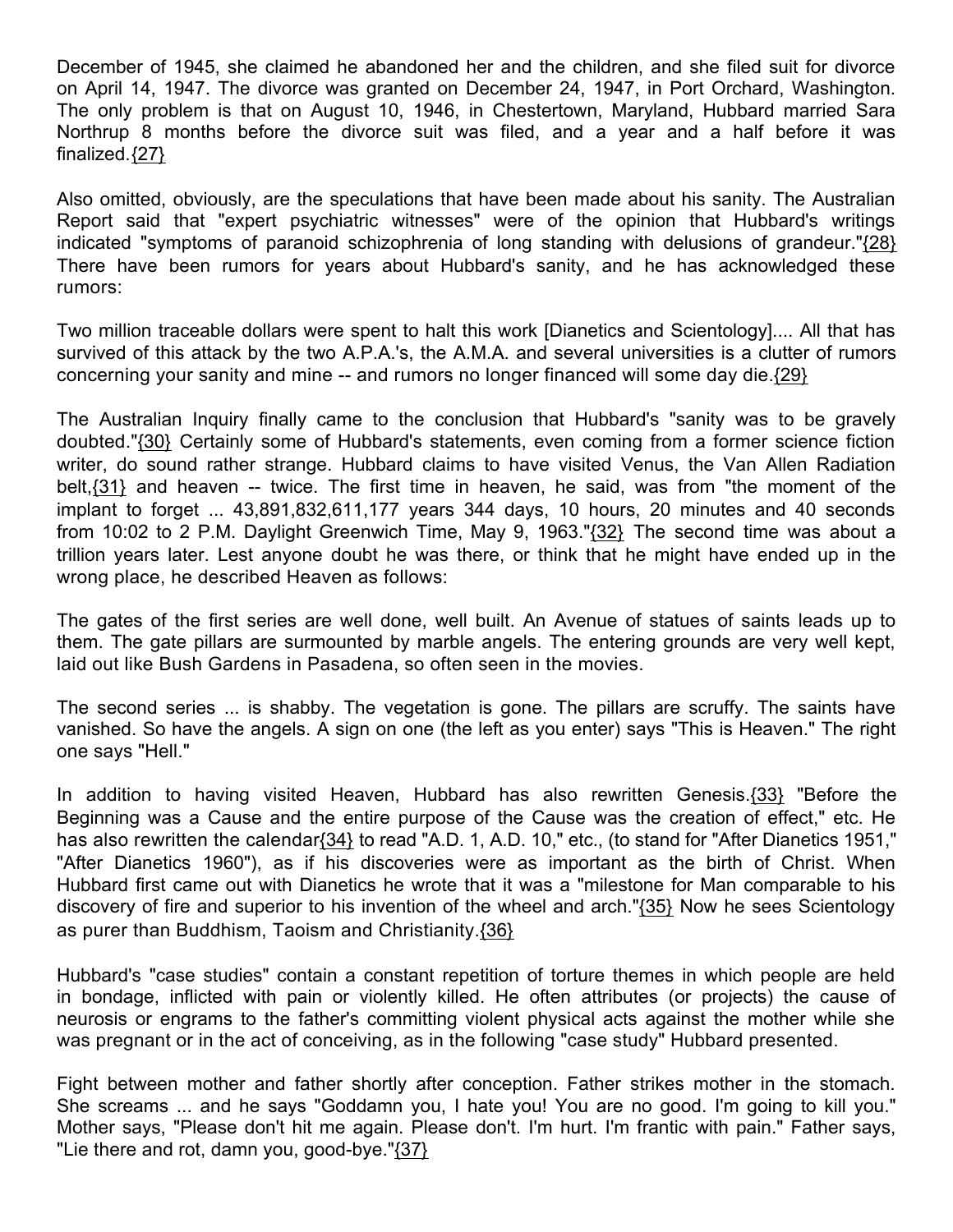December of 1945, she claimed he abandoned her and the children, and she filed suit for divorce on April 14, 1947. The divorce was granted on December 24, 1947, in Port Orchard, Washington. The only problem is that on August 10, 1946, in Chestertown, Maryland, Hubbard married Sara Northrup 8 months before the divorce suit was filed, and a year and a half before it was finalized.{27}

Also omitted, obviously, are the speculations that have been made about his sanity. The Australian Report said that "expert psychiatric witnesses" were of the opinion that Hubbard's writings indicated "symptoms of paranoid schizophrenia of long standing with delusions of grandeur."{28} There have been rumors for years about Hubbard's sanity, and he has acknowledged these rumors:

Two million traceable dollars were spent to halt this work [Dianetics and Scientology].... All that has survived of this attack by the two A.P.A.'s, the A.M.A. and several universities is a clutter of rumors concerning your sanity and mine -- and rumors no longer financed will some day die.{29}

The Australian Inquiry finally came to the conclusion that Hubbard's "sanity was to be gravely doubted."{30} Certainly some of Hubbard's statements, even coming from a former science fiction writer, do sound rather strange. Hubbard claims to have visited Venus, the Van Allen Radiation belt,{31} and heaven -- twice. The first time in heaven, he said, was from "the moment of the implant to forget ... 43,891,832,611,177 years 344 days, 10 hours, 20 minutes and 40 seconds from 10:02 to 2 P.M. Daylight Greenwich Time, May 9, 1963."{32} The second time was about a trillion years later. Lest anyone doubt he was there, or think that he might have ended up in the wrong place, he described Heaven as follows:

The gates of the first series are well done, well built. An Avenue of statues of saints leads up to them. The gate pillars are surmounted by marble angels. The entering grounds are very well kept, laid out like Bush Gardens in Pasadena, so often seen in the movies.

The second series ... is shabby. The vegetation is gone. The pillars are scruffy. The saints have vanished. So have the angels. A sign on one (the left as you enter) says "This is Heaven." The right one says "Hell."

In addition to having visited Heaven, Hubbard has also rewritten Genesis.{33} "Before the Beginning was a Cause and the entire purpose of the Cause was the creation of effect," etc. He has also rewritten the calendar{34} to read "A.D. 1, A.D. 10," etc., (to stand for "After Dianetics 1951," "After Dianetics 1960"), as if his discoveries were as important as the birth of Christ. When Hubbard first came out with Dianetics he wrote that it was a "milestone for Man comparable to his discovery of fire and superior to his invention of the wheel and arch."{35} Now he sees Scientology as purer than Buddhism, Taoism and Christianity.{36}

Hubbard's "case studies" contain a constant repetition of torture themes in which people are held in bondage, inflicted with pain or violently killed. He often attributes (or projects) the cause of neurosis or engrams to the father's committing violent physical acts against the mother while she was pregnant or in the act of conceiving, as in the following "case study" Hubbard presented.

Fight between mother and father shortly after conception. Father strikes mother in the stomach. She screams ... and he says "Goddamn you, I hate you! You are no good. I'm going to kill you." Mother says, "Please don't hit me again. Please don't. I'm hurt. I'm frantic with pain." Father says, "Lie there and rot, damn you, good-bye."{37}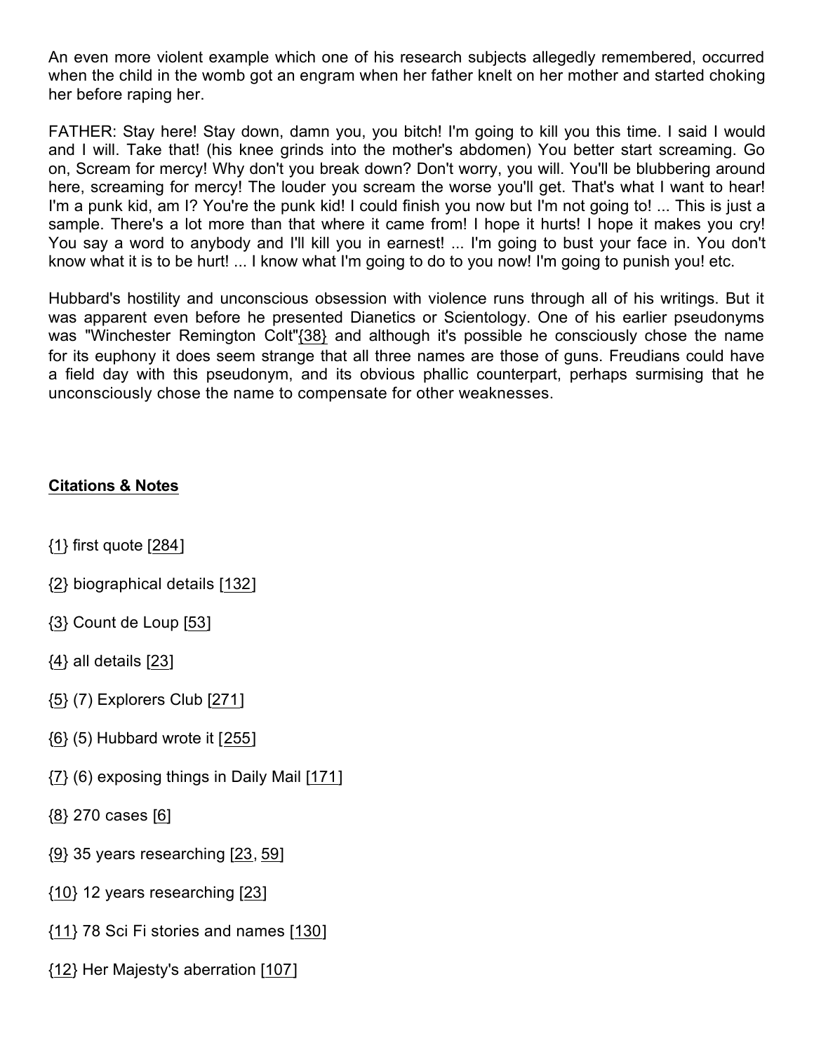An even more violent example which one of his research subjects allegedly remembered, occurred when the child in the womb got an engram when her father knelt on her mother and started choking her before raping her.

FATHER: Stay here! Stay down, damn you, you bitch! I'm going to kill you this time. I said I would and I will. Take that! (his knee grinds into the mother's abdomen) You better start screaming. Go on, Scream for mercy! Why don't you break down? Don't worry, you will. You'll be blubbering around here, screaming for mercy! The louder you scream the worse you'll get. That's what I want to hear! I'm a punk kid, am I? You're the punk kid! I could finish you now but I'm not going to! ... This is just a sample. There's a lot more than that where it came from! I hope it hurts! I hope it makes you cry! You say a word to anybody and I'll kill you in earnest! ... I'm going to bust your face in. You don't know what it is to be hurt! ... I know what I'm going to do to you now! I'm going to punish you! etc.

Hubbard's hostility and unconscious obsession with violence runs through all of his writings. But it was apparent even before he presented Dianetics or Scientology. One of his earlier pseudonyms was "Winchester Remington Colt"{38} and although it's possible he consciously chose the name for its euphony it does seem strange that all three names are those of guns. Freudians could have a field day with this pseudonym, and its obvious phallic counterpart, perhaps surmising that he unconsciously chose the name to compensate for other weaknesses.

**Citations & Notes**

{1} first quote [284]

{2} biographical details [132]

{3} Count de Loup [53]

{4} all details [23]

{5} (7) Explorers Club [271]

{6} (5) Hubbard wrote it [255]

{7} (6) exposing things in Daily Mail [171]

{8} 270 cases [6]

{9} 35 years researching [23, 59]

{10} 12 years researching [23]

{11} 78 Sci Fi stories and names [130]

{12} Her Majesty's aberration [107]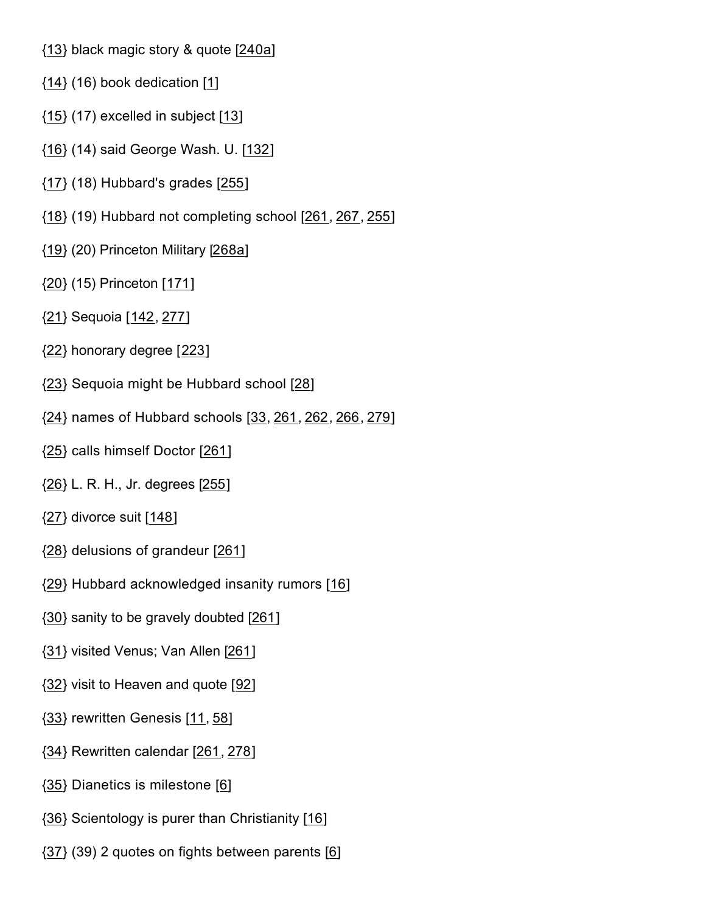{13} black magic story & quote [240a]

{14} (16) book dedication [1]

{15} (17) excelled in subject [13]

{16} (14) said George Wash. U. [132]

{17} (18) Hubbard's grades [255]

{18} (19) Hubbard not completing school [261, 267, 255]

{19} (20) Princeton Military [268a]

{20} (15) Princeton [171]

{21} Sequoia [142, 277]

{22} honorary degree [223]

{23} Sequoia might be Hubbard school [28]

{24} names of Hubbard schools [33, 261, 262, 266, 279]

{25} calls himself Doctor [261]

{26} L. R. H., Jr. degrees [255]

{27} divorce suit [148]

{28} delusions of grandeur [261]

{29} Hubbard acknowledged insanity rumors [16]

{30} sanity to be gravely doubted [261]

{31} visited Venus; Van Allen [261]

{32} visit to Heaven and quote [92]

{33} rewritten Genesis [11, 58]

{34} Rewritten calendar [261, 278]

{35} Dianetics is milestone [6]

{36} Scientology is purer than Christianity [16]

{37} (39) 2 quotes on fights between parents [6]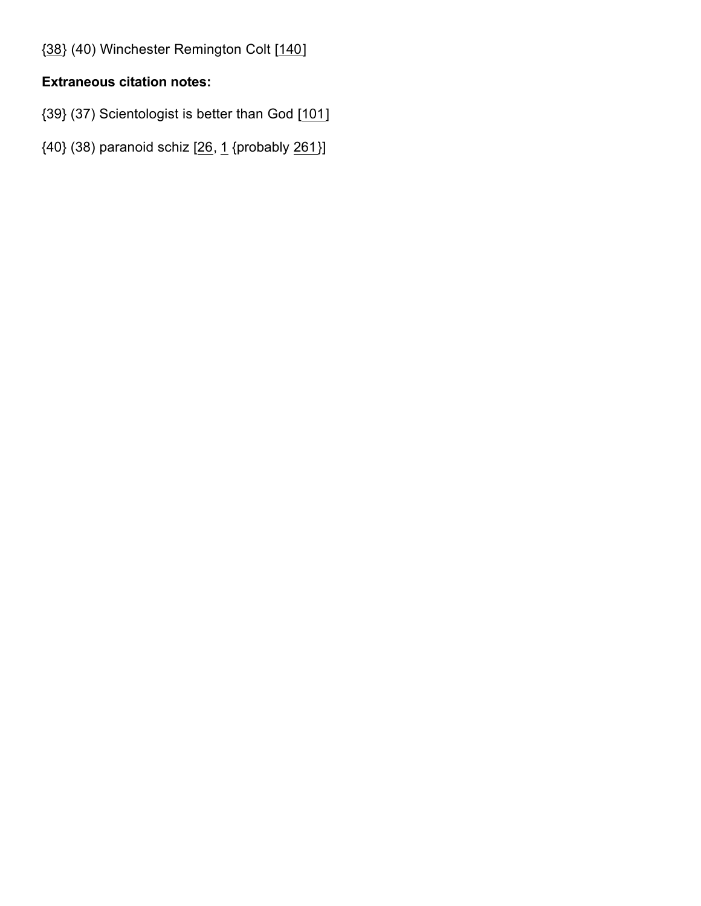{38} (40) Winchester Remington Colt [140]

**Extraneous citation notes:**

{39} (37) Scientologist is better than God [101]

{40} (38) paranoid schiz [26, 1 {probably 261}]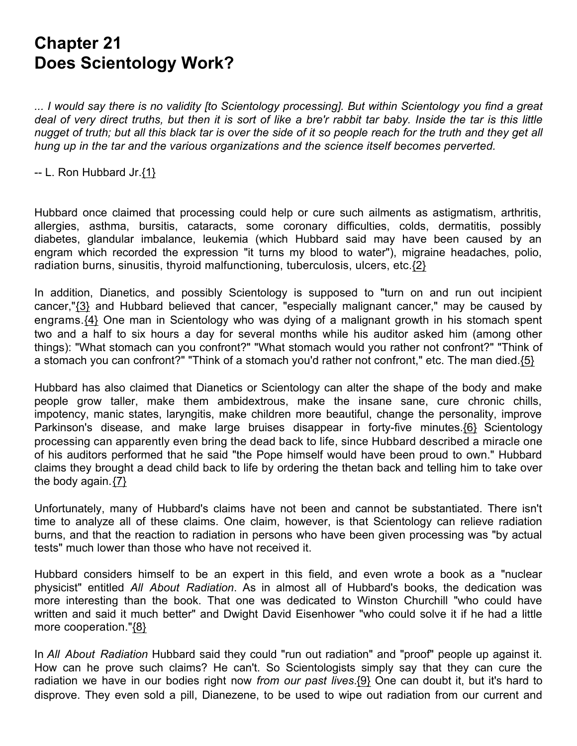# Chapter 21
# Does Scientology Work?

*... I would say there is no validity [to Scientology processing]. But within Scientology you find a great deal of very direct truths, but then it is sort of like a bre'r rabbit tar baby. Inside the tar is this little nugget of truth; but all this black tar is over the side of it so people reach for the truth and they get all hung up in the tar and the various organizations and the science itself becomes perverted.*

-- L. Ron Hubbard Jr.{1}

Hubbard once claimed that processing could help or cure such ailments as astigmatism, arthritis, allergies, asthma, bursitis, cataracts, some coronary difficulties, colds, dermatitis, possibly diabetes, glandular imbalance, leukemia (which Hubbard said may have been caused by an engram which recorded the expression "it turns my blood to water"), migraine headaches, polio, radiation burns, sinusitis, thyroid malfunctioning, tuberculosis, ulcers, etc.{2}

In addition, Dianetics, and possibly Scientology is supposed to "turn on and run out incipient cancer,"{3} and Hubbard believed that cancer, "especially malignant cancer," may be caused by engrams.{4} One man in Scientology who was dying of a malignant growth in his stomach spent two and a half to six hours a day for several months while his auditor asked him (among other things): "What stomach can you confront?" "What stomach would you rather not confront?" "Think of a stomach you can confront?" "Think of a stomach you'd rather not confront," etc. The man died.{5}

Hubbard has also claimed that Dianetics or Scientology can alter the shape of the body and make people grow taller, make them ambidextrous, make the insane sane, cure chronic chills, impotency, manic states, laryngitis, make children more beautiful, change the personality, improve Parkinson's disease, and make large bruises disappear in forty-five minutes.{6} Scientology processing can apparently even bring the dead back to life, since Hubbard described a miracle one of his auditors performed that he said "the Pope himself would have been proud to own." Hubbard claims they brought a dead child back to life by ordering the thetan back and telling him to take over the body again.{7}

Unfortunately, many of Hubbard's claims have not been and cannot be substantiated. There isn't time to analyze all of these claims. One claim, however, is that Scientology can relieve radiation burns, and that the reaction to radiation in persons who have been given processing was "by actual tests" much lower than those who have not received it.

Hubbard considers himself to be an expert in this field, and even wrote a book as a "nuclear physicist" entitled *All About Radiation*. As in almost all of Hubbard's books, the dedication was more interesting than the book. That one was dedicated to Winston Churchill "who could have written and said it much better" and Dwight David Eisenhower "who could solve it if he had a little more cooperation."{8}

In *All About Radiation* Hubbard said they could "run out radiation" and "proof" people up against it. How can he prove such claims? He can't. So Scientologists simply say that they can cure the radiation we have in our bodies right now *from our past lives*.{9} One can doubt it, but it's hard to disprove. They even sold a pill, Dianezene, to be used to wipe out radiation from our current and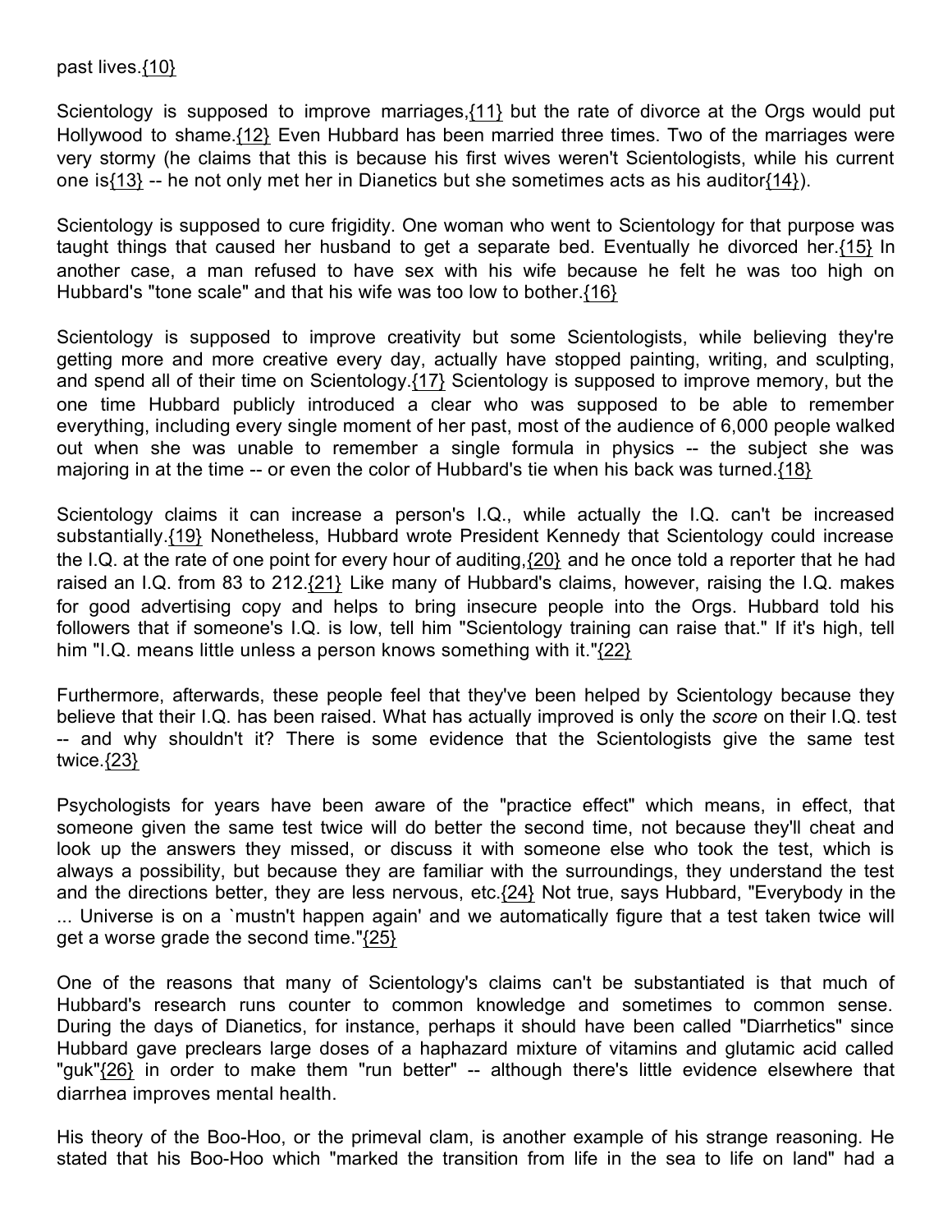past lives.{10}

Scientology is supposed to improve marriages,{11} but the rate of divorce at the Orgs would put Hollywood to shame.{12} Even Hubbard has been married three times. Two of the marriages were very stormy (he claims that this is because his first wives weren't Scientologists, while his current one is{13} -- he not only met her in Dianetics but she sometimes acts as his auditor{14}).

Scientology is supposed to cure frigidity. One woman who went to Scientology for that purpose was taught things that caused her husband to get a separate bed. Eventually he divorced her.{15} In another case, a man refused to have sex with his wife because he felt he was too high on Hubbard's "tone scale" and that his wife was too low to bother.{16}

Scientology is supposed to improve creativity but some Scientologists, while believing they're getting more and more creative every day, actually have stopped painting, writing, and sculpting, and spend all of their time on Scientology.{17} Scientology is supposed to improve memory, but the one time Hubbard publicly introduced a clear who was supposed to be able to remember everything, including every single moment of her past, most of the audience of 6,000 people walked out when she was unable to remember a single formula in physics -- the subject she was majoring in at the time -- or even the color of Hubbard's tie when his back was turned.{18}

Scientology claims it can increase a person's I.Q., while actually the I.Q. can't be increased substantially.{19} Nonetheless, Hubbard wrote President Kennedy that Scientology could increase the I.Q. at the rate of one point for every hour of auditing,{20} and he once told a reporter that he had raised an I.Q. from 83 to 212.{21} Like many of Hubbard's claims, however, raising the I.Q. makes for good advertising copy and helps to bring insecure people into the Orgs. Hubbard told his followers that if someone's I.Q. is low, tell him "Scientology training can raise that." If it's high, tell him "I.Q. means little unless a person knows something with it."{22}

Furthermore, afterwards, these people feel that they've been helped by Scientology because they believe that their I.Q. has been raised. What has actually improved is only the *score* on their I.Q. test -- and why shouldn't it? There is some evidence that the Scientologists give the same test twice.{23}

Psychologists for years have been aware of the "practice effect" which means, in effect, that someone given the same test twice will do better the second time, not because they'll cheat and look up the answers they missed, or discuss it with someone else who took the test, which is always a possibility, but because they are familiar with the surroundings, they understand the test and the directions better, they are less nervous, etc.{24} Not true, says Hubbard, "Everybody in the ... Universe is on a `mustn't happen again' and we automatically figure that a test taken twice will get a worse grade the second time."{25}

One of the reasons that many of Scientology's claims can't be substantiated is that much of Hubbard's research runs counter to common knowledge and sometimes to common sense. During the days of Dianetics, for instance, perhaps it should have been called "Diarrhetics" since Hubbard gave preclears large doses of a haphazard mixture of vitamins and glutamic acid called "guk"{26} in order to make them "run better" -- although there's little evidence elsewhere that diarrhea improves mental health.

His theory of the Boo-Hoo, or the primeval clam, is another example of his strange reasoning. He stated that his Boo-Hoo which "marked the transition from life in the sea to life on land" had a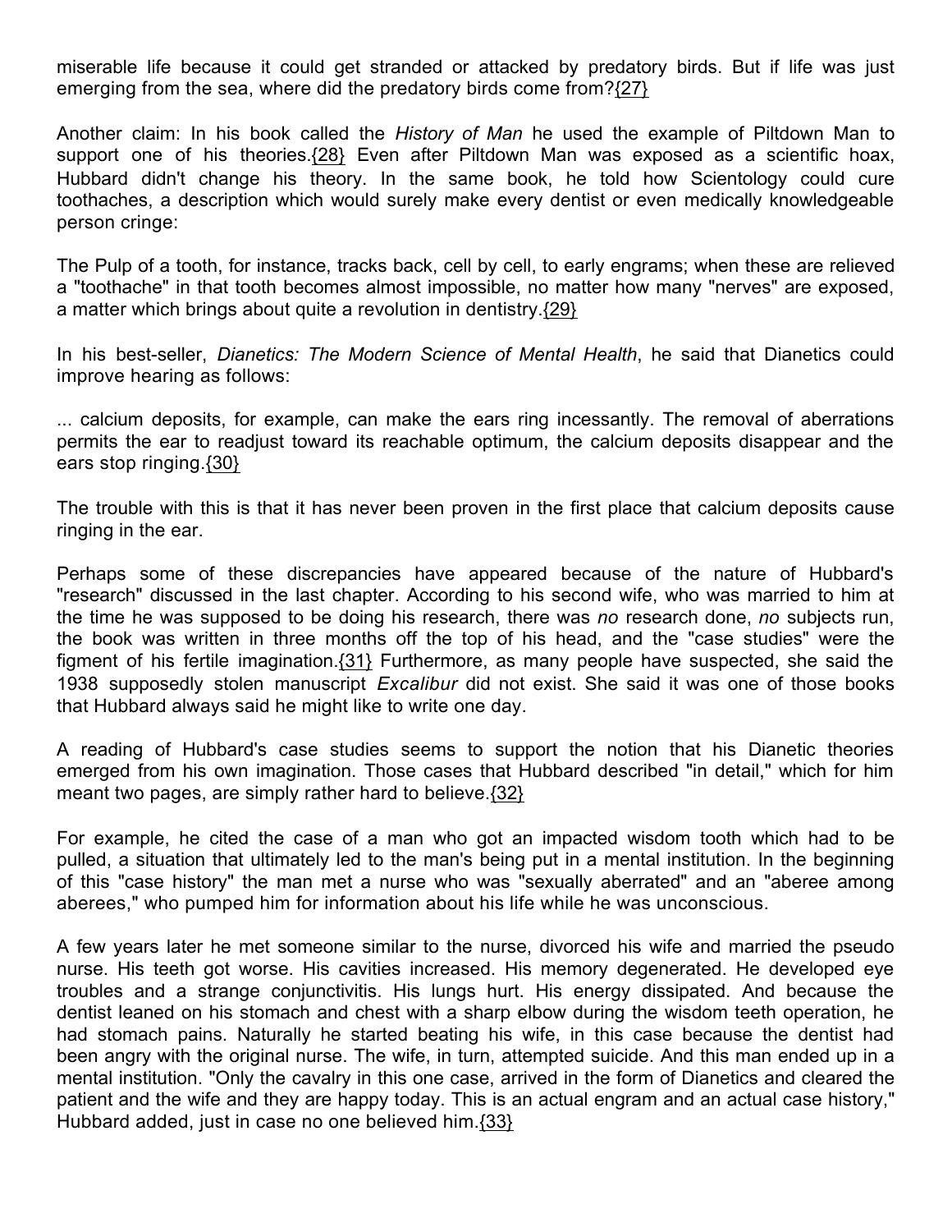miserable life because it could get stranded or attacked by predatory birds. But if life was just emerging from the sea, where did the predatory birds come from?{27}

Another claim: In his book called the *History of Man* he used the example of Piltdown Man to support one of his theories.{28} Even after Piltdown Man was exposed as a scientific hoax, Hubbard didn't change his theory. In the same book, he told how Scientology could cure toothaches, a description which would surely make every dentist or even medically knowledgeable person cringe:

The Pulp of a tooth, for instance, tracks back, cell by cell, to early engrams; when these are relieved a "toothache" in that tooth becomes almost impossible, no matter how many "nerves" are exposed, a matter which brings about quite a revolution in dentistry.{29}

In his best-seller, *Dianetics: The Modern Science of Mental Health*, he said that Dianetics could improve hearing as follows:

... calcium deposits, for example, can make the ears ring incessantly. The removal of aberrations permits the ear to readjust toward its reachable optimum, the calcium deposits disappear and the ears stop ringing.{30}

The trouble with this is that it has never been proven in the first place that calcium deposits cause ringing in the ear.

Perhaps some of these discrepancies have appeared because of the nature of Hubbard's "research" discussed in the last chapter. According to his second wife, who was married to him at the time he was supposed to be doing his research, there was *no* research done, *no* subjects run, the book was written in three months off the top of his head, and the "case studies" were the figment of his fertile imagination.{31} Furthermore, as many people have suspected, she said the 1938 supposedly stolen manuscript *Excalibur* did not exist. She said it was one of those books that Hubbard always said he might like to write one day.

A reading of Hubbard's case studies seems to support the notion that his Dianetic theories emerged from his own imagination. Those cases that Hubbard described "in detail," which for him meant two pages, are simply rather hard to believe.{32}

For example, he cited the case of a man who got an impacted wisdom tooth which had to be pulled, a situation that ultimately led to the man's being put in a mental institution. In the beginning of this "case history" the man met a nurse who was "sexually aberrated" and an "aberee among aberees," who pumped him for information about his life while he was unconscious.

A few years later he met someone similar to the nurse, divorced his wife and married the pseudo nurse. His teeth got worse. His cavities increased. His memory degenerated. He developed eye troubles and a strange conjunctivitis. His lungs hurt. His energy dissipated. And because the dentist leaned on his stomach and chest with a sharp elbow during the wisdom teeth operation, he had stomach pains. Naturally he started beating his wife, in this case because the dentist had been angry with the original nurse. The wife, in turn, attempted suicide. And this man ended up in a mental institution. "Only the cavalry in this one case, arrived in the form of Dianetics and cleared the patient and the wife and they are happy today. This is an actual engram and an actual case history," Hubbard added, just in case no one believed him.{33}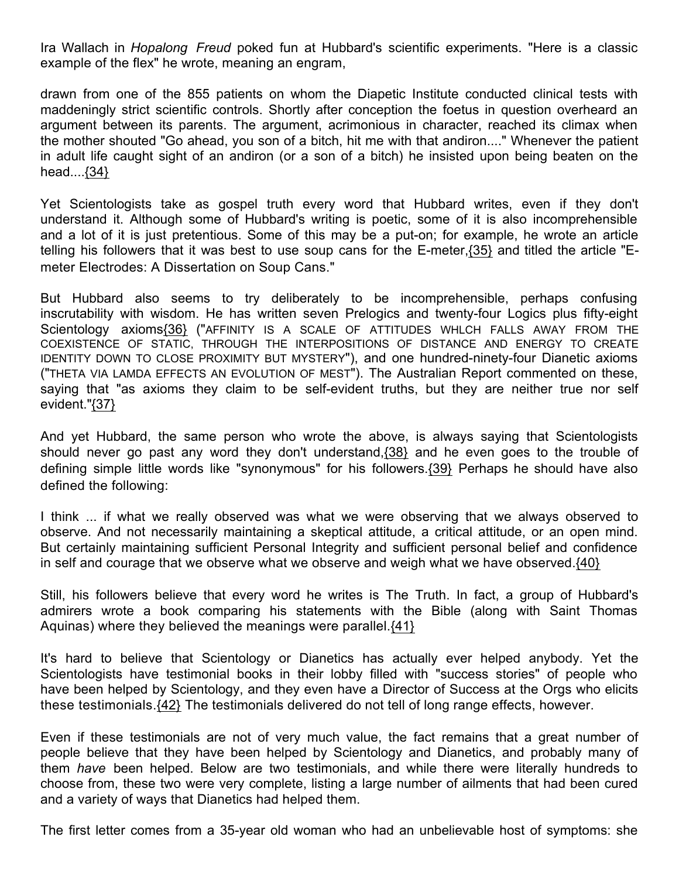Ira Wallach in *Hopalong Freud* poked fun at Hubbard's scientific experiments. "Here is a classic example of the flex" he wrote, meaning an engram,

> drawn from one of the 855 patients on whom the Diapetic Institute conducted clinical tests with maddeningly strict scientific controls. Shortly after conception the foetus in question overheard an argument between its parents. The argument, acrimonious in character, reached its climax when the mother shouted "Go ahead, you son of a bitch, hit me with that andiron...." Whenever the patient in adult life caught sight of an andiron (or a son of a bitch) he insisted upon being beaten on the head....{34}

Yet Scientologists take as gospel truth every word that Hubbard writes, even if they don't understand it. Although some of Hubbard's writing is poetic, some of it is also incomprehensible and a lot of it is just pretentious. Some of this may be a put-on; for example, he wrote an article telling his followers that it was best to use soup cans for the E-meter,{35} and titled the article "E-meter Electrodes: A Dissertation on Soup Cans."

But Hubbard also seems to try deliberately to be incomprehensible, perhaps confusing inscrutability with wisdom. He has written seven Prelogics and twenty-four Logics plus fifty-eight Scientology axioms{36} ("AFFINITY IS A SCALE OF ATTITUDES WHLCH FALLS AWAY FROM THE COEXISTENCE OF STATIC, THROUGH THE INTERPOSITIONS OF DISTANCE AND ENERGY TO CREATE IDENTITY DOWN TO CLOSE PROXIMITY BUT MYSTERY"), and one hundred-ninety-four Dianetic axioms ("THETA VIA LAMDA EFFECTS AN EVOLUTION OF MEST"). The Australian Report commented on these, saying that "as axioms they claim to be self-evident truths, but they are neither true nor self evident."{37}

And yet Hubbard, the same person who wrote the above, is always saying that Scientologists should never go past any word they don't understand,{38} and he even goes to the trouble of defining simple little words like "synonymous" for his followers.{39} Perhaps he should have also defined the following:

> I think ... if what we really observed was what we were observing that we always observed to observe. And not necessarily maintaining a skeptical attitude, a critical attitude, or an open mind. But certainly maintaining sufficient Personal Integrity and sufficient personal belief and confidence in self and courage that we observe what we observe and weigh what we have observed.{40}

Still, his followers believe that every word he writes is The Truth. In fact, a group of Hubbard's admirers wrote a book comparing his statements with the Bible (along with Saint Thomas Aquinas) where they believed the meanings were parallel.{41}

It's hard to believe that Scientology or Dianetics has actually ever helped anybody. Yet the Scientologists have testimonial books in their lobby filled with "success stories" of people who have been helped by Scientology, and they even have a Director of Success at the Orgs who elicits these testimonials.{42} The testimonials delivered do not tell of long range effects, however.

Even if these testimonials are not of very much value, the fact remains that a great number of people believe that they have been helped by Scientology and Dianetics, and probably many of them *have* been helped. Below are two testimonials, and while there were literally hundreds to choose from, these two were very complete, listing a large number of ailments that had been cured and a variety of ways that Dianetics had helped them.

The first letter comes from a 35-year old woman who had an unbelievable host of symptoms: she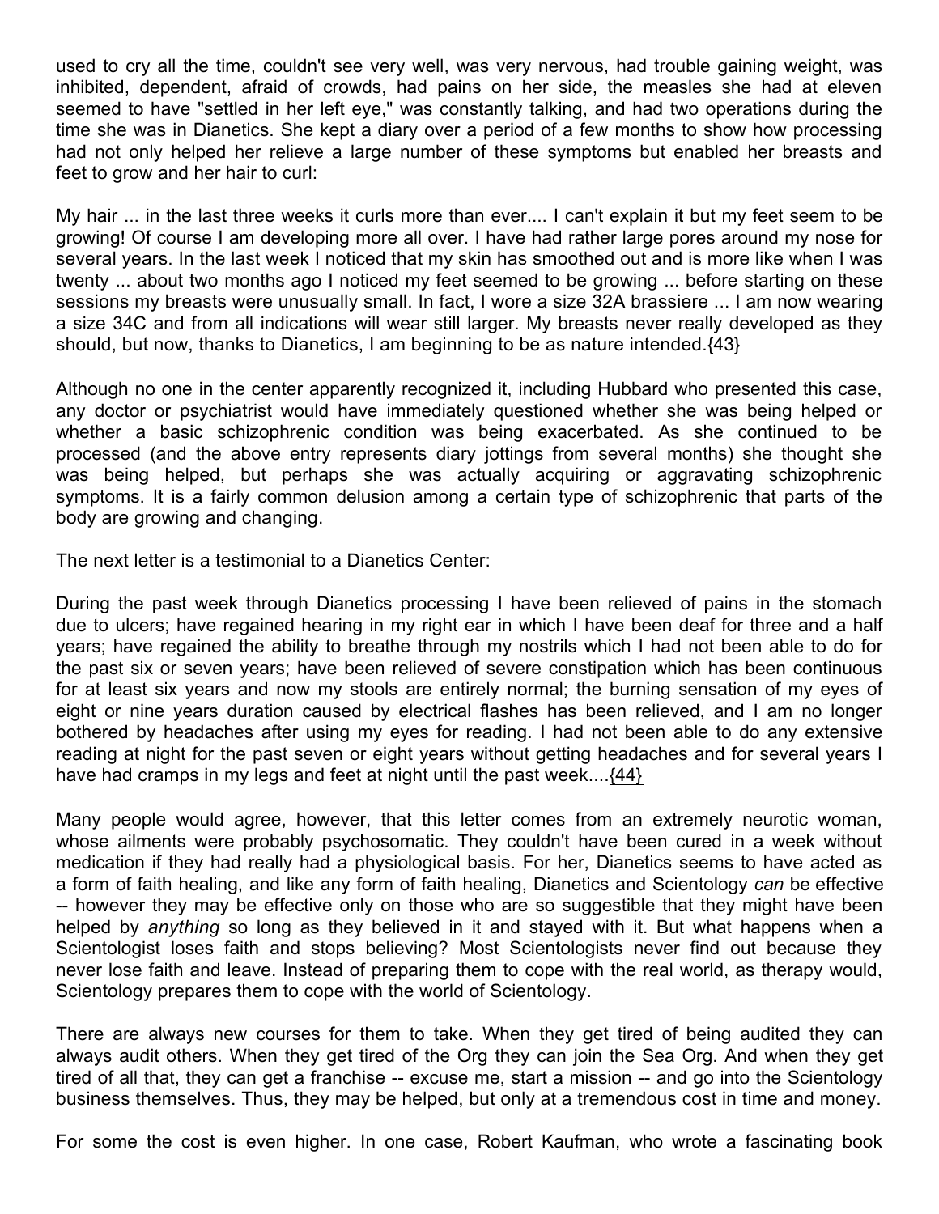used to cry all the time, couldn't see very well, was very nervous, had trouble gaining weight, was inhibited, dependent, afraid of crowds, had pains on her side, the measles she had at eleven seemed to have "settled in her left eye," was constantly talking, and had two operations during the time she was in Dianetics. She kept a diary over a period of a few months to show how processing had not only helped her relieve a large number of these symptoms but enabled her breasts and feet to grow and her hair to curl:

My hair ... in the last three weeks it curls more than ever.... I can't explain it but my feet seem to be growing! Of course I am developing more all over. I have had rather large pores around my nose for several years. In the last week I noticed that my skin has smoothed out and is more like when I was twenty ... about two months ago I noticed my feet seemed to be growing ... before starting on these sessions my breasts were unusually small. In fact, I wore a size 32A brassiere ... I am now wearing a size 34C and from all indications will wear still larger. My breasts never really developed as they should, but now, thanks to Dianetics, I am beginning to be as nature intended.{43}

Although no one in the center apparently recognized it, including Hubbard who presented this case, any doctor or psychiatrist would have immediately questioned whether she was being helped or whether a basic schizophrenic condition was being exacerbated. As she continued to be processed (and the above entry represents diary jottings from several months) she thought she was being helped, but perhaps she was actually acquiring or aggravating schizophrenic symptoms. It is a fairly common delusion among a certain type of schizophrenic that parts of the body are growing and changing.

The next letter is a testimonial to a Dianetics Center:

During the past week through Dianetics processing I have been relieved of pains in the stomach due to ulcers; have regained hearing in my right ear in which I have been deaf for three and a half years; have regained the ability to breathe through my nostrils which I had not been able to do for the past six or seven years; have been relieved of severe constipation which has been continuous for at least six years and now my stools are entirely normal; the burning sensation of my eyes of eight or nine years duration caused by electrical flashes has been relieved, and I am no longer bothered by headaches after using my eyes for reading. I had not been able to do any extensive reading at night for the past seven or eight years without getting headaches and for several years I have had cramps in my legs and feet at night until the past week....{44}

Many people would agree, however, that this letter comes from an extremely neurotic woman, whose ailments were probably psychosomatic. They couldn't have been cured in a week without medication if they had really had a physiological basis. For her, Dianetics seems to have acted as a form of faith healing, and like any form of faith healing, Dianetics and Scientology *can* be effective -- however they may be effective only on those who are so suggestible that they might have been helped by *anything* so long as they believed in it and stayed with it. But what happens when a Scientologist loses faith and stops believing? Most Scientologists never find out because they never lose faith and leave. Instead of preparing them to cope with the real world, as therapy would, Scientology prepares them to cope with the world of Scientology.

There are always new courses for them to take. When they get tired of being audited they can always audit others. When they get tired of the Org they can join the Sea Org. And when they get tired of all that, they can get a franchise -- excuse me, start a mission -- and go into the Scientology business themselves. Thus, they may be helped, but only at a tremendous cost in time and money.

For some the cost is even higher. In one case, Robert Kaufman, who wrote a fascinating book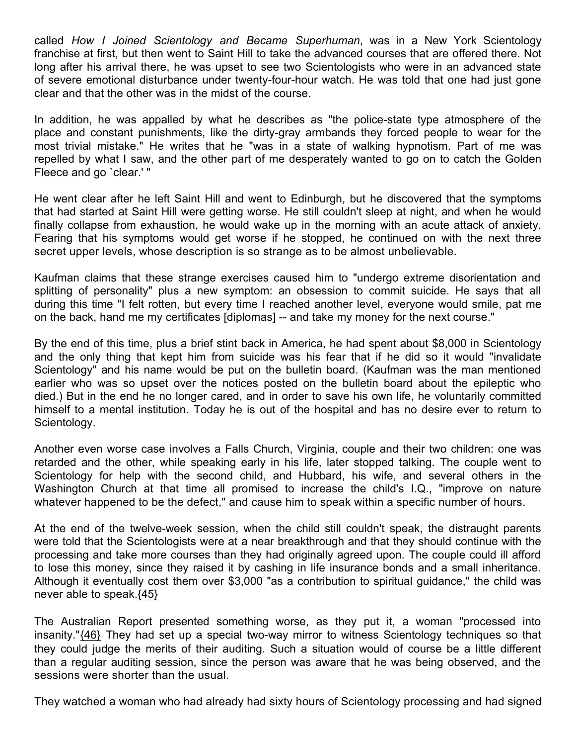called *How I Joined Scientology and Became Superhuman*, was in a New York Scientology franchise at first, but then went to Saint Hill to take the advanced courses that are offered there. Not long after his arrival there, he was upset to see two Scientologists who were in an advanced state of severe emotional disturbance under twenty-four-hour watch. He was told that one had just gone clear and that the other was in the midst of the course.

In addition, he was appalled by what he describes as "the police-state type atmosphere of the place and constant punishments, like the dirty-gray armbands they forced people to wear for the most trivial mistake." He writes that he "was in a state of walking hypnotism. Part of me was repelled by what I saw, and the other part of me desperately wanted to go on to catch the Golden Fleece and go `clear.' "

He went clear after he left Saint Hill and went to Edinburgh, but he discovered that the symptoms that had started at Saint Hill were getting worse. He still couldn't sleep at night, and when he would finally collapse from exhaustion, he would wake up in the morning with an acute attack of anxiety. Fearing that his symptoms would get worse if he stopped, he continued on with the next three secret upper levels, whose description is so strange as to be almost unbelievable.

Kaufman claims that these strange exercises caused him to "undergo extreme disorientation and splitting of personality" plus a new symptom: an obsession to commit suicide. He says that all during this time "I felt rotten, but every time I reached another level, everyone would smile, pat me on the back, hand me my certificates [diplomas] -- and take my money for the next course."

By the end of this time, plus a brief stint back in America, he had spent about $8,000 in Scientology and the only thing that kept him from suicide was his fear that if he did so it would "invalidate Scientology" and his name would be put on the bulletin board. (Kaufman was the man mentioned earlier who was so upset over the notices posted on the bulletin board about the epileptic who died.) But in the end he no longer cared, and in order to save his own life, he voluntarily committed himself to a mental institution. Today he is out of the hospital and has no desire ever to return to Scientology.

Another even worse case involves a Falls Church, Virginia, couple and their two children: one was retarded and the other, while speaking early in his life, later stopped talking. The couple went to Scientology for help with the second child, and Hubbard, his wife, and several others in the Washington Church at that time all promised to increase the child's I.Q., "improve on nature whatever happened to be the defect," and cause him to speak within a specific number of hours.

At the end of the twelve-week session, when the child still couldn't speak, the distraught parents were told that the Scientologists were at a near breakthrough and that they should continue with the processing and take more courses than they had originally agreed upon. The couple could ill afford to lose this money, since they raised it by cashing in life insurance bonds and a small inheritance. Although it eventually cost them over $3,000 "as a contribution to spiritual guidance," the child was never able to speak.{45}

The Australian Report presented something worse, as they put it, a woman "processed into insanity."{46} They had set up a special two-way mirror to witness Scientology techniques so that they could judge the merits of their auditing. Such a situation would of course be a little different than a regular auditing session, since the person was aware that he was being observed, and the sessions were shorter than the usual.

They watched a woman who had already had sixty hours of Scientology processing and had signed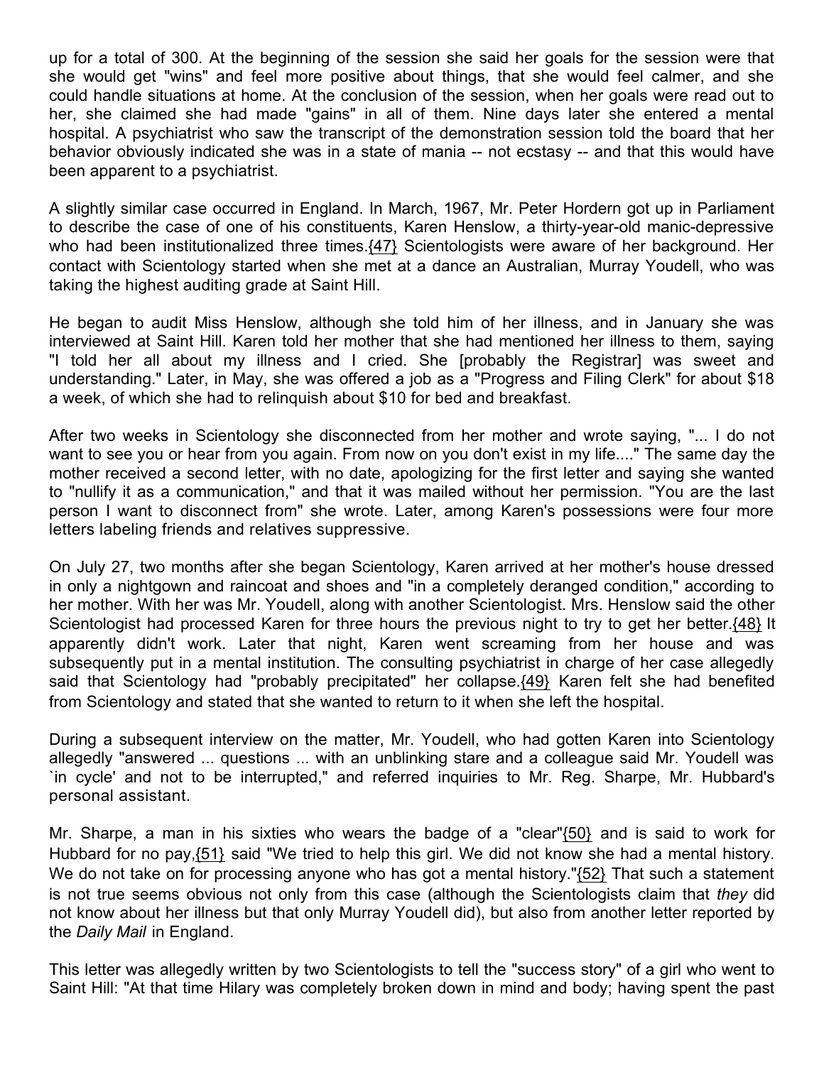up for a total of 300. At the beginning of the session she said her goals for the session were that she would get "wins" and feel more positive about things, that she would feel calmer, and she could handle situations at home. At the conclusion of the session, when her goals were read out to her, she claimed she had made "gains" in all of them. Nine days later she entered a mental hospital. A psychiatrist who saw the transcript of the demonstration session told the board that her behavior obviously indicated she was in a state of mania -- not ecstasy -- and that this would have been apparent to a psychiatrist.

A slightly similar case occurred in England. In March, 1967, Mr. Peter Hordern got up in Parliament to describe the case of one of his constituents, Karen Henslow, a thirty-year-old manic-depressive who had been institutionalized three times.{47} Scientologists were aware of her background. Her contact with Scientology started when she met at a dance an Australian, Murray Youdell, who was taking the highest auditing grade at Saint Hill.

He began to audit Miss Henslow, although she told him of her illness, and in January she was interviewed at Saint Hill. Karen told her mother that she had mentioned her illness to them, saying "I told her all about my illness and I cried. She [probably the Registrar] was sweet and understanding." Later, in May, she was offered a job as a "Progress and Filing Clerk" for about $18 a week, of which she had to relinquish about $10 for bed and breakfast.

After two weeks in Scientology she disconnected from her mother and wrote saying, "... I do not want to see you or hear from you again. From now on you don't exist in my life...." The same day the mother received a second letter, with no date, apologizing for the first letter and saying she wanted to "nullify it as a communication," and that it was mailed without her permission. "You are the last person I want to disconnect from" she wrote. Later, among Karen's possessions were four more letters labeling friends and relatives suppressive.

On July 27, two months after she began Scientology, Karen arrived at her mother's house dressed in only a nightgown and raincoat and shoes and "in a completely deranged condition," according to her mother. With her was Mr. Youdell, along with another Scientologist. Mrs. Henslow said the other Scientologist had processed Karen for three hours the previous night to try to get her better.{48} It apparently didn't work. Later that night, Karen went screaming from her house and was subsequently put in a mental institution. The consulting psychiatrist in charge of her case allegedly said that Scientology had "probably precipitated" her collapse.{49} Karen felt she had benefited from Scientology and stated that she wanted to return to it when she left the hospital.

During a subsequent interview on the matter, Mr. Youdell, who had gotten Karen into Scientology allegedly "answered ... questions ... with an unblinking stare and a colleague said Mr. Youdell was `in cycle' and not to be interrupted," and referred inquiries to Mr. Reg. Sharpe, Mr. Hubbard's personal assistant.

Mr. Sharpe, a man in his sixties who wears the badge of a "clear"{50} and is said to work for Hubbard for no pay,{51} said "We tried to help this girl. We did not know she had a mental history. We do not take on for processing anyone who has got a mental history."{52} That such a statement is not true seems obvious not only from this case (although the Scientologists claim that *they* did not know about her illness but that only Murray Youdell did), but also from another letter reported by the *Daily Mail* in England.

This letter was allegedly written by two Scientologists to tell the "success story" of a girl who went to Saint Hill: "At that time Hilary was completely broken down in mind and body; having spent the past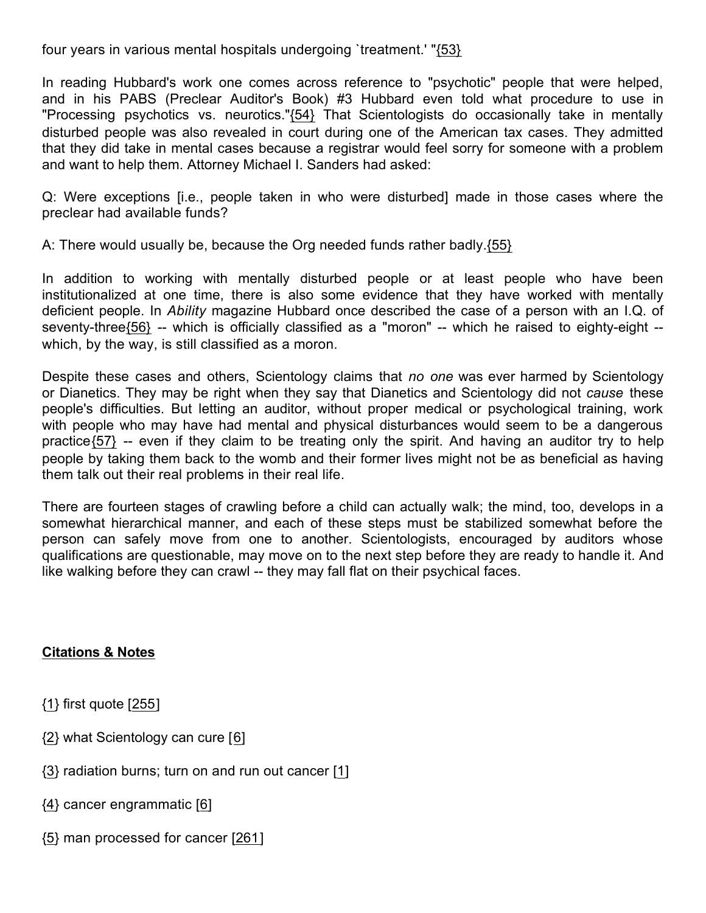four years in various mental hospitals undergoing `treatment.' "{53}

In reading Hubbard's work one comes across reference to "psychotic" people that were helped, and in his PABS (Preclear Auditor's Book) #3 Hubbard even told what procedure to use in "Processing psychotics vs. neurotics."{54} That Scientologists do occasionally take in mentally disturbed people was also revealed in court during one of the American tax cases. They admitted that they did take in mental cases because a registrar would feel sorry for someone with a problem and want to help them. Attorney Michael I. Sanders had asked:

Q: Were exceptions [i.e., people taken in who were disturbed] made in those cases where the preclear had available funds?

A: There would usually be, because the Org needed funds rather badly.{55}

In addition to working with mentally disturbed people or at least people who have been institutionalized at one time, there is also some evidence that they have worked with mentally deficient people. In *Ability* magazine Hubbard once described the case of a person with an I.Q. of seventy-three{56} -- which is officially classified as a "moron" -- which he raised to eighty-eight -- which, by the way, is still classified as a moron.

Despite these cases and others, Scientology claims that *no one* was ever harmed by Scientology or Dianetics. They may be right when they say that Dianetics and Scientology did not *cause* these people's difficulties. But letting an auditor, without proper medical or psychological training, work with people who may have had mental and physical disturbances would seem to be a dangerous practice{57} -- even if they claim to be treating only the spirit. And having an auditor try to help people by taking them back to the womb and their former lives might not be as beneficial as having them talk out their real problems in their real life.

There are fourteen stages of crawling before a child can actually walk; the mind, too, develops in a somewhat hierarchical manner, and each of these steps must be stabilized somewhat before the person can safely move from one to another. Scientologists, encouraged by auditors whose qualifications are questionable, may move on to the next step before they are ready to handle it. And like walking before they can crawl -- they may fall flat on their psychical faces.

## Citations & Notes

{1} first quote [255]

{2} what Scientology can cure [6]

{3} radiation burns; turn on and run out cancer [1]

{4} cancer engrammatic [6]

{5} man processed for cancer [261]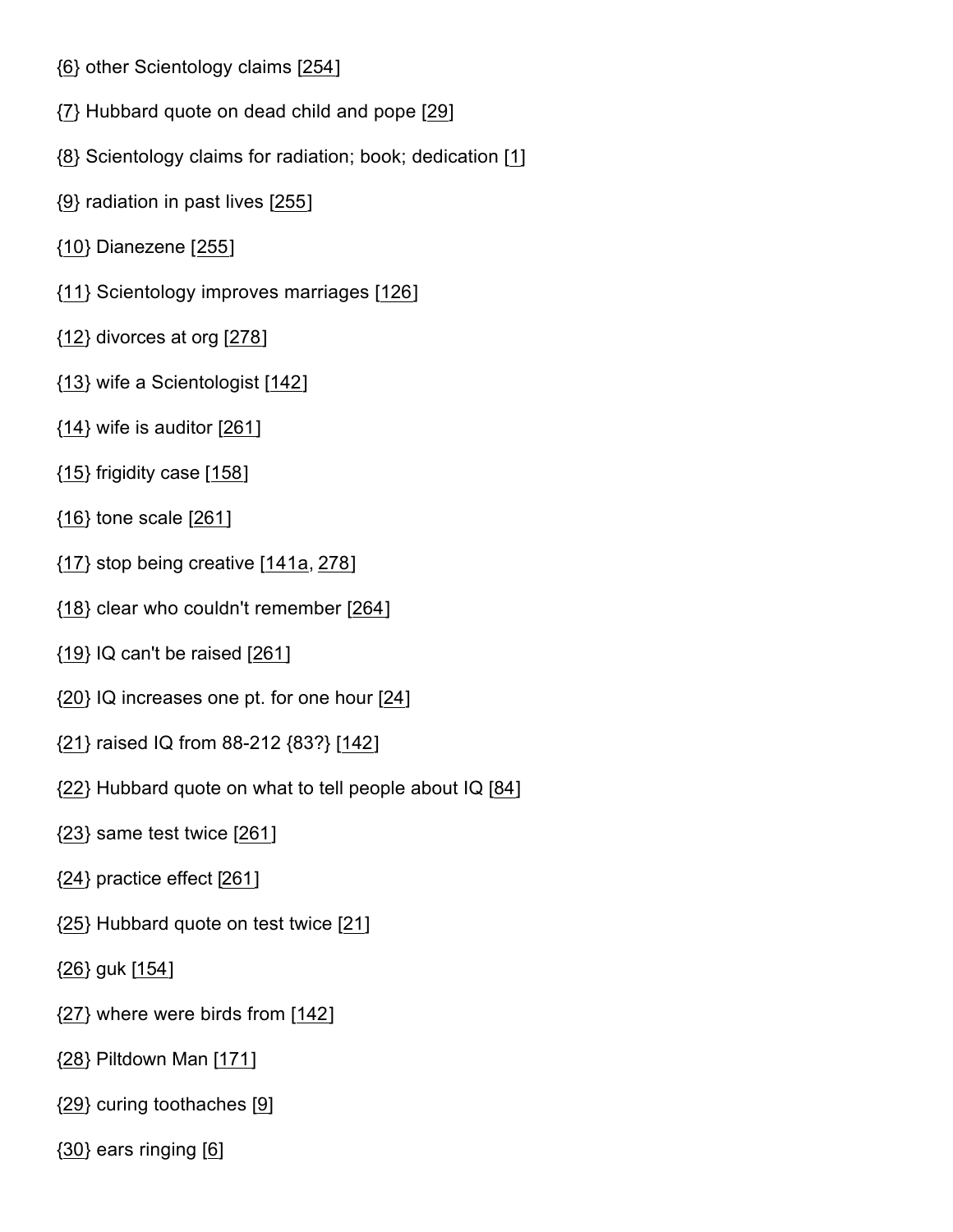{6} other Scientology claims [254]

{7} Hubbard quote on dead child and pope [29]

{8} Scientology claims for radiation; book; dedication [1]

{9} radiation in past lives [255]

{10} Dianezene [255]

{11} Scientology improves marriages [126]

{12} divorces at org [278]

{13} wife a Scientologist [142]

{14} wife is auditor [261]

{15} frigidity case [158]

{16} tone scale [261]

{17} stop being creative [141a, 278]

{18} clear who couldn't remember [264]

{19} IQ can't be raised [261]

{20} IQ increases one pt. for one hour [24]

{21} raised IQ from 88-212 {83?} [142]

{22} Hubbard quote on what to tell people about IQ [84]

{23} same test twice [261]

{24} practice effect [261]

{25} Hubbard quote on test twice [21]

{26} guk [154]

{27} where were birds from [142]

{28} Piltdown Man [171]

{29} curing toothaches [9]

{30} ears ringing [6]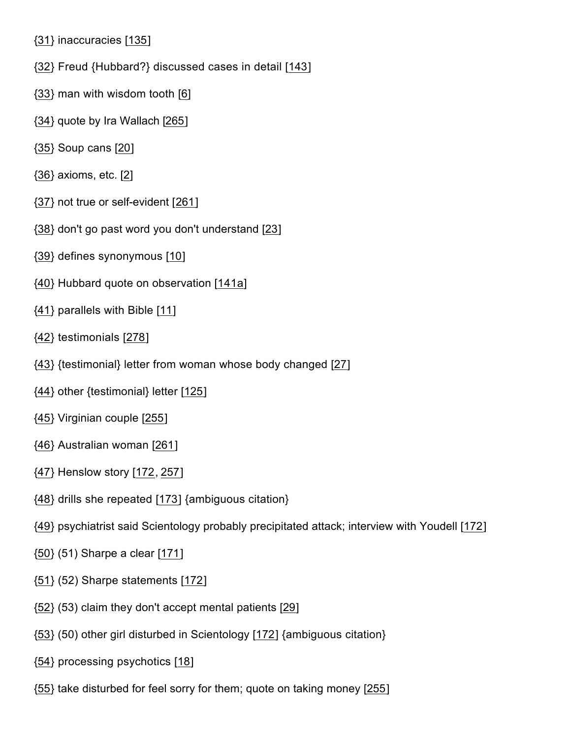{31} inaccuracies [135]

{32} Freud {Hubbard?} discussed cases in detail [143]

{33} man with wisdom tooth [6]

{34} quote by Ira Wallach [265]

{35} Soup cans [20]

{36} axioms, etc. [2]

{37} not true or self-evident [261]

{38} don't go past word you don't understand [23]

{39} defines synonymous [10]

{40} Hubbard quote on observation [141a]

{41} parallels with Bible [11]

{42} testimonials [278]

{43} {testimonial} letter from woman whose body changed [27]

{44} other {testimonial} letter [125]

{45} Virginian couple [255]

{46} Australian woman [261]

{47} Henslow story [172, 257]

{48} drills she repeated [173] {ambiguous citation}

{49} psychiatrist said Scientology probably precipitated attack; interview with Youdell [172]

{50} (51) Sharpe a clear [171]

{51} (52) Sharpe statements [172]

{52} (53) claim they don't accept mental patients [29]

{53} (50) other girl disturbed in Scientology [172] {ambiguous citation}

{54} processing psychotics [18]

{55} take disturbed for feel sorry for them; quote on taking money [255]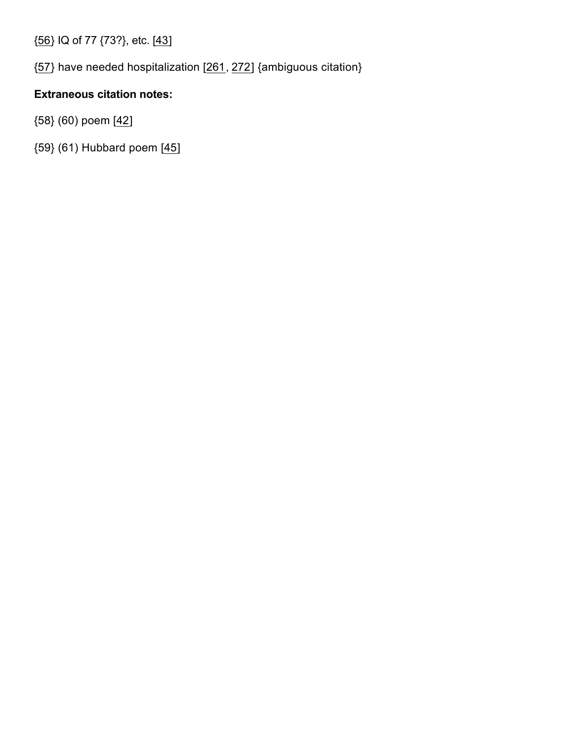{56} IQ of 77 {73?}, etc. [43]

{57} have needed hospitalization [261, 272] {ambiguous citation}

**Extraneous citation notes:**

{58} (60) poem [42]

{59} (61) Hubbard poem [45]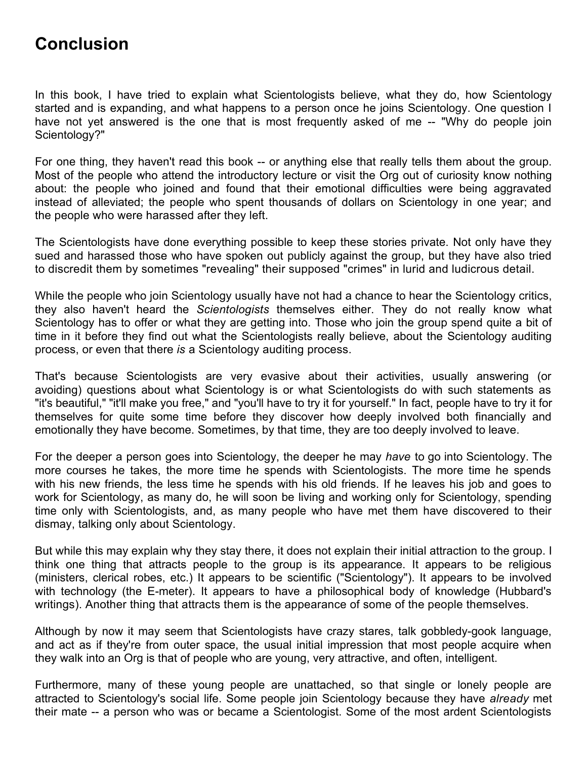# Conclusion

In this book, I have tried to explain what Scientologists believe, what they do, how Scientology started and is expanding, and what happens to a person once he joins Scientology. One question I have not yet answered is the one that is most frequently asked of me -- "Why do people join Scientology?"

For one thing, they haven't read this book -- or anything else that really tells them about the group. Most of the people who attend the introductory lecture or visit the Org out of curiosity know nothing about: the people who joined and found that their emotional difficulties were being aggravated instead of alleviated; the people who spent thousands of dollars on Scientology in one year; and the people who were harassed after they left.

The Scientologists have done everything possible to keep these stories private. Not only have they sued and harassed those who have spoken out publicly against the group, but they have also tried to discredit them by sometimes "revealing" their supposed "crimes" in lurid and ludicrous detail.

While the people who join Scientology usually have not had a chance to hear the Scientology critics, they also haven't heard the *Scientologists* themselves either. They do not really know what Scientology has to offer or what they are getting into. Those who join the group spend quite a bit of time in it before they find out what the Scientologists really believe, about the Scientology auditing process, or even that there *is* a Scientology auditing process.

That's because Scientologists are very evasive about their activities, usually answering (or avoiding) questions about what Scientology is or what Scientologists do with such statements as "it's beautiful," "it'll make you free," and "you'll have to try it for yourself." In fact, people have to try it for themselves for quite some time before they discover how deeply involved both financially and emotionally they have become. Sometimes, by that time, they are too deeply involved to leave.

For the deeper a person goes into Scientology, the deeper he may *have* to go into Scientology. The more courses he takes, the more time he spends with Scientologists. The more time he spends with his new friends, the less time he spends with his old friends. If he leaves his job and goes to work for Scientology, as many do, he will soon be living and working only for Scientology, spending time only with Scientologists, and, as many people who have met them have discovered to their dismay, talking only about Scientology.

But while this may explain why they stay there, it does not explain their initial attraction to the group. I think one thing that attracts people to the group is its appearance. It appears to be religious (ministers, clerical robes, etc.) It appears to be scientific ("Scientology"). It appears to be involved with technology (the E-meter). It appears to have a philosophical body of knowledge (Hubbard's writings). Another thing that attracts them is the appearance of some of the people themselves.

Although by now it may seem that Scientologists have crazy stares, talk gobbledy-gook language, and act as if they're from outer space, the usual initial impression that most people acquire when they walk into an Org is that of people who are young, very attractive, and often, intelligent.

Furthermore, many of these young people are unattached, so that single or lonely people are attracted to Scientology's social life. Some people join Scientology because they have *already* met their mate -- a person who was or became a Scientologist. Some of the most ardent Scientologists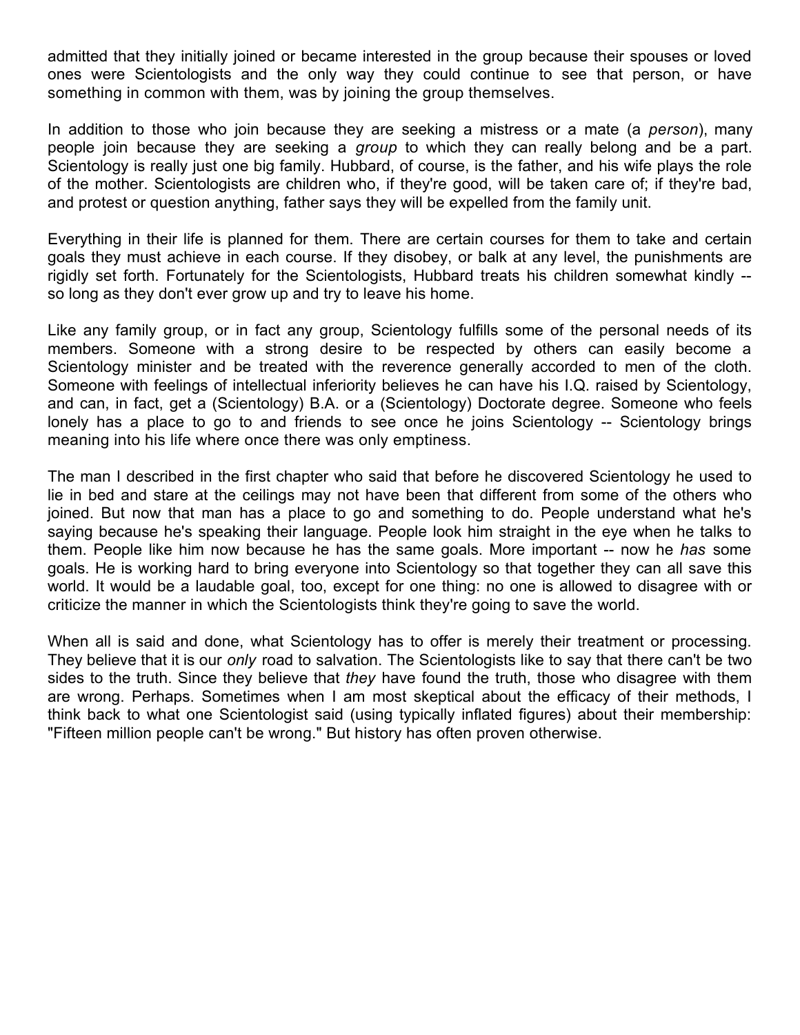admitted that they initially joined or became interested in the group because their spouses or loved ones were Scientologists and the only way they could continue to see that person, or have something in common with them, was by joining the group themselves.

In addition to those who join because they are seeking a mistress or a mate (a *person*), many people join because they are seeking a *group* to which they can really belong and be a part. Scientology is really just one big family. Hubbard, of course, is the father, and his wife plays the role of the mother. Scientologists are children who, if they're good, will be taken care of; if they're bad, and protest or question anything, father says they will be expelled from the family unit.

Everything in their life is planned for them. There are certain courses for them to take and certain goals they must achieve in each course. If they disobey, or balk at any level, the punishments are rigidly set forth. Fortunately for the Scientologists, Hubbard treats his children somewhat kindly -- so long as they don't ever grow up and try to leave his home.

Like any family group, or in fact any group, Scientology fulfills some of the personal needs of its members. Someone with a strong desire to be respected by others can easily become a Scientology minister and be treated with the reverence generally accorded to men of the cloth. Someone with feelings of intellectual inferiority believes he can have his I.Q. raised by Scientology, and can, in fact, get a (Scientology) B.A. or a (Scientology) Doctorate degree. Someone who feels lonely has a place to go to and friends to see once he joins Scientology -- Scientology brings meaning into his life where once there was only emptiness.

The man I described in the first chapter who said that before he discovered Scientology he used to lie in bed and stare at the ceilings may not have been that different from some of the others who joined. But now that man has a place to go and something to do. People understand what he's saying because he's speaking their language. People look him straight in the eye when he talks to them. People like him now because he has the same goals. More important -- now he *has* some goals. He is working hard to bring everyone into Scientology so that together they can all save this world. It would be a laudable goal, too, except for one thing: no one is allowed to disagree with or criticize the manner in which the Scientologists think they're going to save the world.

When all is said and done, what Scientology has to offer is merely their treatment or processing. They believe that it is our *only* road to salvation. The Scientologists like to say that there can't be two sides to the truth. Since they believe that *they* have found the truth, those who disagree with them are wrong. Perhaps. Sometimes when I am most skeptical about the efficacy of their methods, I think back to what one Scientologist said (using typically inflated figures) about their membership: "Fifteen million people can't be wrong." But history has often proven otherwise.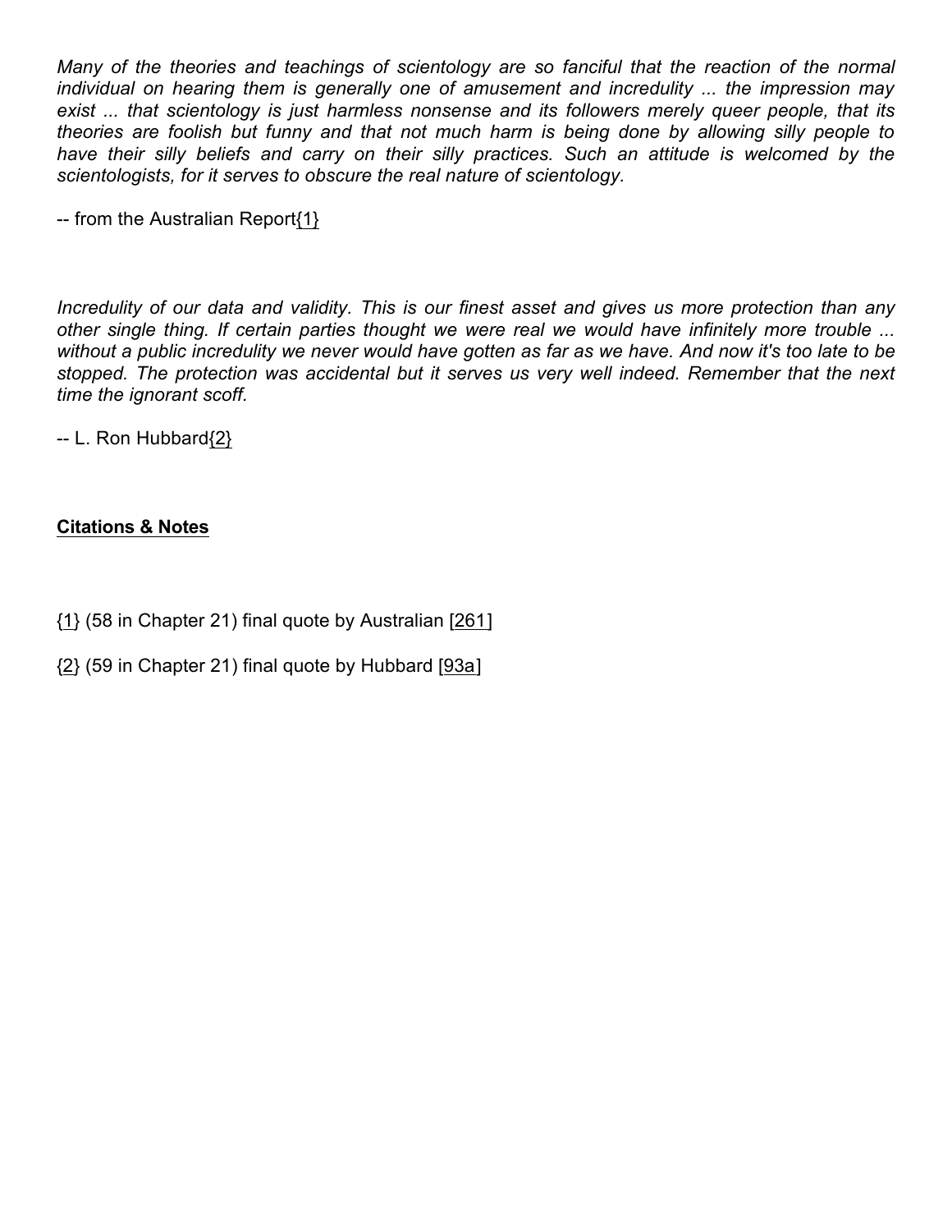*Many of the theories and teachings of scientology are so fanciful that the reaction of the normal individual on hearing them is generally one of amusement and incredulity ... the impression may exist ... that scientology is just harmless nonsense and its followers merely queer people, that its theories are foolish but funny and that not much harm is being done by allowing silly people to have their silly beliefs and carry on their silly practices. Such an attitude is welcomed by the scientologists, for it serves to obscure the real nature of scientology.*

-- from the Australian Report{1}

*Incredulity of our data and validity. This is our finest asset and gives us more protection than any other single thing. If certain parties thought we were real we would have infinitely more trouble ... without a public incredulity we never would have gotten as far as we have. And now it's too late to be stopped. The protection was accidental but it serves us very well indeed. Remember that the next time the ignorant scoff.*

-- L. Ron Hubbard{2}

**Citations & Notes**

{1} (58 in Chapter 21) final quote by Australian [261]

{2} (59 in Chapter 21) final quote by Hubbard [93a]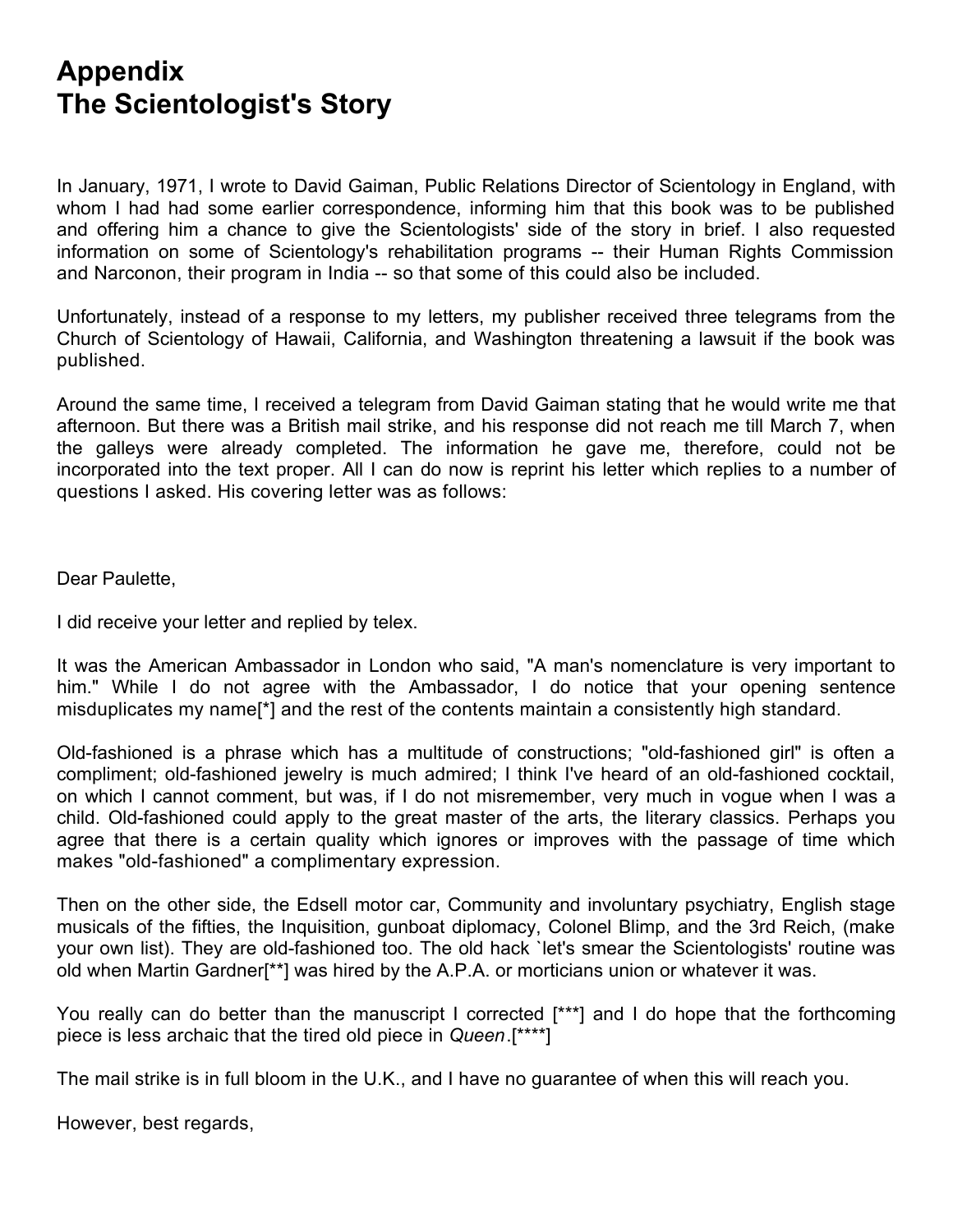# Appendix
# The Scientologist's Story

In January, 1971, I wrote to David Gaiman, Public Relations Director of Scientology in England, with whom I had had some earlier correspondence, informing him that this book was to be published and offering him a chance to give the Scientologists' side of the story in brief. I also requested information on some of Scientology's rehabilitation programs -- their Human Rights Commission and Narconon, their program in India -- so that some of this could also be included.

Unfortunately, instead of a response to my letters, my publisher received three telegrams from the Church of Scientology of Hawaii, California, and Washington threatening a lawsuit if the book was published.

Around the same time, I received a telegram from David Gaiman stating that he would write me that afternoon. But there was a British mail strike, and his response did not reach me till March 7, when the galleys were already completed. The information he gave me, therefore, could not be incorporated into the text proper. All I can do now is reprint his letter which replies to a number of questions I asked. His covering letter was as follows:

Dear Paulette,

I did receive your letter and replied by telex.

It was the American Ambassador in London who said, "A man's nomenclature is very important to him." While I do not agree with the Ambassador, I do notice that your opening sentence misduplicates my name[*] and the rest of the contents maintain a consistently high standard.

Old-fashioned is a phrase which has a multitude of constructions; "old-fashioned girl" is often a compliment; old-fashioned jewelry is much admired; I think I've heard of an old-fashioned cocktail, on which I cannot comment, but was, if I do not misremember, very much in vogue when I was a child. Old-fashioned could apply to the great master of the arts, the literary classics. Perhaps you agree that there is a certain quality which ignores or improves with the passage of time which makes "old-fashioned" a complimentary expression.

Then on the other side, the Edsell motor car, Community and involuntary psychiatry, English stage musicals of the fifties, the Inquisition, gunboat diplomacy, Colonel Blimp, and the 3rd Reich, (make your own list). They are old-fashioned too. The old hack `let's smear the Scientologists' routine was old when Martin Gardner[**] was hired by the A.P.A. or morticians union or whatever it was.

You really can do better than the manuscript I corrected [***] and I do hope that the forthcoming piece is less archaic that the tired old piece in *Queen*.[****]

The mail strike is in full bloom in the U.K., and I have no guarantee of when this will reach you.

However, best regards,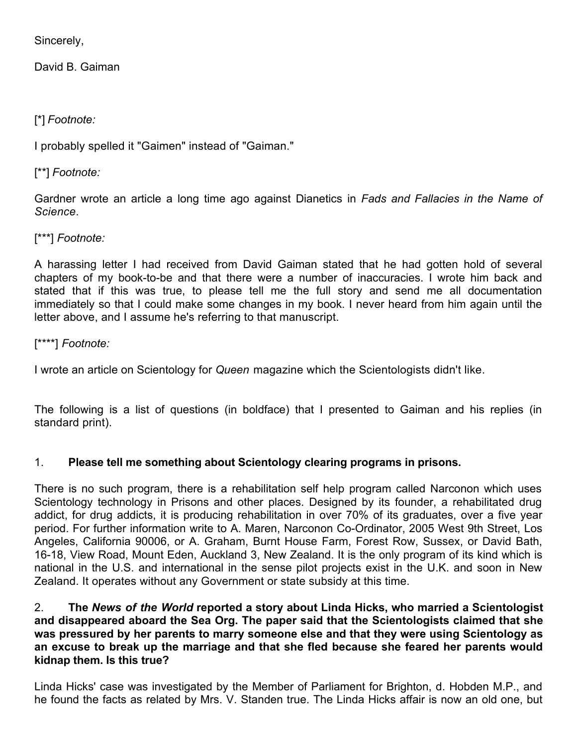Sincerely,

David B. Gaiman

[*] *Footnote:*

I probably spelled it "Gaimen" instead of "Gaiman."

[**] *Footnote:*

Gardner wrote an article a long time ago against Dianetics in *Fads and Fallacies in the Name of Science*.

[***] *Footnote:*

A harassing letter I had received from David Gaiman stated that he had gotten hold of several chapters of my book-to-be and that there were a number of inaccuracies. I wrote him back and stated that if this was true, to please tell me the full story and send me all documentation immediately so that I could make some changes in my book. I never heard from him again until the letter above, and I assume he's referring to that manuscript.

[****] *Footnote:*

I wrote an article on Scientology for *Queen* magazine which the Scientologists didn't like.

The following is a list of questions (in boldface) that I presented to Gaiman and his replies (in standard print).

1. **Please tell me something about Scientology clearing programs in prisons.**

There is no such program, there is a rehabilitation self help program called Narconon which uses Scientology technology in Prisons and other places. Designed by its founder, a rehabilitated drug addict, for drug addicts, it is producing rehabilitation in over 70% of its graduates, over a five year period. For further information write to A. Maren, Narconon Co-Ordinator, 2005 West 9th Street, Los Angeles, California 90006, or A. Graham, Burnt House Farm, Forest Row, Sussex, or David Bath, 16-18, View Road, Mount Eden, Auckland 3, New Zealand. It is the only program of its kind which is national in the U.S. and international in the sense pilot projects exist in the U.K. and soon in New Zealand. It operates without any Government or state subsidy at this time.

2. **The *News of the World* reported a story about Linda Hicks, who married a Scientologist and disappeared aboard the Sea Org. The paper said that the Scientologists claimed that she was pressured by her parents to marry someone else and that they were using Scientology as an excuse to break up the marriage and that she fled because she feared her parents would kidnap them. Is this true?**

Linda Hicks' case was investigated by the Member of Parliament for Brighton, d. Hobden M.P., and he found the facts as related by Mrs. V. Standen true. The Linda Hicks affair is now an old one, but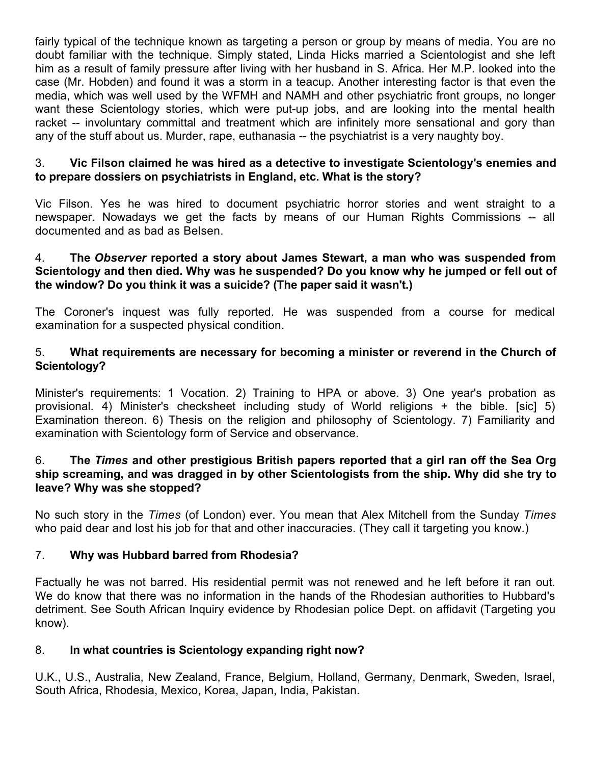fairly typical of the technique known as targeting a person or group by means of media. You are no doubt familiar with the technique. Simply stated, Linda Hicks married a Scientologist and she left him as a result of family pressure after living with her husband in S. Africa. Her M.P. looked into the case (Mr. Hobden) and found it was a storm in a teacup. Another interesting factor is that even the media, which was well used by the WFMH and NAMH and other psychiatric front groups, no longer want these Scientology stories, which were put-up jobs, and are looking into the mental health racket -- involuntary committal and treatment which are infinitely more sensational and gory than any of the stuff about us. Murder, rape, euthanasia -- the psychiatrist is a very naughty boy.

3. **Vic Filson claimed he was hired as a detective to investigate Scientology's enemies and to prepare dossiers on psychiatrists in England, etc. What is the story?**

Vic Filson. Yes he was hired to document psychiatric horror stories and went straight to a newspaper. Nowadays we get the facts by means of our Human Rights Commissions -- all documented and as bad as Belsen.

4. **The *Observer* reported a story about James Stewart, a man who was suspended from Scientology and then died. Why was he suspended? Do you know why he jumped or fell out of the window? Do you think it was a suicide? (The paper said it wasn't.)**

The Coroner's inquest was fully reported. He was suspended from a course for medical examination for a suspected physical condition.

5. **What requirements are necessary for becoming a minister or reverend in the Church of Scientology?**

Minister's requirements: 1 Vocation. 2) Training to HPA or above. 3) One year's probation as provisional. 4) Minister's checksheet including study of World religions + the bible. [sic] 5) Examination thereon. 6) Thesis on the religion and philosophy of Scientology. 7) Familiarity and examination with Scientology form of Service and observance.

6. **The *Times* and other prestigious British papers reported that a girl ran off the Sea Org ship screaming, and was dragged in by other Scientologists from the ship. Why did she try to leave? Why was she stopped?**

No such story in the *Times* (of London) ever. You mean that Alex Mitchell from the Sunday *Times* who paid dear and lost his job for that and other inaccuracies. (They call it targeting you know.)

7. **Why was Hubbard barred from Rhodesia?**

Factually he was not barred. His residential permit was not renewed and he left before it ran out. We do know that there was no information in the hands of the Rhodesian authorities to Hubbard's detriment. See South African Inquiry evidence by Rhodesian police Dept. on affidavit (Targeting you know).

8. **In what countries is Scientology expanding right now?**

U.K., U.S., Australia, New Zealand, France, Belgium, Holland, Germany, Denmark, Sweden, Israel, South Africa, Rhodesia, Mexico, Korea, Japan, India, Pakistan.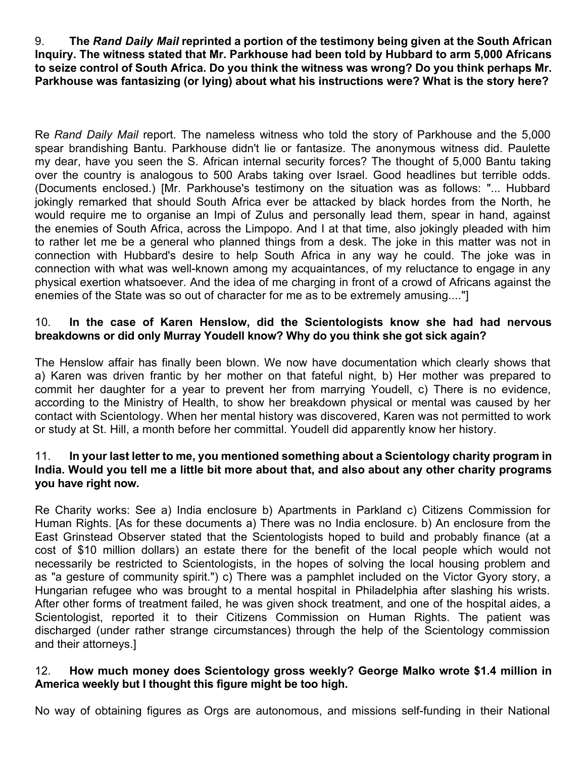9. **The *Rand Daily Mail* reprinted a portion of the testimony being given at the South African Inquiry. The witness stated that Mr. Parkhouse had been told by Hubbard to arm 5,000 Africans to seize control of South Africa. Do you think the witness was wrong? Do you think perhaps Mr. Parkhouse was fantasizing (or lying) about what his instructions were? What is the story here?**

Re *Rand Daily Mail* report. The nameless witness who told the story of Parkhouse and the 5,000 spear brandishing Bantu. Parkhouse didn't lie or fantasize. The anonymous witness did. Paulette my dear, have you seen the S. African internal security forces? The thought of 5,000 Bantu taking over the country is analogous to 500 Arabs taking over Israel. Good headlines but terrible odds. (Documents enclosed.) [Mr. Parkhouse's testimony on the situation was as follows: "... Hubbard jokingly remarked that should South Africa ever be attacked by black hordes from the North, he would require me to organise an Impi of Zulus and personally lead them, spear in hand, against the enemies of South Africa, across the Limpopo. And I at that time, also jokingly pleaded with him to rather let me be a general who planned things from a desk. The joke in this matter was not in connection with Hubbard's desire to help South Africa in any way he could. The joke was in connection with what was well-known among my acquaintances, of my reluctance to engage in any physical exertion whatsoever. And the idea of me charging in front of a crowd of Africans against the enemies of the State was so out of character for me as to be extremely amusing...."]

10. **In the case of Karen Henslow, did the Scientologists know she had had nervous breakdowns or did only Murray Youdell know? Why do you think she got sick again?**

The Henslow affair has finally been blown. We now have documentation which clearly shows that a) Karen was driven frantic by her mother on that fateful night, b) Her mother was prepared to commit her daughter for a year to prevent her from marrying Youdell, c) There is no evidence, according to the Ministry of Health, to show her breakdown physical or mental was caused by her contact with Scientology. When her mental history was discovered, Karen was not permitted to work or study at St. Hill, a month before her committal. Youdell did apparently know her history.

11. **In your last letter to me, you mentioned something about a Scientology charity program in India. Would you tell me a little bit more about that, and also about any other charity programs you have right now.**

Re Charity works: See a) India enclosure b) Apartments in Parkland c) Citizens Commission for Human Rights. [As for these documents a) There was no India enclosure. b) An enclosure from the East Grinstead Observer stated that the Scientologists hoped to build and probably finance (at a cost of $10 million dollars) an estate there for the benefit of the local people which would not necessarily be restricted to Scientologists, in the hopes of solving the local housing problem and as "a gesture of community spirit.") c) There was a pamphlet included on the Victor Gyory story, a Hungarian refugee who was brought to a mental hospital in Philadelphia after slashing his wrists. After other forms of treatment failed, he was given shock treatment, and one of the hospital aides, a Scientologist, reported it to their Citizens Commission on Human Rights. The patient was discharged (under rather strange circumstances) through the help of the Scientology commission and their attorneys.]

12. **How much money does Scientology gross weekly? George Malko wrote $1.4 million in America weekly but I thought this figure might be too high.**

No way of obtaining figures as Orgs are autonomous, and missions self-funding in their National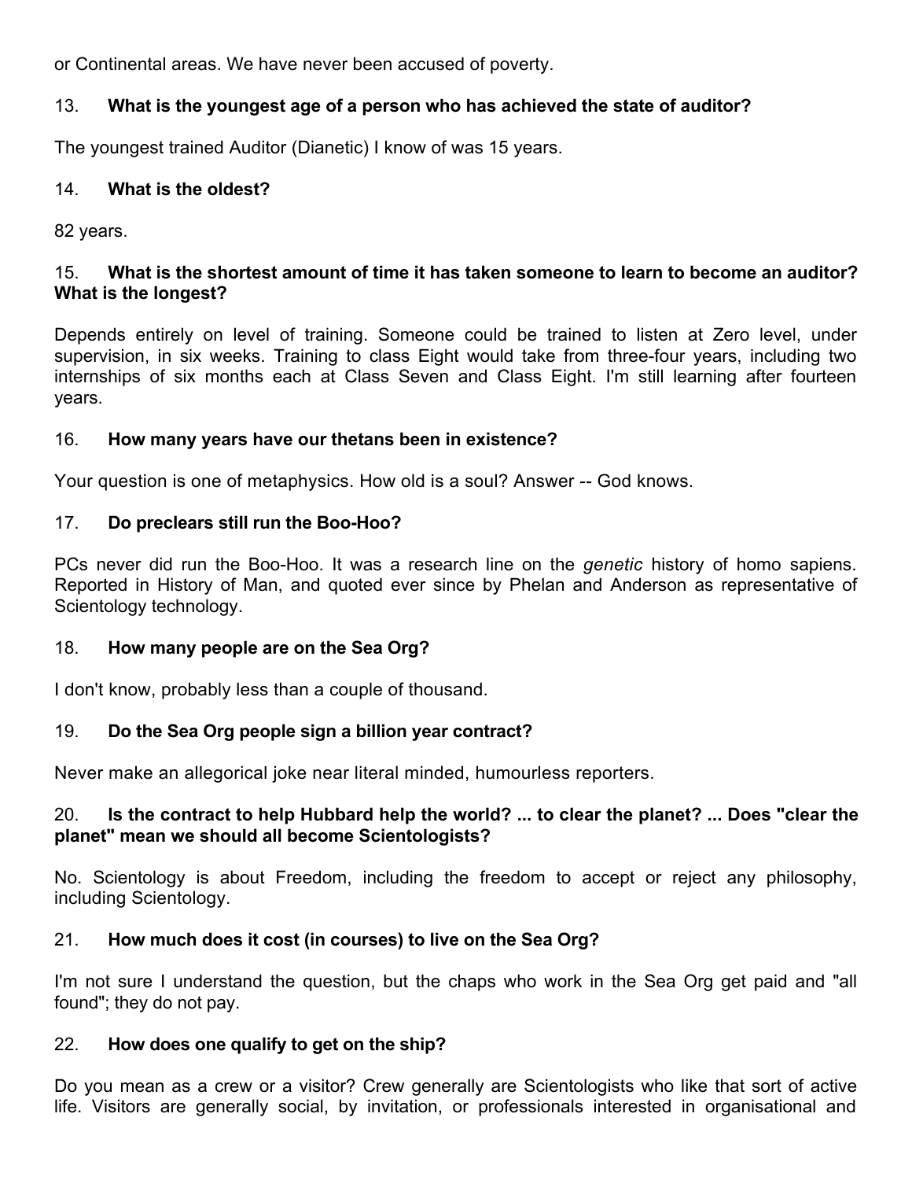or Continental areas. We have never been accused of poverty.

13. **What is the youngest age of a person who has achieved the state of auditor?**

The youngest trained Auditor (Dianetic) I know of was 15 years.

14. **What is the oldest?**

82 years.

15. **What is the shortest amount of time it has taken someone to learn to become an auditor? What is the longest?**

Depends entirely on level of training. Someone could be trained to listen at Zero level, under supervision, in six weeks. Training to class Eight would take from three-four years, including two internships of six months each at Class Seven and Class Eight. I'm still learning after fourteen years.

16. **How many years have our thetans been in existence?**

Your question is one of metaphysics. How old is a soul? Answer -- God knows.

17. **Do preclears still run the Boo-Hoo?**

PCs never did run the Boo-Hoo. It was a research line on the *genetic* history of homo sapiens. Reported in History of Man, and quoted ever since by Phelan and Anderson as representative of Scientology technology.

18. **How many people are on the Sea Org?**

I don't know, probably less than a couple of thousand.

19. **Do the Sea Org people sign a billion year contract?**

Never make an allegorical joke near literal minded, humourless reporters.

20. **Is the contract to help Hubbard help the world? ... to clear the planet? ... Does "clear the planet" mean we should all become Scientologists?**

No. Scientology is about Freedom, including the freedom to accept or reject any philosophy, including Scientology.

21. **How much does it cost (in courses) to live on the Sea Org?**

I'm not sure I understand the question, but the chaps who work in the Sea Org get paid and "all found"; they do not pay.

22. **How does one qualify to get on the ship?**

Do you mean as a crew or a visitor? Crew generally are Scientologists who like that sort of active life. Visitors are generally social, by invitation, or professionals interested in organisational and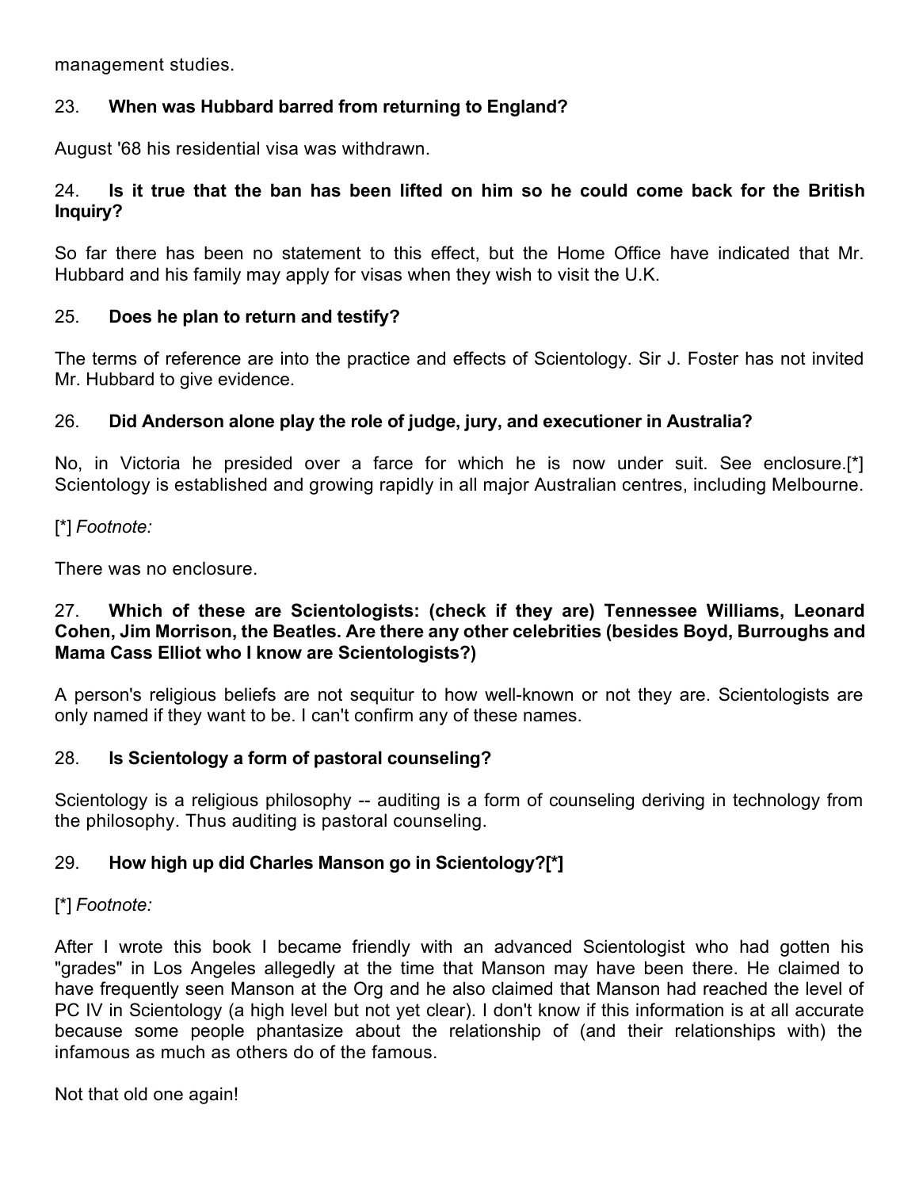management studies.

23. **When was Hubbard barred from returning to England?**

August '68 his residential visa was withdrawn.

24. **Is it true that the ban has been lifted on him so he could come back for the British Inquiry?**

So far there has been no statement to this effect, but the Home Office have indicated that Mr. Hubbard and his family may apply for visas when they wish to visit the U.K.

25. **Does he plan to return and testify?**

The terms of reference are into the practice and effects of Scientology. Sir J. Foster has not invited Mr. Hubbard to give evidence.

26. **Did Anderson alone play the role of judge, jury, and executioner in Australia?**

No, in Victoria he presided over a farce for which he is now under suit. See enclosure.[*] Scientology is established and growing rapidly in all major Australian centres, including Melbourne.

[*] *Footnote:*

There was no enclosure.

27. **Which of these are Scientologists: (check if they are) Tennessee Williams, Leonard Cohen, Jim Morrison, the Beatles. Are there any other celebrities (besides Boyd, Burroughs and Mama Cass Elliot who I know are Scientologists?)**

A person's religious beliefs are not sequitur to how well-known or not they are. Scientologists are only named if they want to be. I can't confirm any of these names.

28. **Is Scientology a form of pastoral counseling?**

Scientology is a religious philosophy -- auditing is a form of counseling deriving in technology from the philosophy. Thus auditing is pastoral counseling.

29. **How high up did Charles Manson go in Scientology?[*]**

[*] *Footnote:*

After I wrote this book I became friendly with an advanced Scientologist who had gotten his "grades" in Los Angeles allegedly at the time that Manson may have been there. He claimed to have frequently seen Manson at the Org and he also claimed that Manson had reached the level of PC IV in Scientology (a high level but not yet clear). I don't know if this information is at all accurate because some people phantasize about the relationship of (and their relationships with) the infamous as much as others do of the famous.

Not that old one again!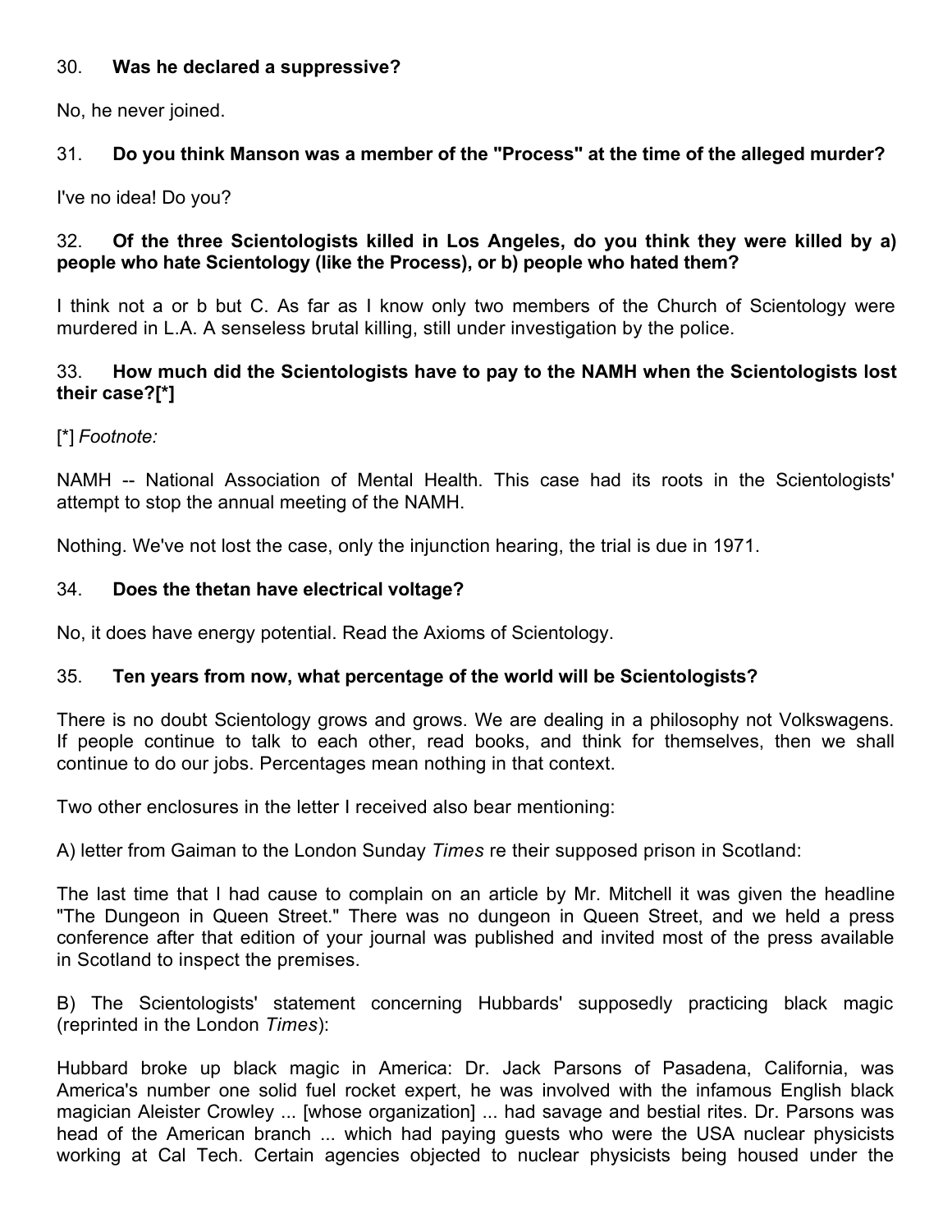30. **Was he declared a suppressive?**

No, he never joined.

31. **Do you think Manson was a member of the "Process" at the time of the alleged murder?**

I've no idea! Do you?

32. **Of the three Scientologists killed in Los Angeles, do you think they were killed by a) people who hate Scientology (like the Process), or b) people who hated them?**

I think not a or b but C. As far as I know only two members of the Church of Scientology were murdered in L.A. A senseless brutal killing, still under investigation by the police.

33. **How much did the Scientologists have to pay to the NAMH when the Scientologists lost their case?[*]**

[*] *Footnote:*

NAMH -- National Association of Mental Health. This case had its roots in the Scientologists' attempt to stop the annual meeting of the NAMH.

Nothing. We've not lost the case, only the injunction hearing, the trial is due in 1971.

34. **Does the thetan have electrical voltage?**

No, it does have energy potential. Read the Axioms of Scientology.

35. **Ten years from now, what percentage of the world will be Scientologists?**

There is no doubt Scientology grows and grows. We are dealing in a philosophy not Volkswagens. If people continue to talk to each other, read books, and think for themselves, then we shall continue to do our jobs. Percentages mean nothing in that context.

Two other enclosures in the letter I received also bear mentioning:

A) letter from Gaiman to the London Sunday *Times* re their supposed prison in Scotland:

The last time that I had cause to complain on an article by Mr. Mitchell it was given the headline "The Dungeon in Queen Street." There was no dungeon in Queen Street, and we held a press conference after that edition of your journal was published and invited most of the press available in Scotland to inspect the premises.

B) The Scientologists' statement concerning Hubbards' supposedly practicing black magic (reprinted in the London *Times*):

Hubbard broke up black magic in America: Dr. Jack Parsons of Pasadena, California, was America's number one solid fuel rocket expert, he was involved with the infamous English black magician Aleister Crowley ... [whose organization] ... had savage and bestial rites. Dr. Parsons was head of the American branch ... which had paying guests who were the USA nuclear physicists working at Cal Tech. Certain agencies objected to nuclear physicists being housed under the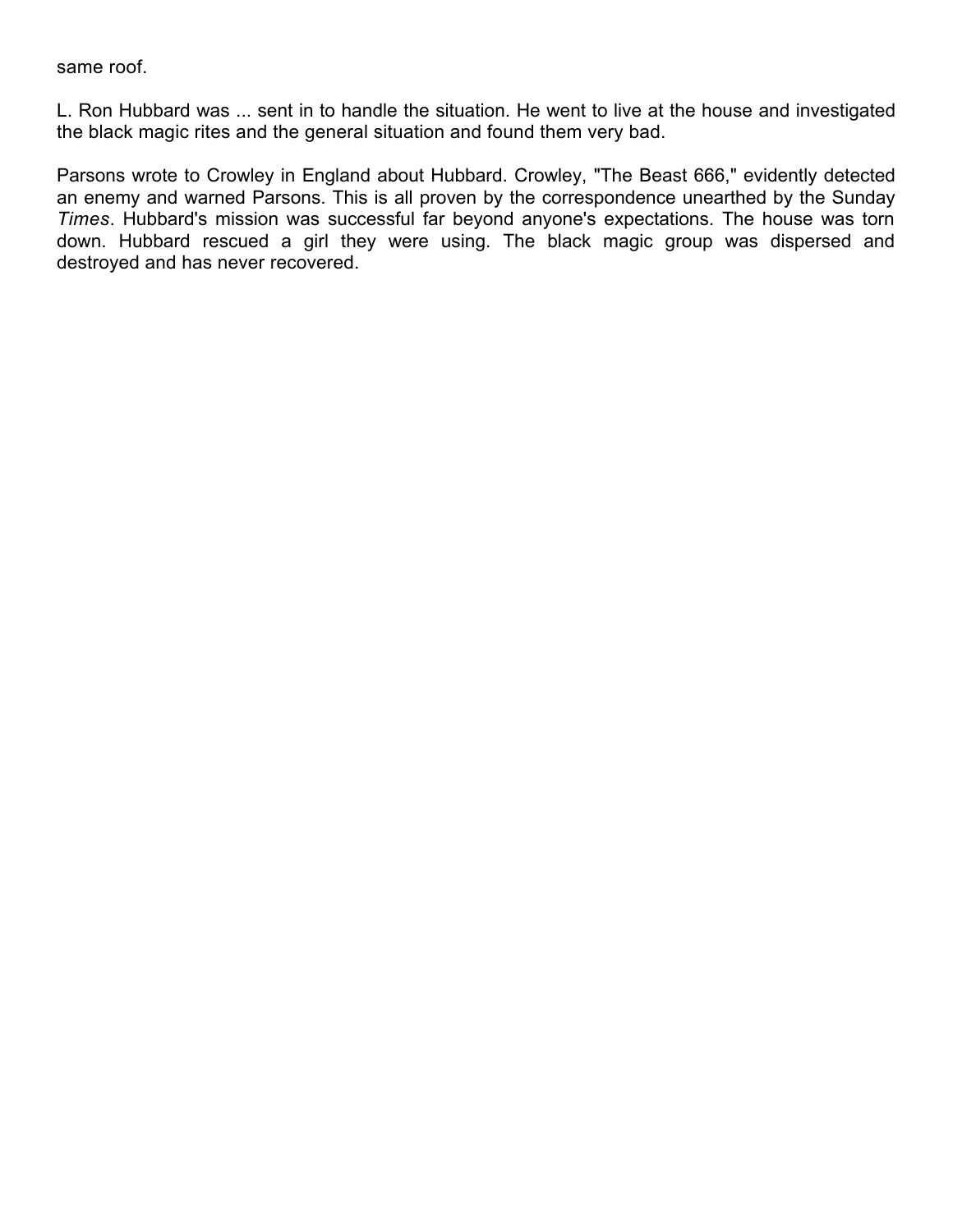same roof.

L. Ron Hubbard was ... sent in to handle the situation. He went to live at the house and investigated the black magic rites and the general situation and found them very bad.

Parsons wrote to Crowley in England about Hubbard. Crowley, "The Beast 666," evidently detected an enemy and warned Parsons. This is all proven by the correspondence unearthed by the Sunday *Times*. Hubbard's mission was successful far beyond anyone's expectations. The house was torn down. Hubbard rescued a girl they were using. The black magic group was dispersed and destroyed and has never recovered.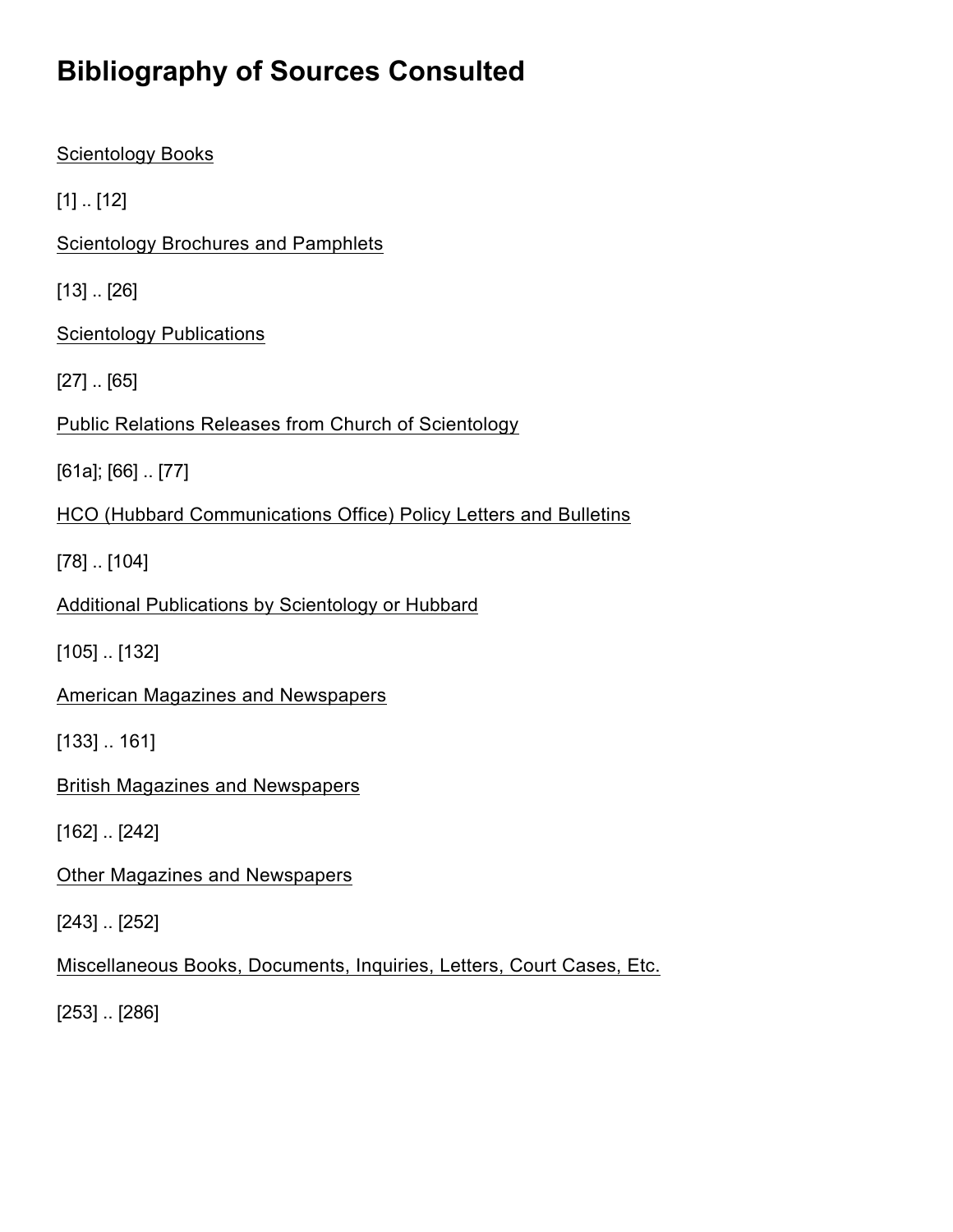# Bibliography of Sources Consulted

Scientology Books

[1] .. [12]

Scientology Brochures and Pamphlets

[13] .. [26]

Scientology Publications

[27] .. [65]

Public Relations Releases from Church of Scientology

[61a]; [66] .. [77]

HCO (Hubbard Communications Office) Policy Letters and Bulletins

[78] .. [104]

Additional Publications by Scientology or Hubbard

[105] .. [132]

American Magazines and Newspapers

[133] .. 161]

British Magazines and Newspapers

[162] .. [242]

Other Magazines and Newspapers

[243] .. [252]

Miscellaneous Books, Documents, Inquiries, Letters, Court Cases, Etc.

[253] .. [286]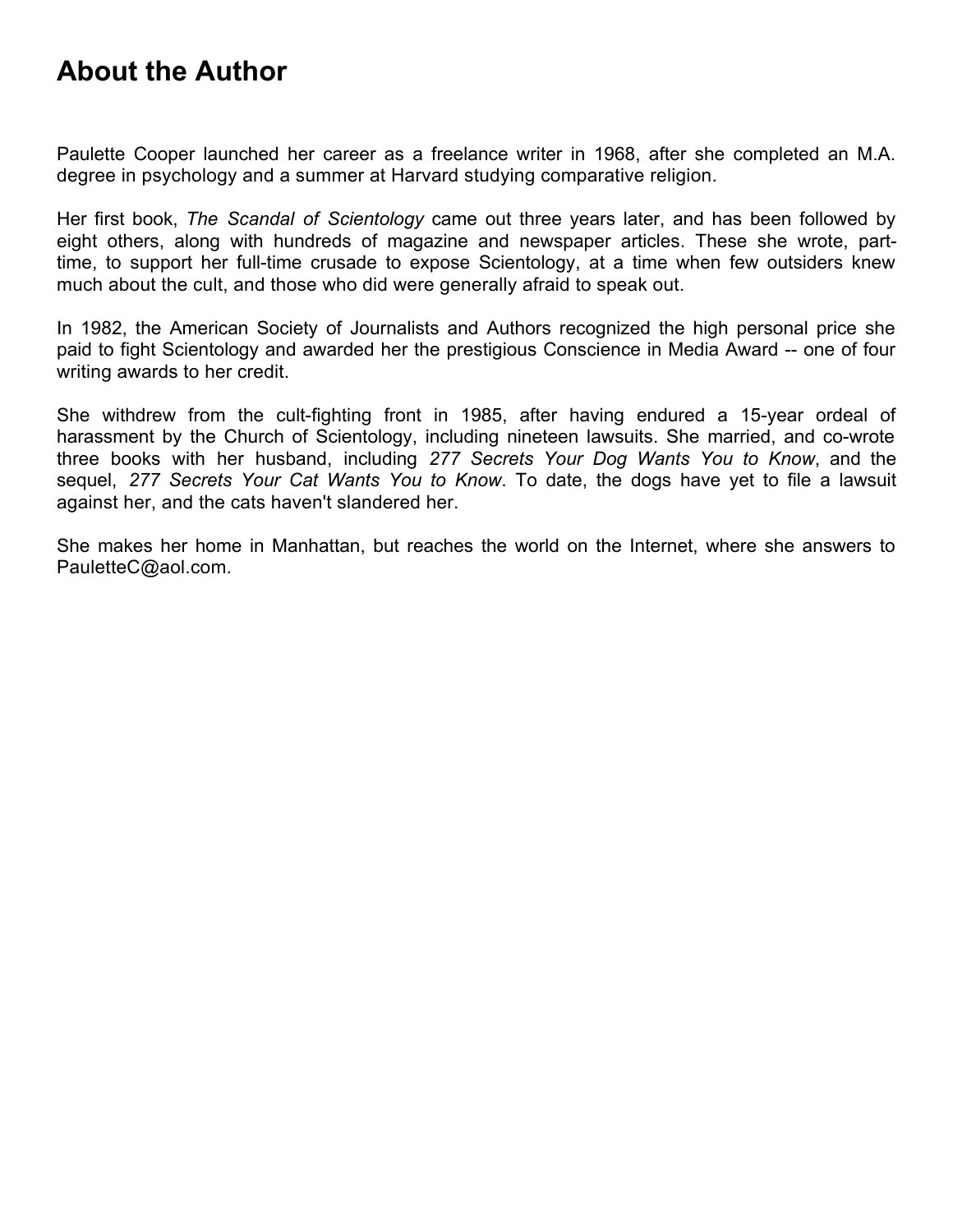# About the Author

Paulette Cooper launched her career as a freelance writer in 1968, after she completed an M.A. degree in psychology and a summer at Harvard studying comparative religion.

Her first book, *The Scandal of Scientology* came out three years later, and has been followed by eight others, along with hundreds of magazine and newspaper articles. These she wrote, part-time, to support her full-time crusade to expose Scientology, at a time when few outsiders knew much about the cult, and those who did were generally afraid to speak out.

In 1982, the American Society of Journalists and Authors recognized the high personal price she paid to fight Scientology and awarded her the prestigious Conscience in Media Award -- one of four writing awards to her credit.

She withdrew from the cult-fighting front in 1985, after having endured a 15-year ordeal of harassment by the Church of Scientology, including nineteen lawsuits. She married, and co-wrote three books with her husband, including *277 Secrets Your Dog Wants You to Know*, and the sequel, *277 Secrets Your Cat Wants You to Know*. To date, the dogs have yet to file a lawsuit against her, and the cats haven't slandered her.

She makes her home in Manhattan, but reaches the world on the Internet, where she answers to PauletteC@aol.com.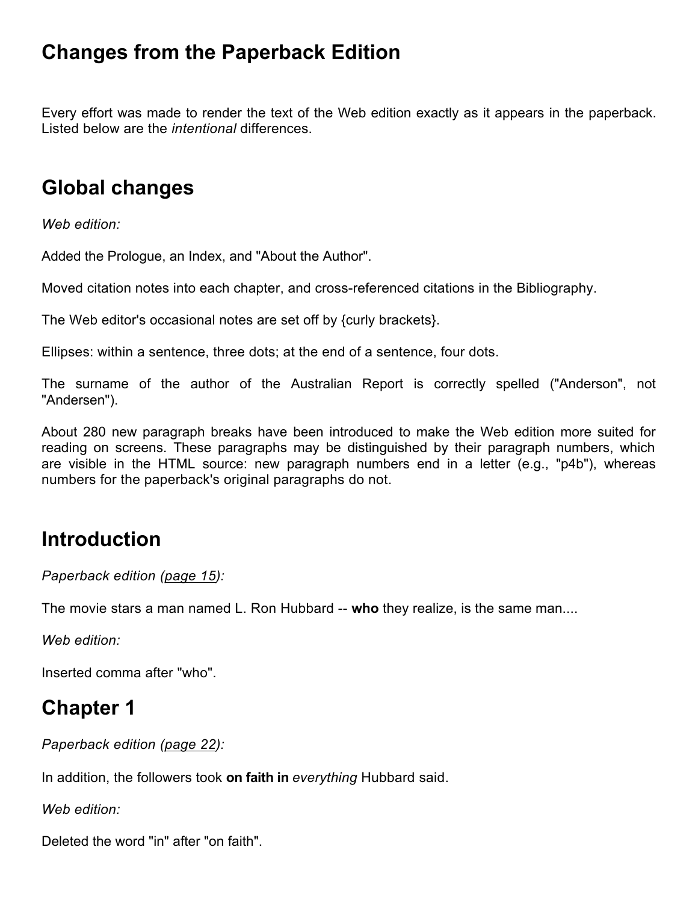# Changes from the Paperback Edition

Every effort was made to render the text of the Web edition exactly as it appears in the paperback. Listed below are the *intentional* differences.

## Global changes

*Web edition:*

Added the Prologue, an Index, and "About the Author".

Moved citation notes into each chapter, and cross-referenced citations in the Bibliography.

The Web editor's occasional notes are set off by {curly brackets}.

Ellipses: within a sentence, three dots; at the end of a sentence, four dots.

The surname of the author of the Australian Report is correctly spelled ("Anderson", not "Andersen").

About 280 new paragraph breaks have been introduced to make the Web edition more suited for reading on screens. These paragraphs may be distinguished by their paragraph numbers, which are visible in the HTML source: new paragraph numbers end in a letter (e.g., "p4b"), whereas numbers for the paperback's original paragraphs do not.

## Introduction

*Paperback edition (page 15):*

The movie stars a man named L. Ron Hubbard -- **who** they realize, is the same man....

*Web edition:*

Inserted comma after "who".

## Chapter 1

*Paperback edition (page 22):*

In addition, the followers took **on faith in** *everything* Hubbard said.

*Web edition:*

Deleted the word "in" after "on faith".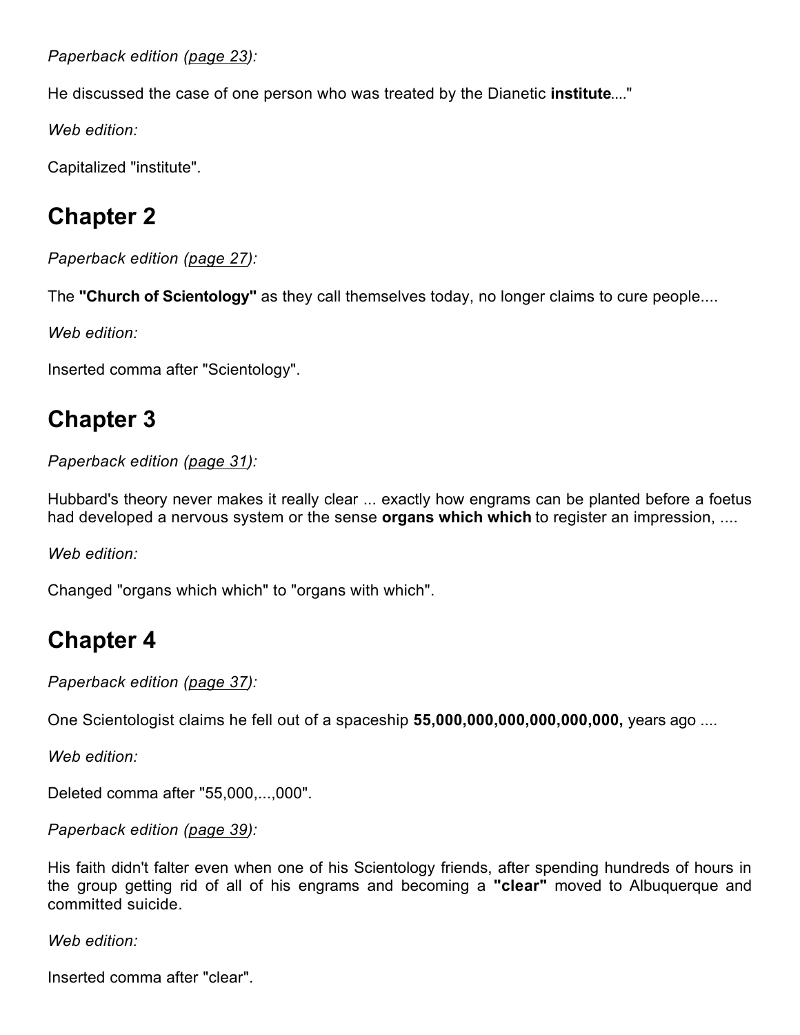*Paperback edition (page 23):*

He discussed the case of one person who was treated by the Dianetic **institute**...."

*Web edition:*

Capitalized "institute".

## Chapter 2

*Paperback edition (page 27):*

The **"Church of Scientology"** as they call themselves today, no longer claims to cure people....

*Web edition:*

Inserted comma after "Scientology".

## Chapter 3

*Paperback edition (page 31):*

Hubbard's theory never makes it really clear ... exactly how engrams can be planted before a foetus had developed a nervous system or the sense **organs which which** to register an impression, ....

*Web edition:*

Changed "organs which which" to "organs with which".

## Chapter 4

*Paperback edition (page 37):*

One Scientologist claims he fell out of a spaceship **55,000,000,000,000,000,000,** years ago ....

*Web edition:*

Deleted comma after "55,000,...,000".

*Paperback edition (page 39):*

His faith didn't falter even when one of his Scientology friends, after spending hundreds of hours in the group getting rid of all of his engrams and becoming a **"clear"** moved to Albuquerque and committed suicide.

*Web edition:*

Inserted comma after "clear".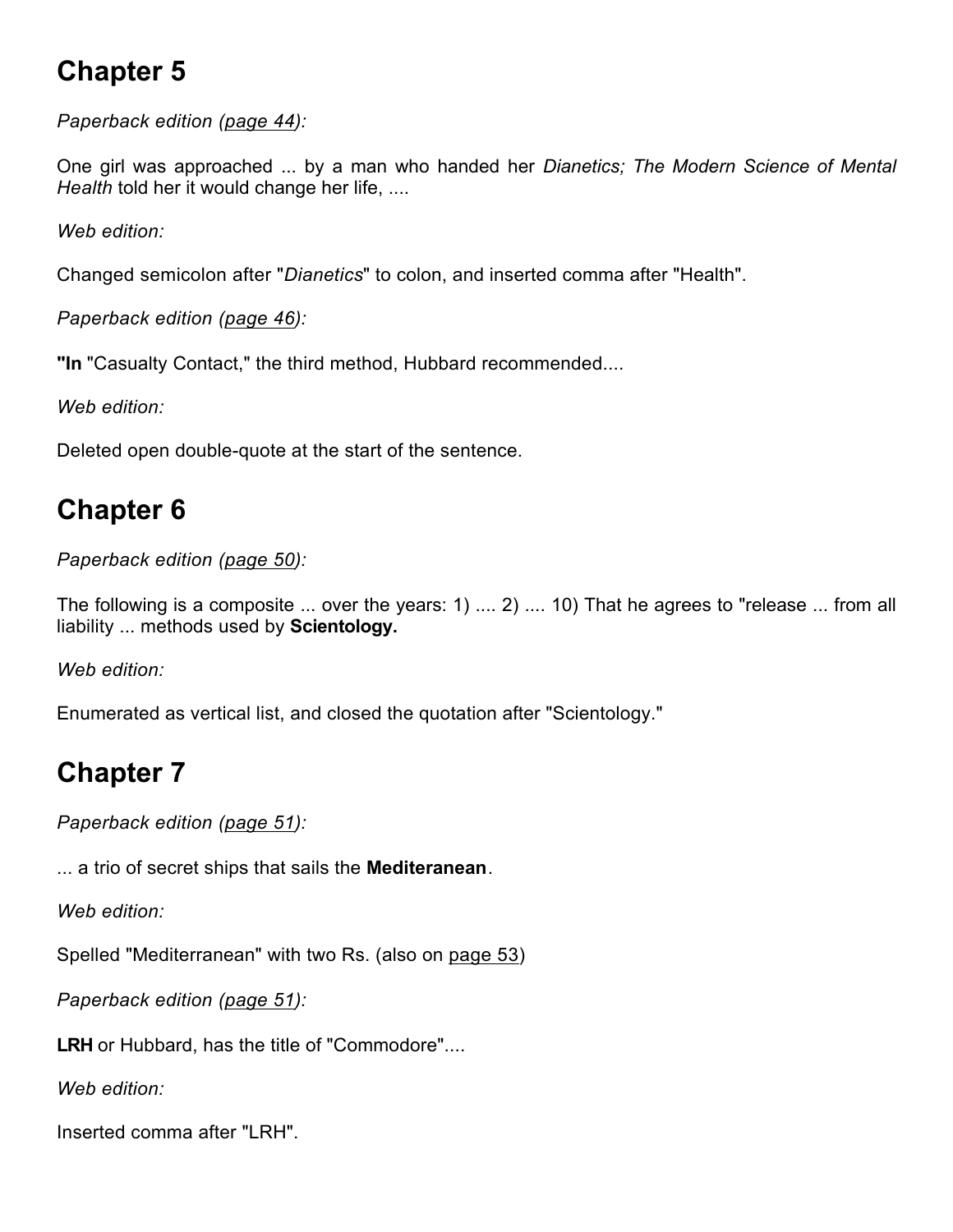## Chapter 5

*Paperback edition (page 44):*

One girl was approached ... by a man who handed her *Dianetics; The Modern Science of Mental Health* told her it would change her life, ....

*Web edition:*

Changed semicolon after "*Dianetics*" to colon, and inserted comma after "Health".

*Paperback edition (page 46):*

**"In** "Casualty Contact," the third method, Hubbard recommended....

*Web edition:*

Deleted open double-quote at the start of the sentence.

## Chapter 6

*Paperback edition (page 50):*

The following is a composite ... over the years: 1) .... 2) .... 10) That he agrees to "release ... from all liability ... methods used by **Scientology.**

*Web edition:*

Enumerated as vertical list, and closed the quotation after "Scientology."

## Chapter 7

*Paperback edition (page 51):*

... a trio of secret ships that sails the **Mediteranean**.

*Web edition:*

Spelled "Mediterranean" with two Rs. (also on page 53)

*Paperback edition (page 51):*

**LRH** or Hubbard, has the title of "Commodore"....

*Web edition:*

Inserted comma after "LRH".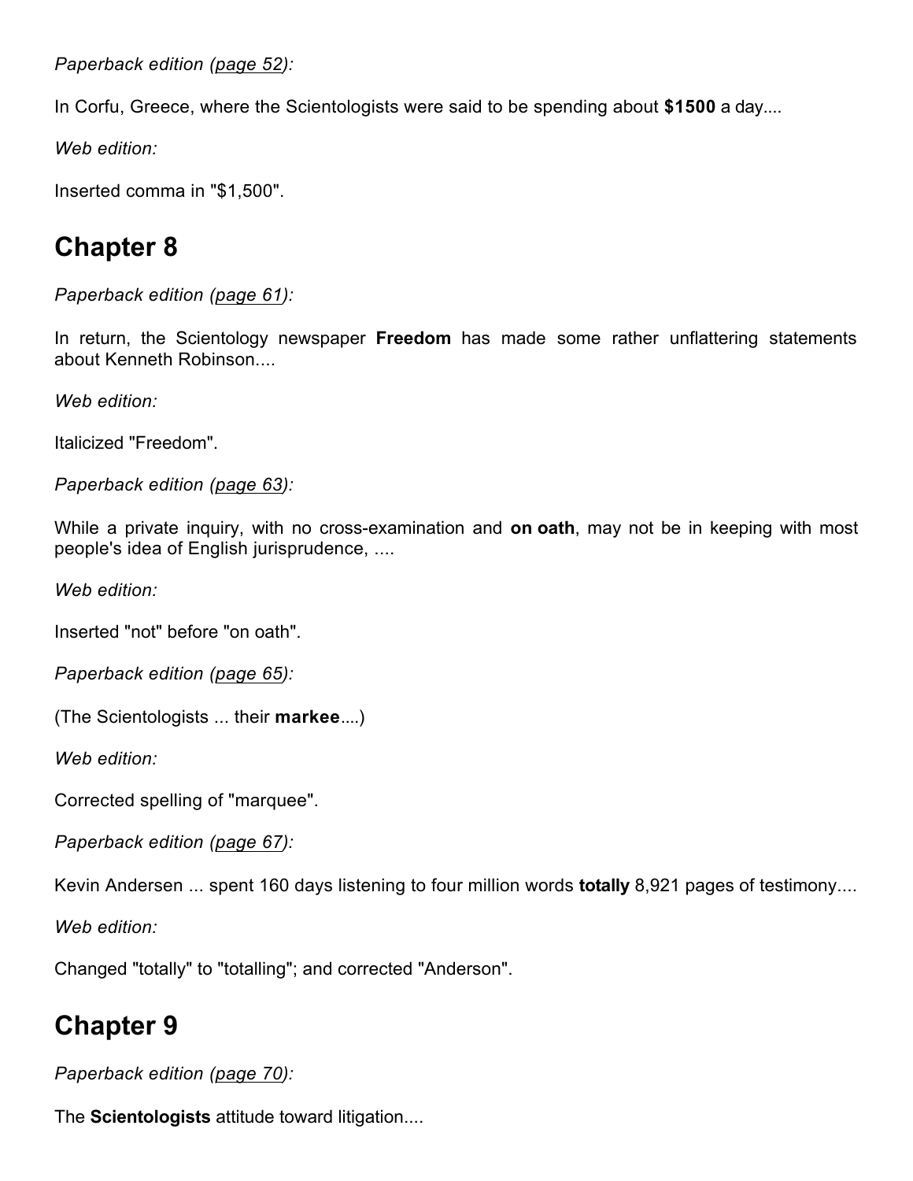*Paperback edition (page 52):*

In Corfu, Greece, where the Scientologists were said to be spending about **$1500** a day....

*Web edition:*

Inserted comma in "$1,500".

## Chapter 8

*Paperback edition (page 61):*

In return, the Scientology newspaper **Freedom** has made some rather unflattering statements about Kenneth Robinson....

*Web edition:*

Italicized "Freedom".

*Paperback edition (page 63):*

While a private inquiry, with no cross-examination and **on oath**, may not be in keeping with most people's idea of English jurisprudence, ....

*Web edition:*

Inserted "not" before "on oath".

*Paperback edition (page 65):*

(The Scientologists ... their **markee**....)

*Web edition:*

Corrected spelling of "marquee".

*Paperback edition (page 67):*

Kevin Andersen ... spent 160 days listening to four million words **totally** 8,921 pages of testimony....

*Web edition:*

Changed "totally" to "totalling"; and corrected "Anderson".

## Chapter 9

*Paperback edition (page 70):*

The **Scientologists** attitude toward litigation....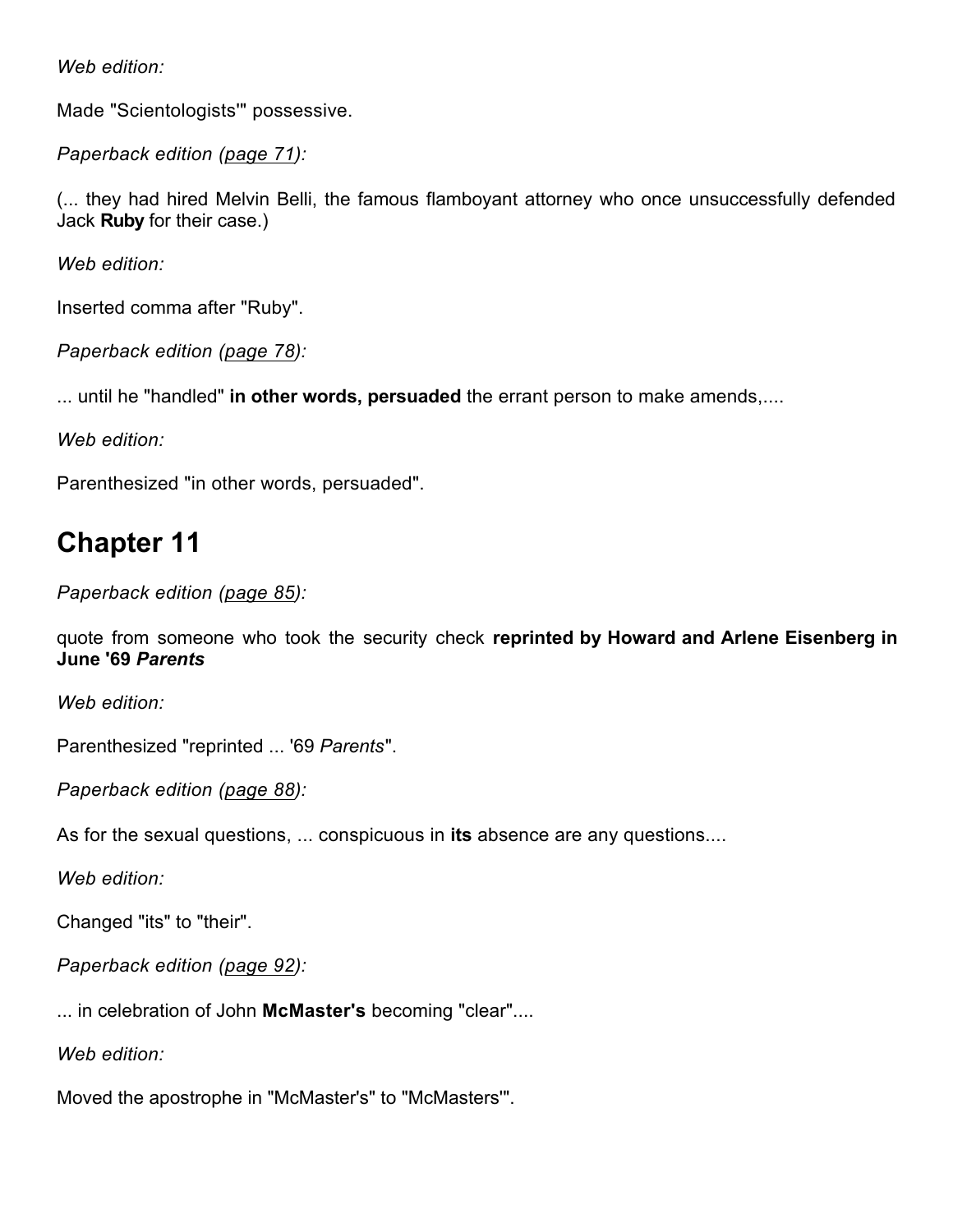*Web edition:*

Made "Scientologists'" possessive.

*Paperback edition (page 71):*

(... they had hired Melvin Belli, the famous flamboyant attorney who once unsuccessfully defended Jack **Ruby** for their case.)

*Web edition:*

Inserted comma after "Ruby".

*Paperback edition (page 78):*

... until he "handled" **in other words, persuaded** the errant person to make amends,....

*Web edition:*

Parenthesized "in other words, persuaded".

## Chapter 11

*Paperback edition (page 85):*

quote from someone who took the security check **reprinted by Howard and Arlene Eisenberg in June '69 *Parents***

*Web edition:*

Parenthesized "reprinted ... '69 *Parents*".

*Paperback edition (page 88):*

As for the sexual questions, ... conspicuous in **its** absence are any questions....

*Web edition:*

Changed "its" to "their".

*Paperback edition (page 92):*

... in celebration of John **McMaster's** becoming "clear"....

*Web edition:*

Moved the apostrophe in "McMaster's" to "McMasters'".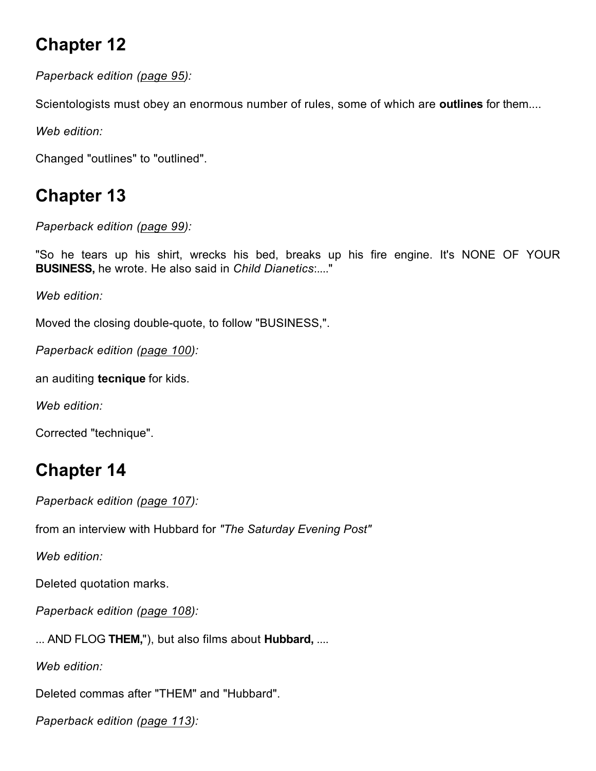## Chapter 12

*Paperback edition (page 95):*

Scientologists must obey an enormous number of rules, some of which are **outlines** for them....

*Web edition:*

Changed "outlines" to "outlined".

## Chapter 13

*Paperback edition (page 99):*

"So he tears up his shirt, wrecks his bed, breaks up his fire engine. It's NONE OF YOUR **BUSINESS,** he wrote. He also said in *Child Dianetics*:...."

*Web edition:*

Moved the closing double-quote, to follow "BUSINESS,".

*Paperback edition (page 100):*

an auditing **tecnique** for kids.

*Web edition:*

Corrected "technique".

## Chapter 14

*Paperback edition (page 107):*

from an interview with Hubbard for *"The Saturday Evening Post"*

*Web edition:*

Deleted quotation marks.

*Paperback edition (page 108):*

... AND FLOG **THEM,**"), but also films about **Hubbard,** ....

*Web edition:*

Deleted commas after "THEM" and "Hubbard".

*Paperback edition (page 113):*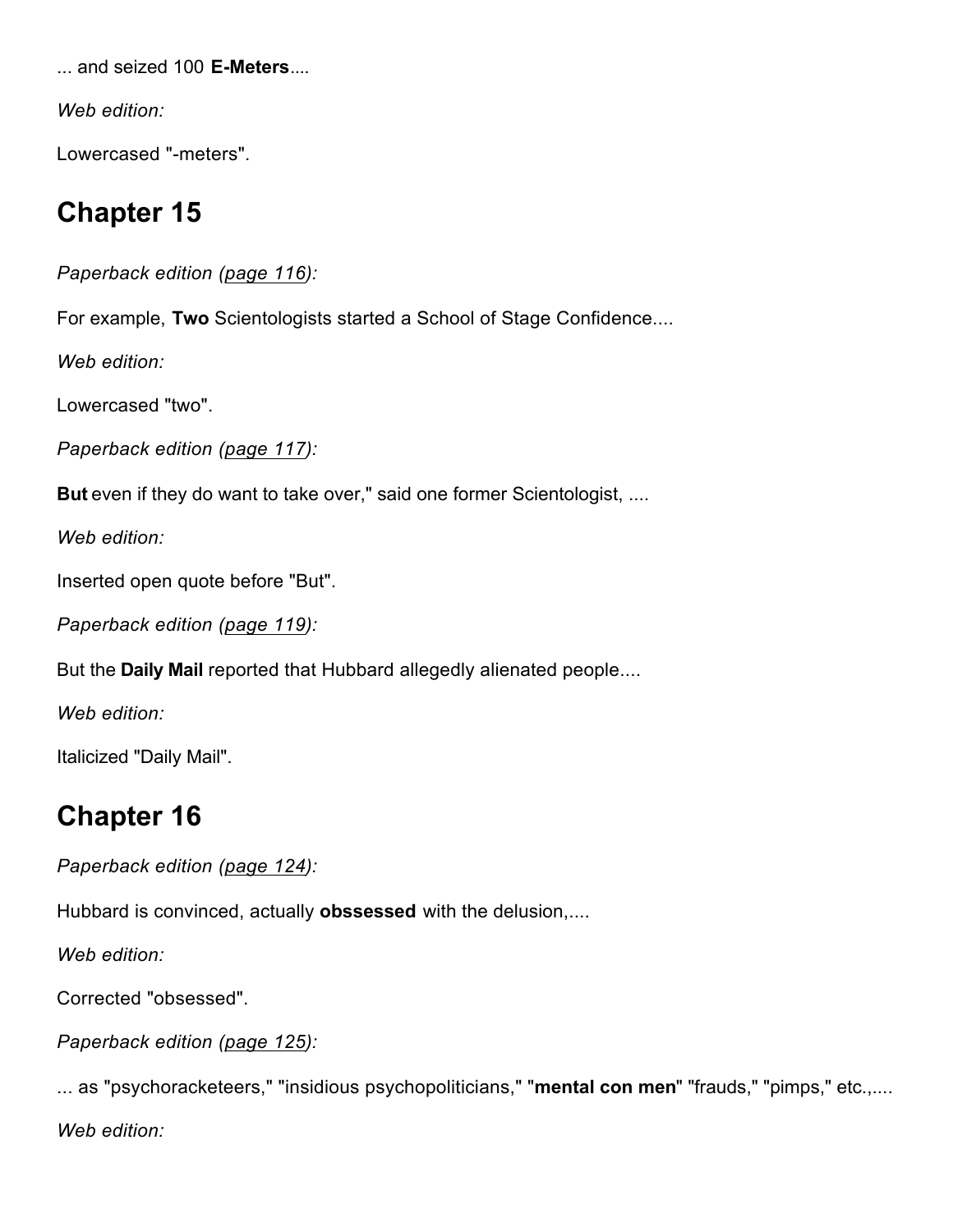... and seized 100 **E-Meters**....

*Web edition:*

Lowercased "-meters".

## Chapter 15

*Paperback edition (page 116):*

For example, **Two** Scientologists started a School of Stage Confidence....

*Web edition:*

Lowercased "two".

*Paperback edition (page 117):*

**But** even if they do want to take over," said one former Scientologist, ....

*Web edition:*

Inserted open quote before "But".

*Paperback edition (page 119):*

But the **Daily Mail** reported that Hubbard allegedly alienated people....

*Web edition:*

Italicized "Daily Mail".

## Chapter 16

*Paperback edition (page 124):*

Hubbard is convinced, actually **obssessed** with the delusion,....

*Web edition:*

Corrected "obsessed".

*Paperback edition (page 125):*

... as "psychoracketeers," "insidious psychopoliticians," "**mental con men**" "frauds," "pimps," etc.,....

*Web edition:*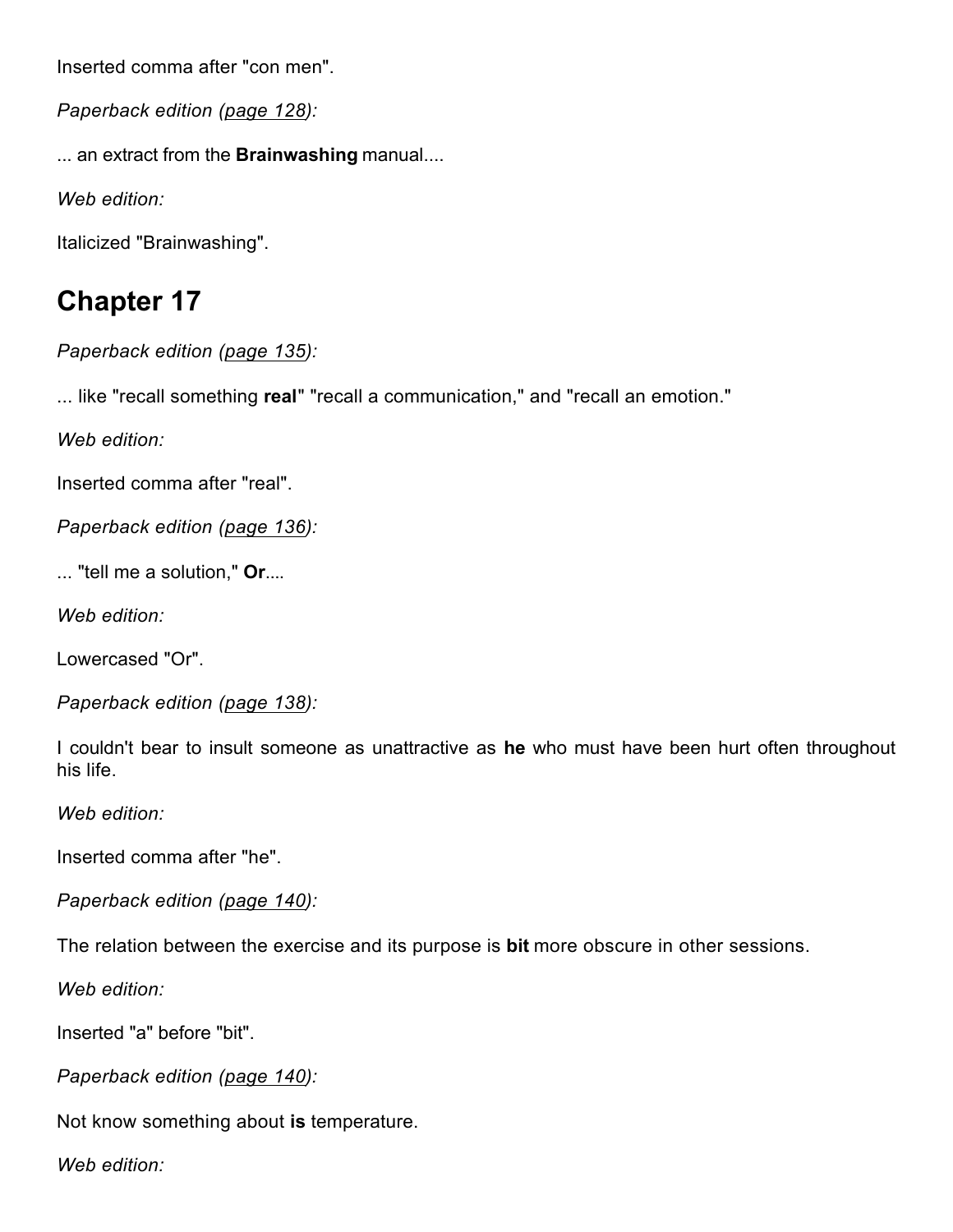Inserted comma after "con men".

*Paperback edition (page 128):*

... an extract from the **Brainwashing** manual....

*Web edition:*

Italicized "Brainwashing".

## Chapter 17

*Paperback edition (page 135):*

... like "recall something **real**" "recall a communication," and "recall an emotion."

*Web edition:*

Inserted comma after "real".

*Paperback edition (page 136):*

... "tell me a solution," **Or**....

*Web edition:*

Lowercased "Or".

*Paperback edition (page 138):*

I couldn't bear to insult someone as unattractive as **he** who must have been hurt often throughout his life.

*Web edition:*

Inserted comma after "he".

*Paperback edition (page 140):*

The relation between the exercise and its purpose is **bit** more obscure in other sessions.

*Web edition:*

Inserted "a" before "bit".

*Paperback edition (page 140):*

Not know something about **is** temperature.

*Web edition:*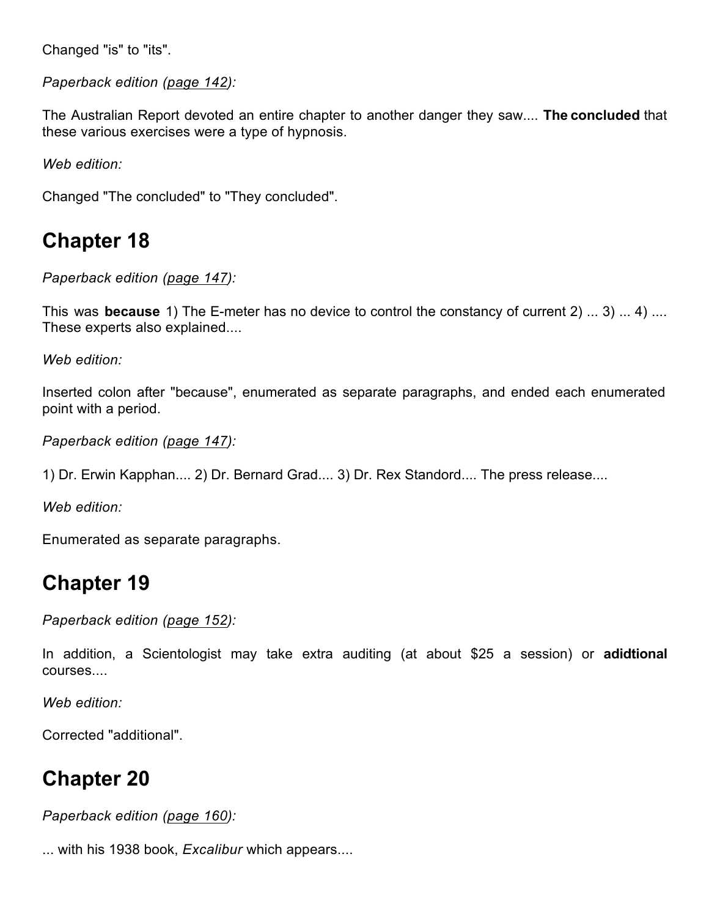Changed "is" to "its".

*Paperback edition (page 142):*

The Australian Report devoted an entire chapter to another danger they saw.... **The concluded** that these various exercises were a type of hypnosis.

*Web edition:*

Changed "The concluded" to "They concluded".

## Chapter 18

*Paperback edition (page 147):*

This was **because** 1) The E-meter has no device to control the constancy of current 2) ... 3) ... 4) .... These experts also explained....

*Web edition:*

Inserted colon after "because", enumerated as separate paragraphs, and ended each enumerated point with a period.

*Paperback edition (page 147):*

1) Dr. Erwin Kapphan.... 2) Dr. Bernard Grad.... 3) Dr. Rex Standord.... The press release....

*Web edition:*

Enumerated as separate paragraphs.

## Chapter 19

*Paperback edition (page 152):*

In addition, a Scientologist may take extra auditing (at about $25 a session) or **adidtional** courses....

*Web edition:*

Corrected "additional".

## Chapter 20

*Paperback edition (page 160):*

... with his 1938 book, *Excalibur* which appears....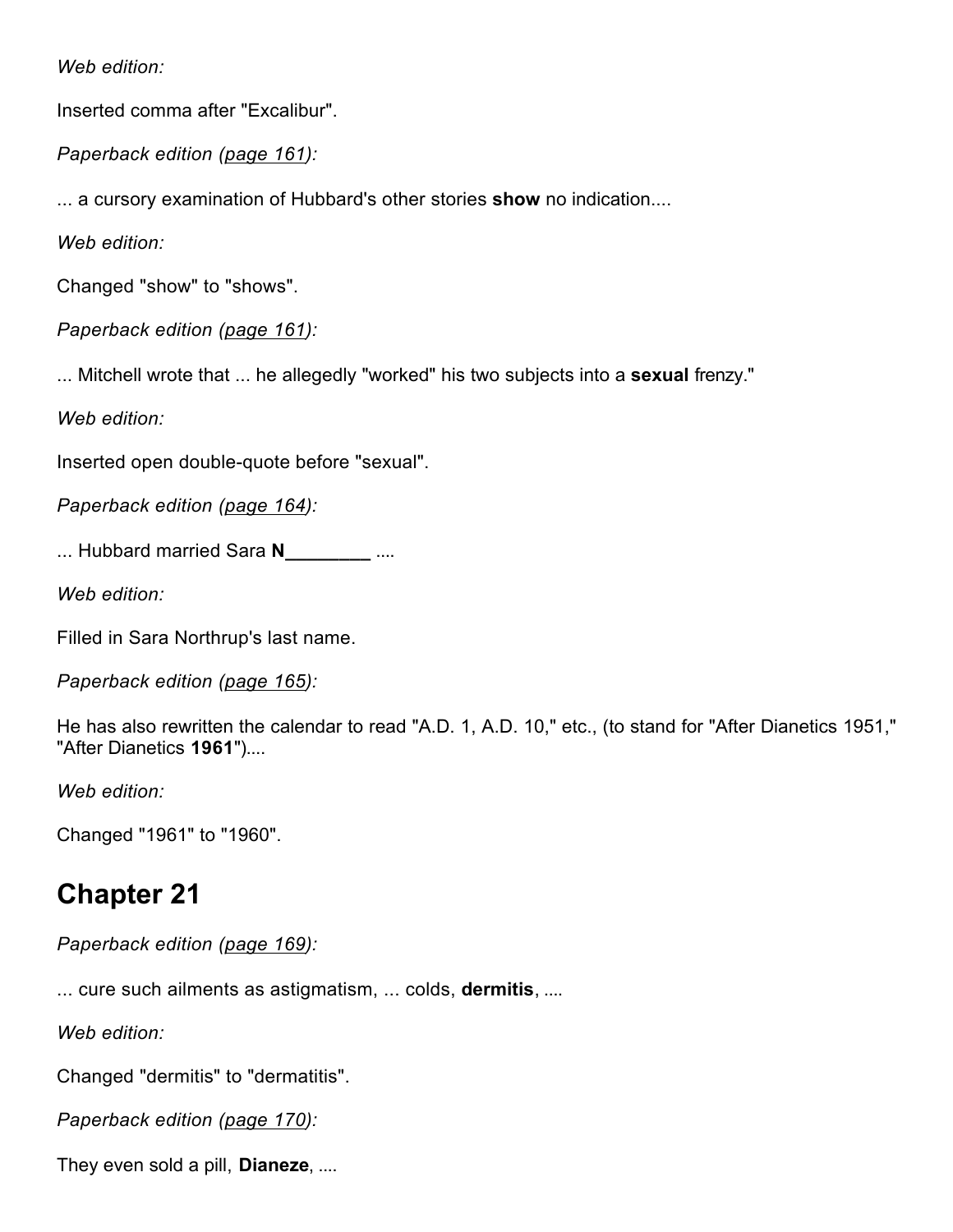*Web edition:*

Inserted comma after "Excalibur".

*Paperback edition (page 161):*

... a cursory examination of Hubbard's other stories **show** no indication....

*Web edition:*

Changed "show" to "shows".

*Paperback edition (page 161):*

... Mitchell wrote that ... he allegedly "worked" his two subjects into a **sexual** frenzy."

*Web edition:*

Inserted open double-quote before "sexual".

*Paperback edition (page 164):*

... Hubbard married Sara **N________** ....

*Web edition:*

Filled in Sara Northrup's last name.

*Paperback edition (page 165):*

He has also rewritten the calendar to read "A.D. 1, A.D. 10," etc., (to stand for "After Dianetics 1951," "After Dianetics **1961**")....

*Web edition:*

Changed "1961" to "1960".

## Chapter 21

*Paperback edition (page 169):*

... cure such ailments as astigmatism, ... colds, **dermitis**, ....

*Web edition:*

Changed "dermitis" to "dermatitis".

*Paperback edition (page 170):*

They even sold a pill, **Dianeze**, ....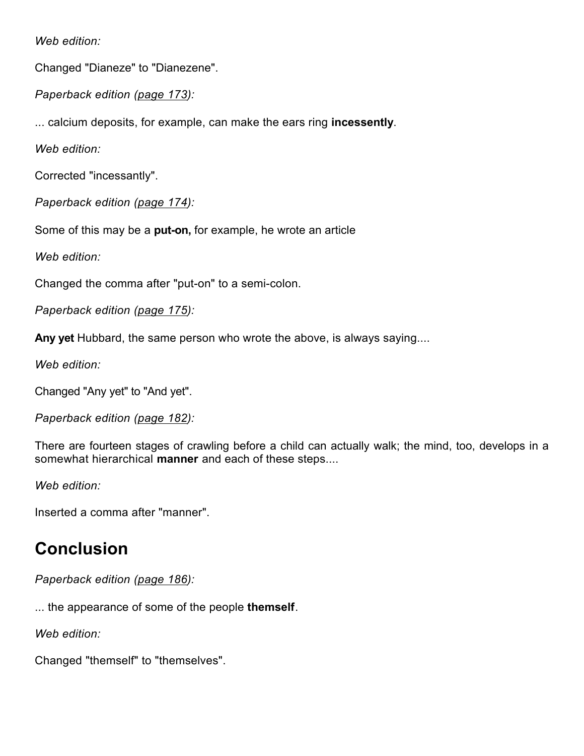*Web edition:*

Changed "Dianeze" to "Dianezene".

*Paperback edition (page 173):*

... calcium deposits, for example, can make the ears ring **incessently**.

*Web edition:*

Corrected "incessantly".

*Paperback edition (page 174):*

Some of this may be a **put-on,** for example, he wrote an article

*Web edition:*

Changed the comma after "put-on" to a semi-colon.

*Paperback edition (page 175):*

**Any yet** Hubbard, the same person who wrote the above, is always saying....

*Web edition:*

Changed "Any yet" to "And yet".

*Paperback edition (page 182):*

There are fourteen stages of crawling before a child can actually walk; the mind, too, develops in a somewhat hierarchical **manner** and each of these steps....

*Web edition:*

Inserted a comma after "manner".

## Conclusion

*Paperback edition (page 186):*

... the appearance of some of the people **themself**.

*Web edition:*

Changed "themself" to "themselves".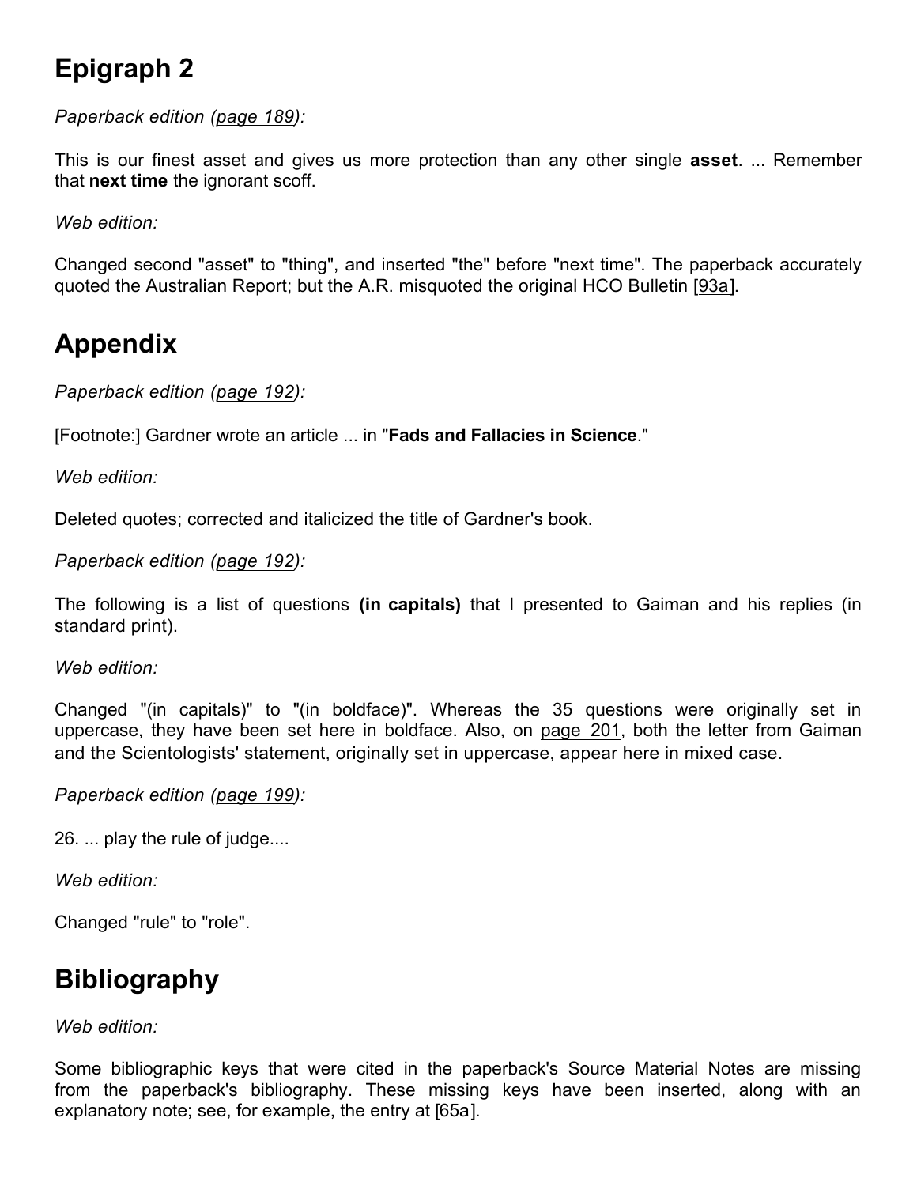## Epigraph 2

*Paperback edition (page 189):*

This is our finest asset and gives us more protection than any other single **asset**. ... Remember that **next time** the ignorant scoff.

*Web edition:*

Changed second "asset" to "thing", and inserted "the" before "next time". The paperback accurately quoted the Australian Report; but the A.R. misquoted the original HCO Bulletin [93a].

## Appendix

*Paperback edition (page 192):*

[Footnote:] Gardner wrote an article ... in "**Fads and Fallacies in Science**."

*Web edition:*

Deleted quotes; corrected and italicized the title of Gardner's book.

*Paperback edition (page 192):*

The following is a list of questions **(in capitals)** that I presented to Gaiman and his replies (in standard print).

*Web edition:*

Changed "(in capitals)" to "(in boldface)". Whereas the 35 questions were originally set in uppercase, they have been set here in boldface. Also, on page 201, both the letter from Gaiman and the Scientologists' statement, originally set in uppercase, appear here in mixed case.

*Paperback edition (page 199):*

26. ... play the rule of judge....

*Web edition:*

Changed "rule" to "role".

## Bibliography

*Web edition:*

Some bibliographic keys that were cited in the paperback's Source Material Notes are missing from the paperback's bibliography. These missing keys have been inserted, along with an explanatory note; see, for example, the entry at [65a].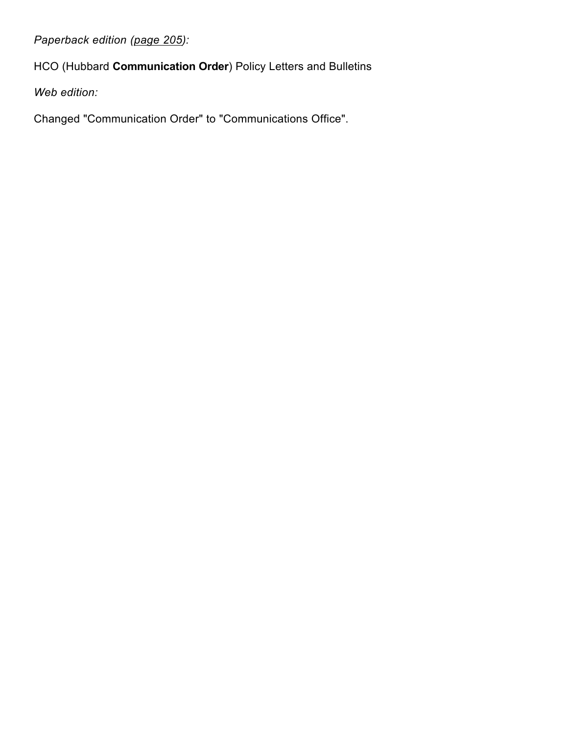*Paperback edition (page 205):*

HCO (Hubbard **Communication Order**) Policy Letters and Bulletins

*Web edition:*

Changed "Communication Order" to "Communications Office".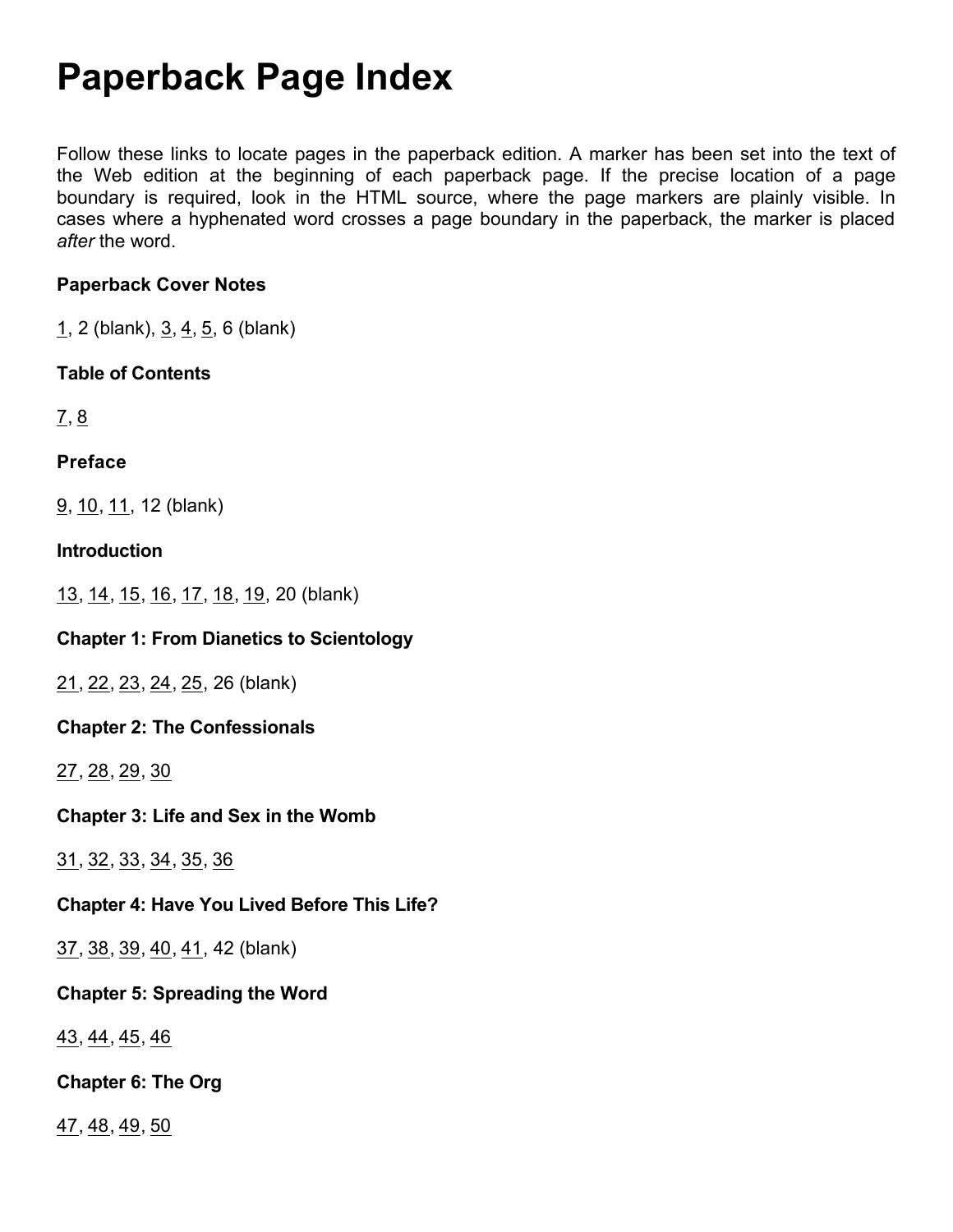# Paperback Page Index

Follow these links to locate pages in the paperback edition. A marker has been set into the text of the Web edition at the beginning of each paperback page. If the precise location of a page boundary is required, look in the HTML source, where the page markers are plainly visible. In cases where a hyphenated word crosses a page boundary in the paperback, the marker is placed *after* the word.

**Paperback Cover Notes**

1, 2 (blank), 3, 4, 5, 6 (blank)

**Table of Contents**

7, 8

**Preface**

9, 10, 11, 12 (blank)

**Introduction**

13, 14, 15, 16, 17, 18, 19, 20 (blank)

**Chapter 1: From Dianetics to Scientology**

21, 22, 23, 24, 25, 26 (blank)

**Chapter 2: The Confessionals**

27, 28, 29, 30

**Chapter 3: Life and Sex in the Womb**

31, 32, 33, 34, 35, 36

**Chapter 4: Have You Lived Before This Life?**

37, 38, 39, 40, 41, 42 (blank)

**Chapter 5: Spreading the Word**

43, 44, 45, 46

**Chapter 6: The Org**

47, 48, 49, 50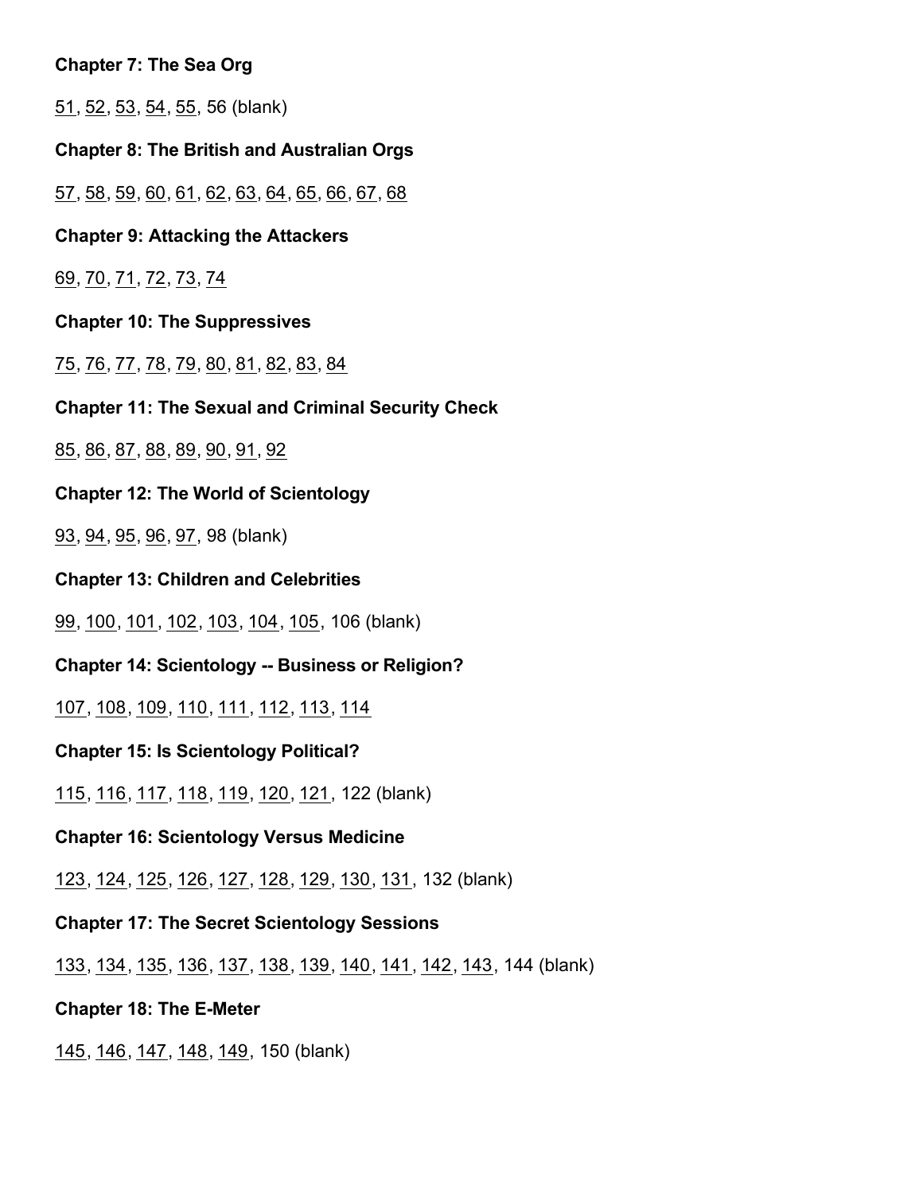**Chapter 7: The Sea Org**

51, 52, 53, 54, 55, 56 (blank)

**Chapter 8: The British and Australian Orgs**

57, 58, 59, 60, 61, 62, 63, 64, 65, 66, 67, 68

**Chapter 9: Attacking the Attackers**

69, 70, 71, 72, 73, 74

**Chapter 10: The Suppressives**

75, 76, 77, 78, 79, 80, 81, 82, 83, 84

**Chapter 11: The Sexual and Criminal Security Check**

85, 86, 87, 88, 89, 90, 91, 92

**Chapter 12: The World of Scientology**

93, 94, 95, 96, 97, 98 (blank)

**Chapter 13: Children and Celebrities**

99, 100, 101, 102, 103, 104, 105, 106 (blank)

**Chapter 14: Scientology -- Business or Religion?**

107, 108, 109, 110, 111, 112, 113, 114

**Chapter 15: Is Scientology Political?**

115, 116, 117, 118, 119, 120, 121, 122 (blank)

**Chapter 16: Scientology Versus Medicine**

123, 124, 125, 126, 127, 128, 129, 130, 131, 132 (blank)

**Chapter 17: The Secret Scientology Sessions**

133, 134, 135, 136, 137, 138, 139, 140, 141, 142, 143, 144 (blank)

**Chapter 18: The E-Meter**

145, 146, 147, 148, 149, 150 (blank)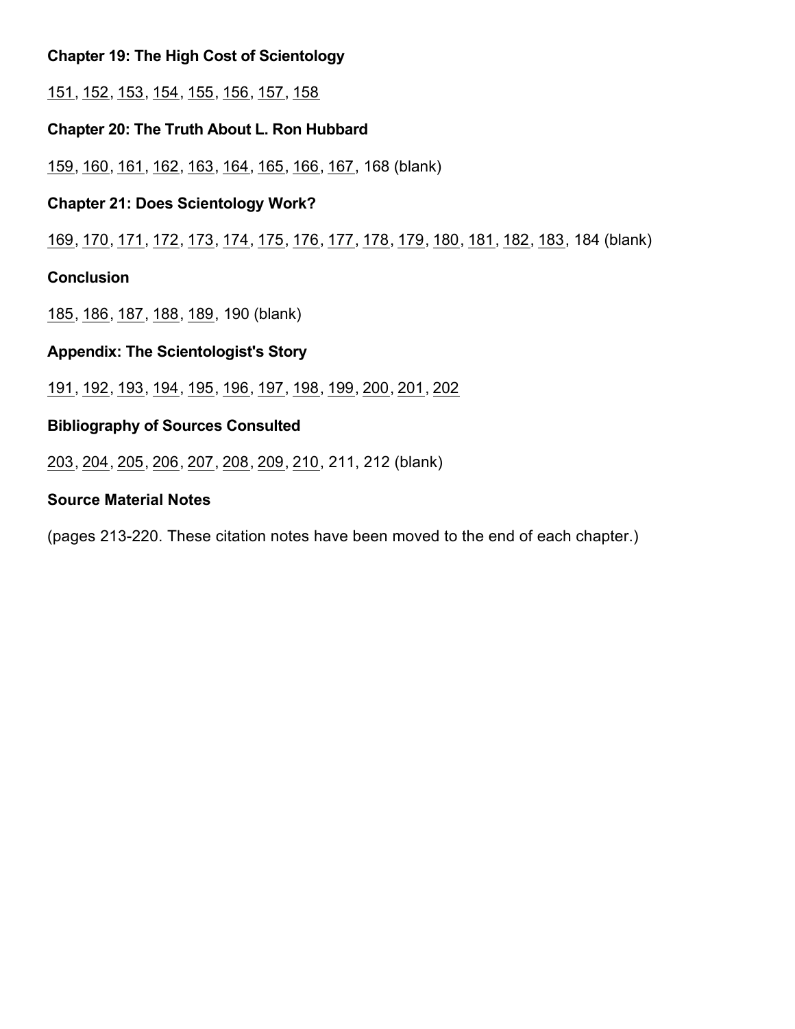**Chapter 19: The High Cost of Scientology**

151, 152, 153, 154, 155, 156, 157, 158

**Chapter 20: The Truth About L. Ron Hubbard**

159, 160, 161, 162, 163, 164, 165, 166, 167, 168 (blank)

**Chapter 21: Does Scientology Work?**

169, 170, 171, 172, 173, 174, 175, 176, 177, 178, 179, 180, 181, 182, 183, 184 (blank)

**Conclusion**

185, 186, 187, 188, 189, 190 (blank)

**Appendix: The Scientologist's Story**

191, 192, 193, 194, 195, 196, 197, 198, 199, 200, 201, 202

**Bibliography of Sources Consulted**

203, 204, 205, 206, 207, 208, 209, 210, 211, 212 (blank)

**Source Material Notes**

(pages 213-220. These citation notes have been moved to the end of each chapter.)